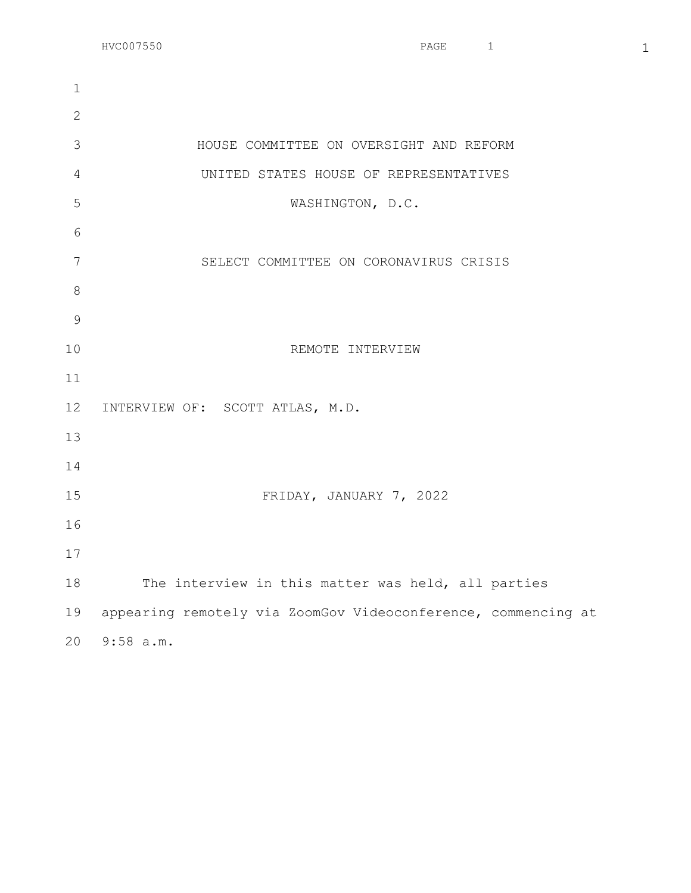HOUSE COMMITTEE ON OVERSIGHT AND REFORM

UNITED STATES HOUSE OF REPRESENTATIVES

WASHINGTON, D.C.

SELECT COMMITTEE ON CORONAVIRUS CRISIS

REMOTE INTERVIEW

INTERVIEW OF: SCOTT ATLAS, M.D.

FRIDAY, JANUARY 7, 2022

The interview in this matter was held, all parties appearing remotely via ZoomGov Videoconference, commencing at 9:58 a.m.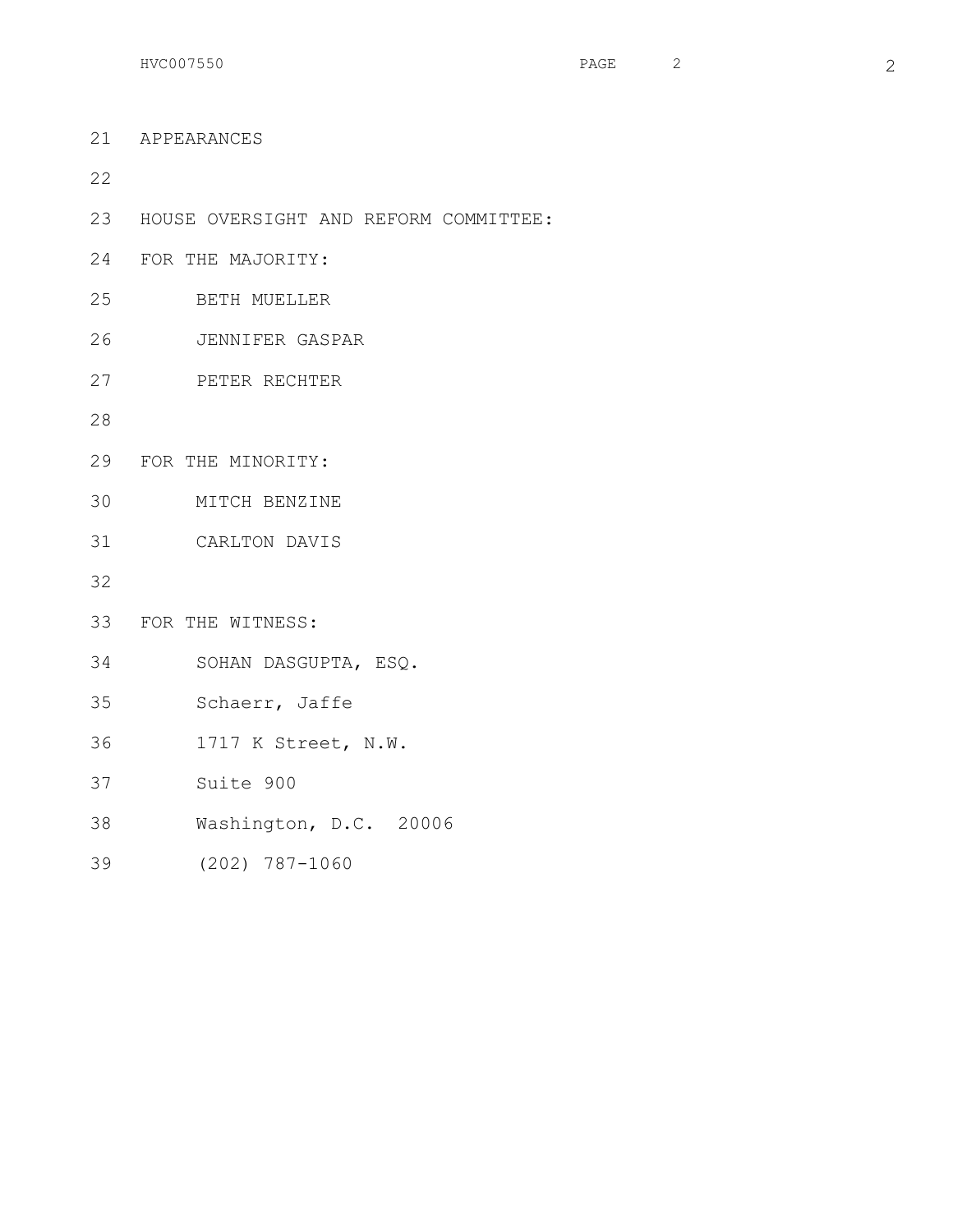APPEARANCES

HOUSE OVERSIGHT AND REFORM COMMITTEE:

FOR THE MAJORITY:

BETH MUELLER

JENNIFER GASPAR

PETER RECHTER

FOR THE MINORITY:

MITCH BENZINE

CARLTON DAVIS

FOR THE WITNESS:

SOHAN DASGUPTA, ESQ.

Schaerr, Jaffe

1717 K Street, N.W.

Suite 900

Washington, D.C. 20006

(202) 787-1060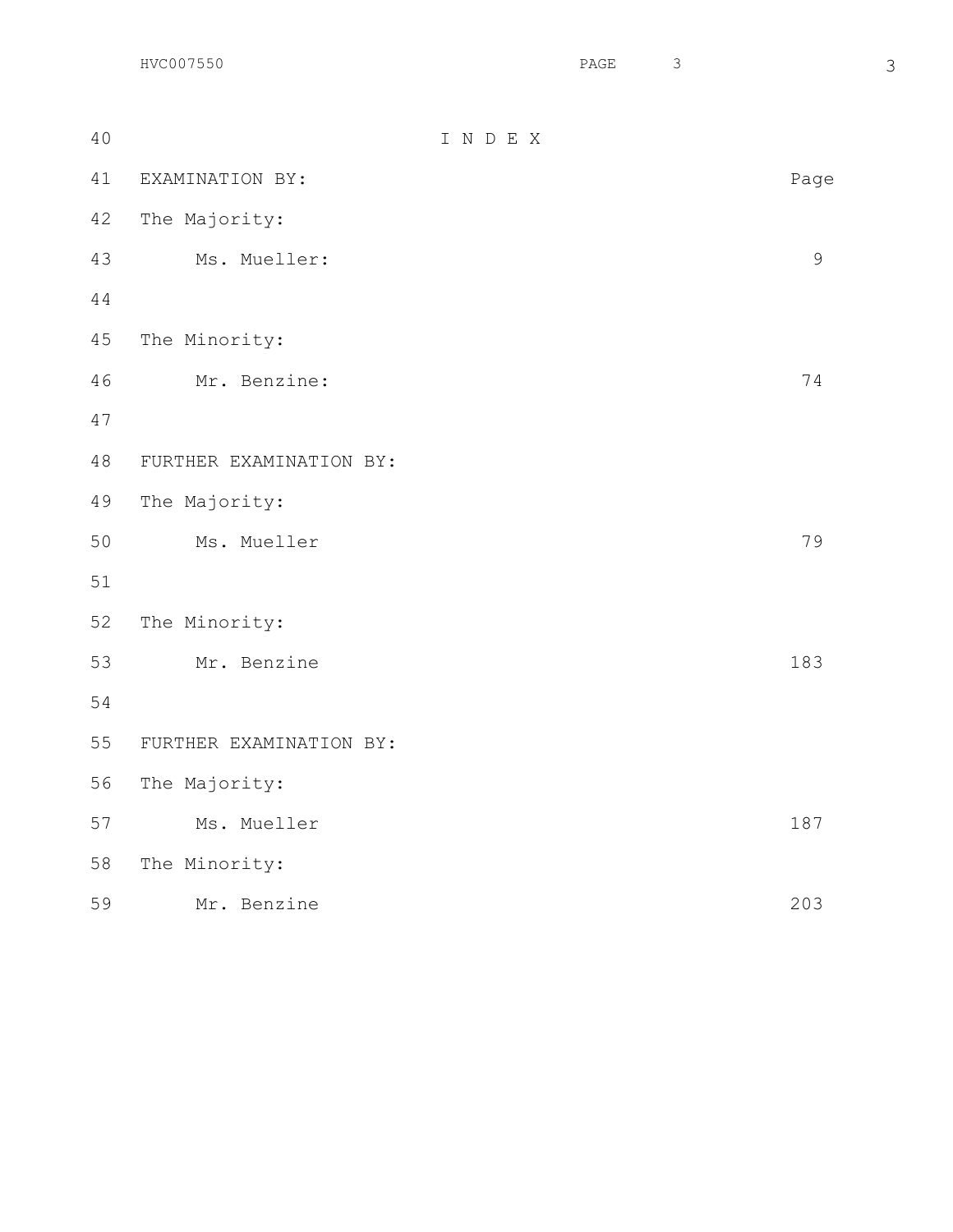# I N D E X

| EXAMINATION BY: | Page |
| --- | --- |
| The Majority: | |
| Ms. Mueller: | 9 |
| | |
| The Minority: | |
| Mr. Benzine: | 74 |
| | |
| FURTHER EXAMINATION BY: | |
| The Majority: | |
| Ms. Mueller | 79 |
| | |
| The Minority: | |
| Mr. Benzine | 183 |
| | |
| FURTHER EXAMINATION BY: | |
| The Majority: | |
| Ms. Mueller | 187 |
| The Minority: | |
| Mr. Benzine | 203 |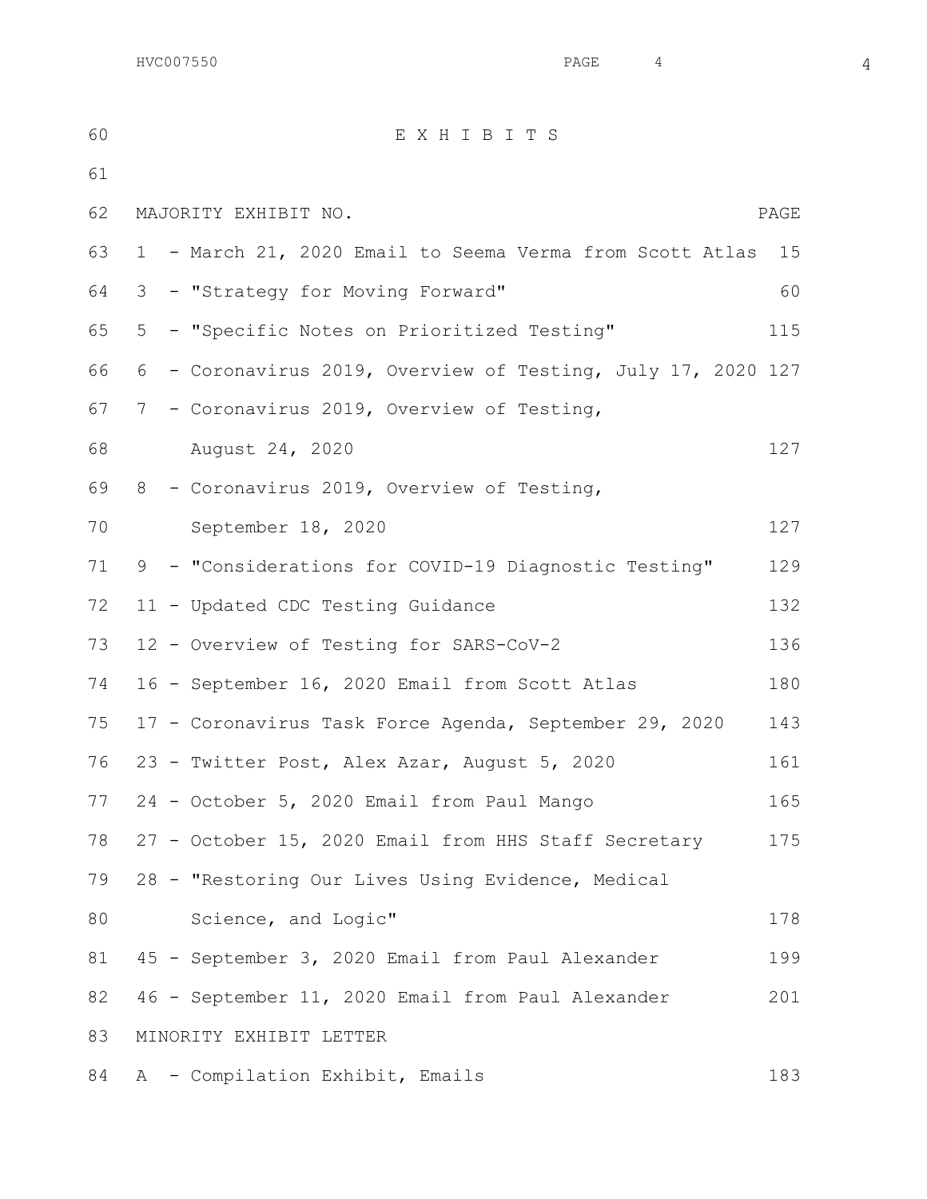# E X H I B I T S

| MAJORITY EXHIBIT NO. | PAGE |
|---|---|
| 1 - March 21, 2020 Email to Seema Verma from Scott Atlas | 15 |
| 3 - "Strategy for Moving Forward" | 60 |
| 5 - "Specific Notes on Prioritized Testing" | 115 |
| 6 - Coronavirus 2019, Overview of Testing, July 17, 2020 | 127 |
| 7 - Coronavirus 2019, Overview of Testing, August 24, 2020 | 127 |
| 8 - Coronavirus 2019, Overview of Testing, September 18, 2020 | 127 |
| 9 - "Considerations for COVID-19 Diagnostic Testing" | 129 |
| 11 - Updated CDC Testing Guidance | 132 |
| 12 - Overview of Testing for SARS-CoV-2 | 136 |
| 16 - September 16, 2020 Email from Scott Atlas | 180 |
| 17 - Coronavirus Task Force Agenda, September 29, 2020 | 143 |
| 23 - Twitter Post, Alex Azar, August 5, 2020 | 161 |
| 24 - October 5, 2020 Email from Paul Mango | 165 |
| 27 - October 15, 2020 Email from HHS Staff Secretary | 175 |
| 28 - "Restoring Our Lives Using Evidence, Medical Science, and Logic" | 178 |
| 45 - September 3, 2020 Email from Paul Alexander | 199 |
| 46 - September 11, 2020 Email from Paul Alexander | 201 |

| MINORITY EXHIBIT LETTER | |
|---|---|
| A - Compilation Exhibit, Emails | 183 |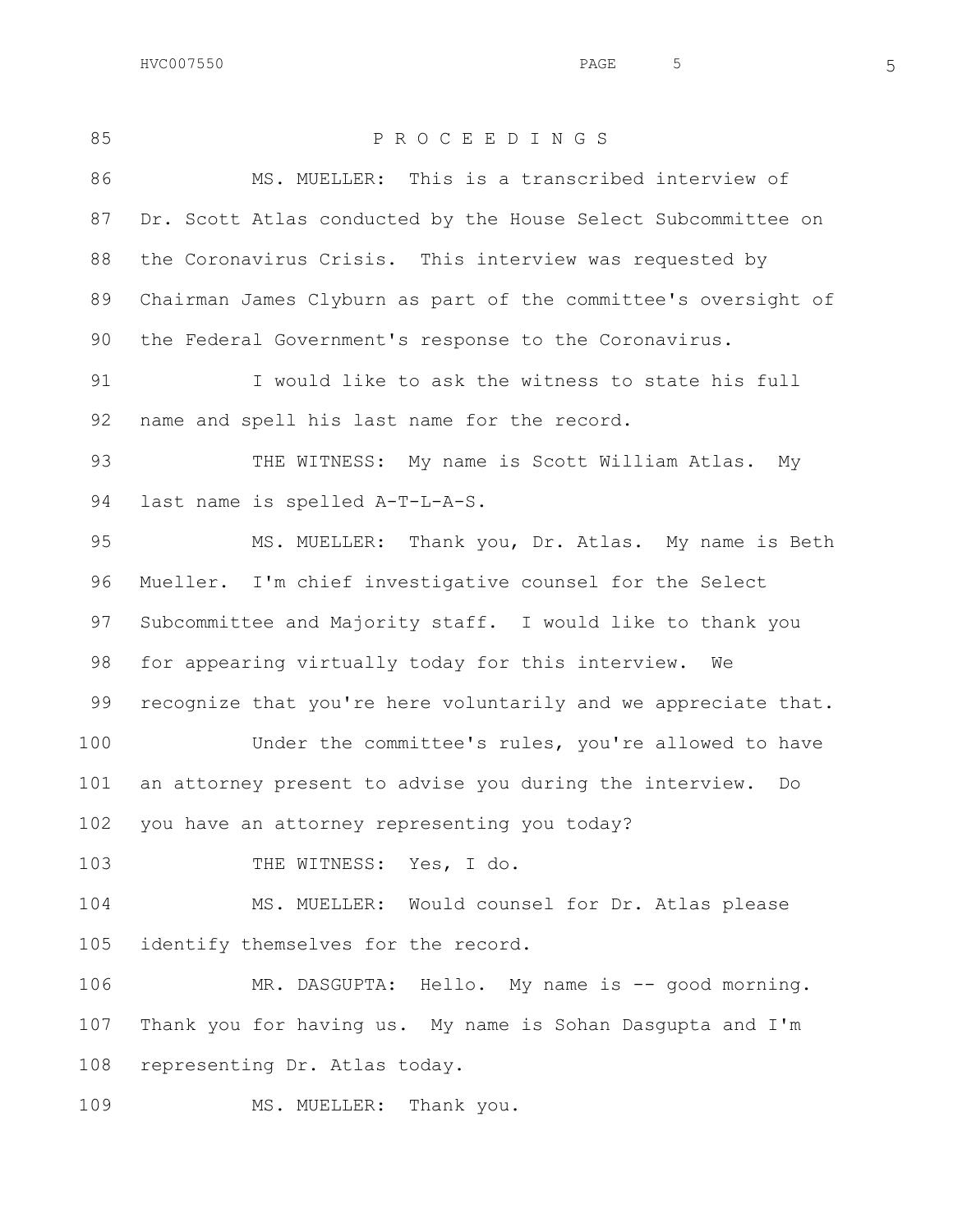P R O C E E D I N G S

MS. MUELLER: This is a transcribed interview of Dr. Scott Atlas conducted by the House Select Subcommittee on the Coronavirus Crisis. This interview was requested by Chairman James Clyburn as part of the committee's oversight of the Federal Government's response to the Coronavirus.

I would like to ask the witness to state his full name and spell his last name for the record.

THE WITNESS: My name is Scott William Atlas. My last name is spelled A-T-L-A-S.

MS. MUELLER: Thank you, Dr. Atlas. My name is Beth Mueller. I'm chief investigative counsel for the Select Subcommittee and Majority staff. I would like to thank you for appearing virtually today for this interview. We recognize that you're here voluntarily and we appreciate that.

Under the committee's rules, you're allowed to have an attorney present to advise you during the interview. Do you have an attorney representing you today?

THE WITNESS: Yes, I do.

MS. MUELLER: Would counsel for Dr. Atlas please identify themselves for the record.

MR. DASGUPTA: Hello. My name is -- good morning. Thank you for having us. My name is Sohan Dasgupta and I'm representing Dr. Atlas today.

MS. MUELLER: Thank you.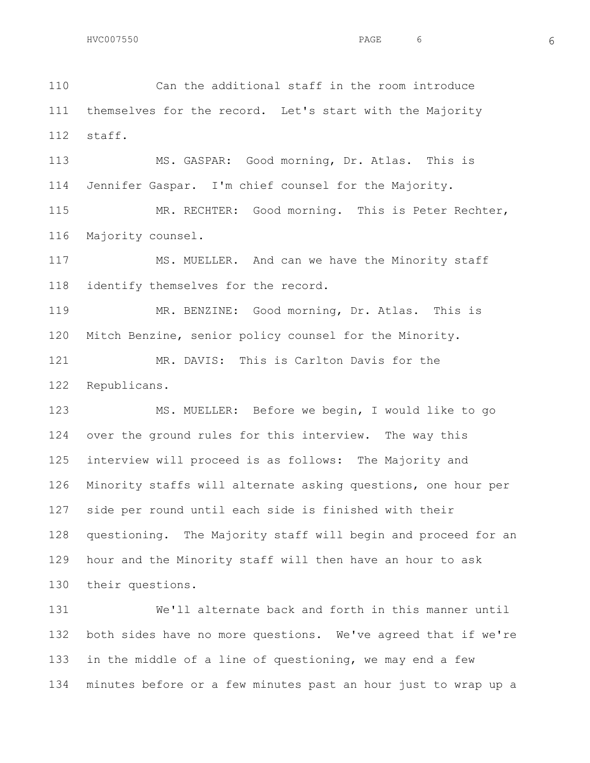Can the additional staff in the room introduce themselves for the record. Let's start with the Majority staff.

MS. GASPAR: Good morning, Dr. Atlas. This is Jennifer Gaspar. I'm chief counsel for the Majority.

MR. RECHTER: Good morning. This is Peter Rechter, Majority counsel.

MS. MUELLER. And can we have the Minority staff identify themselves for the record.

MR. BENZINE: Good morning, Dr. Atlas. This is Mitch Benzine, senior policy counsel for the Minority.

MR. DAVIS: This is Carlton Davis for the Republicans.

MS. MUELLER: Before we begin, I would like to go over the ground rules for this interview. The way this interview will proceed is as follows: The Majority and Minority staffs will alternate asking questions, one hour per side per round until each side is finished with their questioning. The Majority staff will begin and proceed for an hour and the Minority staff will then have an hour to ask their questions.

We'll alternate back and forth in this manner until both sides have no more questions. We've agreed that if we're in the middle of a line of questioning, we may end a few minutes before or a few minutes past an hour just to wrap up a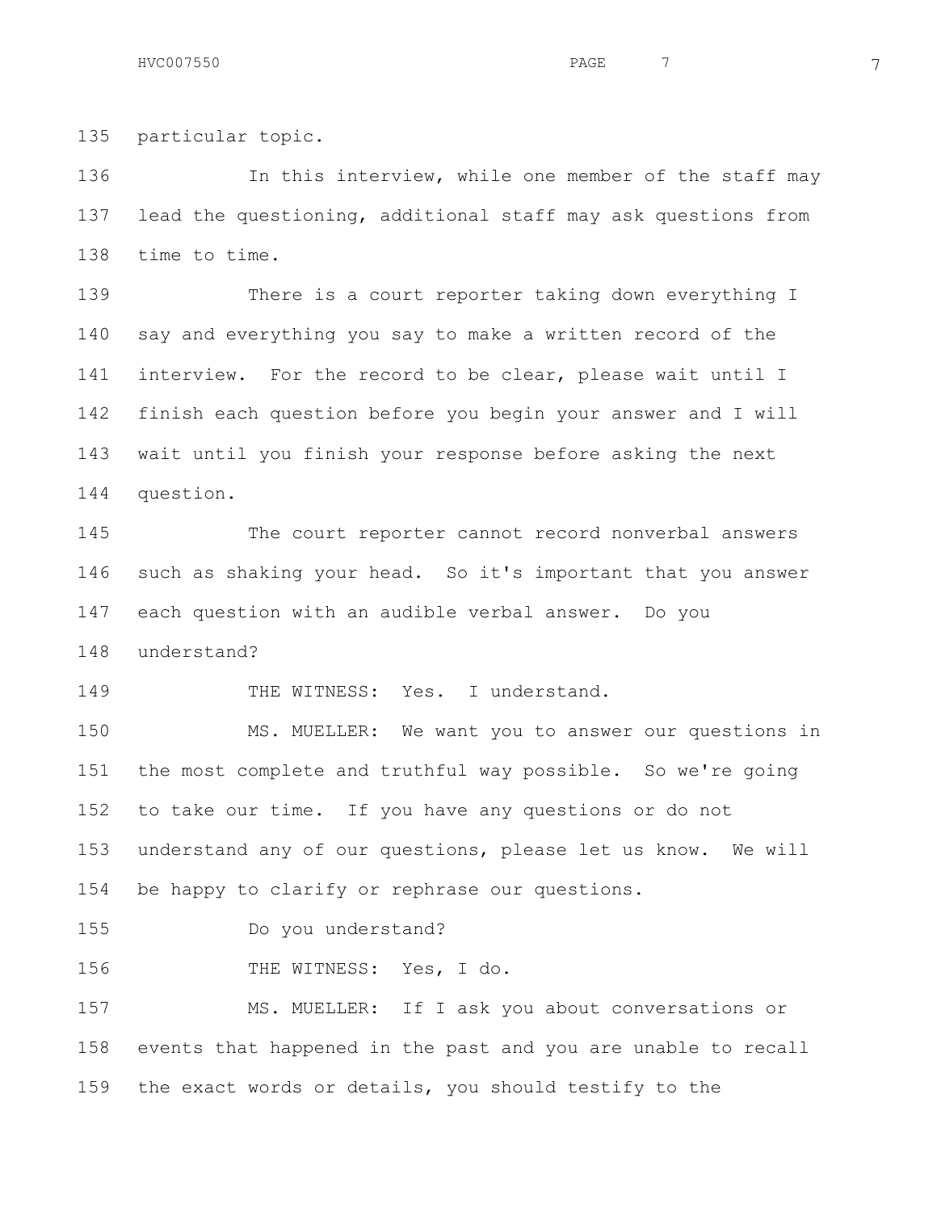particular topic.

In this interview, while one member of the staff may lead the questioning, additional staff may ask questions from time to time.

There is a court reporter taking down everything I say and everything you say to make a written record of the interview. For the record to be clear, please wait until I finish each question before you begin your answer and I will wait until you finish your response before asking the next question.

The court reporter cannot record nonverbal answers such as shaking your head. So it's important that you answer each question with an audible verbal answer. Do you understand?

THE WITNESS: Yes. I understand.

MS. MUELLER: We want you to answer our questions in the most complete and truthful way possible. So we're going to take our time. If you have any questions or do not understand any of our questions, please let us know. We will be happy to clarify or rephrase our questions.

Do you understand?

THE WITNESS: Yes, I do.

MS. MUELLER: If I ask you about conversations or events that happened in the past and you are unable to recall the exact words or details, you should testify to the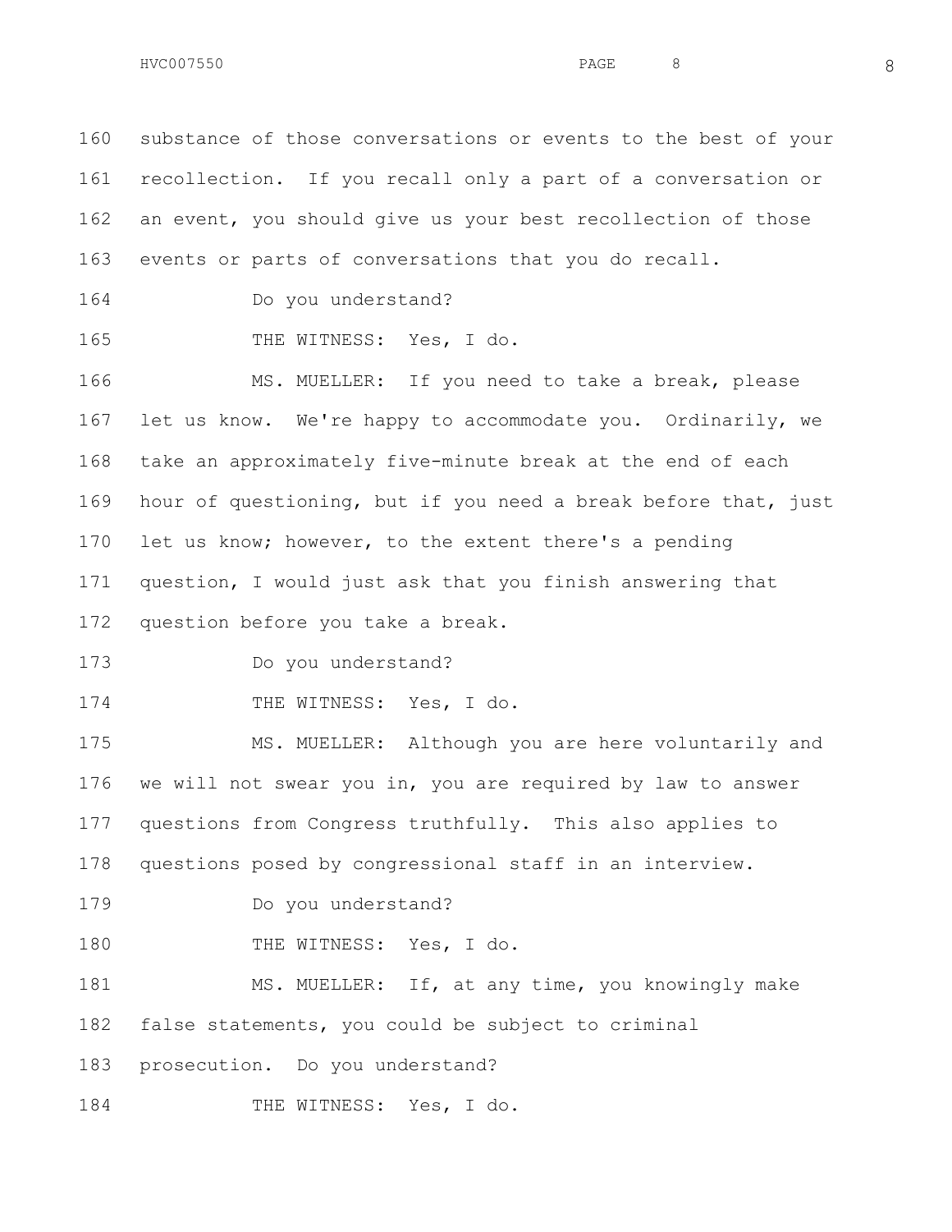substance of those conversations or events to the best of your recollection. If you recall only a part of a conversation or an event, you should give us your best recollection of those events or parts of conversations that you do recall.

Do you understand?

THE WITNESS: Yes, I do.

MS. MUELLER: If you need to take a break, please let us know. We're happy to accommodate you. Ordinarily, we take an approximately five-minute break at the end of each hour of questioning, but if you need a break before that, just let us know; however, to the extent there's a pending question, I would just ask that you finish answering that question before you take a break.

Do you understand?

THE WITNESS: Yes, I do.

MS. MUELLER: Although you are here voluntarily and we will not swear you in, you are required by law to answer questions from Congress truthfully. This also applies to questions posed by congressional staff in an interview.

Do you understand?

THE WITNESS: Yes, I do.

MS. MUELLER: If, at any time, you knowingly make false statements, you could be subject to criminal prosecution. Do you understand?

THE WITNESS: Yes, I do.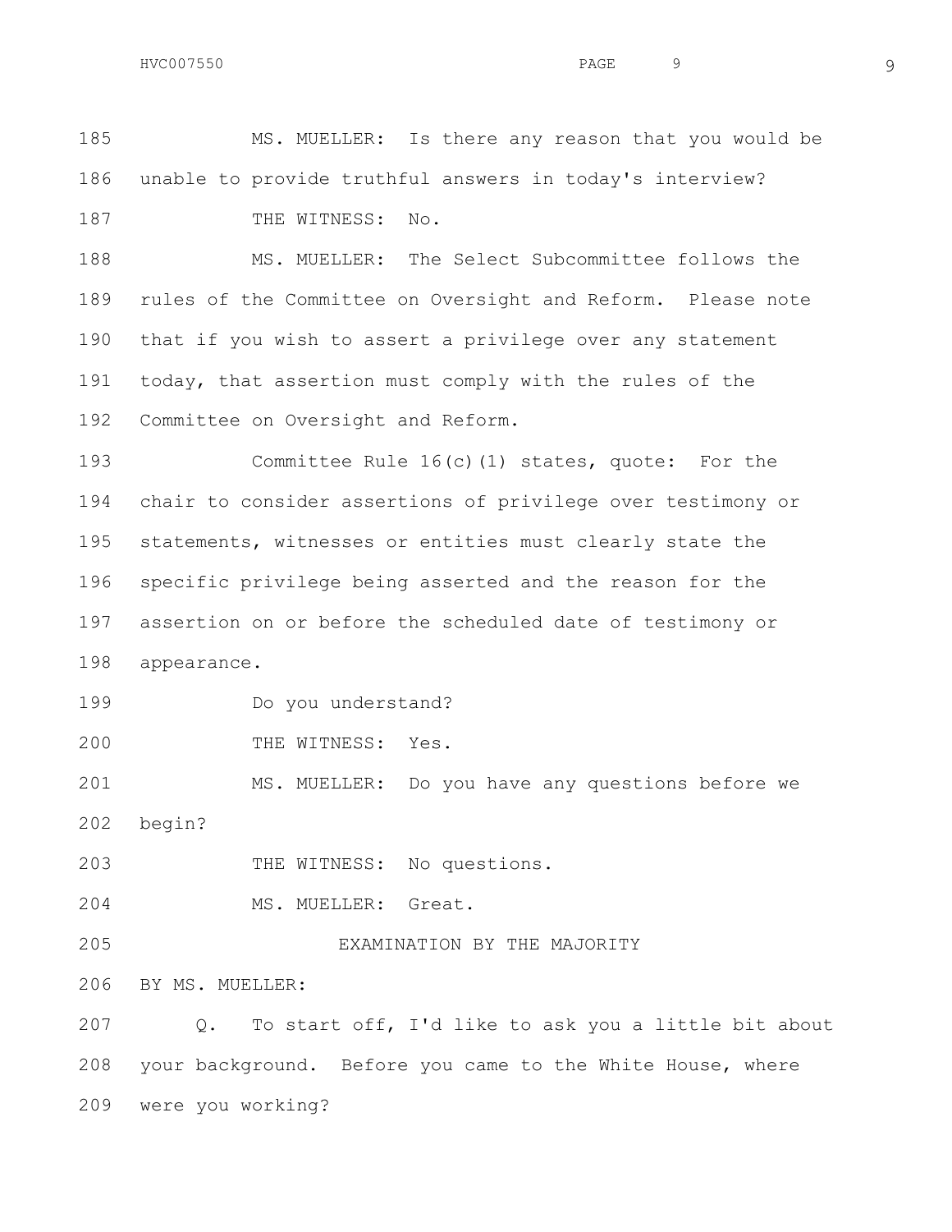MS. MUELLER: Is there any reason that you would be unable to provide truthful answers in today's interview?

THE WITNESS: No.

MS. MUELLER: The Select Subcommittee follows the rules of the Committee on Oversight and Reform. Please note that if you wish to assert a privilege over any statement today, that assertion must comply with the rules of the Committee on Oversight and Reform.

Committee Rule 16(c)(1) states, quote: For the chair to consider assertions of privilege over testimony or statements, witnesses or entities must clearly state the specific privilege being asserted and the reason for the assertion on or before the scheduled date of testimony or appearance.

Do you understand?

THE WITNESS: Yes.

MS. MUELLER: Do you have any questions before we begin?

THE WITNESS: No questions.

MS. MUELLER: Great.

EXAMINATION BY THE MAJORITY

BY MS. MUELLER:

Q. To start off, I'd like to ask you a little bit about your background. Before you came to the White House, where were you working?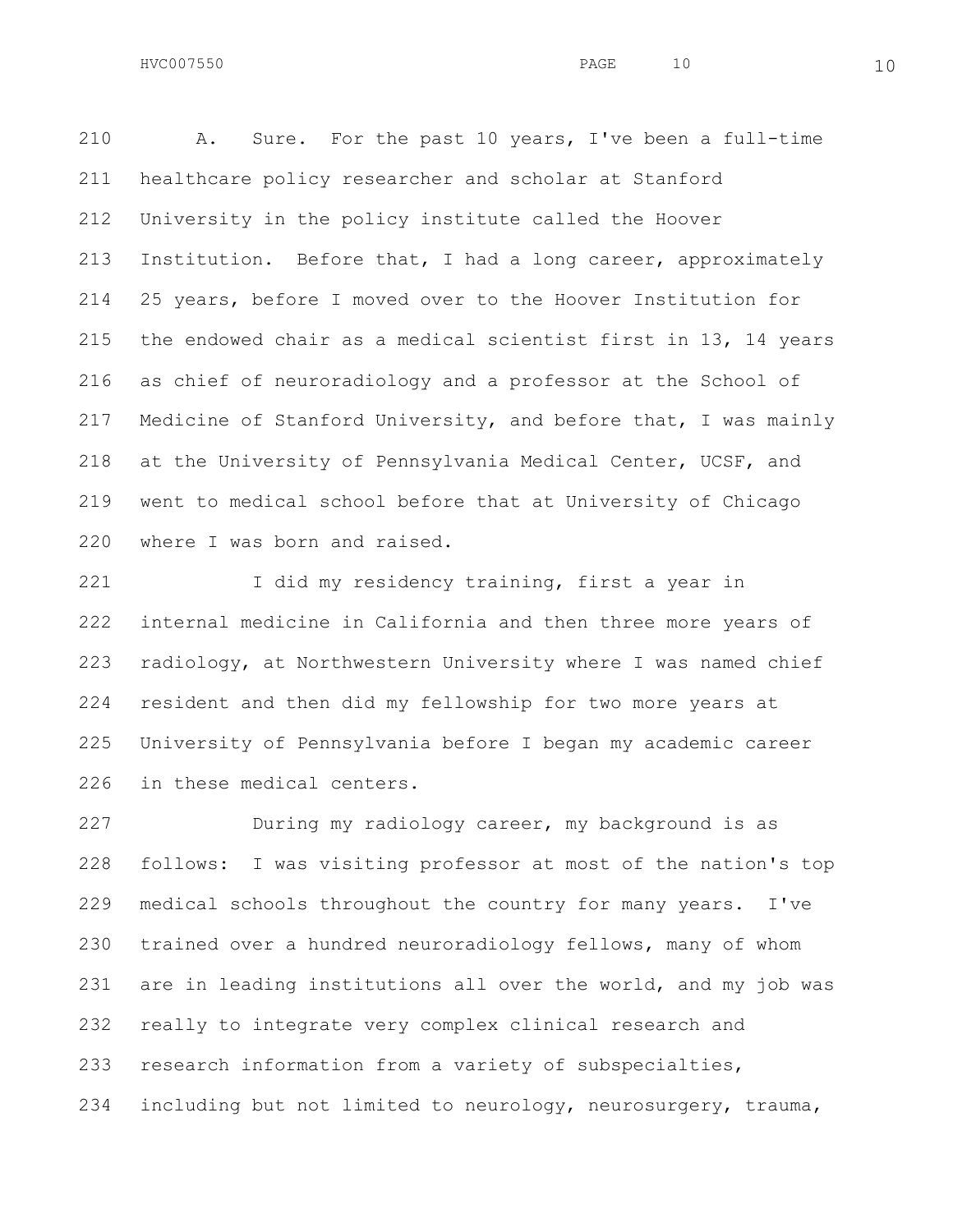210 A. Sure. For the past 10 years, I've been a full-time
211 healthcare policy researcher and scholar at Stanford
212 University in the policy institute called the Hoover
213 Institution. Before that, I had a long career, approximately
214 25 years, before I moved over to the Hoover Institution for
215 the endowed chair as a medical scientist first in 13, 14 years
216 as chief of neuroradiology and a professor at the School of
217 Medicine of Stanford University, and before that, I was mainly
218 at the University of Pennsylvania Medical Center, UCSF, and
219 went to medical school before that at University of Chicago
220 where I was born and raised.

221 I did my residency training, first a year in
222 internal medicine in California and then three more years of
223 radiology, at Northwestern University where I was named chief
224 resident and then did my fellowship for two more years at
225 University of Pennsylvania before I began my academic career
226 in these medical centers.

227 During my radiology career, my background is as
228 follows: I was visiting professor at most of the nation's top
229 medical schools throughout the country for many years. I've
230 trained over a hundred neuroradiology fellows, many of whom
231 are in leading institutions all over the world, and my job was
232 really to integrate very complex clinical research and
233 research information from a variety of subspecialties,
234 including but not limited to neurology, neurosurgery, trauma,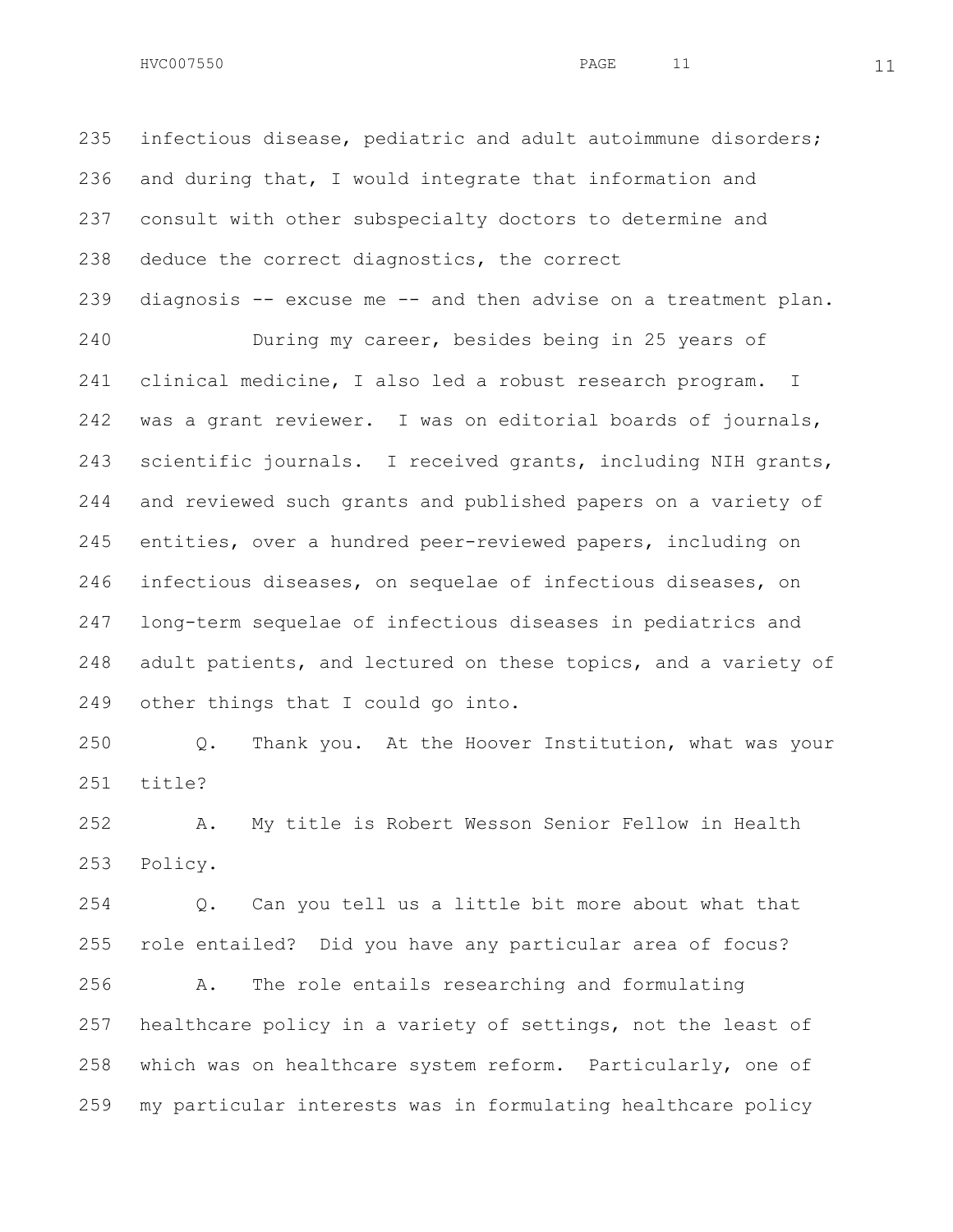infectious disease, pediatric and adult autoimmune disorders; and during that, I would integrate that information and consult with other subspecialty doctors to determine and deduce the correct diagnostics, the correct diagnosis -- excuse me -- and then advise on a treatment plan.

During my career, besides being in 25 years of clinical medicine, I also led a robust research program. I was a grant reviewer. I was on editorial boards of journals, scientific journals. I received grants, including NIH grants, and reviewed such grants and published papers on a variety of entities, over a hundred peer-reviewed papers, including on infectious diseases, on sequelae of infectious diseases, on long-term sequelae of infectious diseases in pediatrics and adult patients, and lectured on these topics, and a variety of other things that I could go into.

Q. Thank you. At the Hoover Institution, what was your title?

A. My title is Robert Wesson Senior Fellow in Health Policy.

Q. Can you tell us a little bit more about what that role entailed? Did you have any particular area of focus?

A. The role entails researching and formulating healthcare policy in a variety of settings, not the least of which was on healthcare system reform. Particularly, one of my particular interests was in formulating healthcare policy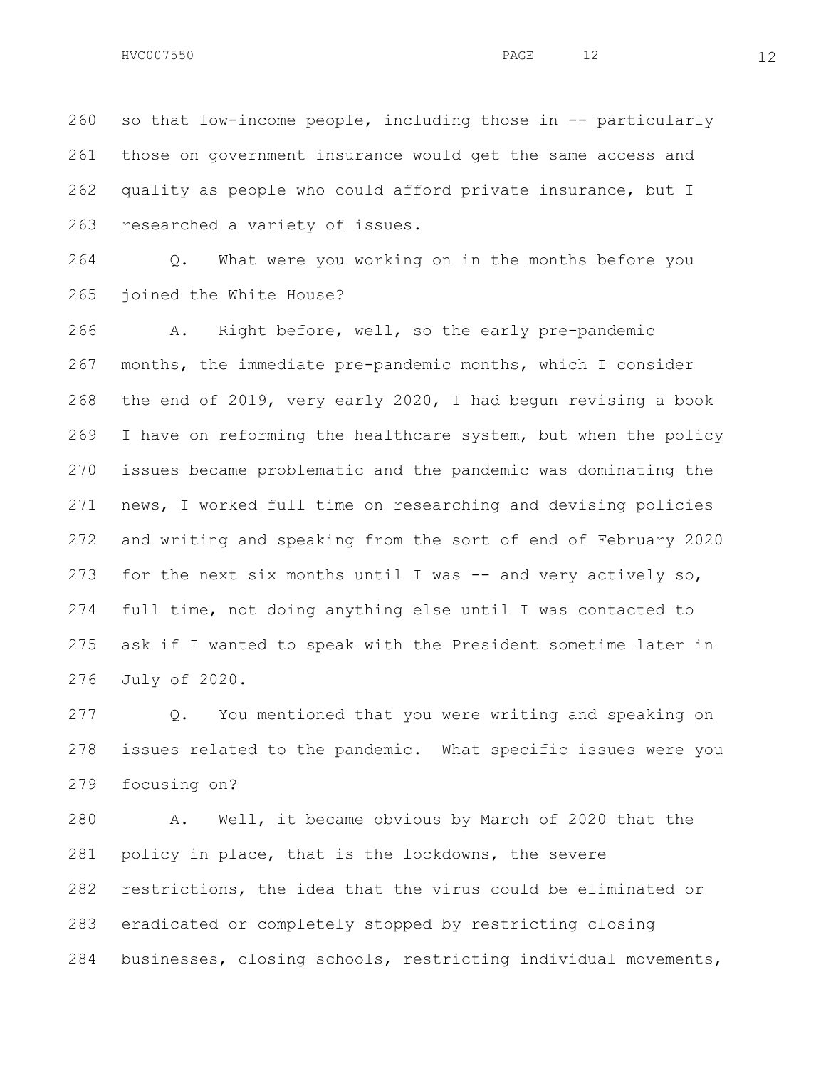260 so that low-income people, including those in -- particularly
261 those on government insurance would get the same access and
262 quality as people who could afford private insurance, but I
263 researched a variety of issues.

264 Q. What were you working on in the months before you
265 joined the White House?

266 A. Right before, well, so the early pre-pandemic
267 months, the immediate pre-pandemic months, which I consider
268 the end of 2019, very early 2020, I had begun revising a book
269 I have on reforming the healthcare system, but when the policy
270 issues became problematic and the pandemic was dominating the
271 news, I worked full time on researching and devising policies
272 and writing and speaking from the sort of end of February 2020
273 for the next six months until I was -- and very actively so,
274 full time, not doing anything else until I was contacted to
275 ask if I wanted to speak with the President sometime later in
276 July of 2020.

277 Q. You mentioned that you were writing and speaking on
278 issues related to the pandemic. What specific issues were you
279 focusing on?

280 A. Well, it became obvious by March of 2020 that the
281 policy in place, that is the lockdowns, the severe
282 restrictions, the idea that the virus could be eliminated or
283 eradicated or completely stopped by restricting closing
284 businesses, closing schools, restricting individual movements,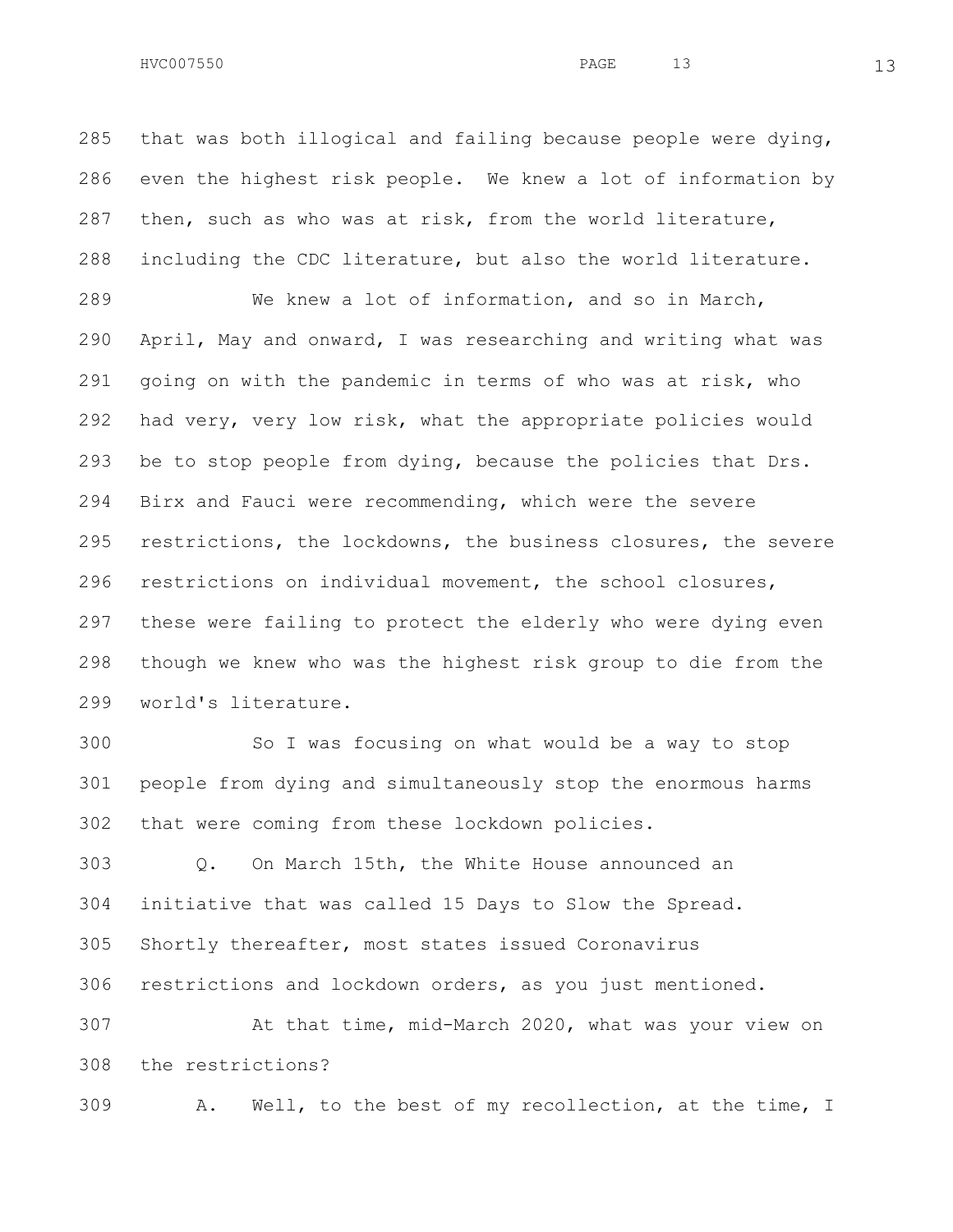that was both illogical and failing because people were dying, even the highest risk people. We knew a lot of information by then, such as who was at risk, from the world literature, including the CDC literature, but also the world literature.

We knew a lot of information, and so in March, April, May and onward, I was researching and writing what was going on with the pandemic in terms of who was at risk, who had very, very low risk, what the appropriate policies would be to stop people from dying, because the policies that Drs. Birx and Fauci were recommending, which were the severe restrictions, the lockdowns, the business closures, the severe restrictions on individual movement, the school closures, these were failing to protect the elderly who were dying even though we knew who was the highest risk group to die from the world's literature.

So I was focusing on what would be a way to stop people from dying and simultaneously stop the enormous harms that were coming from these lockdown policies.

Q. On March 15th, the White House announced an initiative that was called 15 Days to Slow the Spread. Shortly thereafter, most states issued Coronavirus restrictions and lockdown orders, as you just mentioned.

At that time, mid-March 2020, what was your view on the restrictions?

A. Well, to the best of my recollection, at the time, I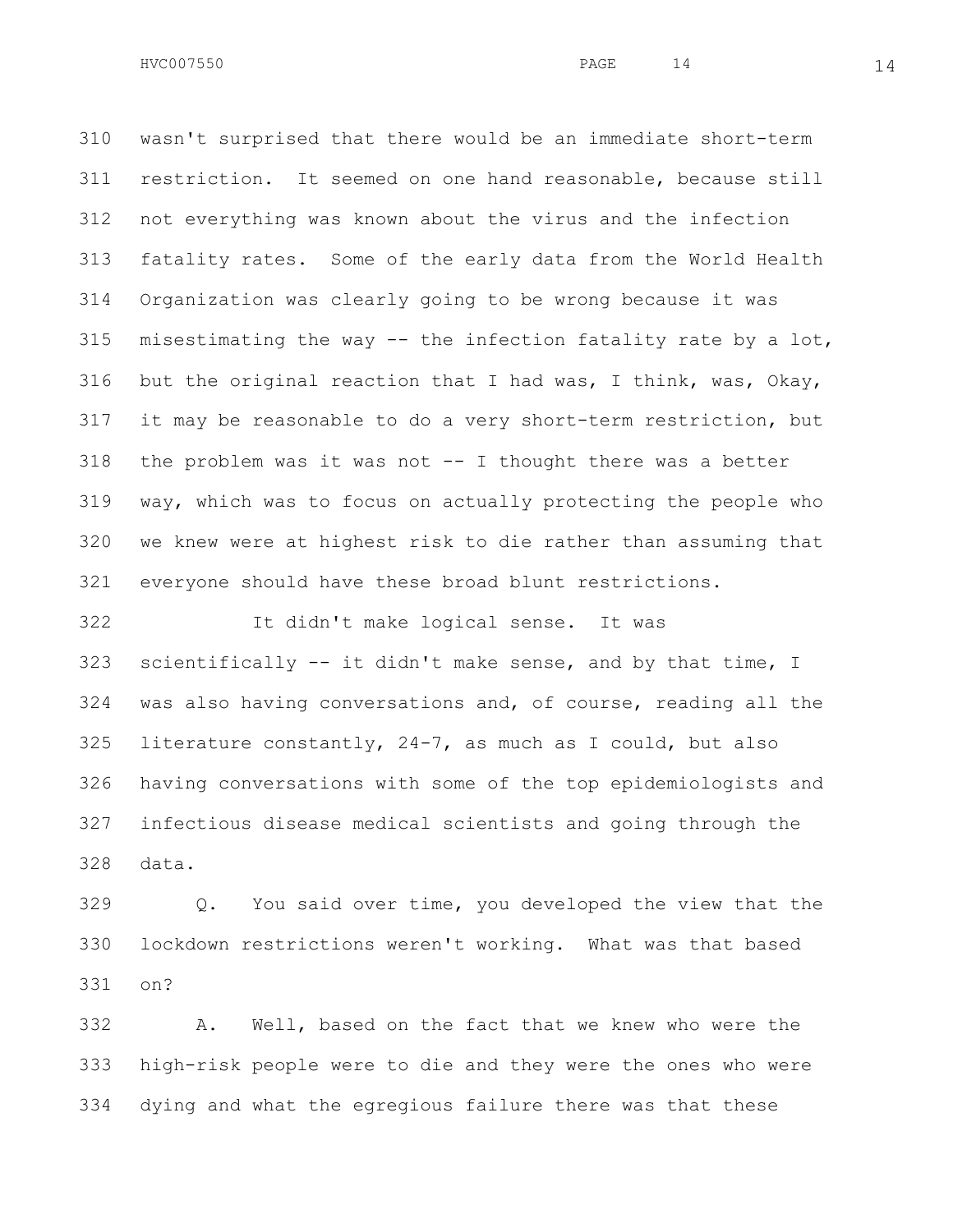wasn't surprised that there would be an immediate short-term restriction. It seemed on one hand reasonable, because still not everything was known about the virus and the infection fatality rates. Some of the early data from the World Health Organization was clearly going to be wrong because it was misestimating the way -- the infection fatality rate by a lot, but the original reaction that I had was, I think, was, Okay, it may be reasonable to do a very short-term restriction, but the problem was it was not -- I thought there was a better way, which was to focus on actually protecting the people who we knew were at highest risk to die rather than assuming that everyone should have these broad blunt restrictions.

It didn't make logical sense. It was scientifically -- it didn't make sense, and by that time, I was also having conversations and, of course, reading all the literature constantly, 24-7, as much as I could, but also having conversations with some of the top epidemiologists and infectious disease medical scientists and going through the data.

Q. You said over time, you developed the view that the lockdown restrictions weren't working. What was that based on?

A. Well, based on the fact that we knew who were the high-risk people were to die and they were the ones who were dying and what the egregious failure there was that these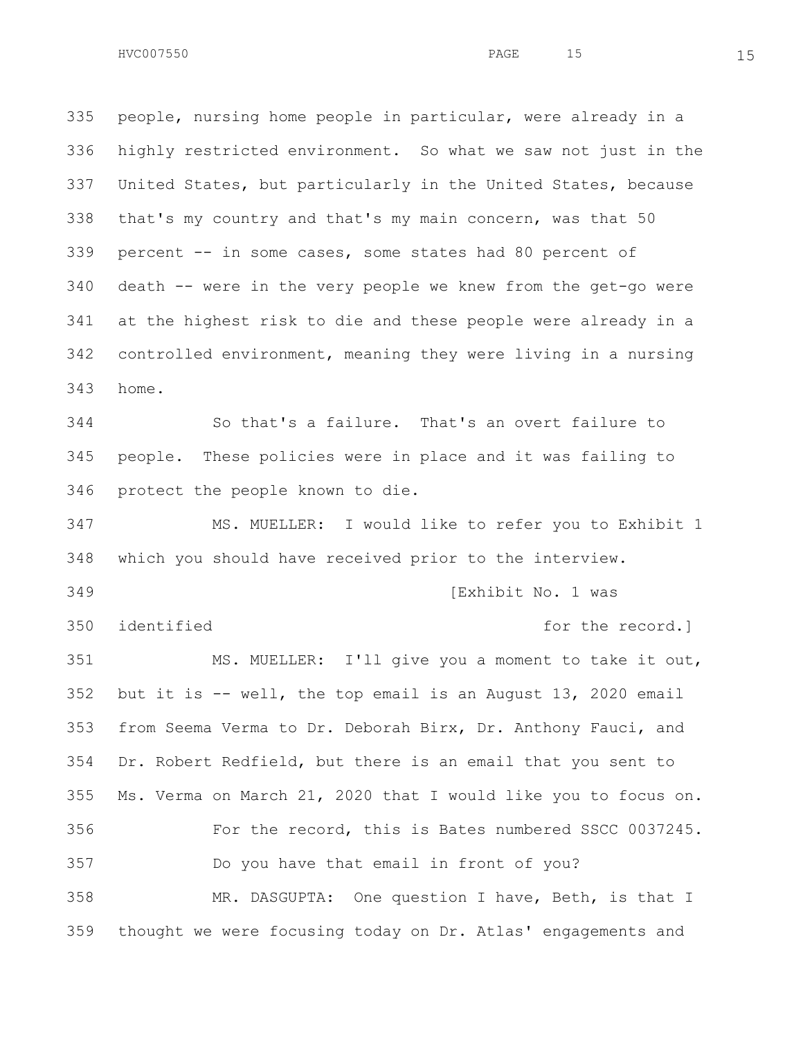people, nursing home people in particular, were already in a highly restricted environment. So what we saw not just in the United States, but particularly in the United States, because that's my country and that's my main concern, was that 50 percent -- in some cases, some states had 80 percent of death -- were in the very people we knew from the get-go were at the highest risk to die and these people were already in a controlled environment, meaning they were living in a nursing home.

So that's a failure. That's an overt failure to people. These policies were in place and it was failing to protect the people known to die.

MS. MUELLER: I would like to refer you to Exhibit 1 which you should have received prior to the interview.

[Exhibit No. 1 was identified for the record.]

MS. MUELLER: I'll give you a moment to take it out, but it is -- well, the top email is an August 13, 2020 email from Seema Verma to Dr. Deborah Birx, Dr. Anthony Fauci, and Dr. Robert Redfield, but there is an email that you sent to Ms. Verma on March 21, 2020 that I would like you to focus on.

For the record, this is Bates numbered SSCC 0037245.

Do you have that email in front of you?

MR. DASGUPTA: One question I have, Beth, is that I thought we were focusing today on Dr. Atlas' engagements and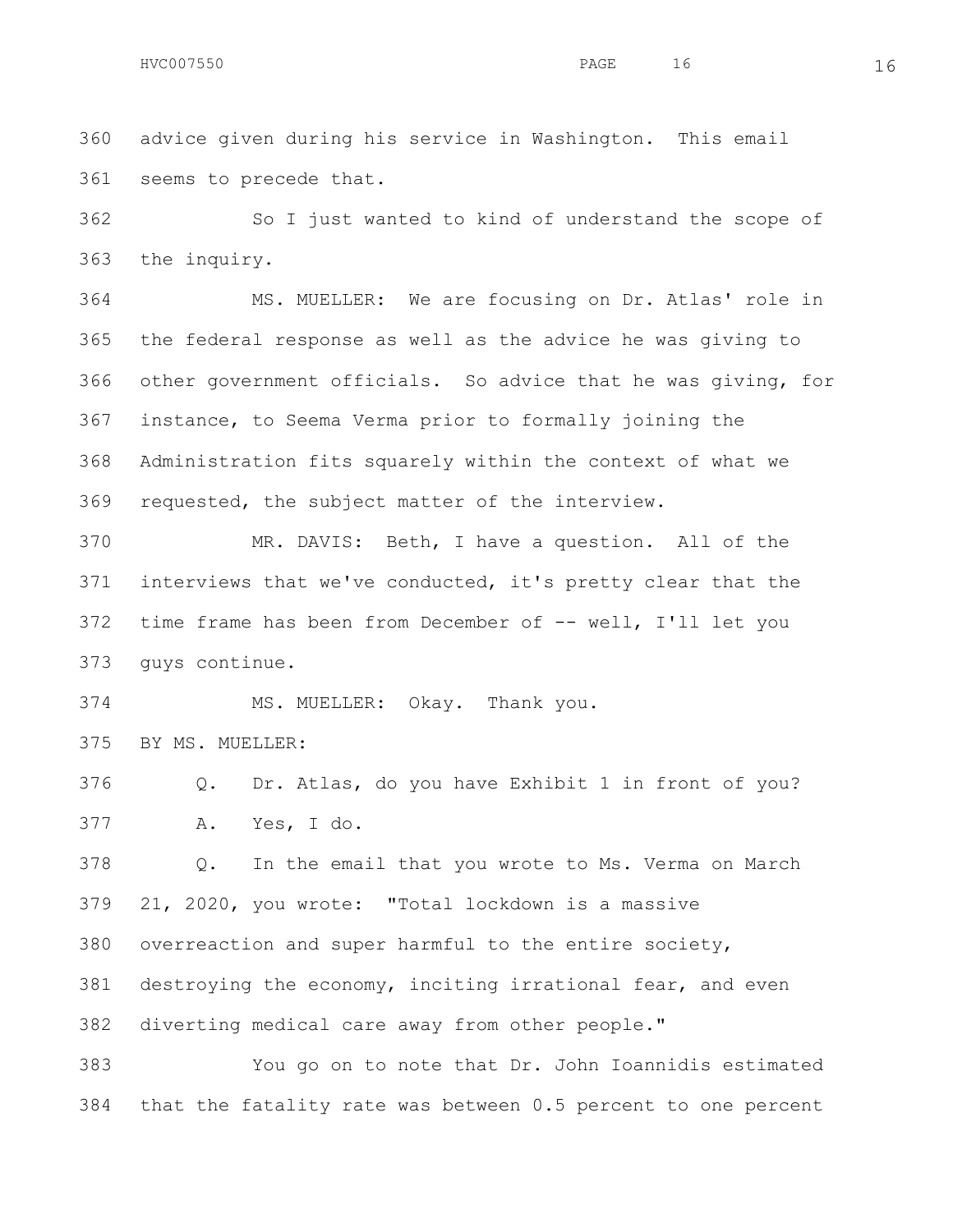advice given during his service in Washington. This email seems to precede that.

So I just wanted to kind of understand the scope of the inquiry.

MS. MUELLER: We are focusing on Dr. Atlas' role in the federal response as well as the advice he was giving to other government officials. So advice that he was giving, for instance, to Seema Verma prior to formally joining the Administration fits squarely within the context of what we requested, the subject matter of the interview.

MR. DAVIS: Beth, I have a question. All of the interviews that we've conducted, it's pretty clear that the time frame has been from December of -- well, I'll let you guys continue.

MS. MUELLER: Okay. Thank you.

BY MS. MUELLER:

Q. Dr. Atlas, do you have Exhibit 1 in front of you?

A. Yes, I do.

Q. In the email that you wrote to Ms. Verma on March 21, 2020, you wrote: "Total lockdown is a massive overreaction and super harmful to the entire society, destroying the economy, inciting irrational fear, and even diverting medical care away from other people."

You go on to note that Dr. John Ioannidis estimated that the fatality rate was between 0.5 percent to one percent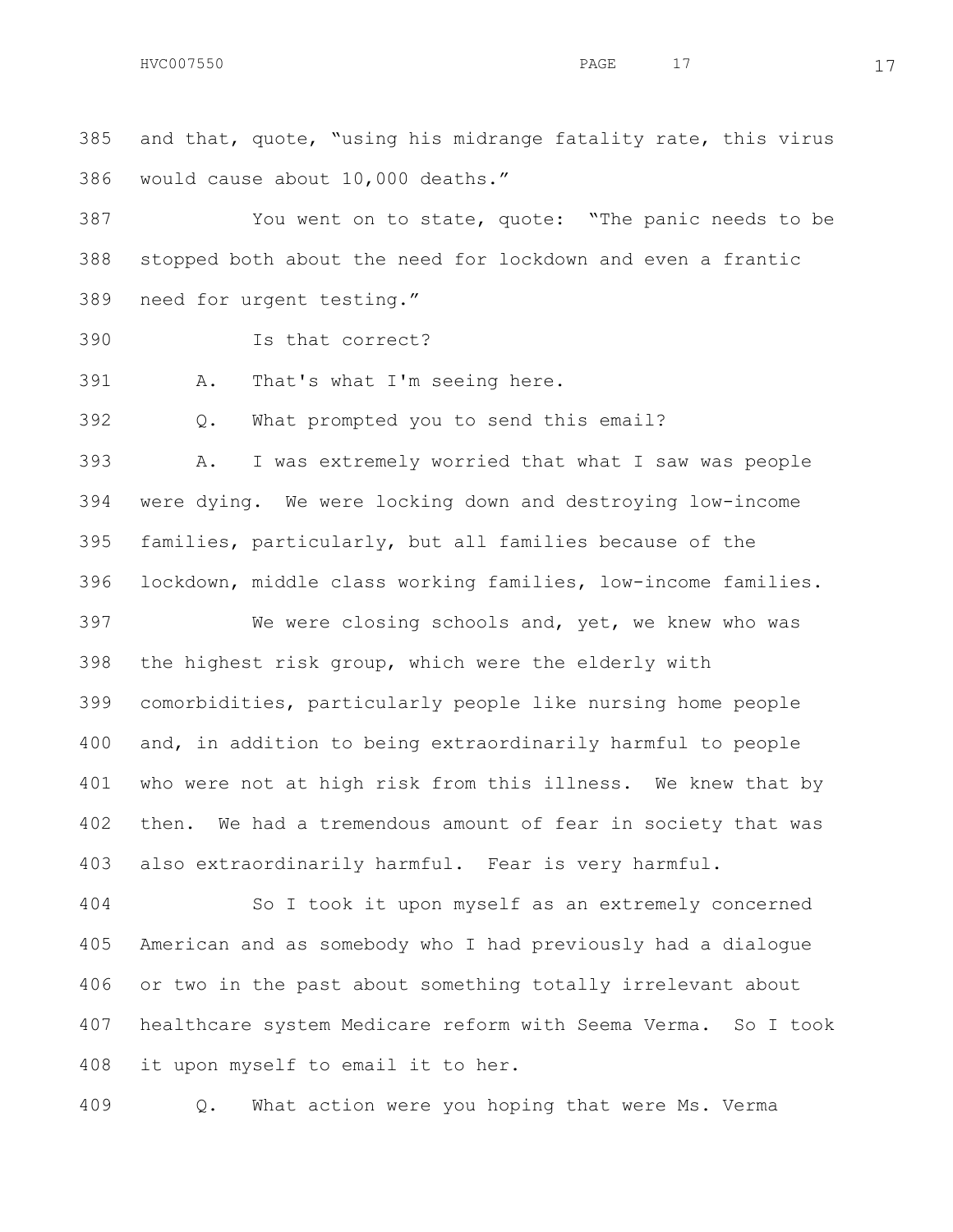and that, quote, "using his midrange fatality rate, this virus would cause about 10,000 deaths."

You went on to state, quote: "The panic needs to be stopped both about the need for lockdown and even a frantic need for urgent testing."

Is that correct?

A. That's what I'm seeing here.

Q. What prompted you to send this email?

A. I was extremely worried that what I saw was people were dying. We were locking down and destroying low-income families, particularly, but all families because of the lockdown, middle class working families, low-income families.

We were closing schools and, yet, we knew who was the highest risk group, which were the elderly with comorbidities, particularly people like nursing home people and, in addition to being extraordinarily harmful to people who were not at high risk from this illness. We knew that by then. We had a tremendous amount of fear in society that was also extraordinarily harmful. Fear is very harmful.

So I took it upon myself as an extremely concerned American and as somebody who I had previously had a dialogue or two in the past about something totally irrelevant about healthcare system Medicare reform with Seema Verma. So I took it upon myself to email it to her.

Q. What action were you hoping that were Ms. Verma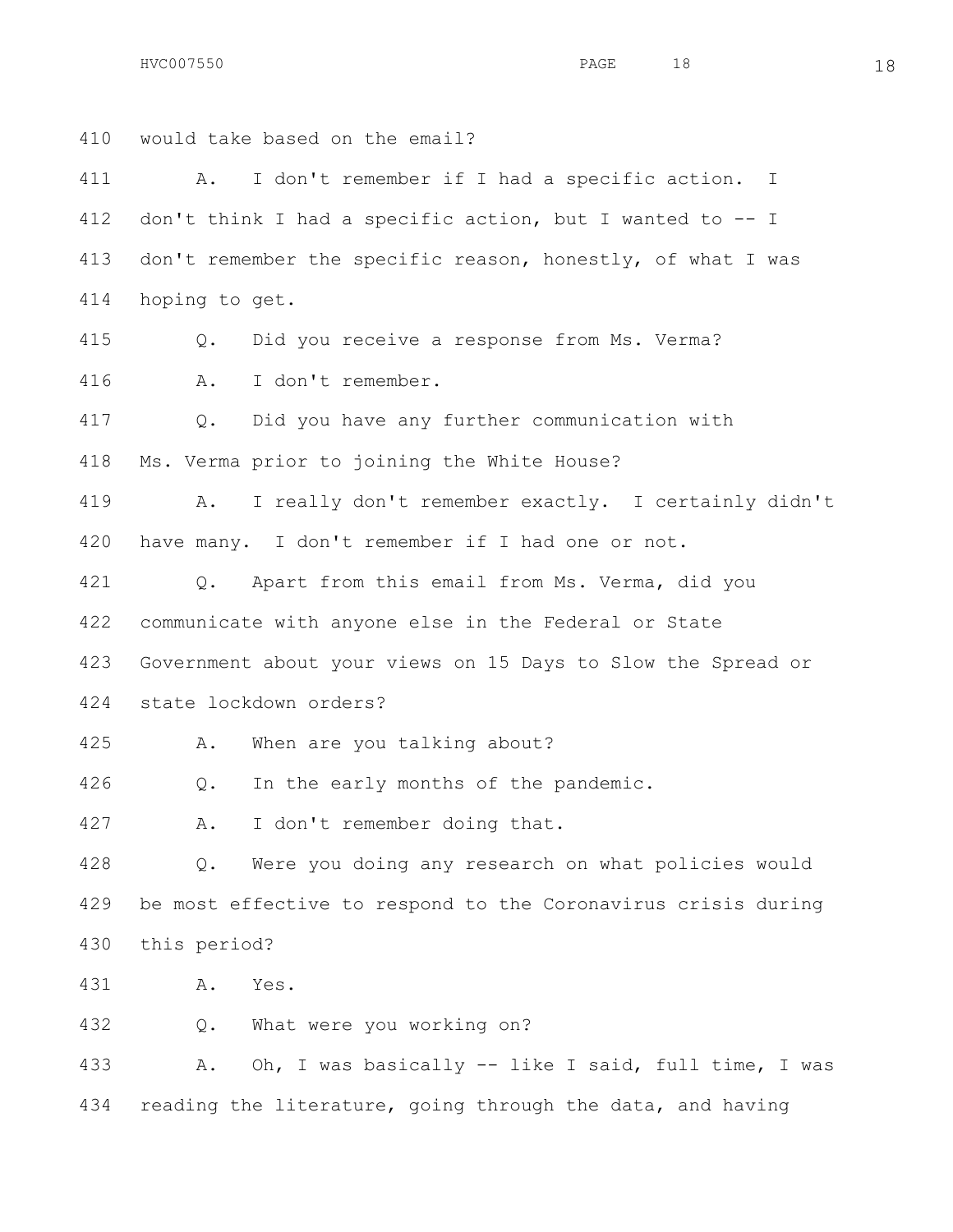410 would take based on the email?

411 A. I don't remember if I had a specific action. I

412 don't think I had a specific action, but I wanted to -- I

413 don't remember the specific reason, honestly, of what I was

414 hoping to get.

415 Q. Did you receive a response from Ms. Verma?

416 A. I don't remember.

417 Q. Did you have any further communication with

418 Ms. Verma prior to joining the White House?

419 A. I really don't remember exactly. I certainly didn't

420 have many. I don't remember if I had one or not.

421 Q. Apart from this email from Ms. Verma, did you

422 communicate with anyone else in the Federal or State

423 Government about your views on 15 Days to Slow the Spread or

424 state lockdown orders?

425 A. When are you talking about?

426 Q. In the early months of the pandemic.

427 A. I don't remember doing that.

428 Q. Were you doing any research on what policies would

429 be most effective to respond to the Coronavirus crisis during

430 this period?

431 A. Yes.

432 Q. What were you working on?

433 A. Oh, I was basically -- like I said, full time, I was

434 reading the literature, going through the data, and having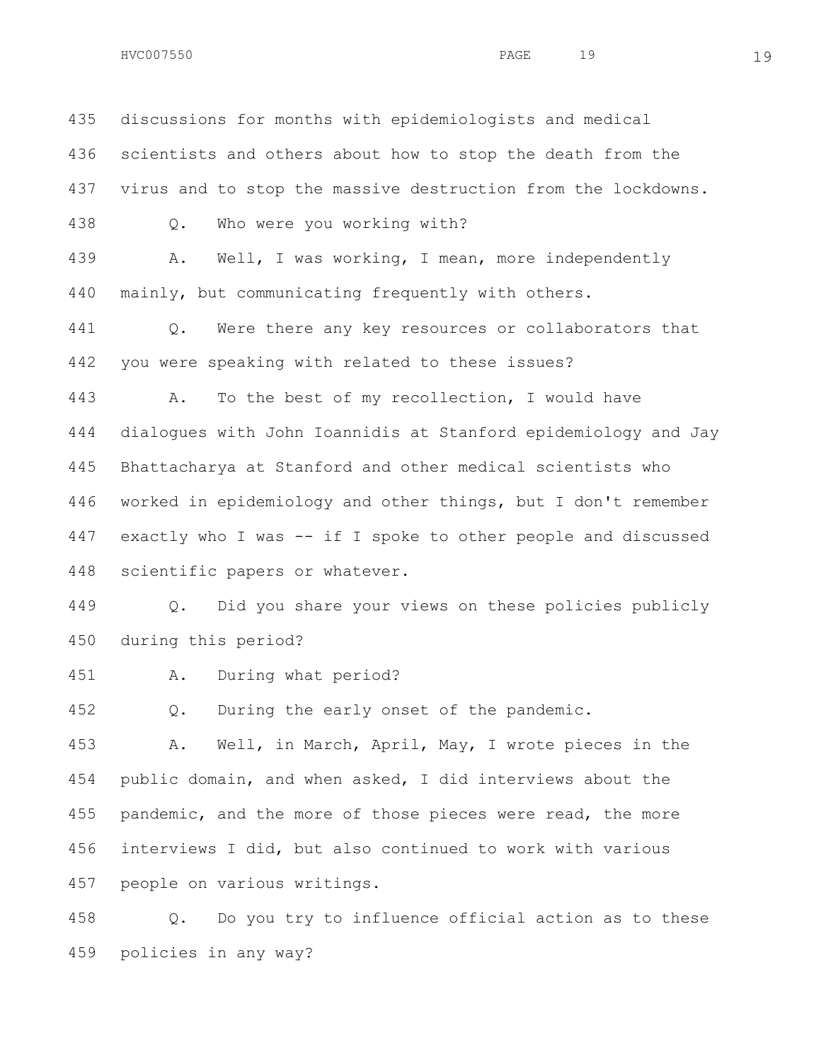435 discussions for months with epidemiologists and medical
436 scientists and others about how to stop the death from the
437 virus and to stop the massive destruction from the lockdowns.

438 Q. Who were you working with?

439 A. Well, I was working, I mean, more independently
440 mainly, but communicating frequently with others.

441 Q. Were there any key resources or collaborators that
442 you were speaking with related to these issues?

443 A. To the best of my recollection, I would have
444 dialogues with John Ioannidis at Stanford epidemiology and Jay
445 Bhattacharya at Stanford and other medical scientists who
446 worked in epidemiology and other things, but I don't remember
447 exactly who I was -- if I spoke to other people and discussed
448 scientific papers or whatever.

449 Q. Did you share your views on these policies publicly
450 during this period?

451 A. During what period?

452 Q. During the early onset of the pandemic.

453 A. Well, in March, April, May, I wrote pieces in the
454 public domain, and when asked, I did interviews about the
455 pandemic, and the more of those pieces were read, the more
456 interviews I did, but also continued to work with various
457 people on various writings.

458 Q. Do you try to influence official action as to these
459 policies in any way?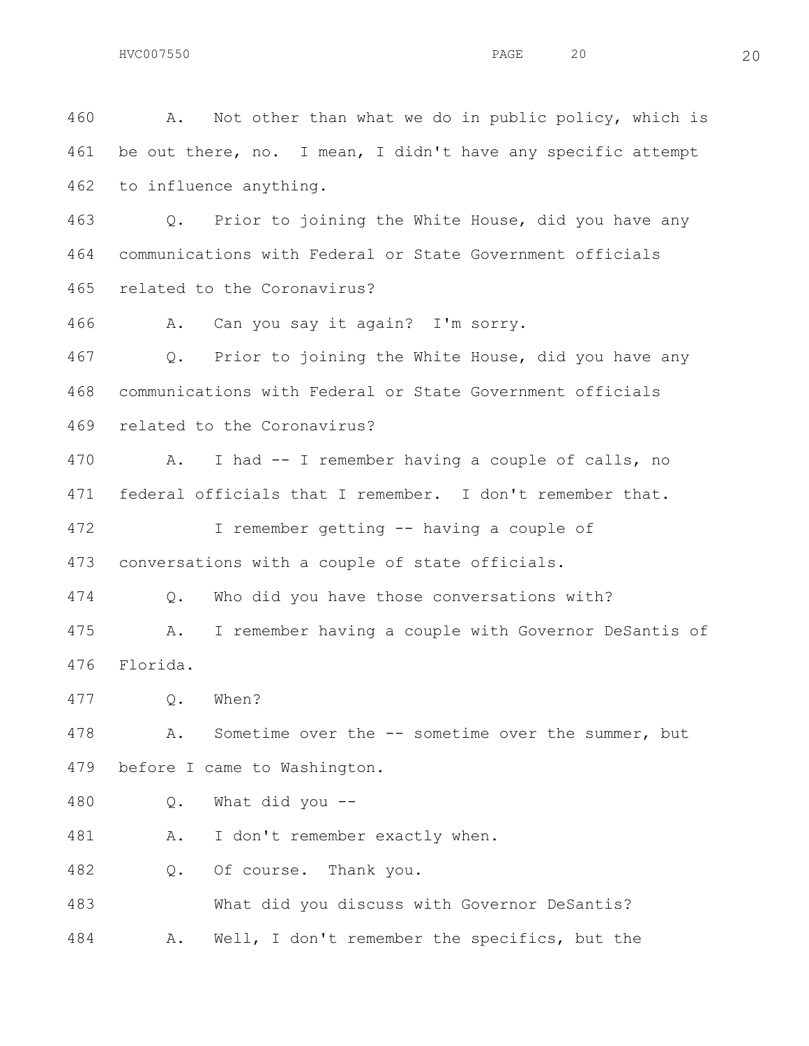460 A. Not other than what we do in public policy, which is

461 be out there, no. I mean, I didn't have any specific attempt

462 to influence anything.

463 Q. Prior to joining the White House, did you have any

464 communications with Federal or State Government officials

465 related to the Coronavirus?

466 A. Can you say it again? I'm sorry.

467 Q. Prior to joining the White House, did you have any

468 communications with Federal or State Government officials

469 related to the Coronavirus?

470 A. I had -- I remember having a couple of calls, no

471 federal officials that I remember. I don't remember that.

472 I remember getting -- having a couple of

473 conversations with a couple of state officials.

474 Q. Who did you have those conversations with?

475 A. I remember having a couple with Governor DeSantis of

476 Florida.

477 Q. When?

478 A. Sometime over the -- sometime over the summer, but

479 before I came to Washington.

480 Q. What did you --

481 A. I don't remember exactly when.

482 Q. Of course. Thank you.

483 What did you discuss with Governor DeSantis?

484 A. Well, I don't remember the specifics, but the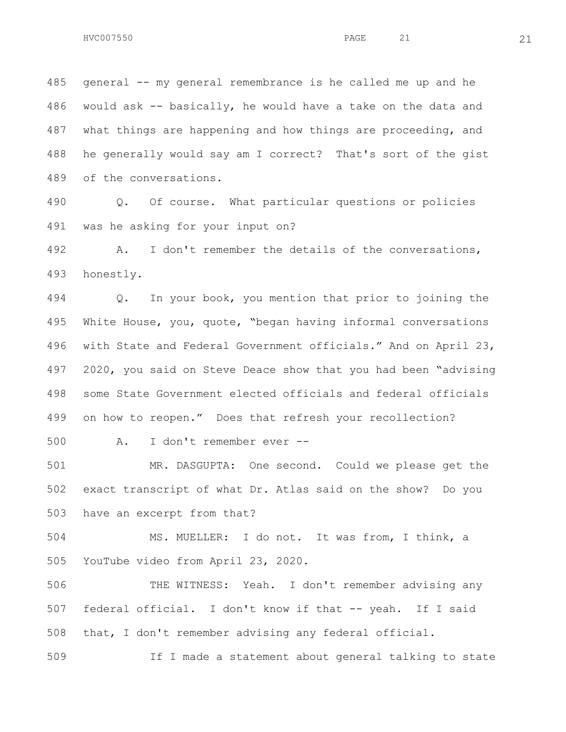general -- my general remembrance is he called me up and he would ask -- basically, he would have a take on the data and what things are happening and how things are proceeding, and he generally would say am I correct? That's sort of the gist of the conversations.

Q. Of course. What particular questions or policies was he asking for your input on?

A. I don't remember the details of the conversations, honestly.

Q. In your book, you mention that prior to joining the White House, you, quote, "began having informal conversations with State and Federal Government officials." And on April 23, 2020, you said on Steve Deace show that you had been "advising some State Government elected officials and federal officials on how to reopen." Does that refresh your recollection?

A. I don't remember ever --

MR. DASGUPTA: One second. Could we please get the exact transcript of what Dr. Atlas said on the show? Do you have an excerpt from that?

MS. MUELLER: I do not. It was from, I think, a YouTube video from April 23, 2020.

THE WITNESS: Yeah. I don't remember advising any federal official. I don't know if that -- yeah. If I said that, I don't remember advising any federal official.

If I made a statement about general talking to state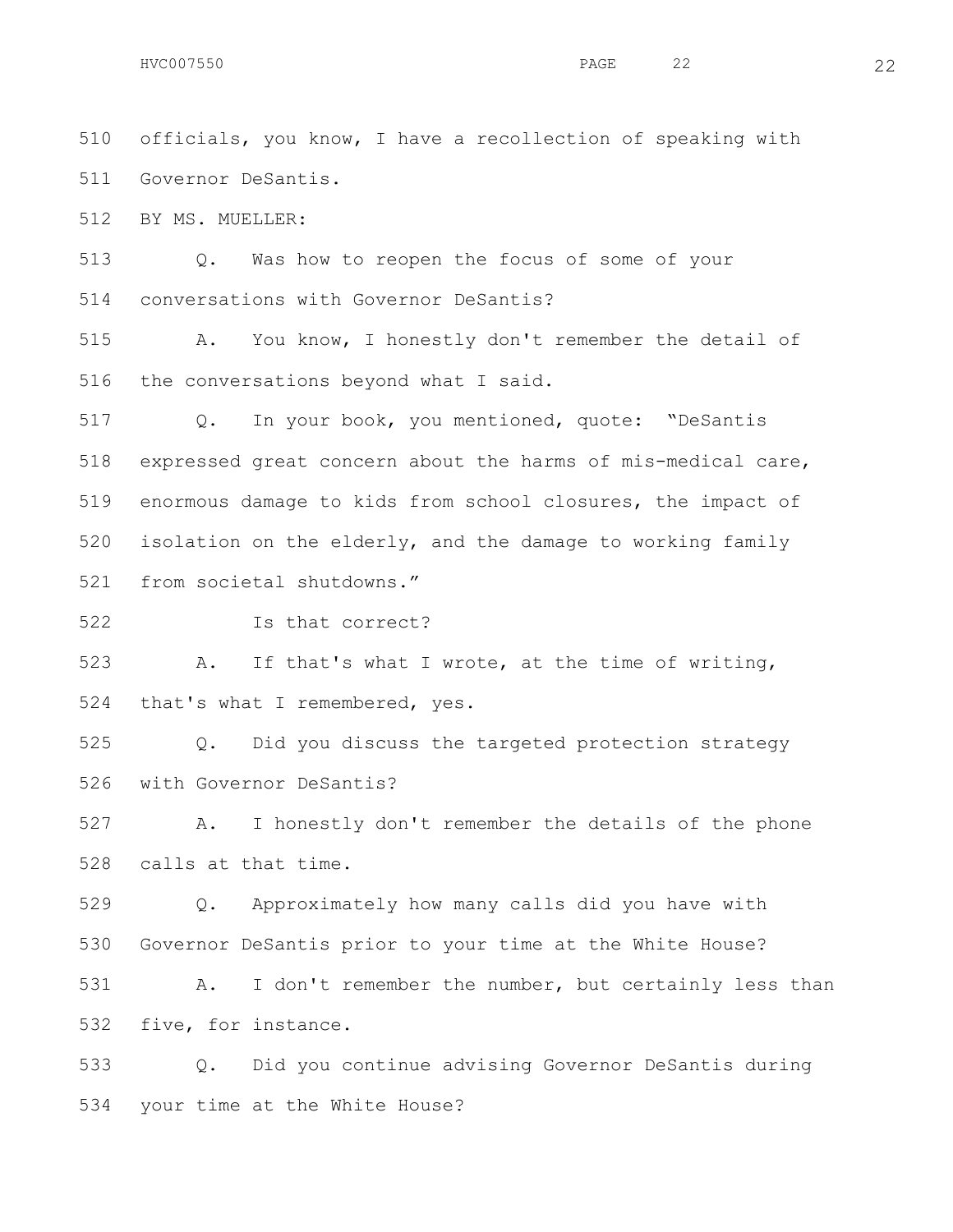510 officials, you know, I have a recollection of speaking with

511 Governor DeSantis.

512 BY MS. MUELLER:

513 Q. Was how to reopen the focus of some of your

514 conversations with Governor DeSantis?

515 A. You know, I honestly don't remember the detail of

516 the conversations beyond what I said.

517 Q. In your book, you mentioned, quote: "DeSantis

518 expressed great concern about the harms of mis-medical care,

519 enormous damage to kids from school closures, the impact of

520 isolation on the elderly, and the damage to working family

521 from societal shutdowns."

522 Is that correct?

523 A. If that's what I wrote, at the time of writing,

524 that's what I remembered, yes.

525 Q. Did you discuss the targeted protection strategy

526 with Governor DeSantis?

527 A. I honestly don't remember the details of the phone

528 calls at that time.

529 Q. Approximately how many calls did you have with

530 Governor DeSantis prior to your time at the White House?

531 A. I don't remember the number, but certainly less than

532 five, for instance.

533 Q. Did you continue advising Governor DeSantis during

534 your time at the White House?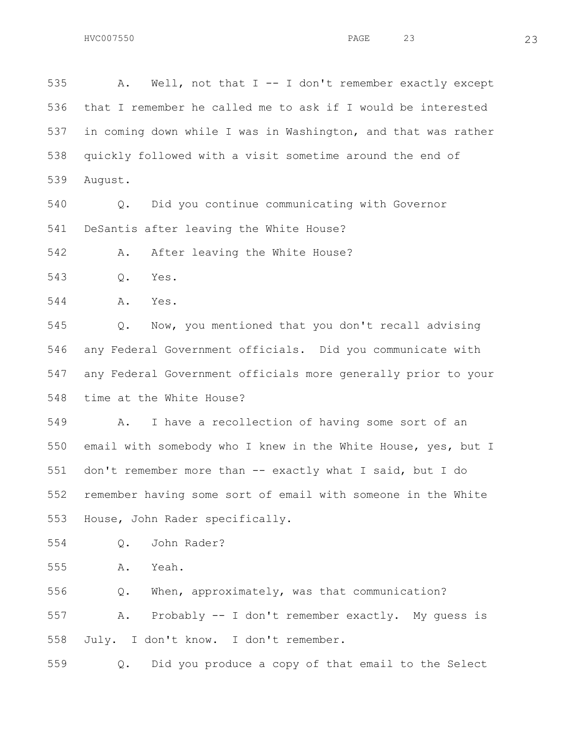535 A. Well, not that I -- I don't remember exactly except
536 that I remember he called me to ask if I would be interested
537 in coming down while I was in Washington, and that was rather
538 quickly followed with a visit sometime around the end of
539 August.

540 Q. Did you continue communicating with Governor
541 DeSantis after leaving the White House?

542 A. After leaving the White House?

543 Q. Yes.

544 A. Yes.

545 Q. Now, you mentioned that you don't recall advising
546 any Federal Government officials. Did you communicate with
547 any Federal Government officials more generally prior to your
548 time at the White House?

549 A. I have a recollection of having some sort of an
550 email with somebody who I knew in the White House, yes, but I
551 don't remember more than -- exactly what I said, but I do
552 remember having some sort of email with someone in the White
553 House, John Rader specifically.

554 Q. John Rader?

555 A. Yeah.

556 Q. When, approximately, was that communication?

557 A. Probably -- I don't remember exactly. My guess is
558 July. I don't know. I don't remember.

559 Q. Did you produce a copy of that email to the Select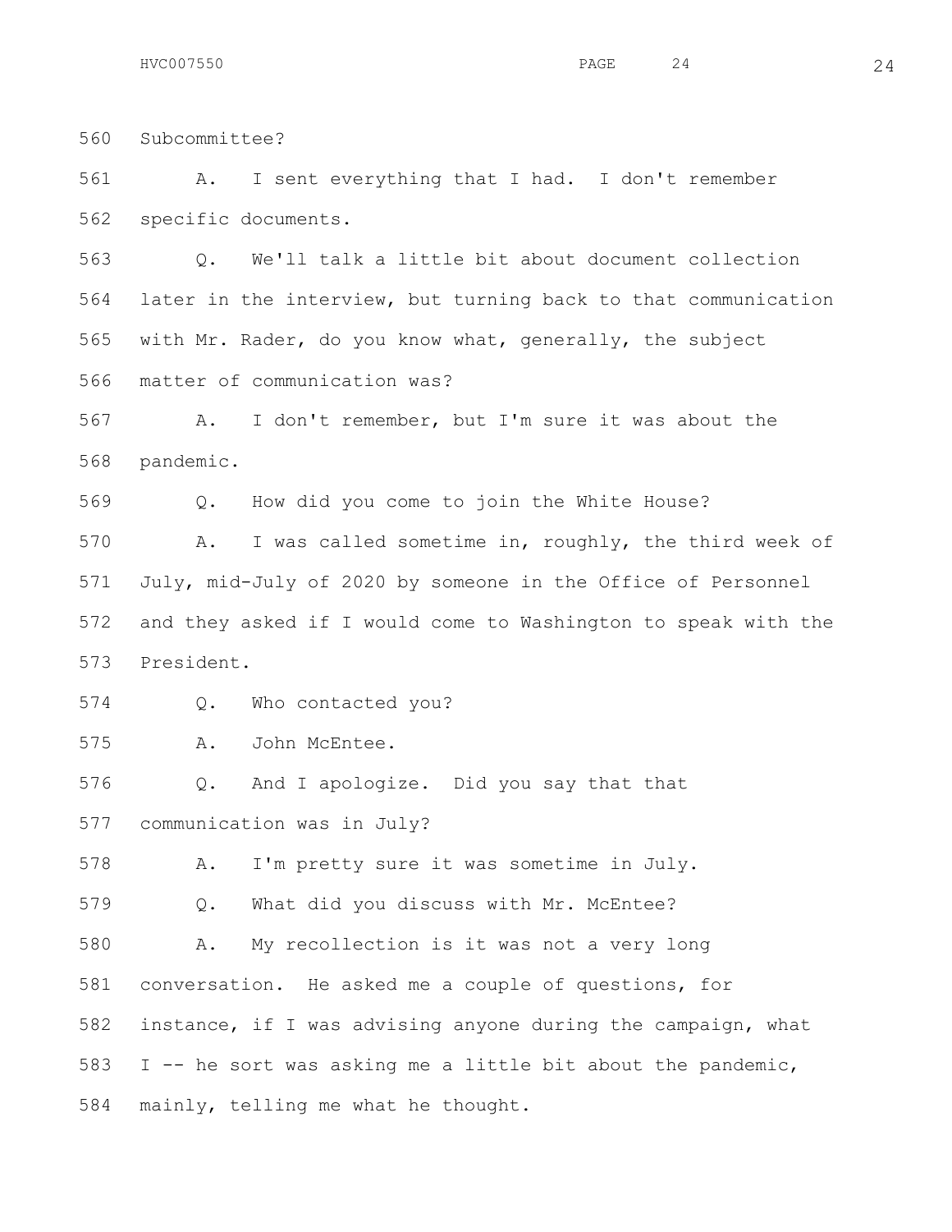560 Subcommittee?

561 A. I sent everything that I had. I don't remember
562 specific documents.

563 Q. We'll talk a little bit about document collection
564 later in the interview, but turning back to that communication
565 with Mr. Rader, do you know what, generally, the subject
566 matter of communication was?

567 A. I don't remember, but I'm sure it was about the
568 pandemic.

569 Q. How did you come to join the White House?

570 A. I was called sometime in, roughly, the third week of
571 July, mid-July of 2020 by someone in the Office of Personnel
572 and they asked if I would come to Washington to speak with the
573 President.

574 Q. Who contacted you?

575 A. John McEntee.

576 Q. And I apologize. Did you say that that
577 communication was in July?

578 A. I'm pretty sure it was sometime in July.

579 Q. What did you discuss with Mr. McEntee?

580 A. My recollection is it was not a very long
581 conversation. He asked me a couple of questions, for
582 instance, if I was advising anyone during the campaign, what
583 I -- he sort was asking me a little bit about the pandemic,
584 mainly, telling me what he thought.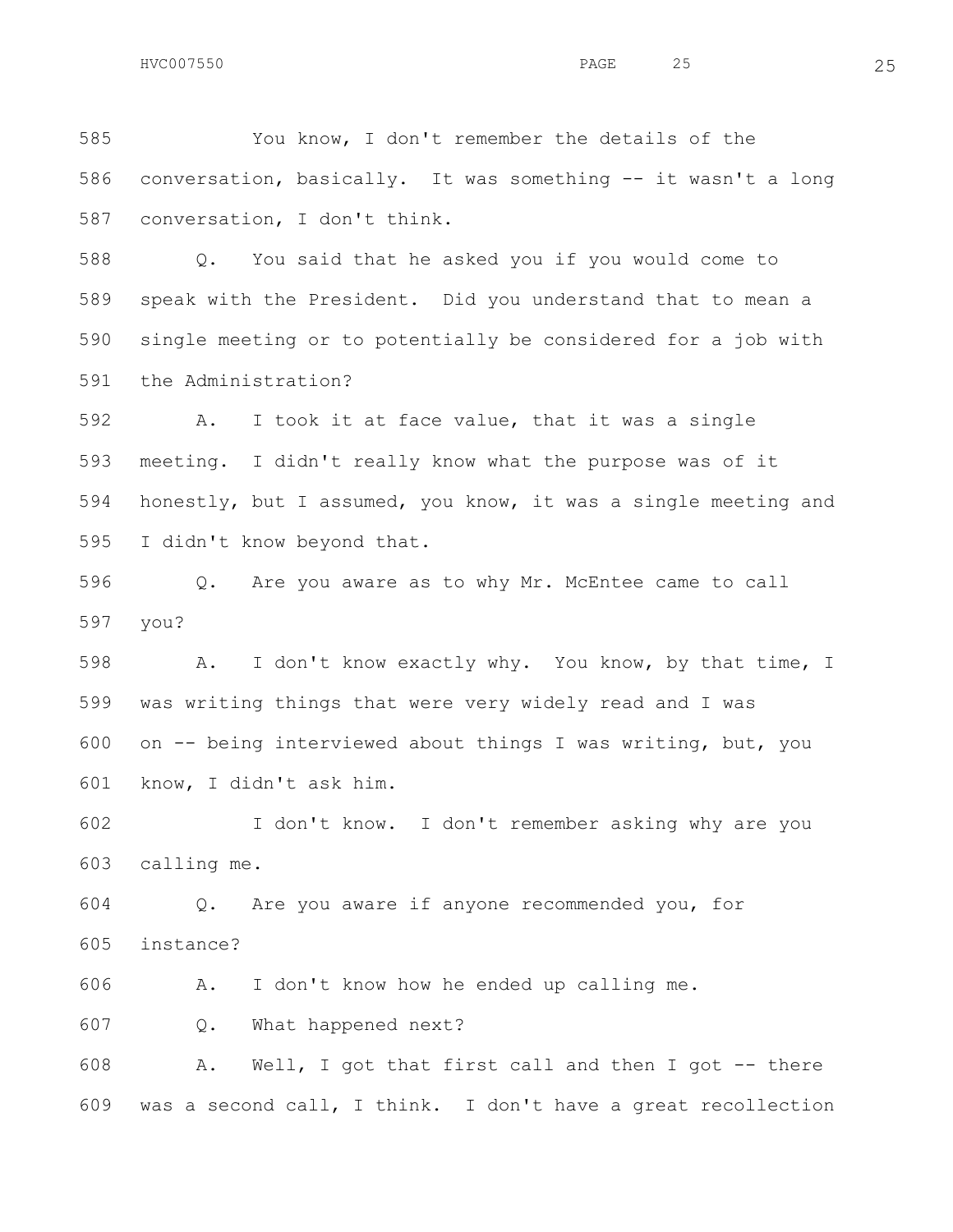You know, I don't remember the details of the conversation, basically. It was something -- it wasn't a long conversation, I don't think.

Q. You said that he asked you if you would come to speak with the President. Did you understand that to mean a single meeting or to potentially be considered for a job with the Administration?

A. I took it at face value, that it was a single meeting. I didn't really know what the purpose was of it honestly, but I assumed, you know, it was a single meeting and I didn't know beyond that.

Q. Are you aware as to why Mr. McEntee came to call you?

A. I don't know exactly why. You know, by that time, I was writing things that were very widely read and I was on -- being interviewed about things I was writing, but, you know, I didn't ask him.

I don't know. I don't remember asking why are you calling me.

Q. Are you aware if anyone recommended you, for instance?

A. I don't know how he ended up calling me.

Q. What happened next?

A. Well, I got that first call and then I got -- there was a second call, I think. I don't have a great recollection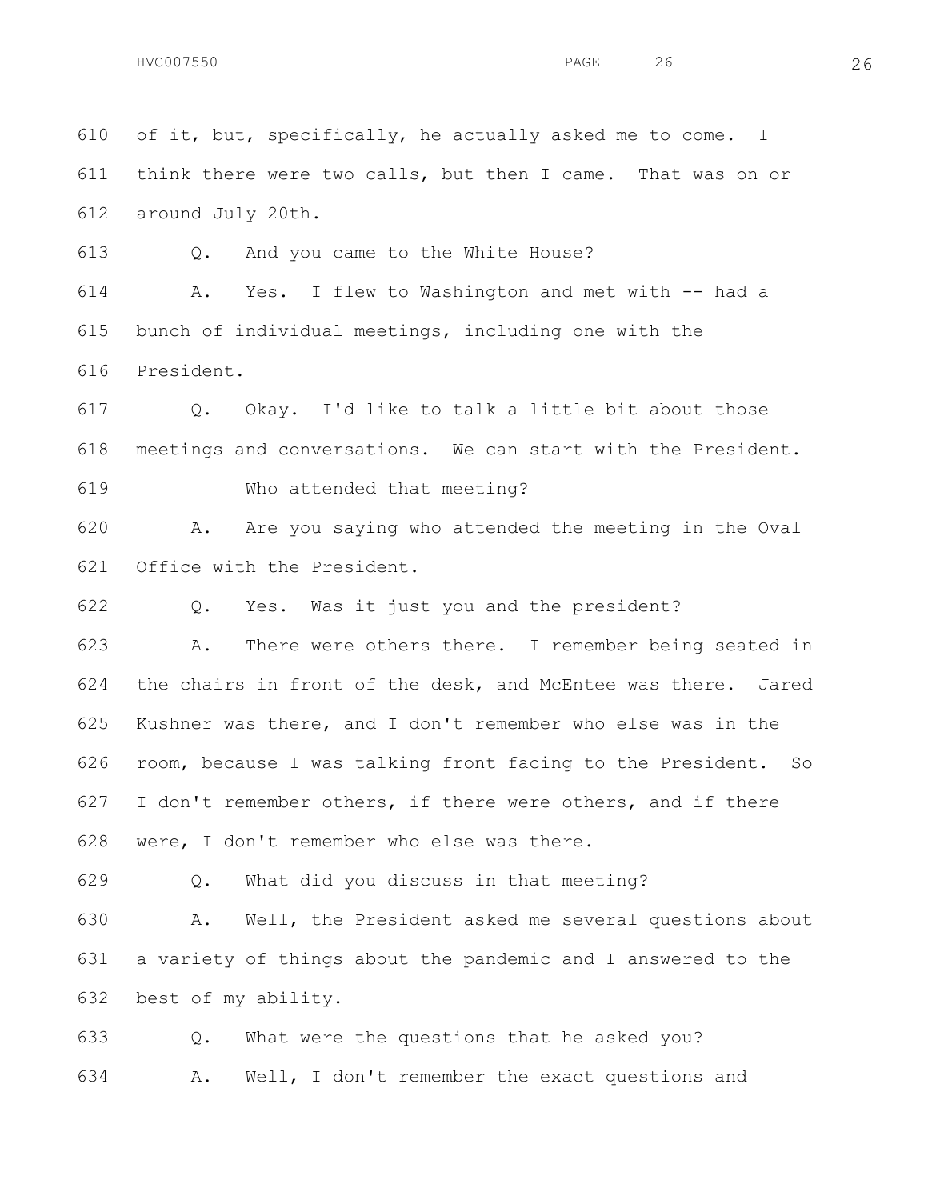610 of it, but, specifically, he actually asked me to come. I

611 think there were two calls, but then I came. That was on or

612 around July 20th.

613 Q. And you came to the White House?

614 A. Yes. I flew to Washington and met with -- had a

615 bunch of individual meetings, including one with the

616 President.

617 Q. Okay. I'd like to talk a little bit about those

618 meetings and conversations. We can start with the President.

619 Who attended that meeting?

620 A. Are you saying who attended the meeting in the Oval

621 Office with the President.

622 Q. Yes. Was it just you and the president?

623 A. There were others there. I remember being seated in

624 the chairs in front of the desk, and McEntee was there. Jared

625 Kushner was there, and I don't remember who else was in the

626 room, because I was talking front facing to the President. So

627 I don't remember others, if there were others, and if there

628 were, I don't remember who else was there.

629 Q. What did you discuss in that meeting?

630 A. Well, the President asked me several questions about

631 a variety of things about the pandemic and I answered to the

632 best of my ability.

633 Q. What were the questions that he asked you?

634 A. Well, I don't remember the exact questions and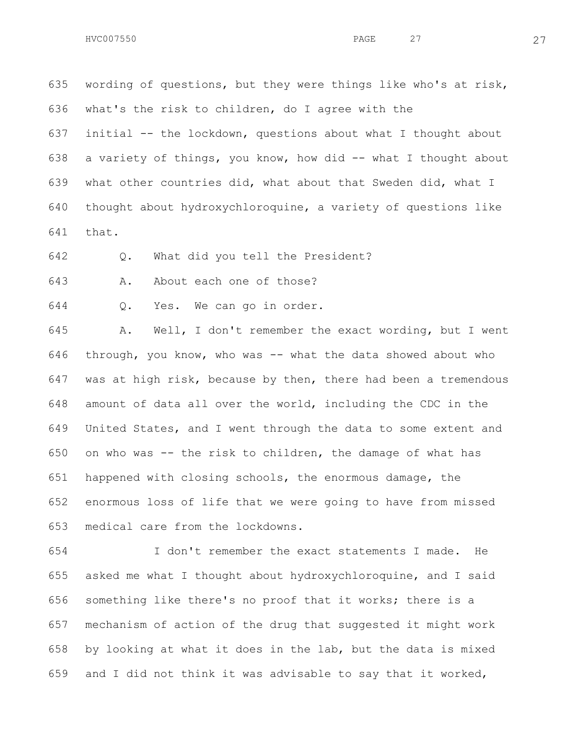wording of questions, but they were things like who's at risk, what's the risk to children, do I agree with the initial -- the lockdown, questions about what I thought about a variety of things, you know, how did -- what I thought about what other countries did, what about that Sweden did, what I thought about hydroxychloroquine, a variety of questions like that.

Q. What did you tell the President?

A. About each one of those?

Q. Yes. We can go in order.

A. Well, I don't remember the exact wording, but I went through, you know, who was -- what the data showed about who was at high risk, because by then, there had been a tremendous amount of data all over the world, including the CDC in the United States, and I went through the data to some extent and on who was -- the risk to children, the damage of what has happened with closing schools, the enormous damage, the enormous loss of life that we were going to have from missed medical care from the lockdowns.

I don't remember the exact statements I made. He asked me what I thought about hydroxychloroquine, and I said something like there's no proof that it works; there is a mechanism of action of the drug that suggested it might work by looking at what it does in the lab, but the data is mixed and I did not think it was advisable to say that it worked,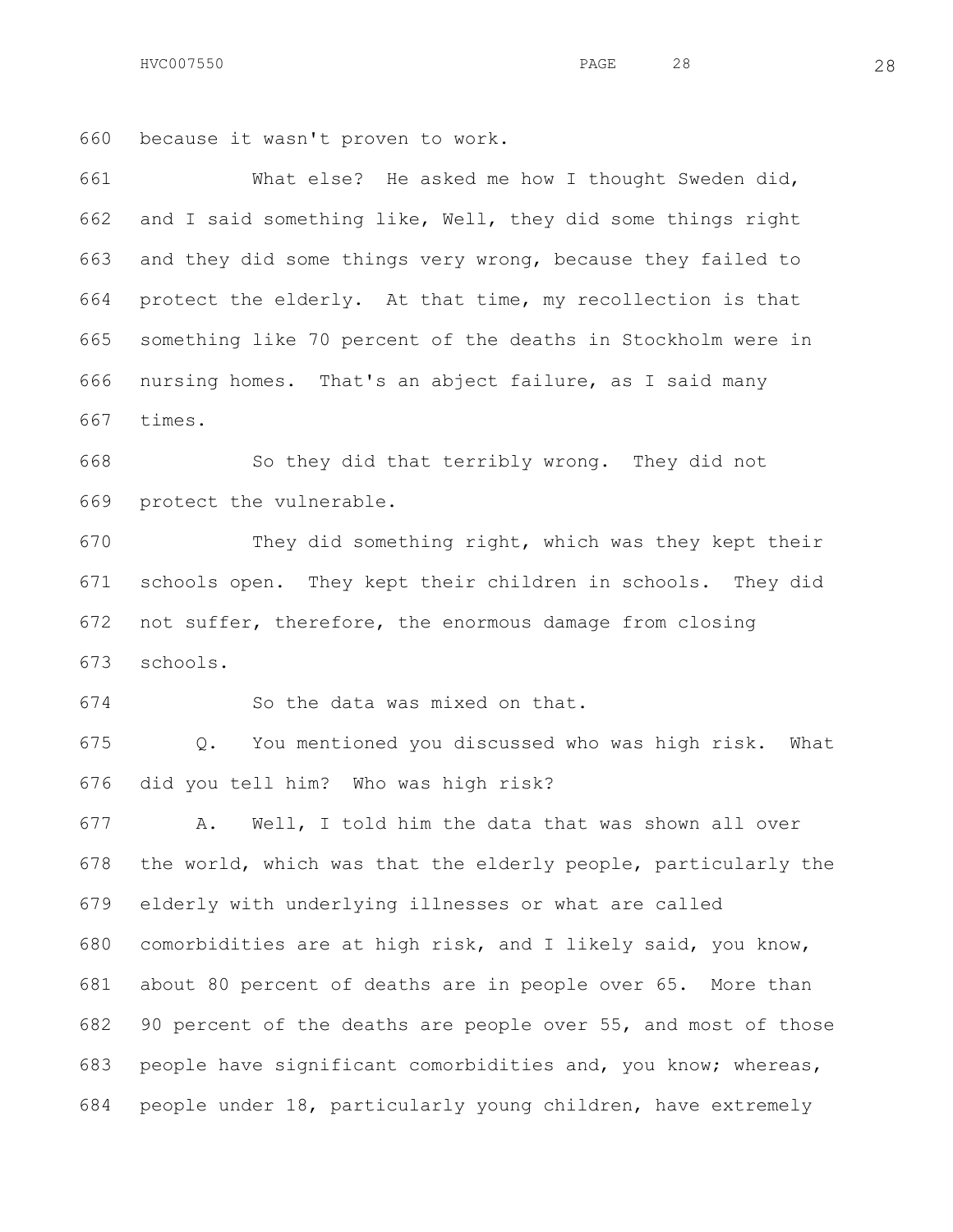because it wasn't proven to work.

What else? He asked me how I thought Sweden did, and I said something like, Well, they did some things right and they did some things very wrong, because they failed to protect the elderly. At that time, my recollection is that something like 70 percent of the deaths in Stockholm were in nursing homes. That's an abject failure, as I said many times.

So they did that terribly wrong. They did not protect the vulnerable.

They did something right, which was they kept their schools open. They kept their children in schools. They did not suffer, therefore, the enormous damage from closing schools.

So the data was mixed on that.

Q. You mentioned you discussed who was high risk. What did you tell him? Who was high risk?

A. Well, I told him the data that was shown all over the world, which was that the elderly people, particularly the elderly with underlying illnesses or what are called comorbidities are at high risk, and I likely said, you know, about 80 percent of deaths are in people over 65. More than 90 percent of the deaths are people over 55, and most of those people have significant comorbidities and, you know; whereas, people under 18, particularly young children, have extremely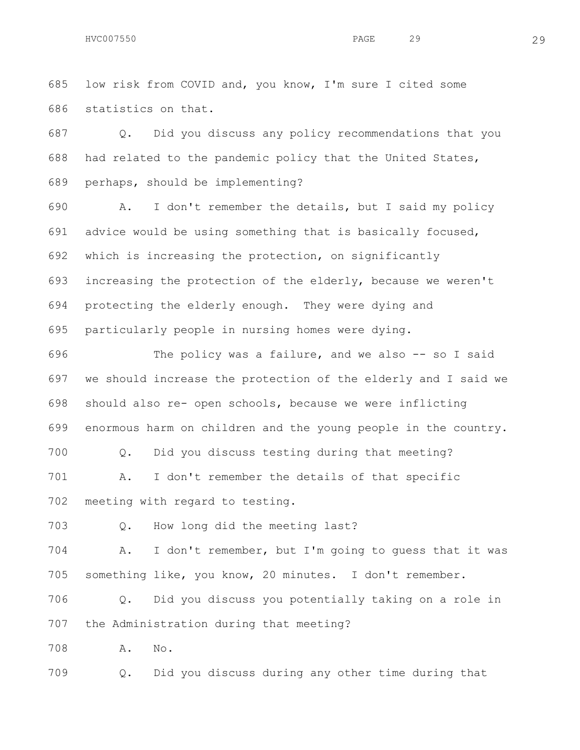685 low risk from COVID and, you know, I'm sure I cited some
686 statistics on that.

687 Q. Did you discuss any policy recommendations that you
688 had related to the pandemic policy that the United States,
689 perhaps, should be implementing?

690 A. I don't remember the details, but I said my policy
691 advice would be using something that is basically focused,
692 which is increasing the protection, on significantly
693 increasing the protection of the elderly, because we weren't
694 protecting the elderly enough. They were dying and
695 particularly people in nursing homes were dying.

696 The policy was a failure, and we also -- so I said
697 we should increase the protection of the elderly and I said we
698 should also re- open schools, because we were inflicting
699 enormous harm on children and the young people in the country.

700 Q. Did you discuss testing during that meeting?

701 A. I don't remember the details of that specific
702 meeting with regard to testing.

703 Q. How long did the meeting last?

704 A. I don't remember, but I'm going to guess that it was
705 something like, you know, 20 minutes. I don't remember.

706 Q. Did you discuss you potentially taking on a role in
707 the Administration during that meeting?

708 A. No.

709 Q. Did you discuss during any other time during that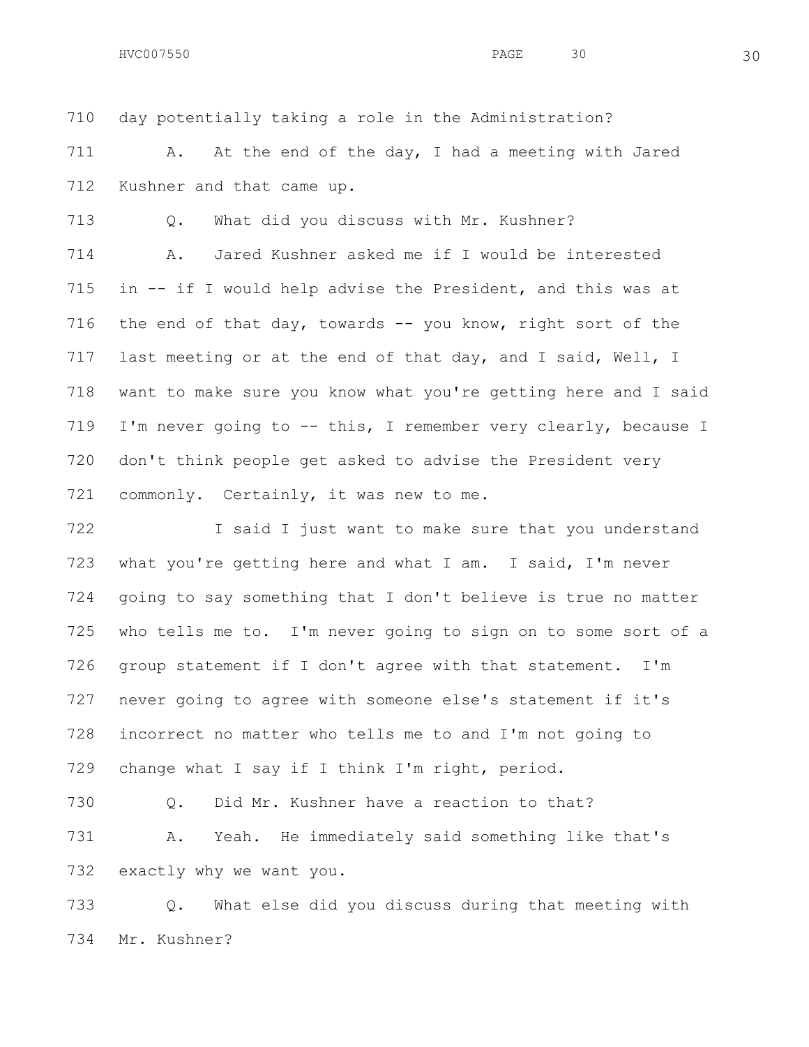710 day potentially taking a role in the Administration?

711 A. At the end of the day, I had a meeting with Jared
712 Kushner and that came up.

713 Q. What did you discuss with Mr. Kushner?

714 A. Jared Kushner asked me if I would be interested
715 in -- if I would help advise the President, and this was at
716 the end of that day, towards -- you know, right sort of the
717 last meeting or at the end of that day, and I said, Well, I
718 want to make sure you know what you're getting here and I said
719 I'm never going to -- this, I remember very clearly, because I
720 don't think people get asked to advise the President very
721 commonly. Certainly, it was new to me.

722 I said I just want to make sure that you understand
723 what you're getting here and what I am. I said, I'm never
724 going to say something that I don't believe is true no matter
725 who tells me to. I'm never going to sign on to some sort of a
726 group statement if I don't agree with that statement. I'm
727 never going to agree with someone else's statement if it's
728 incorrect no matter who tells me to and I'm not going to
729 change what I say if I think I'm right, period.

730 Q. Did Mr. Kushner have a reaction to that?

731 A. Yeah. He immediately said something like that's
732 exactly why we want you.

733 Q. What else did you discuss during that meeting with
734 Mr. Kushner?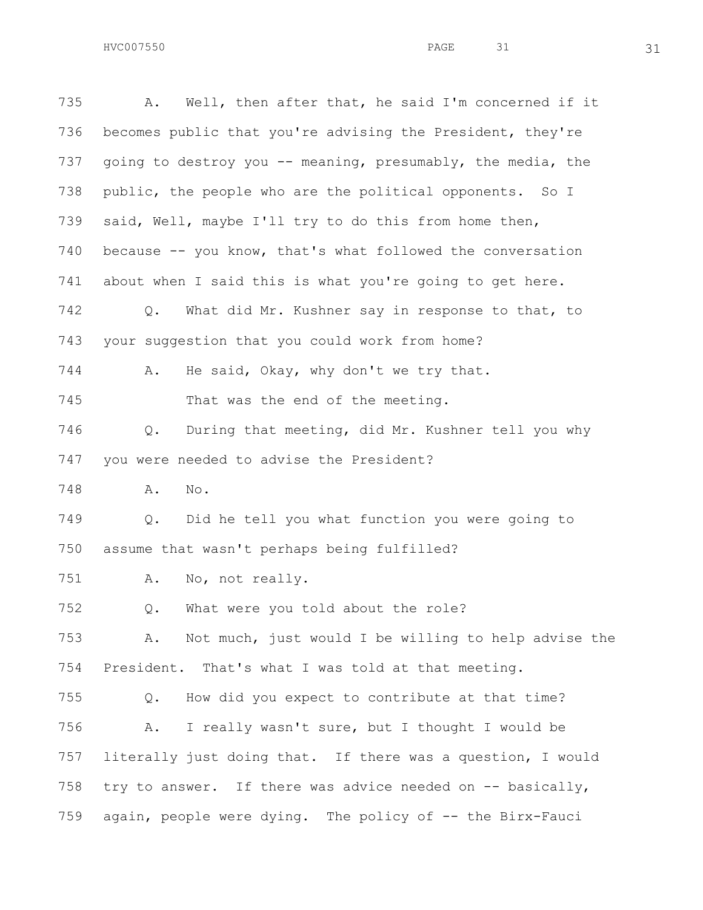A. Well, then after that, he said I'm concerned if it becomes public that you're advising the President, they're going to destroy you -- meaning, presumably, the media, the public, the people who are the political opponents. So I said, Well, maybe I'll try to do this from home then, because -- you know, that's what followed the conversation about when I said this is what you're going to get here.

Q. What did Mr. Kushner say in response to that, to your suggestion that you could work from home?

A. He said, Okay, why don't we try that.

That was the end of the meeting.

Q. During that meeting, did Mr. Kushner tell you why you were needed to advise the President?

A. No.

Q. Did he tell you what function you were going to assume that wasn't perhaps being fulfilled?

A. No, not really.

Q. What were you told about the role?

A. Not much, just would I be willing to help advise the President. That's what I was told at that meeting.

Q. How did you expect to contribute at that time?

A. I really wasn't sure, but I thought I would be literally just doing that. If there was a question, I would try to answer. If there was advice needed on -- basically, again, people were dying. The policy of -- the Birx-Fauci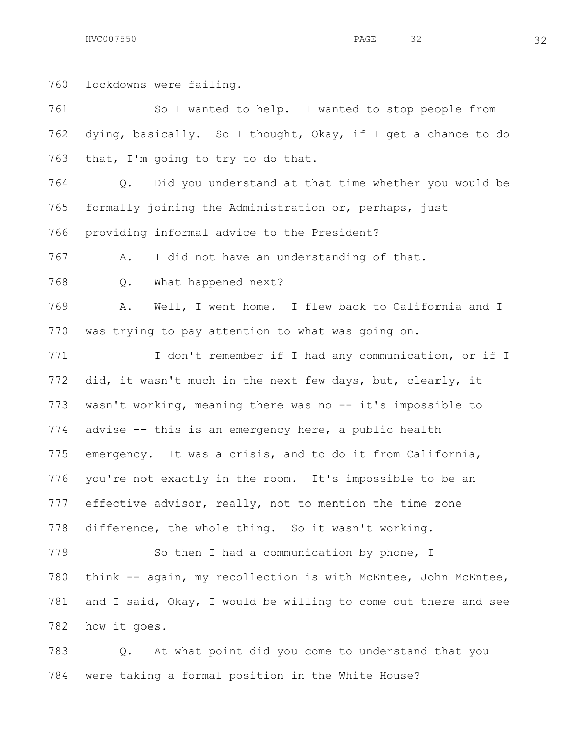lockdowns were failing.

So I wanted to help. I wanted to stop people from dying, basically. So I thought, Okay, if I get a chance to do that, I'm going to try to do that.

Q. Did you understand at that time whether you would be formally joining the Administration or, perhaps, just providing informal advice to the President?

A. I did not have an understanding of that.

Q. What happened next?

A. Well, I went home. I flew back to California and I was trying to pay attention to what was going on.

I don't remember if I had any communication, or if I did, it wasn't much in the next few days, but, clearly, it wasn't working, meaning there was no -- it's impossible to advise -- this is an emergency here, a public health emergency. It was a crisis, and to do it from California, you're not exactly in the room. It's impossible to be an effective advisor, really, not to mention the time zone difference, the whole thing. So it wasn't working.

So then I had a communication by phone, I think -- again, my recollection is with McEntee, John McEntee, and I said, Okay, I would be willing to come out there and see how it goes.

Q. At what point did you come to understand that you were taking a formal position in the White House?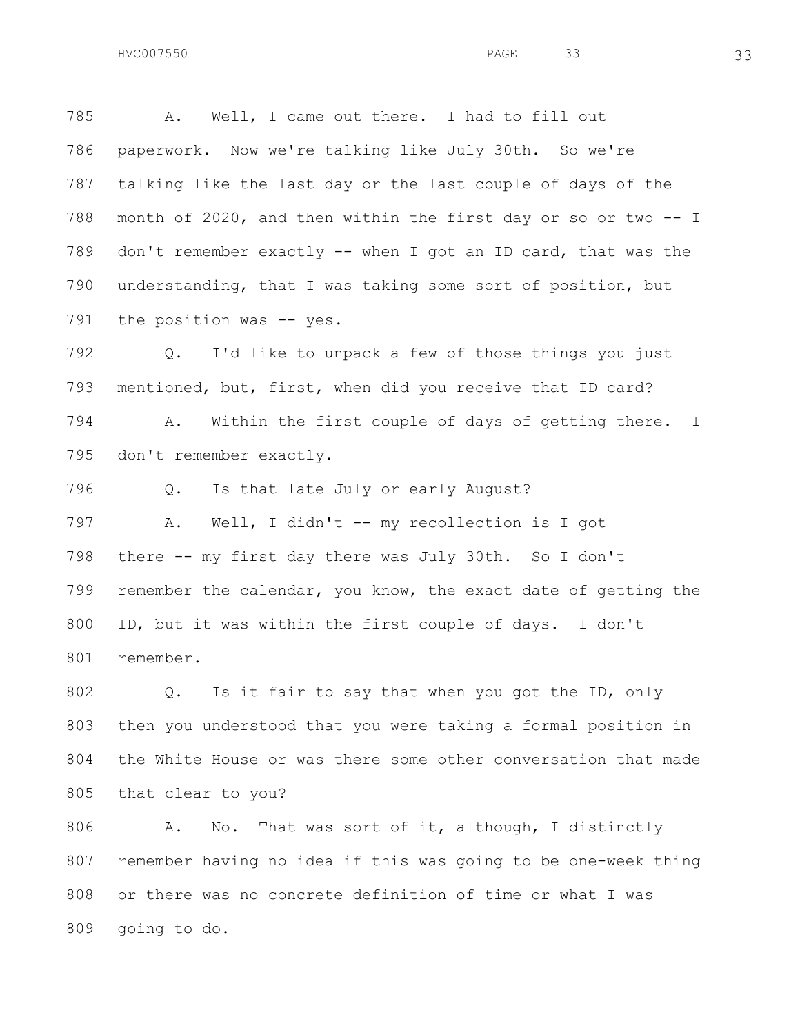785 A. Well, I came out there. I had to fill out
786 paperwork. Now we're talking like July 30th. So we're
787 talking like the last day or the last couple of days of the
788 month of 2020, and then within the first day or so or two -- I
789 don't remember exactly -- when I got an ID card, that was the
790 understanding, that I was taking some sort of position, but
791 the position was -- yes.

792 Q. I'd like to unpack a few of those things you just
793 mentioned, but, first, when did you receive that ID card?

794 A. Within the first couple of days of getting there. I
795 don't remember exactly.

796 Q. Is that late July or early August?

797 A. Well, I didn't -- my recollection is I got
798 there -- my first day there was July 30th. So I don't
799 remember the calendar, you know, the exact date of getting the
800 ID, but it was within the first couple of days. I don't
801 remember.

802 Q. Is it fair to say that when you got the ID, only
803 then you understood that you were taking a formal position in
804 the White House or was there some other conversation that made
805 that clear to you?

806 A. No. That was sort of it, although, I distinctly
807 remember having no idea if this was going to be one-week thing
808 or there was no concrete definition of time or what I was
809 going to do.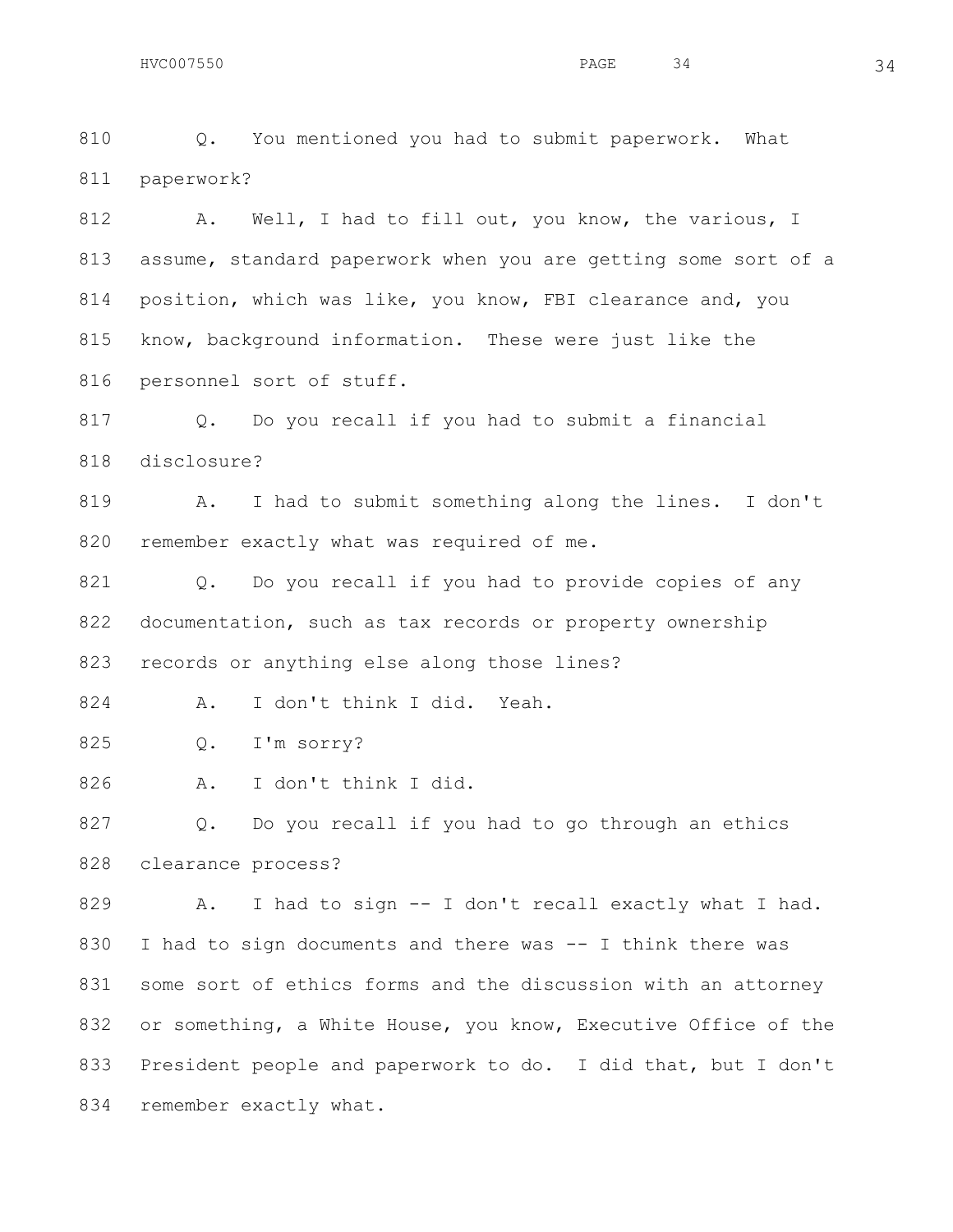810 Q. You mentioned you had to submit paperwork. What
811 paperwork?

812 A. Well, I had to fill out, you know, the various, I
813 assume, standard paperwork when you are getting some sort of a
814 position, which was like, you know, FBI clearance and, you
815 know, background information. These were just like the
816 personnel sort of stuff.

817 Q. Do you recall if you had to submit a financial
818 disclosure?

819 A. I had to submit something along the lines. I don't
820 remember exactly what was required of me.

821 Q. Do you recall if you had to provide copies of any
822 documentation, such as tax records or property ownership
823 records or anything else along those lines?

824 A. I don't think I did. Yeah.

825 Q. I'm sorry?

826 A. I don't think I did.

827 Q. Do you recall if you had to go through an ethics
828 clearance process?

829 A. I had to sign -- I don't recall exactly what I had.
830 I had to sign documents and there was -- I think there was
831 some sort of ethics forms and the discussion with an attorney
832 or something, a White House, you know, Executive Office of the
833 President people and paperwork to do. I did that, but I don't
834 remember exactly what.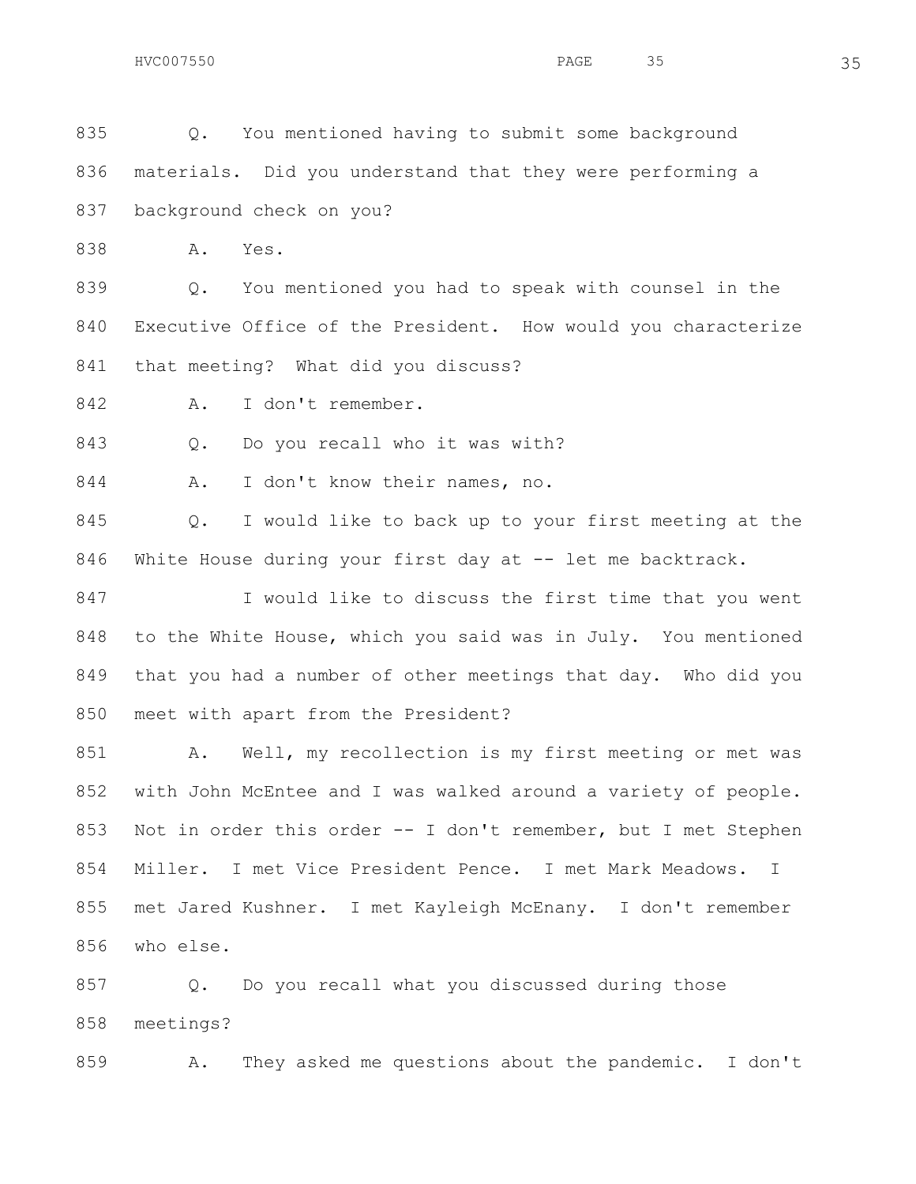835 Q. You mentioned having to submit some background

836 materials. Did you understand that they were performing a

837 background check on you?

838 A. Yes.

839 Q. You mentioned you had to speak with counsel in the

840 Executive Office of the President. How would you characterize

841 that meeting? What did you discuss?

842 A. I don't remember.

843 Q. Do you recall who it was with?

844 A. I don't know their names, no.

845 Q. I would like to back up to your first meeting at the

846 White House during your first day at -- let me backtrack.

847 I would like to discuss the first time that you went

848 to the White House, which you said was in July. You mentioned

849 that you had a number of other meetings that day. Who did you

850 meet with apart from the President?

851 A. Well, my recollection is my first meeting or met was

852 with John McEntee and I was walked around a variety of people.

853 Not in order this order -- I don't remember, but I met Stephen

854 Miller. I met Vice President Pence. I met Mark Meadows. I

855 met Jared Kushner. I met Kayleigh McEnany. I don't remember

856 who else.

857 Q. Do you recall what you discussed during those

858 meetings?

859 A. They asked me questions about the pandemic. I don't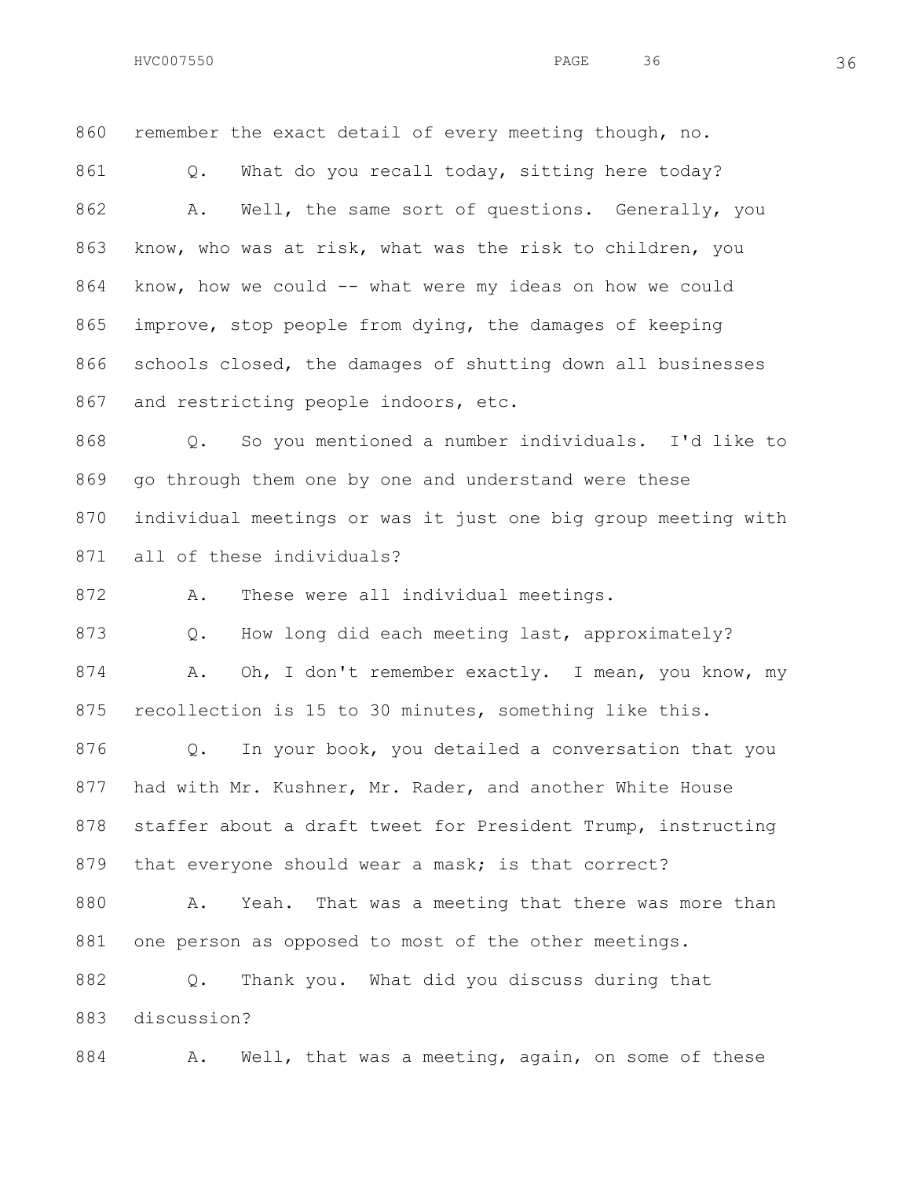860 remember the exact detail of every meeting though, no.

861 Q. What do you recall today, sitting here today?

862 A. Well, the same sort of questions. Generally, you
863 know, who was at risk, what was the risk to children, you
864 know, how we could -- what were my ideas on how we could
865 improve, stop people from dying, the damages of keeping
866 schools closed, the damages of shutting down all businesses
867 and restricting people indoors, etc.

868 Q. So you mentioned a number individuals. I'd like to
869 go through them one by one and understand were these
870 individual meetings or was it just one big group meeting with
871 all of these individuals?

872 A. These were all individual meetings.

873 Q. How long did each meeting last, approximately?

874 A. Oh, I don't remember exactly. I mean, you know, my
875 recollection is 15 to 30 minutes, something like this.

876 Q. In your book, you detailed a conversation that you
877 had with Mr. Kushner, Mr. Rader, and another White House
878 staffer about a draft tweet for President Trump, instructing
879 that everyone should wear a mask; is that correct?

880 A. Yeah. That was a meeting that there was more than
881 one person as opposed to most of the other meetings.

882 Q. Thank you. What did you discuss during that
883 discussion?

884 A. Well, that was a meeting, again, on some of these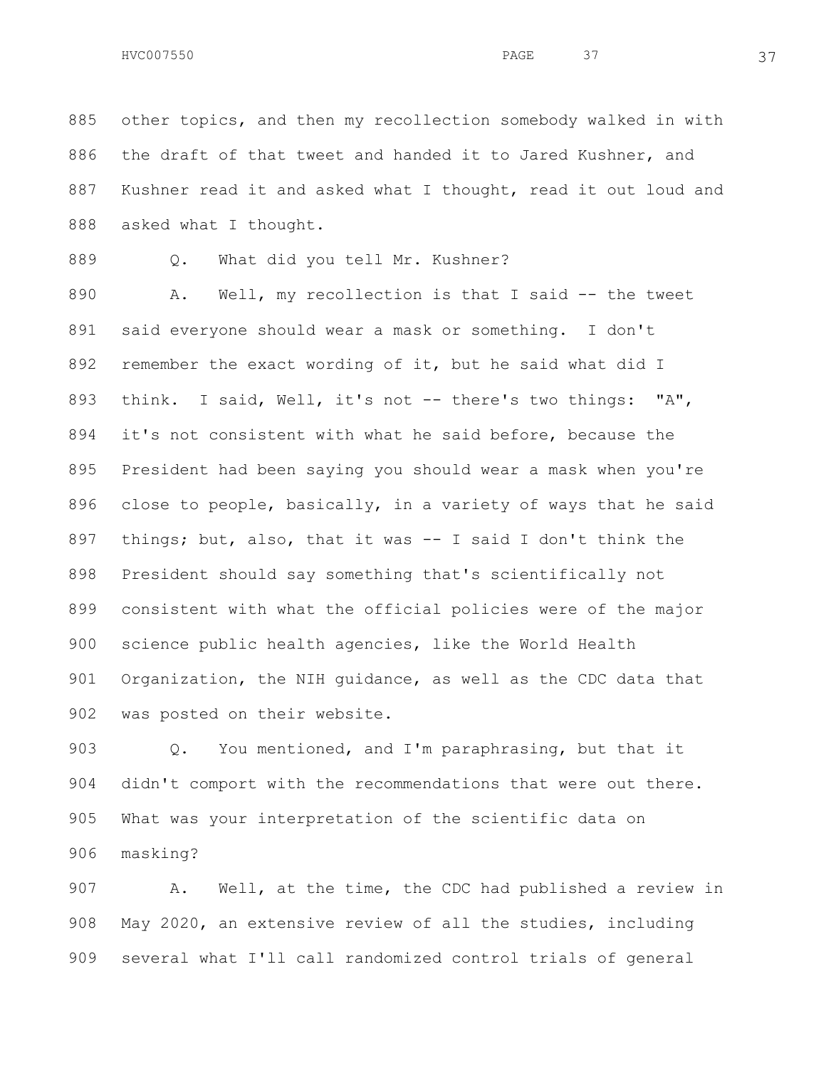885 other topics, and then my recollection somebody walked in with
886 the draft of that tweet and handed it to Jared Kushner, and
887 Kushner read it and asked what I thought, read it out loud and
888 asked what I thought.

889 Q. What did you tell Mr. Kushner?

890 A. Well, my recollection is that I said -- the tweet
891 said everyone should wear a mask or something. I don't
892 remember the exact wording of it, but he said what did I
893 think. I said, Well, it's not -- there's two things: "A",
894 it's not consistent with what he said before, because the
895 President had been saying you should wear a mask when you're
896 close to people, basically, in a variety of ways that he said
897 things; but, also, that it was -- I said I don't think the
898 President should say something that's scientifically not
899 consistent with what the official policies were of the major
900 science public health agencies, like the World Health
901 Organization, the NIH guidance, as well as the CDC data that
902 was posted on their website.

903 Q. You mentioned, and I'm paraphrasing, but that it
904 didn't comport with the recommendations that were out there.
905 What was your interpretation of the scientific data on
906 masking?

907 A. Well, at the time, the CDC had published a review in
908 May 2020, an extensive review of all the studies, including
909 several what I'll call randomized control trials of general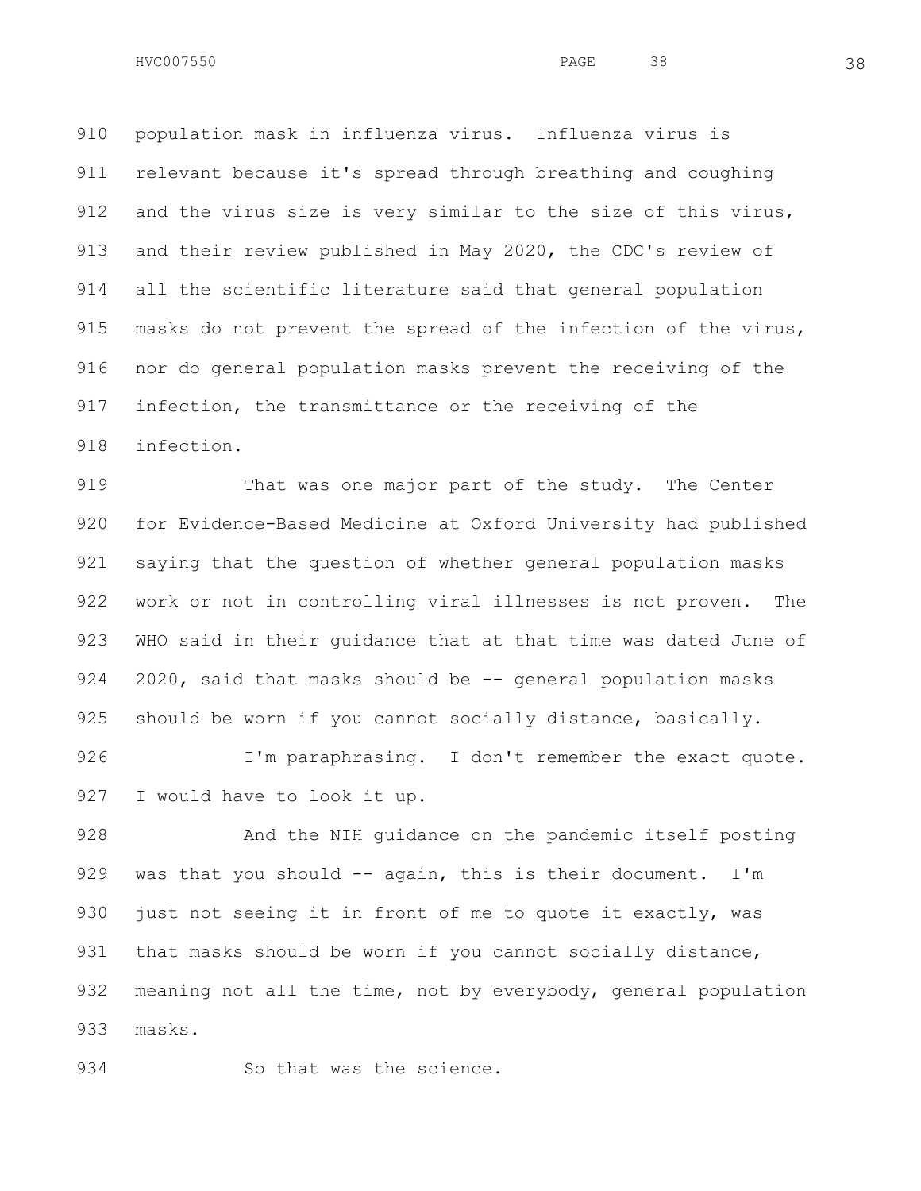population mask in influenza virus. Influenza virus is relevant because it's spread through breathing and coughing and the virus size is very similar to the size of this virus, and their review published in May 2020, the CDC's review of all the scientific literature said that general population masks do not prevent the spread of the infection of the virus, nor do general population masks prevent the receiving of the infection, the transmittance or the receiving of the infection.

That was one major part of the study. The Center for Evidence-Based Medicine at Oxford University had published saying that the question of whether general population masks work or not in controlling viral illnesses is not proven. The WHO said in their guidance that at that time was dated June of 2020, said that masks should be -- general population masks should be worn if you cannot socially distance, basically.

I'm paraphrasing. I don't remember the exact quote. I would have to look it up.

And the NIH guidance on the pandemic itself posting was that you should -- again, this is their document. I'm just not seeing it in front of me to quote it exactly, was that masks should be worn if you cannot socially distance, meaning not all the time, not by everybody, general population masks.

So that was the science.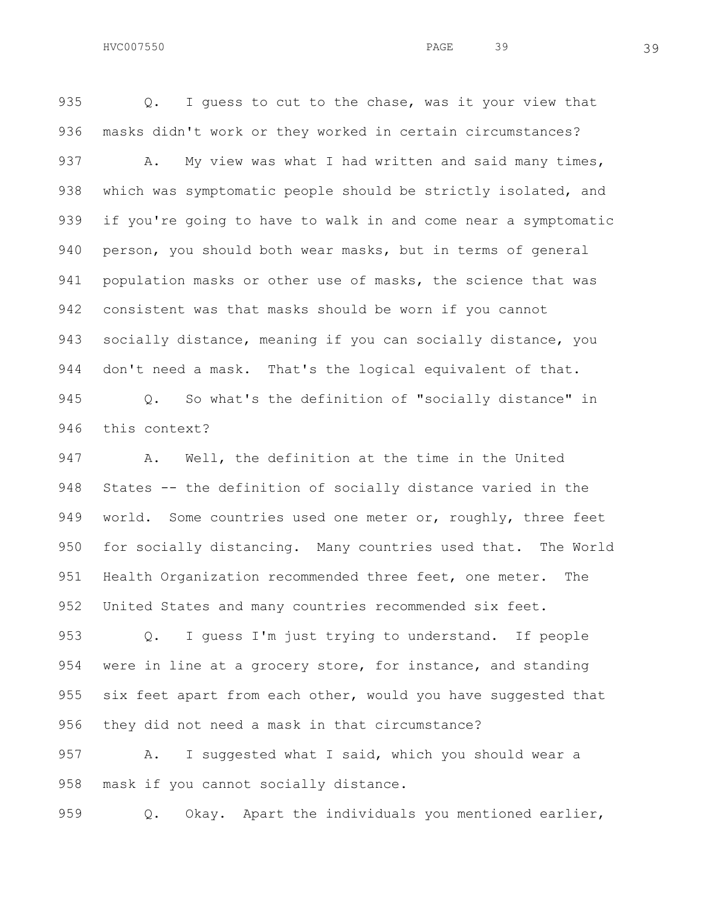935 Q. I guess to cut to the chase, was it your view that
936 masks didn't work or they worked in certain circumstances?
937 A. My view was what I had written and said many times,
938 which was symptomatic people should be strictly isolated, and
939 if you're going to have to walk in and come near a symptomatic
940 person, you should both wear masks, but in terms of general
941 population masks or other use of masks, the science that was
942 consistent was that masks should be worn if you cannot
943 socially distance, meaning if you can socially distance, you
944 don't need a mask. That's the logical equivalent of that.
945 Q. So what's the definition of "socially distance" in
946 this context?
947 A. Well, the definition at the time in the United
948 States -- the definition of socially distance varied in the
949 world. Some countries used one meter or, roughly, three feet
950 for socially distancing. Many countries used that. The World
951 Health Organization recommended three feet, one meter. The
952 United States and many countries recommended six feet.
953 Q. I guess I'm just trying to understand. If people
954 were in line at a grocery store, for instance, and standing
955 six feet apart from each other, would you have suggested that
956 they did not need a mask in that circumstance?
957 A. I suggested what I said, which you should wear a
958 mask if you cannot socially distance.
959 Q. Okay. Apart the individuals you mentioned earlier,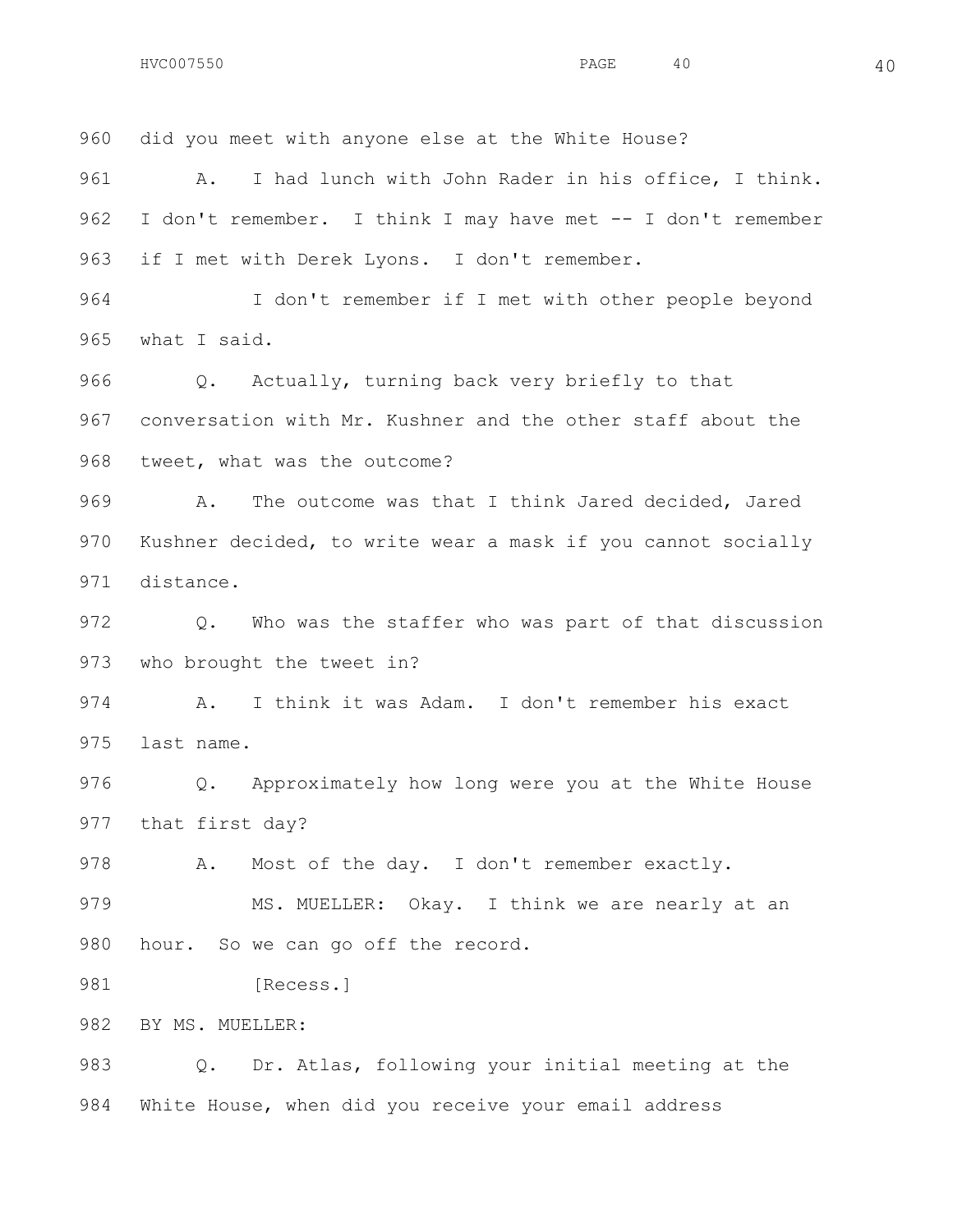960 did you meet with anyone else at the White House?

961 A. I had lunch with John Rader in his office, I think.

962 I don't remember. I think I may have met -- I don't remember

963 if I met with Derek Lyons. I don't remember.

964 I don't remember if I met with other people beyond

965 what I said.

966 Q. Actually, turning back very briefly to that

967 conversation with Mr. Kushner and the other staff about the

968 tweet, what was the outcome?

969 A. The outcome was that I think Jared decided, Jared

970 Kushner decided, to write wear a mask if you cannot socially

971 distance.

972 Q. Who was the staffer who was part of that discussion

973 who brought the tweet in?

974 A. I think it was Adam. I don't remember his exact

975 last name.

976 Q. Approximately how long were you at the White House

977 that first day?

978 A. Most of the day. I don't remember exactly.

979 MS. MUELLER: Okay. I think we are nearly at an

980 hour. So we can go off the record.

981 [Recess.]

982 BY MS. MUELLER:

983 Q. Dr. Atlas, following your initial meeting at the

984 White House, when did you receive your email address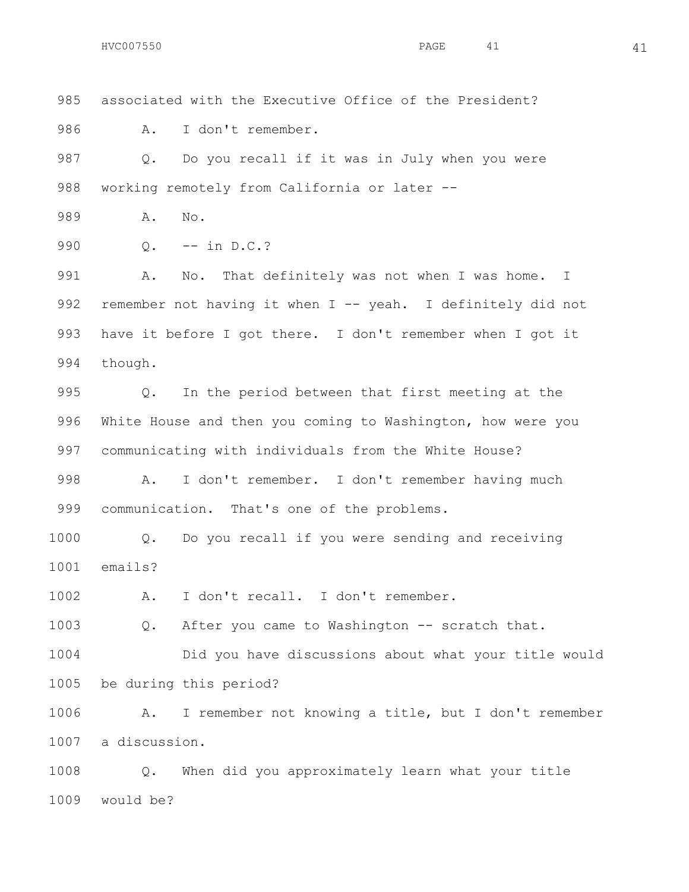985 associated with the Executive Office of the President?

986 A. I don't remember.

987 Q. Do you recall if it was in July when you were

988 working remotely from California or later --

989 A. No.

990 Q. -- in D.C.?

991 A. No. That definitely was not when I was home. I

992 remember not having it when I -- yeah. I definitely did not

993 have it before I got there. I don't remember when I got it

994 though.

995 Q. In the period between that first meeting at the

996 White House and then you coming to Washington, how were you

997 communicating with individuals from the White House?

998 A. I don't remember. I don't remember having much

999 communication. That's one of the problems.

1000 Q. Do you recall if you were sending and receiving

1001 emails?

1002 A. I don't recall. I don't remember.

1003 Q. After you came to Washington -- scratch that.

1004 Did you have discussions about what your title would

1005 be during this period?

1006 A. I remember not knowing a title, but I don't remember

1007 a discussion.

1008 Q. When did you approximately learn what your title

1009 would be?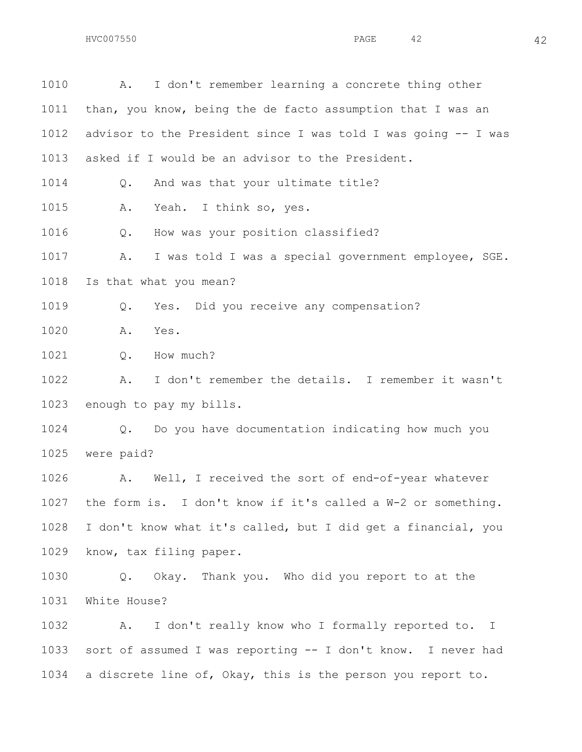1010 A. I don't remember learning a concrete thing other
1011 than, you know, being the de facto assumption that I was an
1012 advisor to the President since I was told I was going -- I was
1013 asked if I would be an advisor to the President.

1014 Q. And was that your ultimate title?

1015 A. Yeah. I think so, yes.

1016 Q. How was your position classified?

1017 A. I was told I was a special government employee, SGE.
1018 Is that what you mean?

1019 Q. Yes. Did you receive any compensation?

1020 A. Yes.

1021 Q. How much?

1022 A. I don't remember the details. I remember it wasn't
1023 enough to pay my bills.

1024 Q. Do you have documentation indicating how much you
1025 were paid?

1026 A. Well, I received the sort of end-of-year whatever
1027 the form is. I don't know if it's called a W-2 or something.
1028 I don't know what it's called, but I did get a financial, you
1029 know, tax filing paper.

1030 Q. Okay. Thank you. Who did you report to at the
1031 White House?

1032 A. I don't really know who I formally reported to. I
1033 sort of assumed I was reporting -- I don't know. I never had
1034 a discrete line of, Okay, this is the person you report to.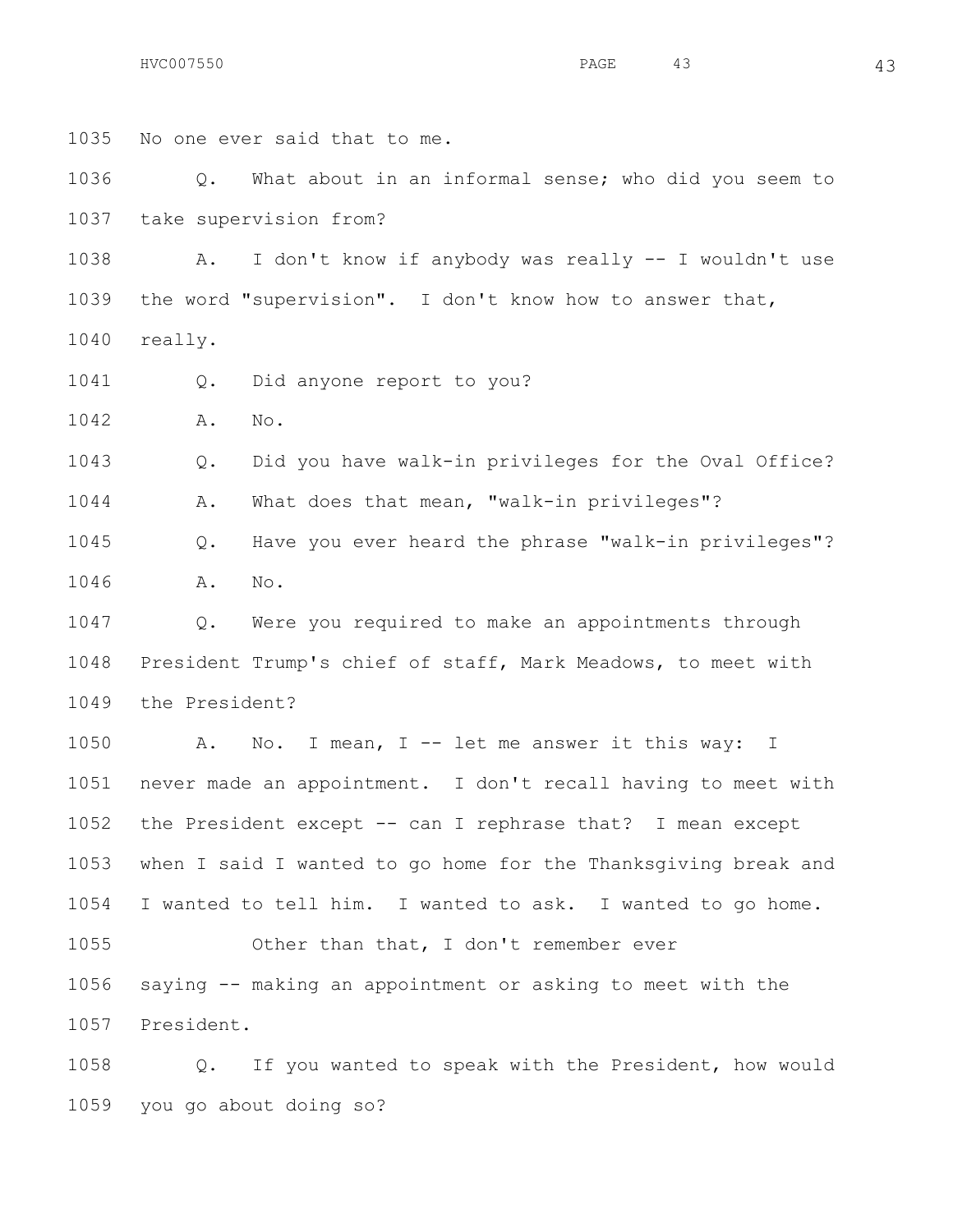No one ever said that to me.

Q. What about in an informal sense; who did you seem to take supervision from?

A. I don't know if anybody was really -- I wouldn't use the word "supervision". I don't know how to answer that, really.

Q. Did anyone report to you?

A. No.

Q. Did you have walk-in privileges for the Oval Office?

A. What does that mean, "walk-in privileges"?

Q. Have you ever heard the phrase "walk-in privileges"?

A. No.

Q. Were you required to make an appointments through President Trump's chief of staff, Mark Meadows, to meet with the President?

A. No. I mean, I -- let me answer it this way: I never made an appointment. I don't recall having to meet with the President except -- can I rephrase that? I mean except when I said I wanted to go home for the Thanksgiving break and I wanted to tell him. I wanted to ask. I wanted to go home.

Other than that, I don't remember ever saying -- making an appointment or asking to meet with the President.

Q. If you wanted to speak with the President, how would you go about doing so?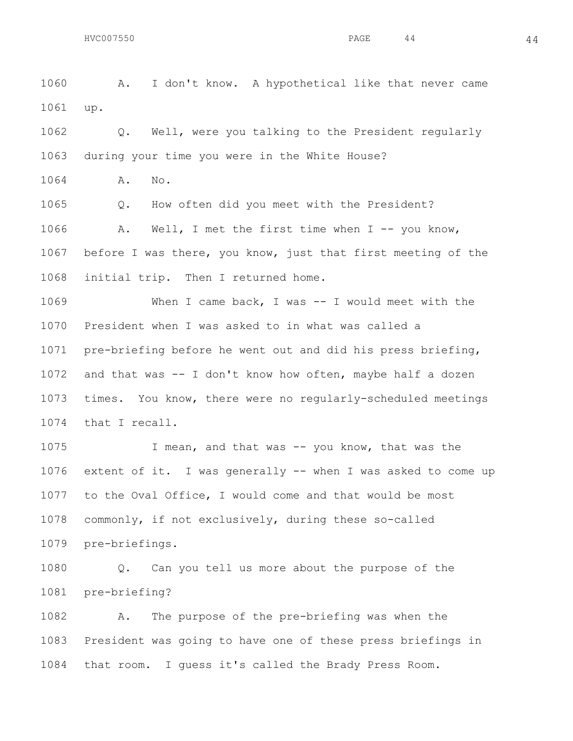A. I don't know. A hypothetical like that never came up.

Q. Well, were you talking to the President regularly during your time you were in the White House?

A. No.

Q. How often did you meet with the President?

A. Well, I met the first time when I -- you know, before I was there, you know, just that first meeting of the initial trip. Then I returned home.

When I came back, I was -- I would meet with the President when I was asked to in what was called a pre-briefing before he went out and did his press briefing, and that was -- I don't know how often, maybe half a dozen times. You know, there were no regularly-scheduled meetings that I recall.

I mean, and that was -- you know, that was the extent of it. I was generally -- when I was asked to come up to the Oval Office, I would come and that would be most commonly, if not exclusively, during these so-called pre-briefings.

Q. Can you tell us more about the purpose of the pre-briefing?

A. The purpose of the pre-briefing was when the President was going to have one of these press briefings in that room. I guess it's called the Brady Press Room.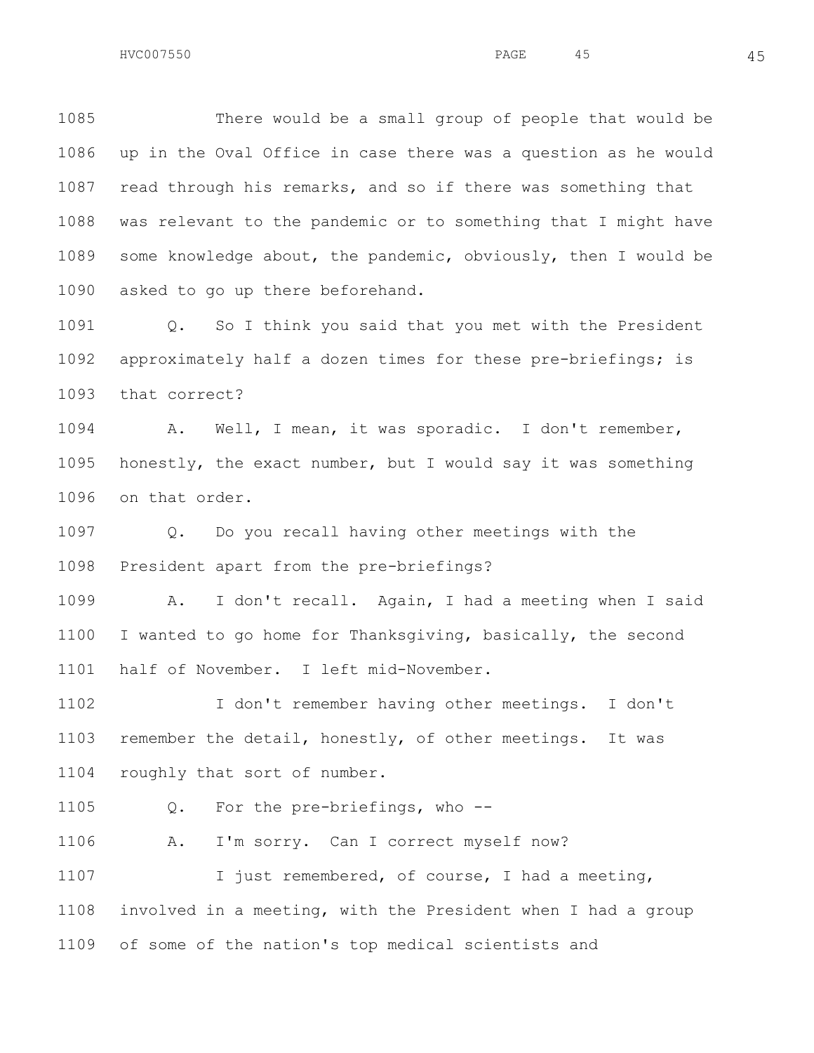There would be a small group of people that would be up in the Oval Office in case there was a question as he would read through his remarks, and so if there was something that was relevant to the pandemic or to something that I might have some knowledge about, the pandemic, obviously, then I would be asked to go up there beforehand.

Q. So I think you said that you met with the President approximately half a dozen times for these pre-briefings; is that correct?

A. Well, I mean, it was sporadic. I don't remember, honestly, the exact number, but I would say it was something on that order.

Q. Do you recall having other meetings with the President apart from the pre-briefings?

A. I don't recall. Again, I had a meeting when I said I wanted to go home for Thanksgiving, basically, the second half of November. I left mid-November.

I don't remember having other meetings. I don't remember the detail, honestly, of other meetings. It was roughly that sort of number.

Q. For the pre-briefings, who --

A. I'm sorry. Can I correct myself now?

I just remembered, of course, I had a meeting, involved in a meeting, with the President when I had a group of some of the nation's top medical scientists and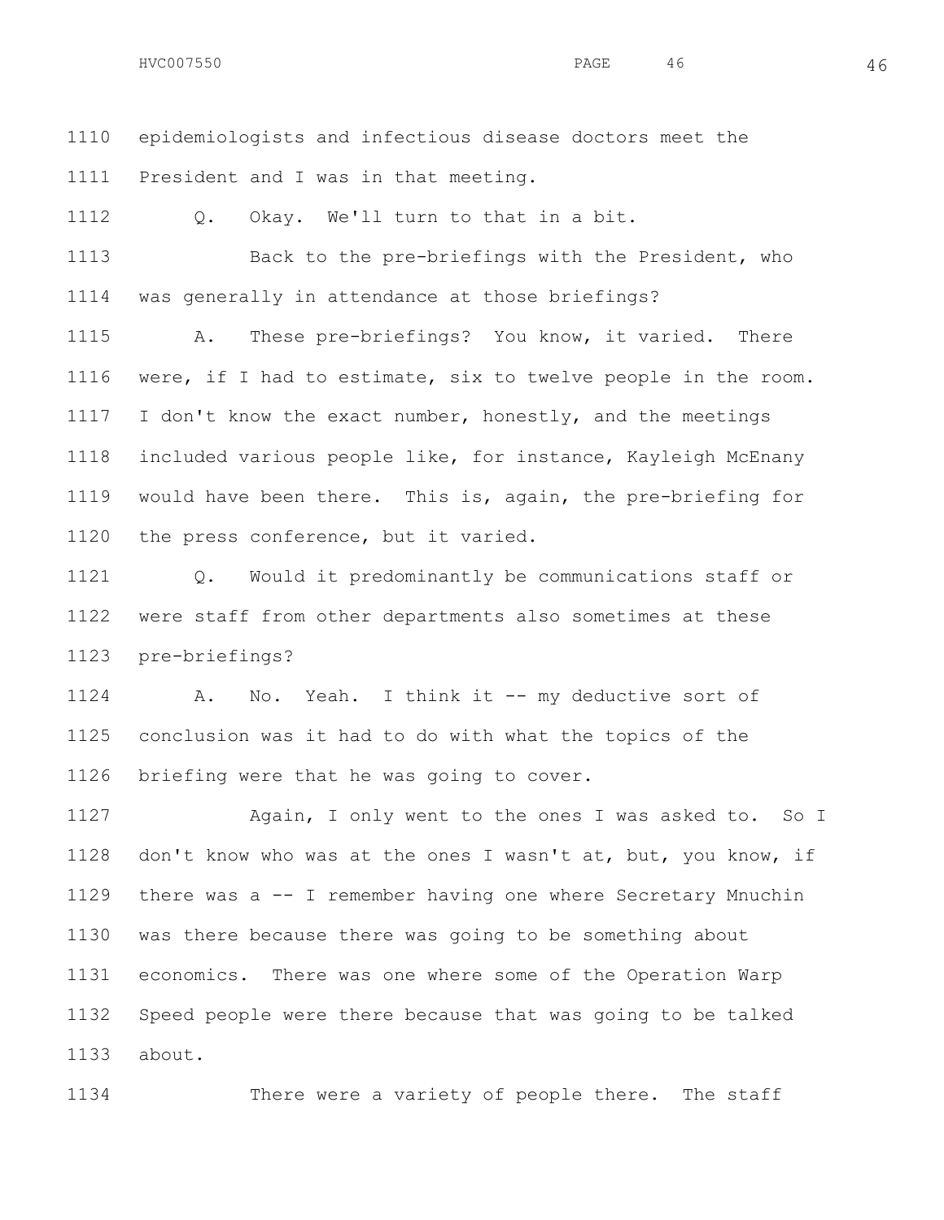epidemiologists and infectious disease doctors meet the President and I was in that meeting.

Q. Okay. We'll turn to that in a bit.

Back to the pre-briefings with the President, who was generally in attendance at those briefings?

A. These pre-briefings? You know, it varied. There were, if I had to estimate, six to twelve people in the room. I don't know the exact number, honestly, and the meetings included various people like, for instance, Kayleigh McEnany would have been there. This is, again, the pre-briefing for the press conference, but it varied.

Q. Would it predominantly be communications staff or were staff from other departments also sometimes at these pre-briefings?

A. No. Yeah. I think it -- my deductive sort of conclusion was it had to do with what the topics of the briefing were that he was going to cover.

Again, I only went to the ones I was asked to. So I don't know who was at the ones I wasn't at, but, you know, if there was a -- I remember having one where Secretary Mnuchin was there because there was going to be something about economics. There was one where some of the Operation Warp Speed people were there because that was going to be talked about.

There were a variety of people there. The staff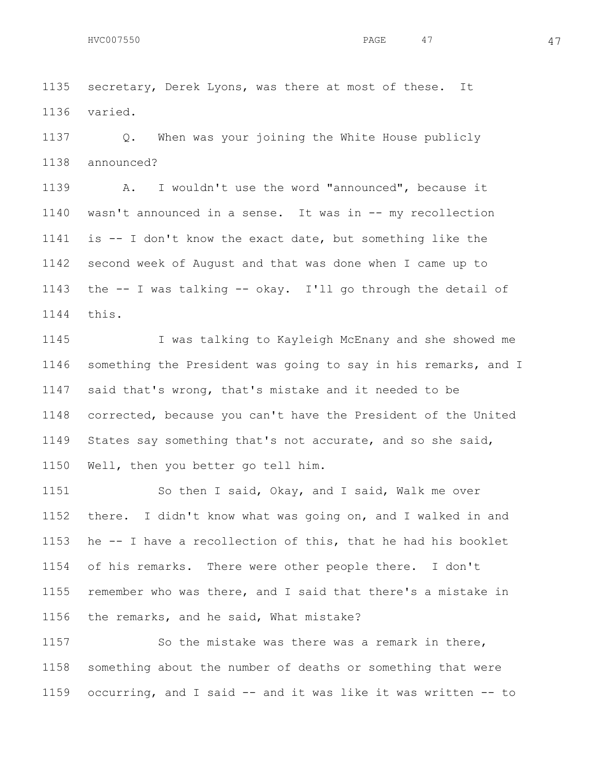1135 secretary, Derek Lyons, was there at most of these. It
1136 varied.

1137 Q. When was your joining the White House publicly
1138 announced?

1139 A. I wouldn't use the word "announced", because it
1140 wasn't announced in a sense. It was in -- my recollection
1141 is -- I don't know the exact date, but something like the
1142 second week of August and that was done when I came up to
1143 the -- I was talking -- okay. I'll go through the detail of
1144 this.

1145 I was talking to Kayleigh McEnany and she showed me
1146 something the President was going to say in his remarks, and I
1147 said that's wrong, that's mistake and it needed to be
1148 corrected, because you can't have the President of the United
1149 States say something that's not accurate, and so she said,
1150 Well, then you better go tell him.

1151 So then I said, Okay, and I said, Walk me over
1152 there. I didn't know what was going on, and I walked in and
1153 he -- I have a recollection of this, that he had his booklet
1154 of his remarks. There were other people there. I don't
1155 remember who was there, and I said that there's a mistake in
1156 the remarks, and he said, What mistake?

1157 So the mistake was there was a remark in there,
1158 something about the number of deaths or something that were
1159 occurring, and I said -- and it was like it was written -- to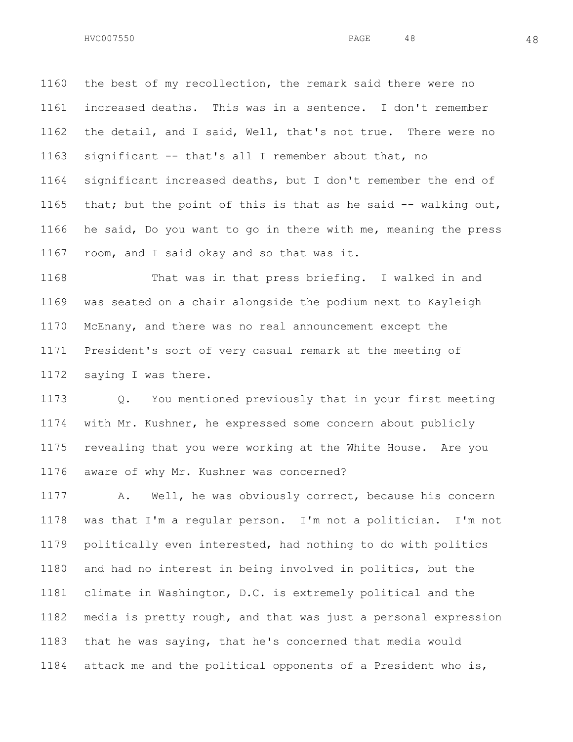the best of my recollection, the remark said there were no increased deaths. This was in a sentence. I don't remember the detail, and I said, Well, that's not true. There were no significant -- that's all I remember about that, no significant increased deaths, but I don't remember the end of that; but the point of this is that as he said -- walking out, he said, Do you want to go in there with me, meaning the press room, and I said okay and so that was it.

That was in that press briefing. I walked in and was seated on a chair alongside the podium next to Kayleigh McEnany, and there was no real announcement except the President's sort of very casual remark at the meeting of saying I was there.

Q. You mentioned previously that in your first meeting with Mr. Kushner, he expressed some concern about publicly revealing that you were working at the White House. Are you aware of why Mr. Kushner was concerned?

A. Well, he was obviously correct, because his concern was that I'm a regular person. I'm not a politician. I'm not politically even interested, had nothing to do with politics and had no interest in being involved in politics, but the climate in Washington, D.C. is extremely political and the media is pretty rough, and that was just a personal expression that he was saying, that he's concerned that media would attack me and the political opponents of a President who is,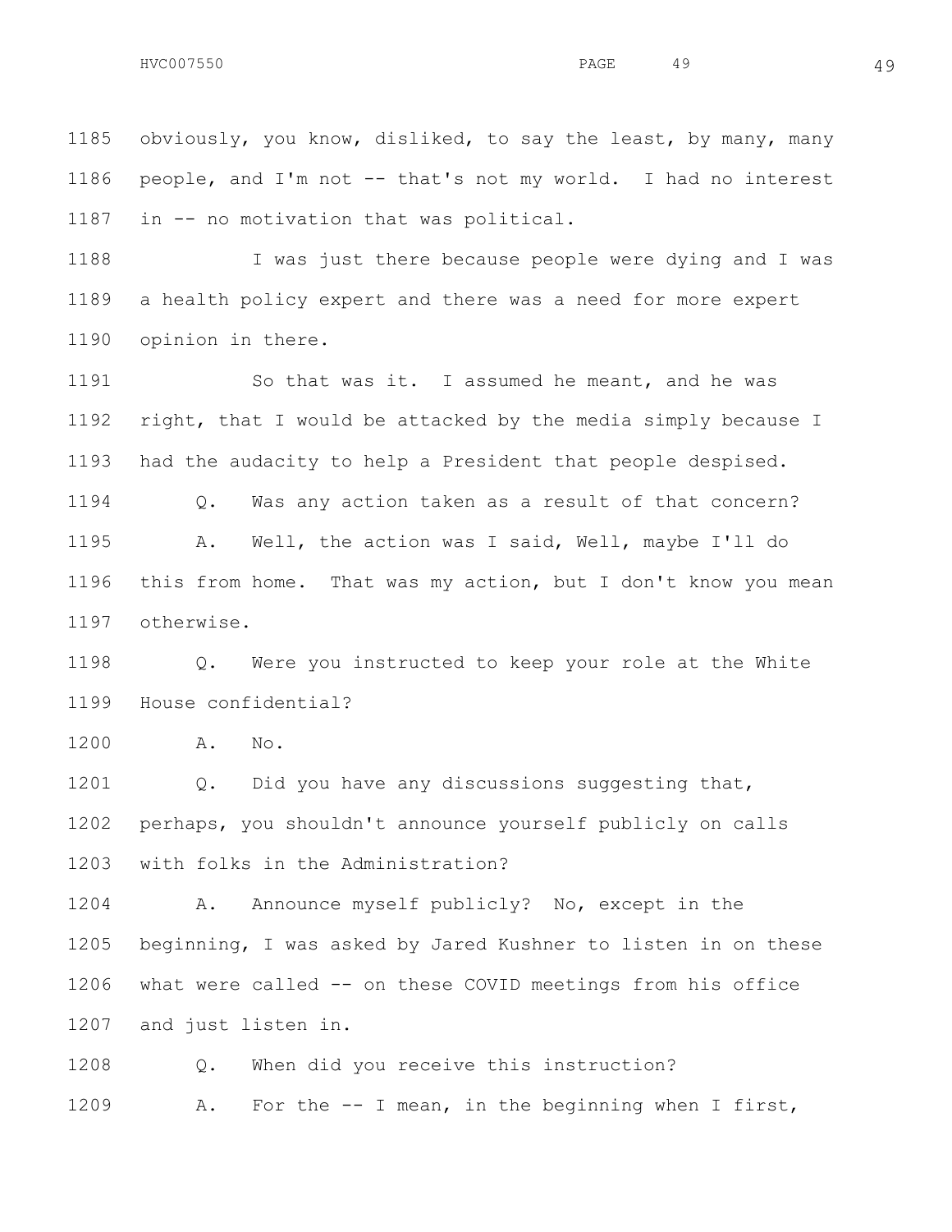obviously, you know, disliked, to say the least, by many, many people, and I'm not -- that's not my world. I had no interest in -- no motivation that was political.

I was just there because people were dying and I was a health policy expert and there was a need for more expert opinion in there.

So that was it. I assumed he meant, and he was right, that I would be attacked by the media simply because I had the audacity to help a President that people despised.

Q. Was any action taken as a result of that concern?

A. Well, the action was I said, Well, maybe I'll do this from home. That was my action, but I don't know you mean otherwise.

Q. Were you instructed to keep your role at the White House confidential?

A. No.

Q. Did you have any discussions suggesting that, perhaps, you shouldn't announce yourself publicly on calls with folks in the Administration?

A. Announce myself publicly? No, except in the beginning, I was asked by Jared Kushner to listen in on these what were called -- on these COVID meetings from his office and just listen in.

Q. When did you receive this instruction?

A. For the -- I mean, in the beginning when I first,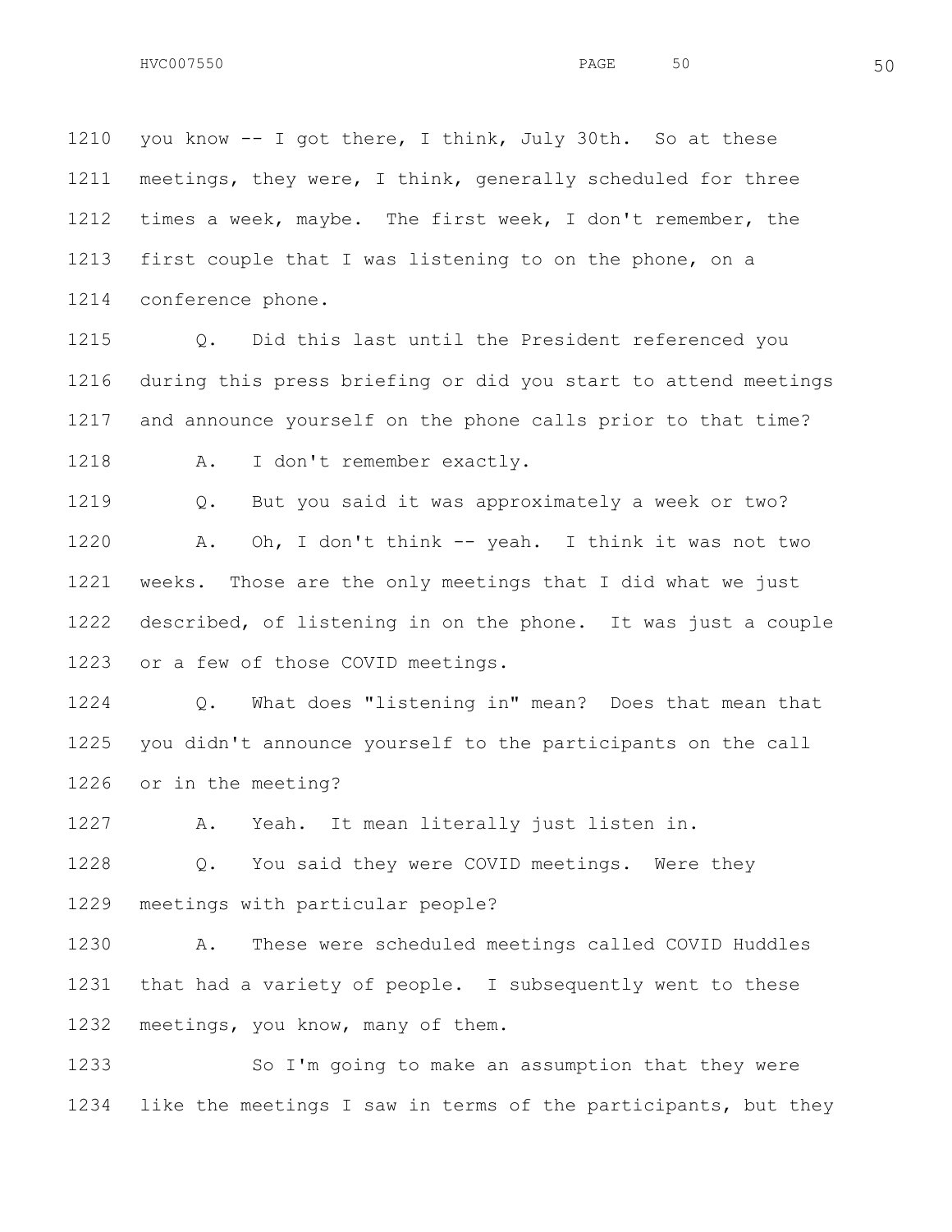1210 you know -- I got there, I think, July 30th. So at these
1211 meetings, they were, I think, generally scheduled for three
1212 times a week, maybe. The first week, I don't remember, the
1213 first couple that I was listening to on the phone, on a
1214 conference phone.

1215 Q. Did this last until the President referenced you
1216 during this press briefing or did you start to attend meetings
1217 and announce yourself on the phone calls prior to that time?

1218 A. I don't remember exactly.

1219 Q. But you said it was approximately a week or two?

1220 A. Oh, I don't think -- yeah. I think it was not two
1221 weeks. Those are the only meetings that I did what we just
1222 described, of listening in on the phone. It was just a couple
1223 or a few of those COVID meetings.

1224 Q. What does "listening in" mean? Does that mean that
1225 you didn't announce yourself to the participants on the call
1226 or in the meeting?

1227 A. Yeah. It mean literally just listen in.

1228 Q. You said they were COVID meetings. Were they
1229 meetings with particular people?

1230 A. These were scheduled meetings called COVID Huddles
1231 that had a variety of people. I subsequently went to these
1232 meetings, you know, many of them.

1233 So I'm going to make an assumption that they were
1234 like the meetings I saw in terms of the participants, but they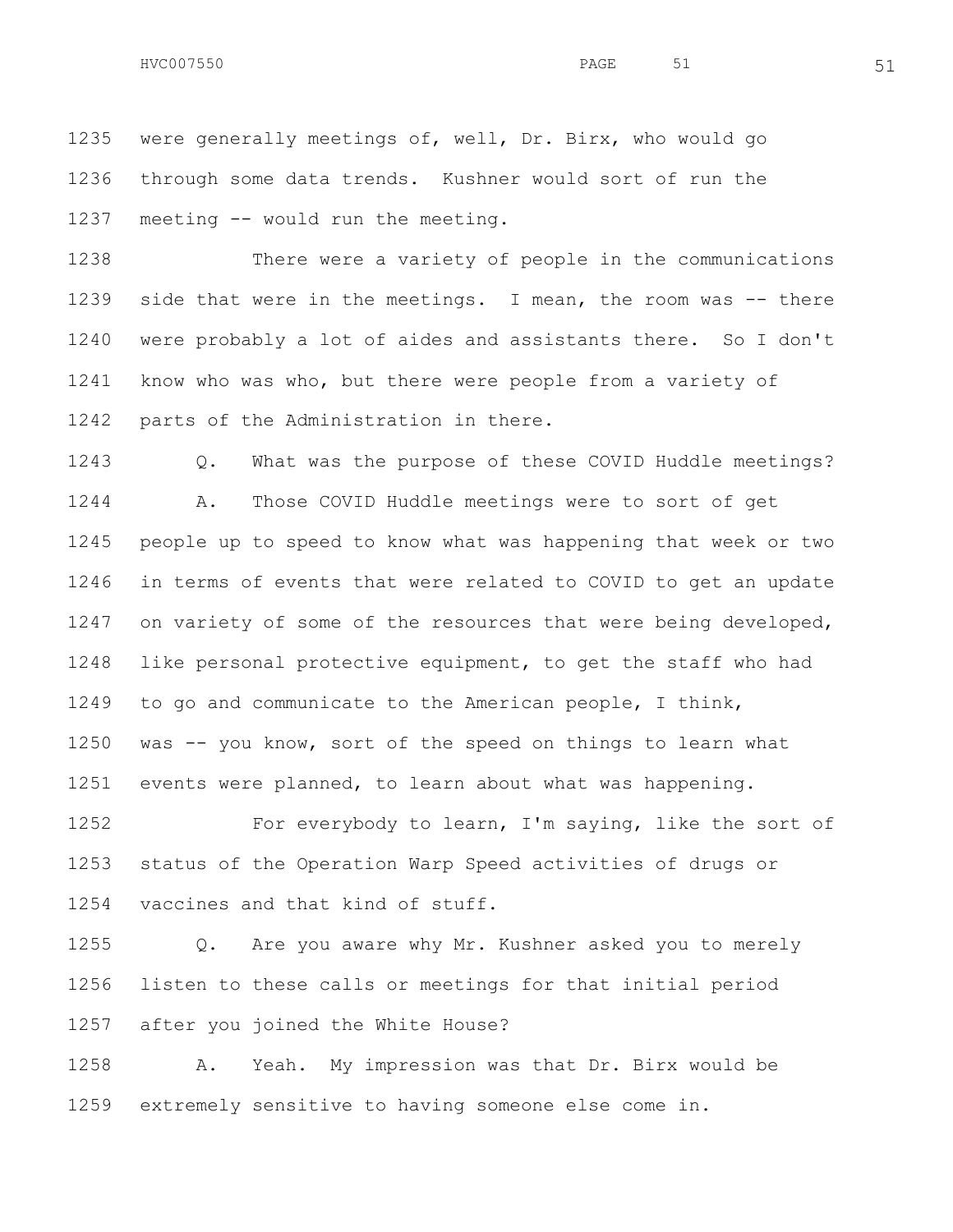were generally meetings of, well, Dr. Birx, who would go through some data trends. Kushner would sort of run the meeting -- would run the meeting.

There were a variety of people in the communications side that were in the meetings. I mean, the room was -- there were probably a lot of aides and assistants there. So I don't know who was who, but there were people from a variety of parts of the Administration in there.

Q. What was the purpose of these COVID Huddle meetings?

A. Those COVID Huddle meetings were to sort of get people up to speed to know what was happening that week or two in terms of events that were related to COVID to get an update on variety of some of the resources that were being developed, like personal protective equipment, to get the staff who had to go and communicate to the American people, I think, was -- you know, sort of the speed on things to learn what events were planned, to learn about what was happening.

For everybody to learn, I'm saying, like the sort of status of the Operation Warp Speed activities of drugs or vaccines and that kind of stuff.

Q. Are you aware why Mr. Kushner asked you to merely listen to these calls or meetings for that initial period after you joined the White House?

A. Yeah. My impression was that Dr. Birx would be extremely sensitive to having someone else come in.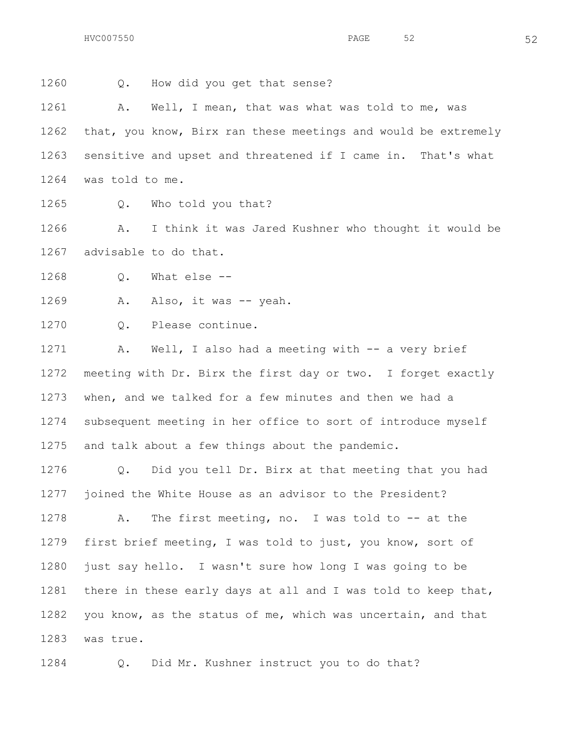1260 Q. How did you get that sense?

1261 A. Well, I mean, that was what was told to me, was
1262 that, you know, Birx ran these meetings and would be extremely
1263 sensitive and upset and threatened if I came in. That's what
1264 was told to me.

1265 Q. Who told you that?

1266 A. I think it was Jared Kushner who thought it would be
1267 advisable to do that.

1268 Q. What else --

1269 A. Also, it was -- yeah.

1270 Q. Please continue.

1271 A. Well, I also had a meeting with -- a very brief
1272 meeting with Dr. Birx the first day or two. I forget exactly
1273 when, and we talked for a few minutes and then we had a
1274 subsequent meeting in her office to sort of introduce myself
1275 and talk about a few things about the pandemic.

1276 Q. Did you tell Dr. Birx at that meeting that you had
1277 joined the White House as an advisor to the President?

1278 A. The first meeting, no. I was told to -- at the
1279 first brief meeting, I was told to just, you know, sort of
1280 just say hello. I wasn't sure how long I was going to be
1281 there in these early days at all and I was told to keep that,
1282 you know, as the status of me, which was uncertain, and that
1283 was true.

1284 Q. Did Mr. Kushner instruct you to do that?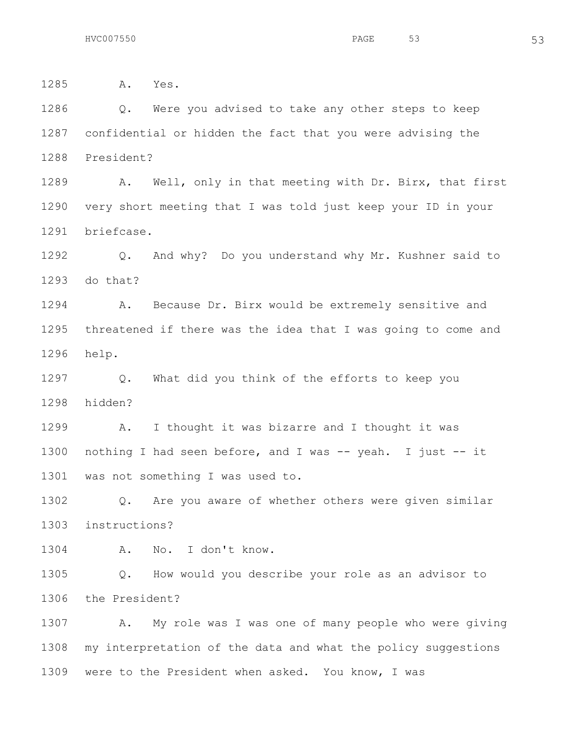1285 A. Yes.

1286 Q. Were you advised to take any other steps to keep
1287 confidential or hidden the fact that you were advising the
1288 President?

1289 A. Well, only in that meeting with Dr. Birx, that first
1290 very short meeting that I was told just keep your ID in your
1291 briefcase.

1292 Q. And why? Do you understand why Mr. Kushner said to
1293 do that?

1294 A. Because Dr. Birx would be extremely sensitive and
1295 threatened if there was the idea that I was going to come and
1296 help.

1297 Q. What did you think of the efforts to keep you
1298 hidden?

1299 A. I thought it was bizarre and I thought it was
1300 nothing I had seen before, and I was -- yeah. I just -- it
1301 was not something I was used to.

1302 Q. Are you aware of whether others were given similar
1303 instructions?

1304 A. No. I don't know.

1305 Q. How would you describe your role as an advisor to
1306 the President?

1307 A. My role was I was one of many people who were giving
1308 my interpretation of the data and what the policy suggestions
1309 were to the President when asked. You know, I was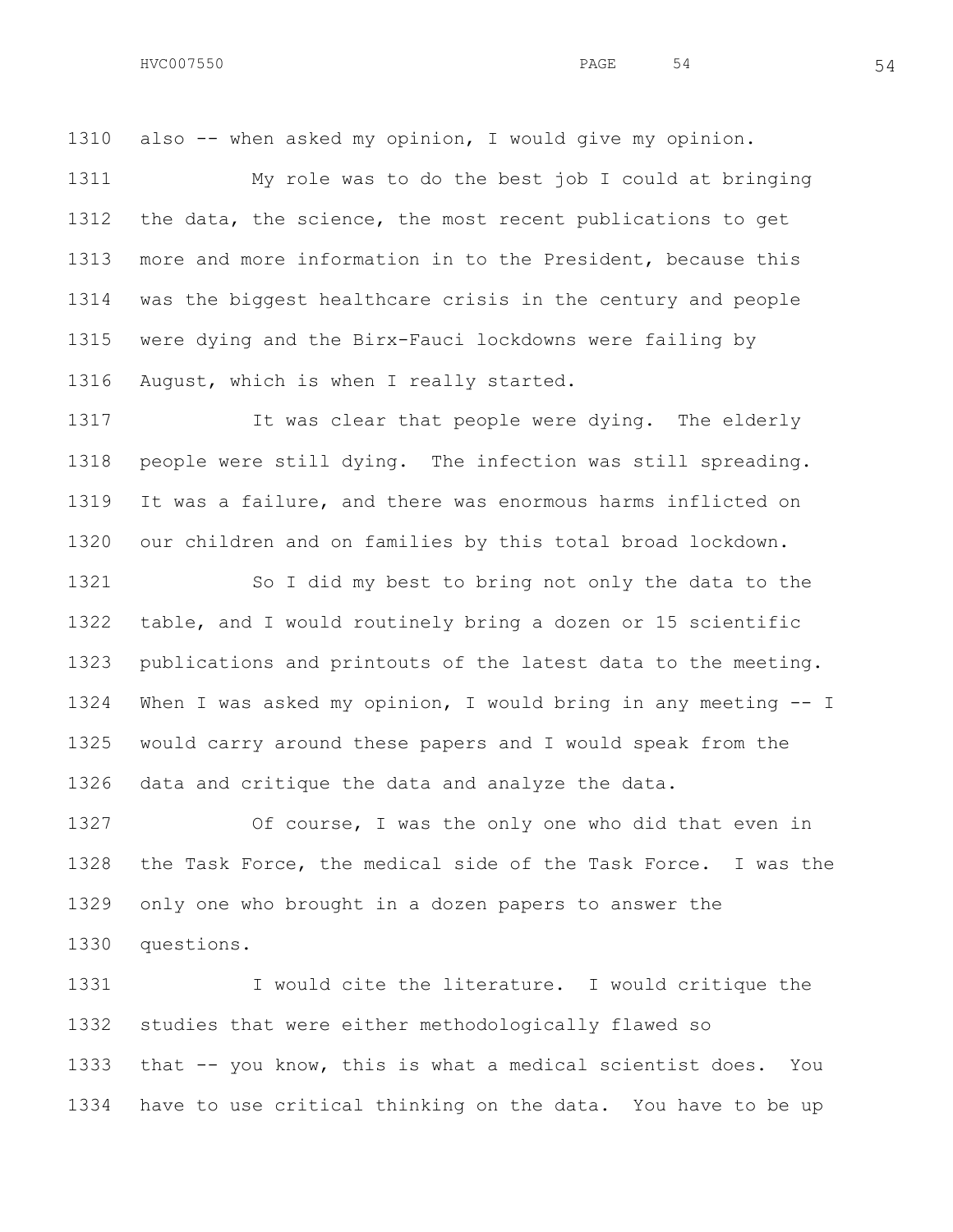also -- when asked my opinion, I would give my opinion.

My role was to do the best job I could at bringing the data, the science, the most recent publications to get more and more information in to the President, because this was the biggest healthcare crisis in the century and people were dying and the Birx-Fauci lockdowns were failing by August, which is when I really started.

It was clear that people were dying. The elderly people were still dying. The infection was still spreading. It was a failure, and there was enormous harms inflicted on our children and on families by this total broad lockdown.

So I did my best to bring not only the data to the table, and I would routinely bring a dozen or 15 scientific publications and printouts of the latest data to the meeting. When I was asked my opinion, I would bring in any meeting -- I would carry around these papers and I would speak from the data and critique the data and analyze the data.

Of course, I was the only one who did that even in the Task Force, the medical side of the Task Force. I was the only one who brought in a dozen papers to answer the questions.

I would cite the literature. I would critique the studies that were either methodologically flawed so that -- you know, this is what a medical scientist does. You have to use critical thinking on the data. You have to be up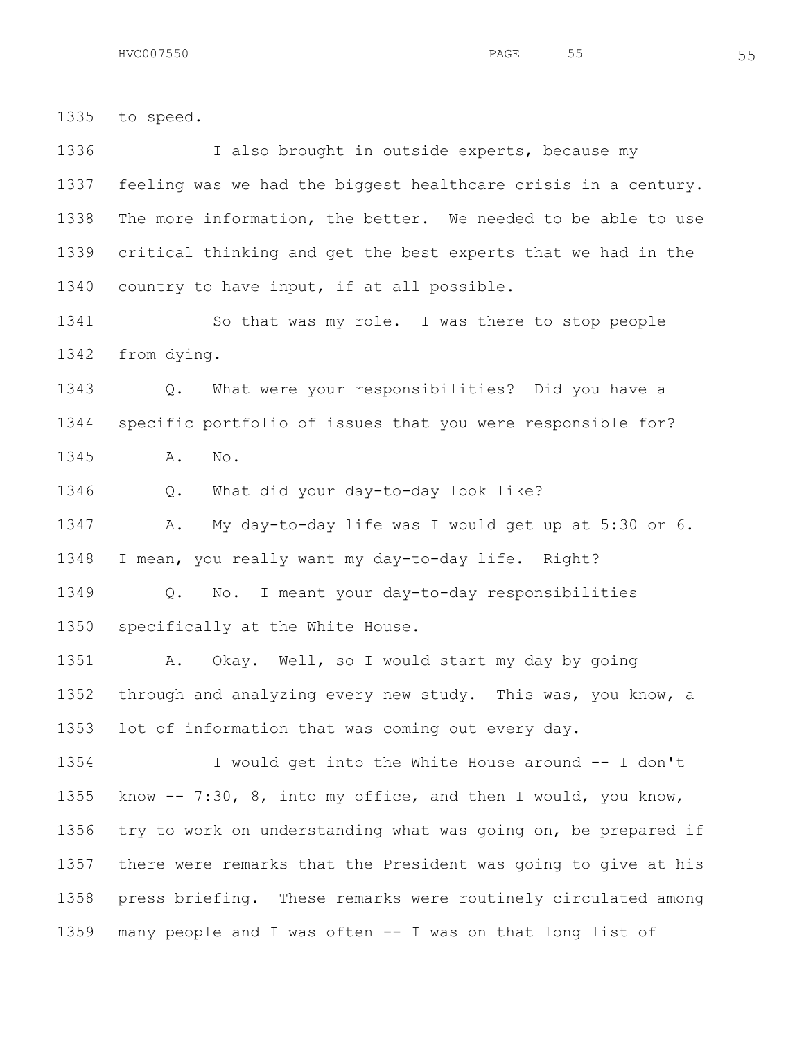to speed.

I also brought in outside experts, because my feeling was we had the biggest healthcare crisis in a century. The more information, the better. We needed to be able to use critical thinking and get the best experts that we had in the country to have input, if at all possible.

So that was my role. I was there to stop people from dying.

Q. What were your responsibilities? Did you have a specific portfolio of issues that you were responsible for?

A. No.

Q. What did your day-to-day look like?

A. My day-to-day life was I would get up at 5:30 or 6. I mean, you really want my day-to-day life. Right?

Q. No. I meant your day-to-day responsibilities specifically at the White House.

A. Okay. Well, so I would start my day by going through and analyzing every new study. This was, you know, a lot of information that was coming out every day.

I would get into the White House around -- I don't know -- 7:30, 8, into my office, and then I would, you know, try to work on understanding what was going on, be prepared if there were remarks that the President was going to give at his press briefing. These remarks were routinely circulated among many people and I was often -- I was on that long list of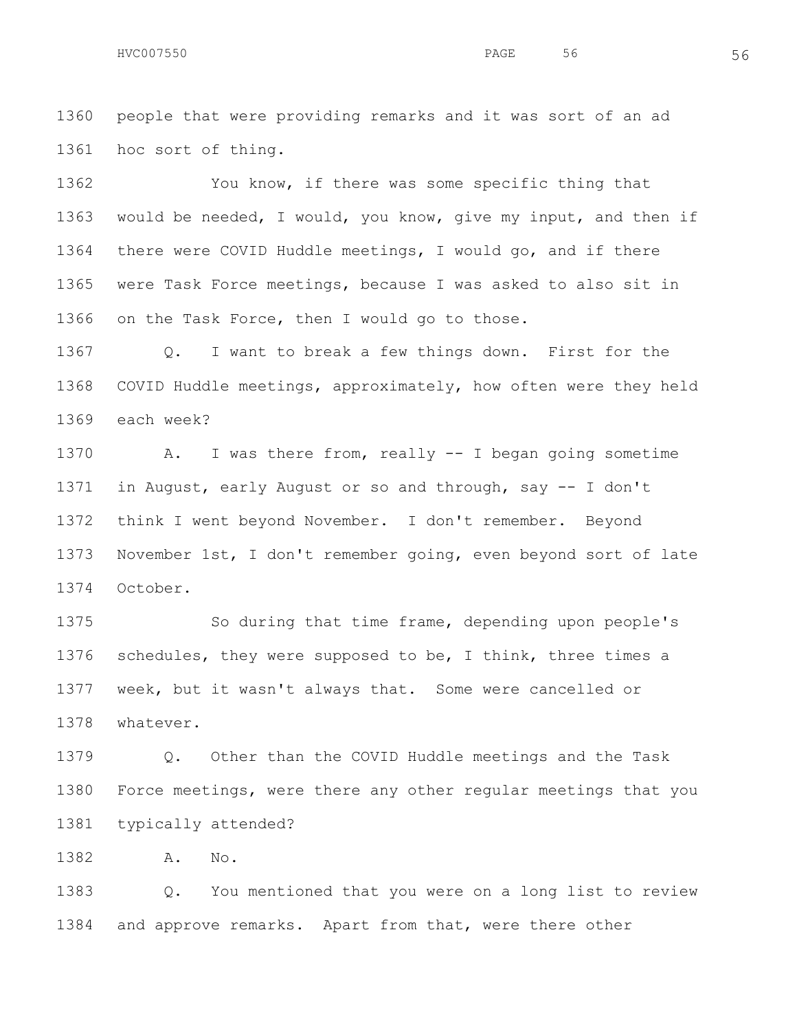people that were providing remarks and it was sort of an ad hoc sort of thing.

You know, if there was some specific thing that would be needed, I would, you know, give my input, and then if there were COVID Huddle meetings, I would go, and if there were Task Force meetings, because I was asked to also sit in on the Task Force, then I would go to those.

Q. I want to break a few things down. First for the COVID Huddle meetings, approximately, how often were they held each week?

A. I was there from, really -- I began going sometime in August, early August or so and through, say -- I don't think I went beyond November. I don't remember. Beyond November 1st, I don't remember going, even beyond sort of late October.

So during that time frame, depending upon people's schedules, they were supposed to be, I think, three times a week, but it wasn't always that. Some were cancelled or whatever.

Q. Other than the COVID Huddle meetings and the Task Force meetings, were there any other regular meetings that you typically attended?

A. No.

Q. You mentioned that you were on a long list to review and approve remarks. Apart from that, were there other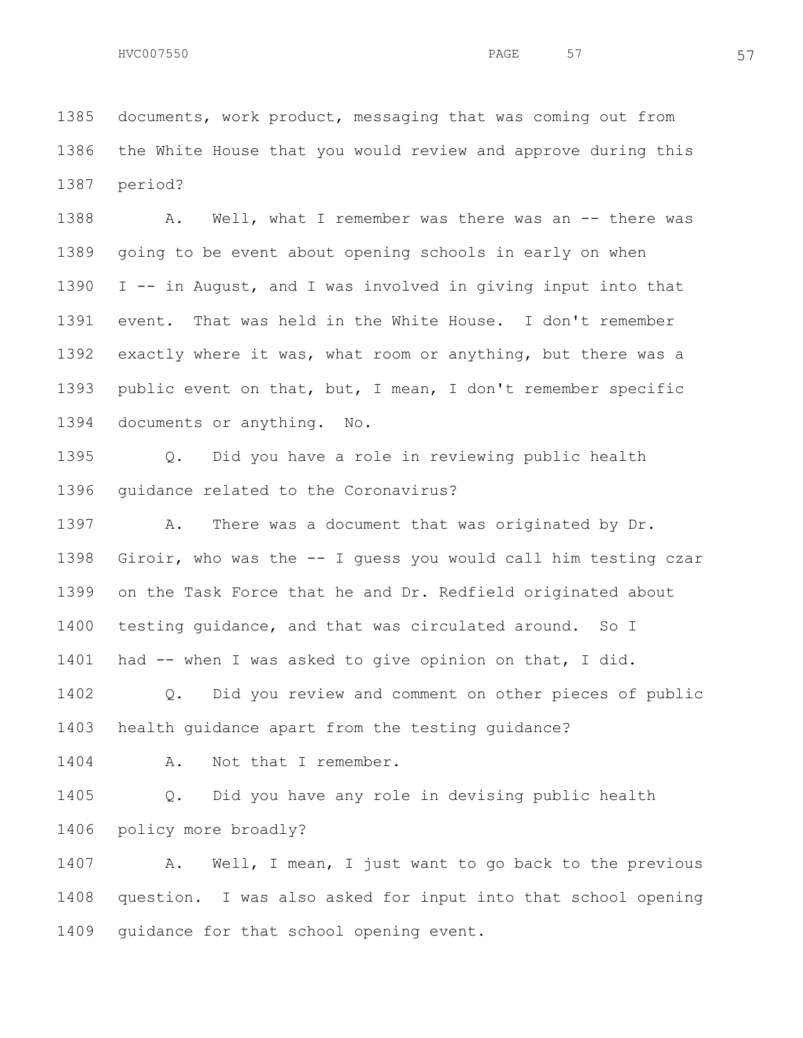1385 documents, work product, messaging that was coming out from
1386 the White House that you would review and approve during this
1387 period?

1388 A. Well, what I remember was there was an -- there was
1389 going to be event about opening schools in early on when
1390 I -- in August, and I was involved in giving input into that
1391 event. That was held in the White House. I don't remember
1392 exactly where it was, what room or anything, but there was a
1393 public event on that, but, I mean, I don't remember specific
1394 documents or anything. No.

1395 Q. Did you have a role in reviewing public health
1396 guidance related to the Coronavirus?

1397 A. There was a document that was originated by Dr.
1398 Giroir, who was the -- I guess you would call him testing czar
1399 on the Task Force that he and Dr. Redfield originated about
1400 testing guidance, and that was circulated around. So I
1401 had -- when I was asked to give opinion on that, I did.

1402 Q. Did you review and comment on other pieces of public
1403 health guidance apart from the testing guidance?

1404 A. Not that I remember.

1405 Q. Did you have any role in devising public health
1406 policy more broadly?

1407 A. Well, I mean, I just want to go back to the previous
1408 question. I was also asked for input into that school opening
1409 guidance for that school opening event.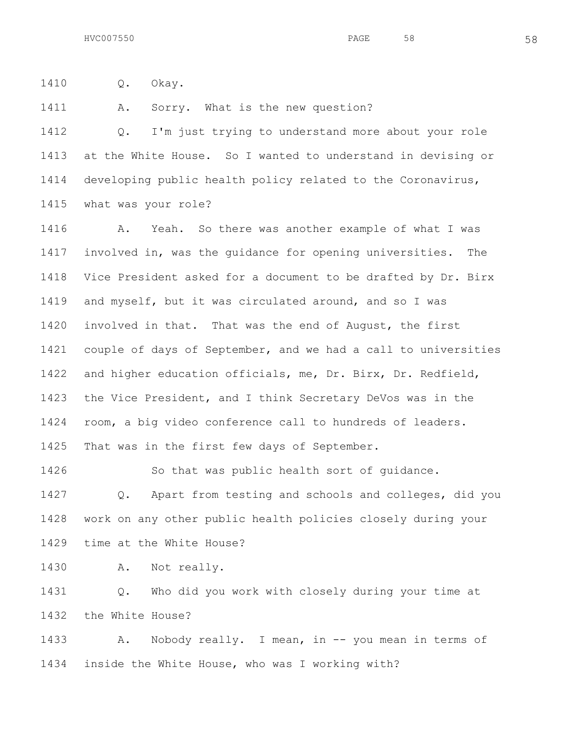1410 Q. Okay.

1411 A. Sorry. What is the new question?

1412 Q. I'm just trying to understand more about your role
1413 at the White House. So I wanted to understand in devising or
1414 developing public health policy related to the Coronavirus,
1415 what was your role?

1416 A. Yeah. So there was another example of what I was
1417 involved in, was the guidance for opening universities. The
1418 Vice President asked for a document to be drafted by Dr. Birx
1419 and myself, but it was circulated around, and so I was
1420 involved in that. That was the end of August, the first
1421 couple of days of September, and we had a call to universities
1422 and higher education officials, me, Dr. Birx, Dr. Redfield,
1423 the Vice President, and I think Secretary DeVos was in the
1424 room, a big video conference call to hundreds of leaders.
1425 That was in the first few days of September.

1426 So that was public health sort of guidance.

1427 Q. Apart from testing and schools and colleges, did you
1428 work on any other public health policies closely during your
1429 time at the White House?

1430 A. Not really.

1431 Q. Who did you work with closely during your time at
1432 the White House?

1433 A. Nobody really. I mean, in -- you mean in terms of
1434 inside the White House, who was I working with?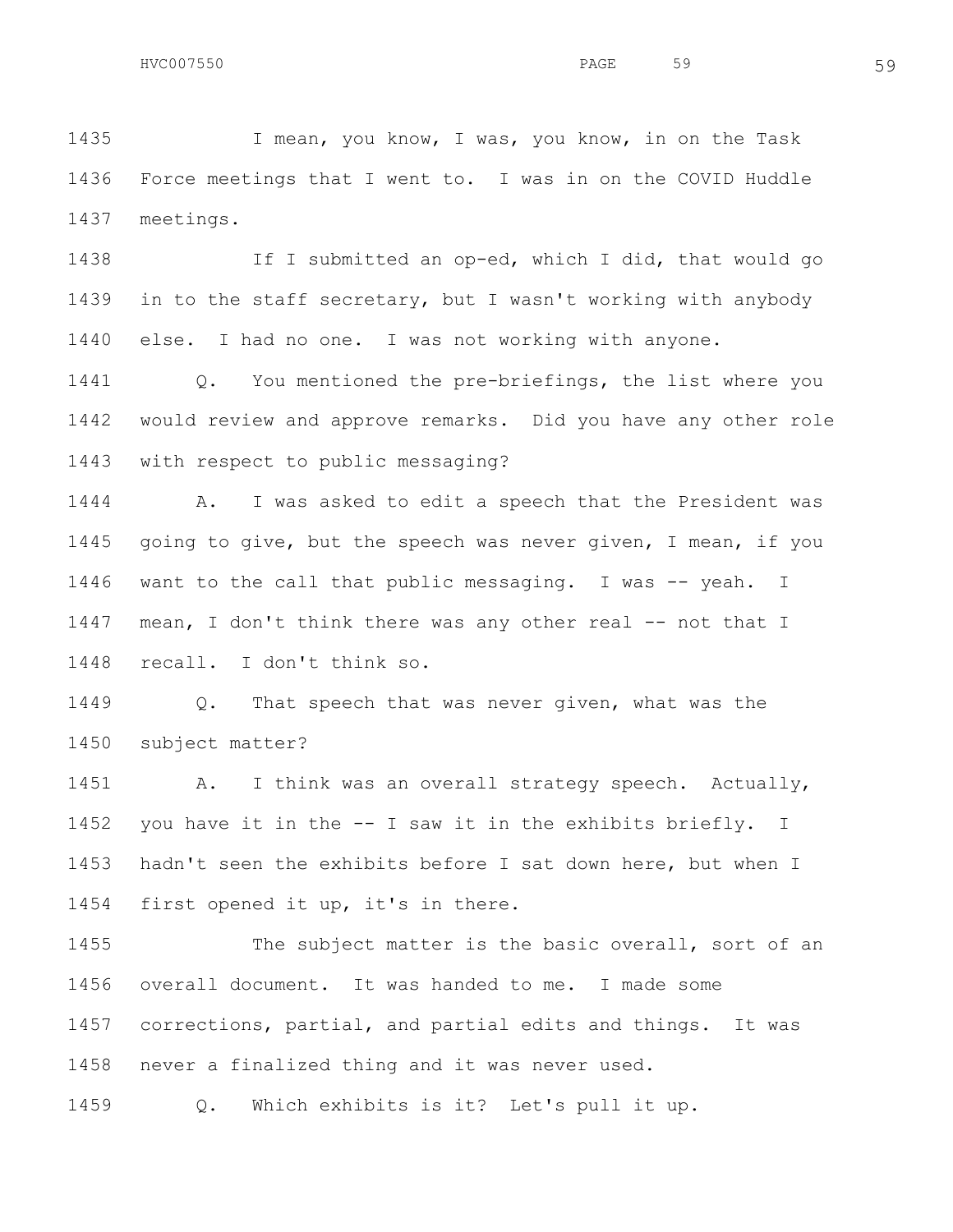1435 I mean, you know, I was, you know, in on the Task
1436 Force meetings that I went to. I was in on the COVID Huddle
1437 meetings.

1438 If I submitted an op-ed, which I did, that would go
1439 in to the staff secretary, but I wasn't working with anybody
1440 else. I had no one. I was not working with anyone.

1441 Q. You mentioned the pre-briefings, the list where you
1442 would review and approve remarks. Did you have any other role
1443 with respect to public messaging?

1444 A. I was asked to edit a speech that the President was
1445 going to give, but the speech was never given, I mean, if you
1446 want to the call that public messaging. I was -- yeah. I
1447 mean, I don't think there was any other real -- not that I
1448 recall. I don't think so.

1449 Q. That speech that was never given, what was the
1450 subject matter?

1451 A. I think was an overall strategy speech. Actually,
1452 you have it in the -- I saw it in the exhibits briefly. I
1453 hadn't seen the exhibits before I sat down here, but when I
1454 first opened it up, it's in there.

1455 The subject matter is the basic overall, sort of an
1456 overall document. It was handed to me. I made some
1457 corrections, partial, and partial edits and things. It was
1458 never a finalized thing and it was never used.

1459 Q. Which exhibits is it? Let's pull it up.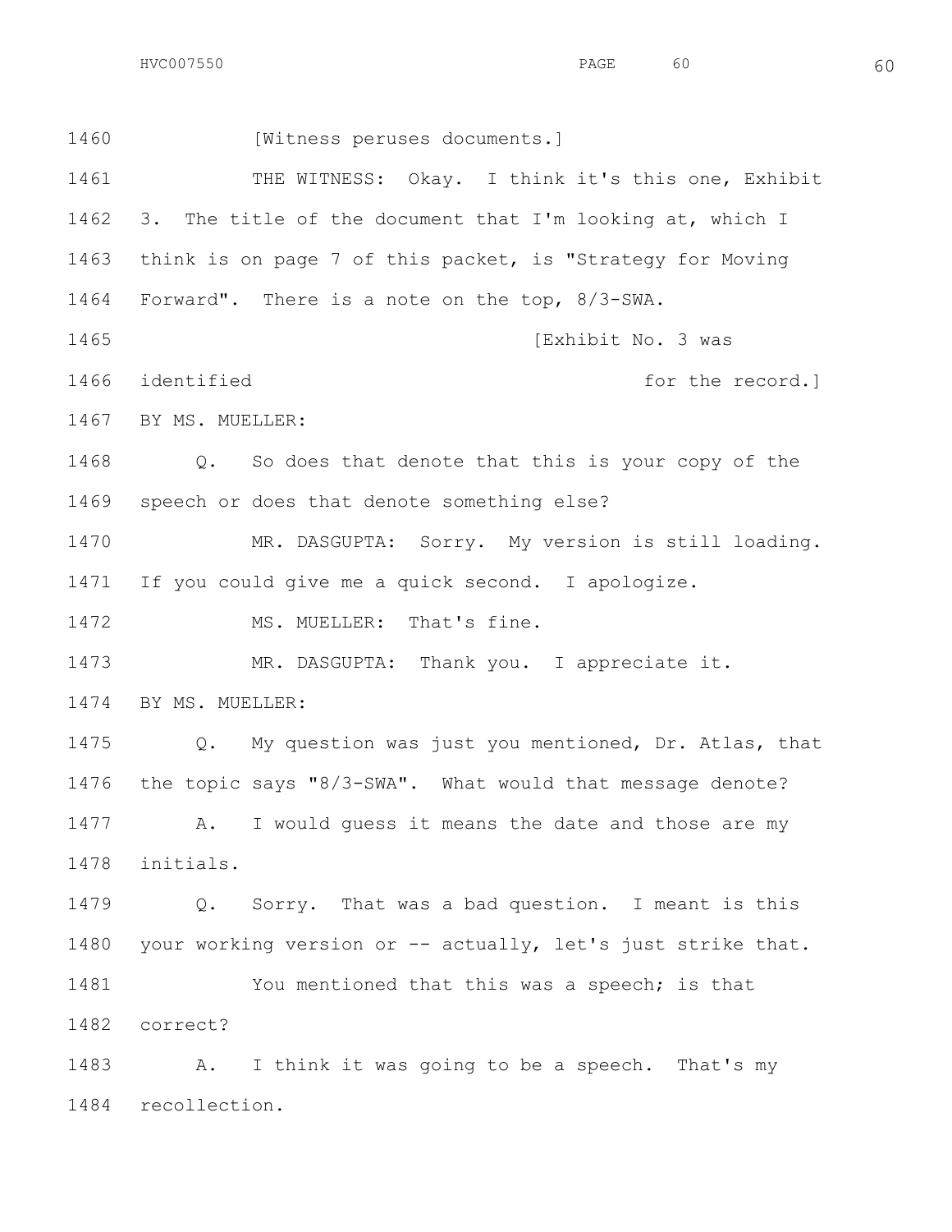1460 [Witness peruses documents.]

1461 THE WITNESS: Okay. I think it's this one, Exhibit
1462 3. The title of the document that I'm looking at, which I
1463 think is on page 7 of this packet, is "Strategy for Moving
1464 Forward". There is a note on the top, 8/3-SWA.

1465 [Exhibit No. 3 was
1466 identified for the record.]

1467 BY MS. MUELLER:

1468 Q. So does that denote that this is your copy of the
1469 speech or does that denote something else?

1470 MR. DASGUPTA: Sorry. My version is still loading.
1471 If you could give me a quick second. I apologize.

1472 MS. MUELLER: That's fine.

1473 MR. DASGUPTA: Thank you. I appreciate it.

1474 BY MS. MUELLER:

1475 Q. My question was just you mentioned, Dr. Atlas, that
1476 the topic says "8/3-SWA". What would that message denote?

1477 A. I would guess it means the date and those are my
1478 initials.

1479 Q. Sorry. That was a bad question. I meant is this
1480 your working version or -- actually, let's just strike that.

1481 You mentioned that this was a speech; is that
1482 correct?

1483 A. I think it was going to be a speech. That's my
1484 recollection.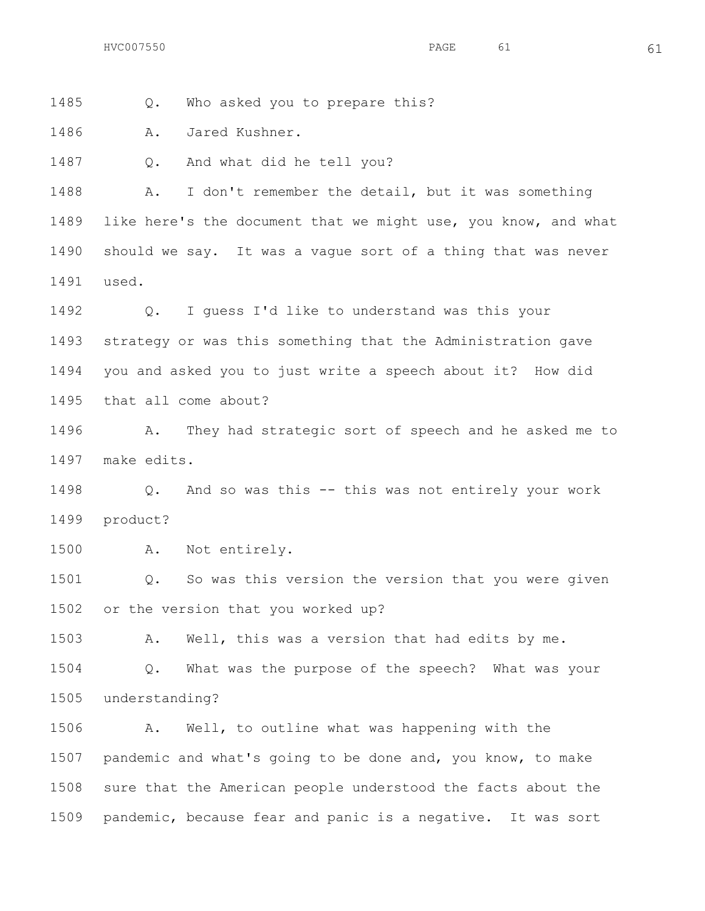1485 Q. Who asked you to prepare this?

1486 A. Jared Kushner.

1487 Q. And what did he tell you?

1488 A. I don't remember the detail, but it was something
1489 like here's the document that we might use, you know, and what
1490 should we say. It was a vague sort of a thing that was never
1491 used.

1492 Q. I guess I'd like to understand was this your
1493 strategy or was this something that the Administration gave
1494 you and asked you to just write a speech about it? How did
1495 that all come about?

1496 A. They had strategic sort of speech and he asked me to
1497 make edits.

1498 Q. And so was this -- this was not entirely your work
1499 product?

1500 A. Not entirely.

1501 Q. So was this version the version that you were given
1502 or the version that you worked up?

1503 A. Well, this was a version that had edits by me.

1504 Q. What was the purpose of the speech? What was your
1505 understanding?

1506 A. Well, to outline what was happening with the
1507 pandemic and what's going to be done and, you know, to make
1508 sure that the American people understood the facts about the
1509 pandemic, because fear and panic is a negative. It was sort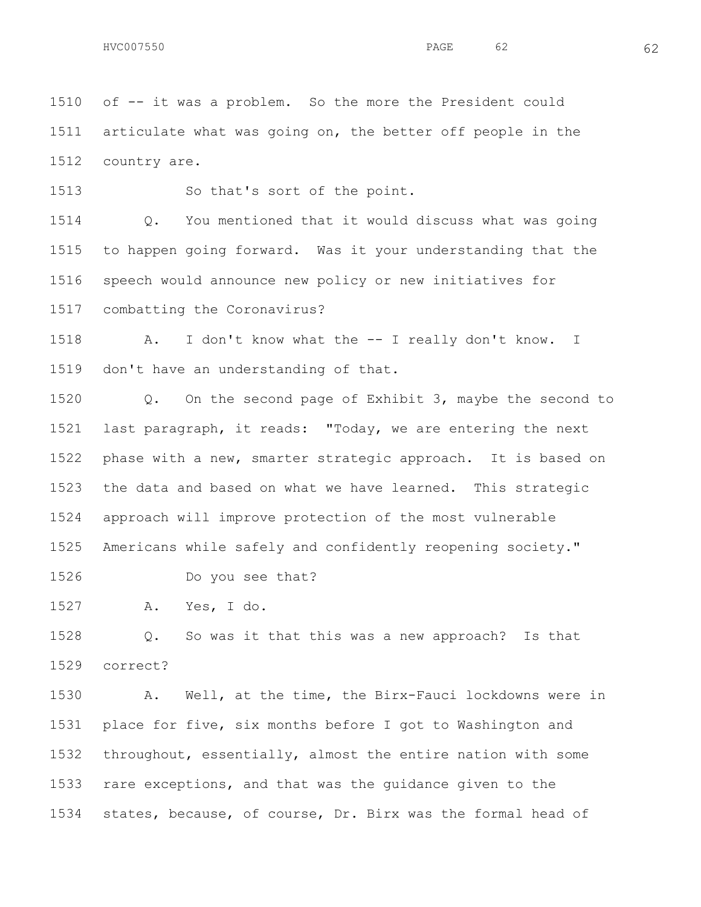1510 of -- it was a problem. So the more the President could
1511 articulate what was going on, the better off people in the
1512 country are.

1513 So that's sort of the point.

1514 Q. You mentioned that it would discuss what was going
1515 to happen going forward. Was it your understanding that the
1516 speech would announce new policy or new initiatives for
1517 combatting the Coronavirus?

1518 A. I don't know what the -- I really don't know. I
1519 don't have an understanding of that.

1520 Q. On the second page of Exhibit 3, maybe the second to
1521 last paragraph, it reads: "Today, we are entering the next
1522 phase with a new, smarter strategic approach. It is based on
1523 the data and based on what we have learned. This strategic
1524 approach will improve protection of the most vulnerable
1525 Americans while safely and confidently reopening society."

1526 Do you see that?

1527 A. Yes, I do.

1528 Q. So was it that this was a new approach? Is that
1529 correct?

1530 A. Well, at the time, the Birx-Fauci lockdowns were in
1531 place for five, six months before I got to Washington and
1532 throughout, essentially, almost the entire nation with some
1533 rare exceptions, and that was the guidance given to the
1534 states, because, of course, Dr. Birx was the formal head of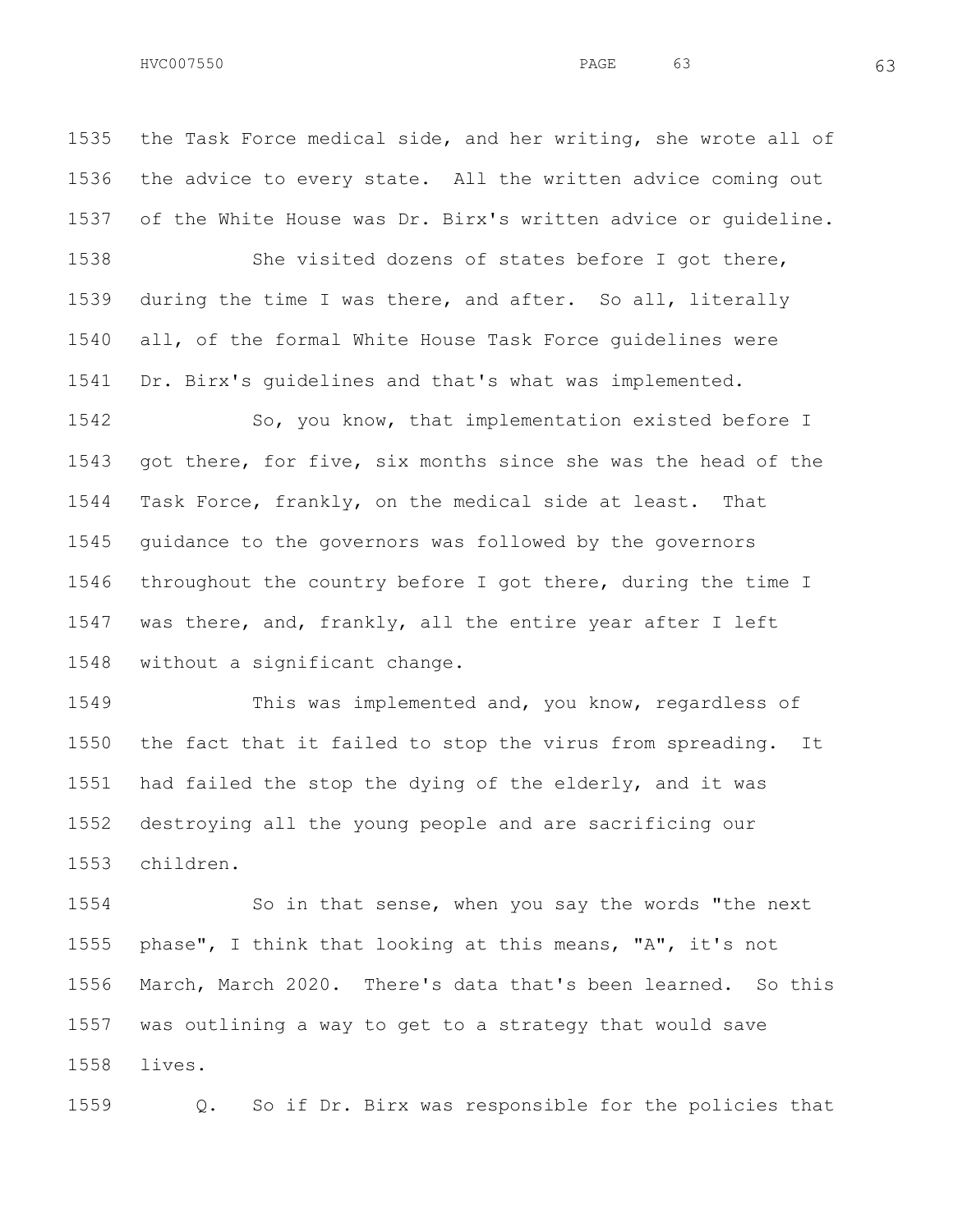1535 the Task Force medical side, and her writing, she wrote all of
1536 the advice to every state. All the written advice coming out
1537 of the White House was Dr. Birx's written advice or guideline.

1538 She visited dozens of states before I got there,
1539 during the time I was there, and after. So all, literally
1540 all, of the formal White House Task Force guidelines were
1541 Dr. Birx's guidelines and that's what was implemented.

1542 So, you know, that implementation existed before I
1543 got there, for five, six months since she was the head of the
1544 Task Force, frankly, on the medical side at least. That
1545 guidance to the governors was followed by the governors
1546 throughout the country before I got there, during the time I
1547 was there, and, frankly, all the entire year after I left
1548 without a significant change.

1549 This was implemented and, you know, regardless of
1550 the fact that it failed to stop the virus from spreading. It
1551 had failed the stop the dying of the elderly, and it was
1552 destroying all the young people and are sacrificing our
1553 children.

1554 So in that sense, when you say the words "the next
1555 phase", I think that looking at this means, "A", it's not
1556 March, March 2020. There's data that's been learned. So this
1557 was outlining a way to get to a strategy that would save
1558 lives.

1559 Q. So if Dr. Birx was responsible for the policies that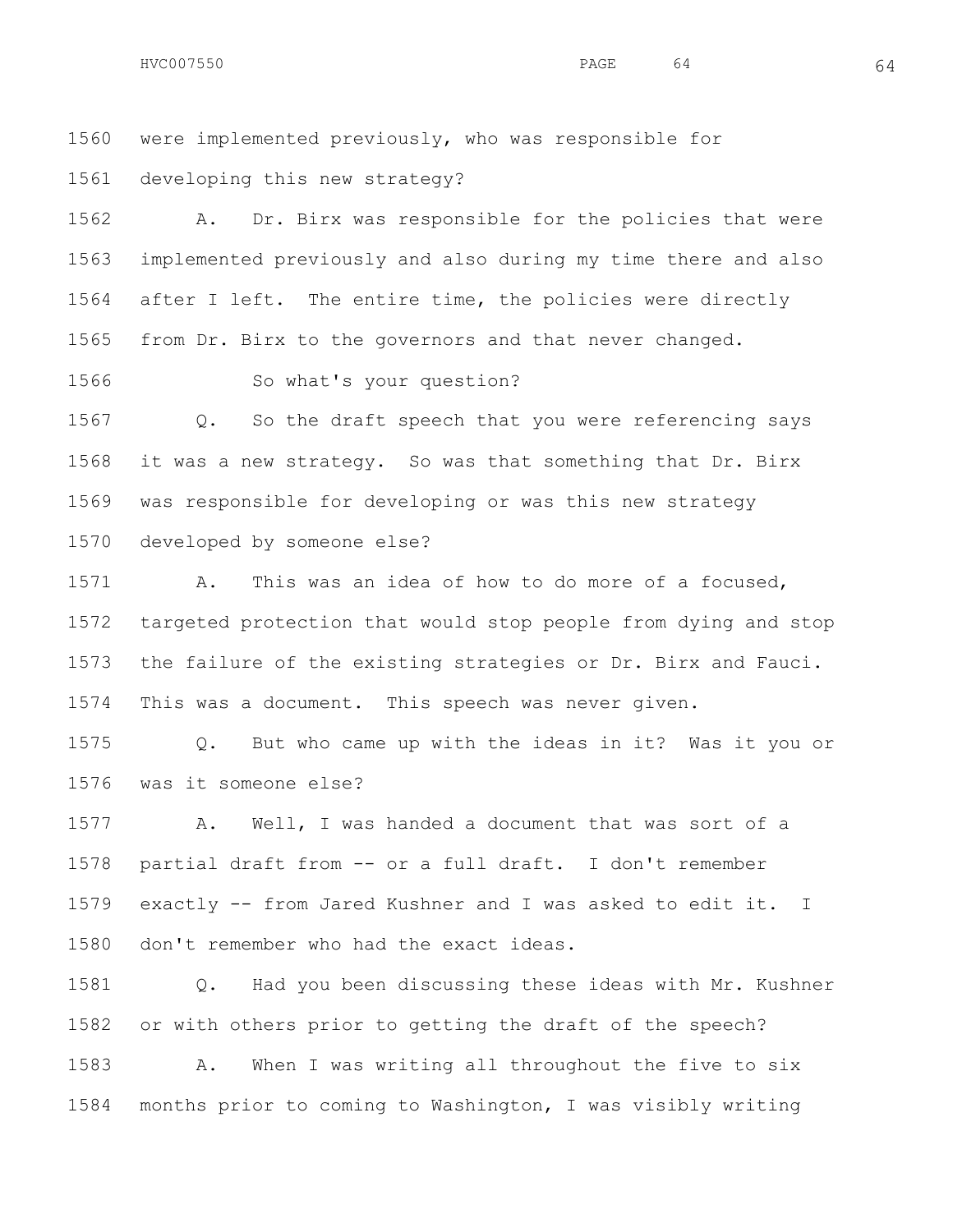1560 were implemented previously, who was responsible for

1561 developing this new strategy?

1562 A. Dr. Birx was responsible for the policies that were

1563 implemented previously and also during my time there and also

1564 after I left. The entire time, the policies were directly

1565 from Dr. Birx to the governors and that never changed.

1566 So what's your question?

1567 Q. So the draft speech that you were referencing says

1568 it was a new strategy. So was that something that Dr. Birx

1569 was responsible for developing or was this new strategy

1570 developed by someone else?

1571 A. This was an idea of how to do more of a focused,

1572 targeted protection that would stop people from dying and stop

1573 the failure of the existing strategies or Dr. Birx and Fauci.

1574 This was a document. This speech was never given.

1575 Q. But who came up with the ideas in it? Was it you or

1576 was it someone else?

1577 A. Well, I was handed a document that was sort of a

1578 partial draft from -- or a full draft. I don't remember

1579 exactly -- from Jared Kushner and I was asked to edit it. I

1580 don't remember who had the exact ideas.

1581 Q. Had you been discussing these ideas with Mr. Kushner

1582 or with others prior to getting the draft of the speech?

1583 A. When I was writing all throughout the five to six

1584 months prior to coming to Washington, I was visibly writing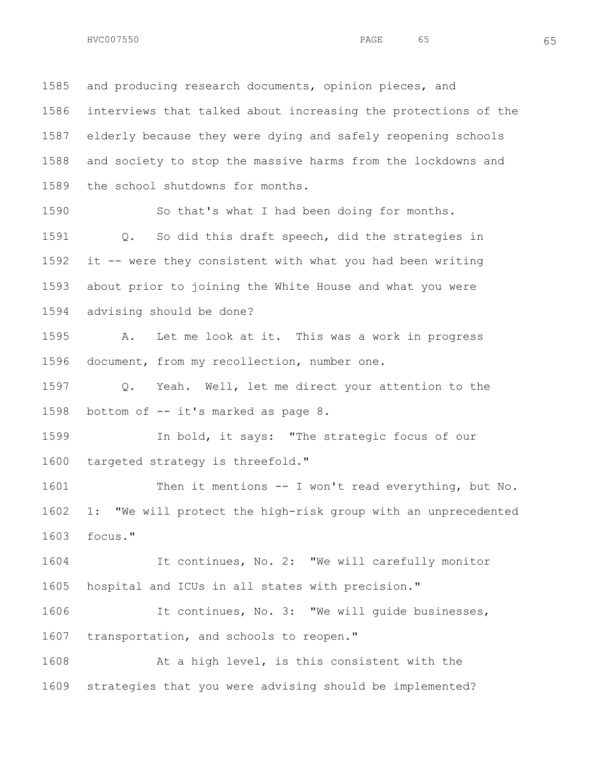1585 and producing research documents, opinion pieces, and
1586 interviews that talked about increasing the protections of the
1587 elderly because they were dying and safely reopening schools
1588 and society to stop the massive harms from the lockdowns and
1589 the school shutdowns for months.

1590 So that's what I had been doing for months.

1591 Q. So did this draft speech, did the strategies in
1592 it -- were they consistent with what you had been writing
1593 about prior to joining the White House and what you were
1594 advising should be done?

1595 A. Let me look at it. This was a work in progress
1596 document, from my recollection, number one.

1597 Q. Yeah. Well, let me direct your attention to the
1598 bottom of -- it's marked as page 8.

1599 In bold, it says: "The strategic focus of our
1600 targeted strategy is threefold."

1601 Then it mentions -- I won't read everything, but No.
1602 1: "We will protect the high-risk group with an unprecedented
1603 focus."

1604 It continues, No. 2: "We will carefully monitor
1605 hospital and ICUs in all states with precision."

1606 It continues, No. 3: "We will guide businesses,
1607 transportation, and schools to reopen."

1608 At a high level, is this consistent with the
1609 strategies that you were advising should be implemented?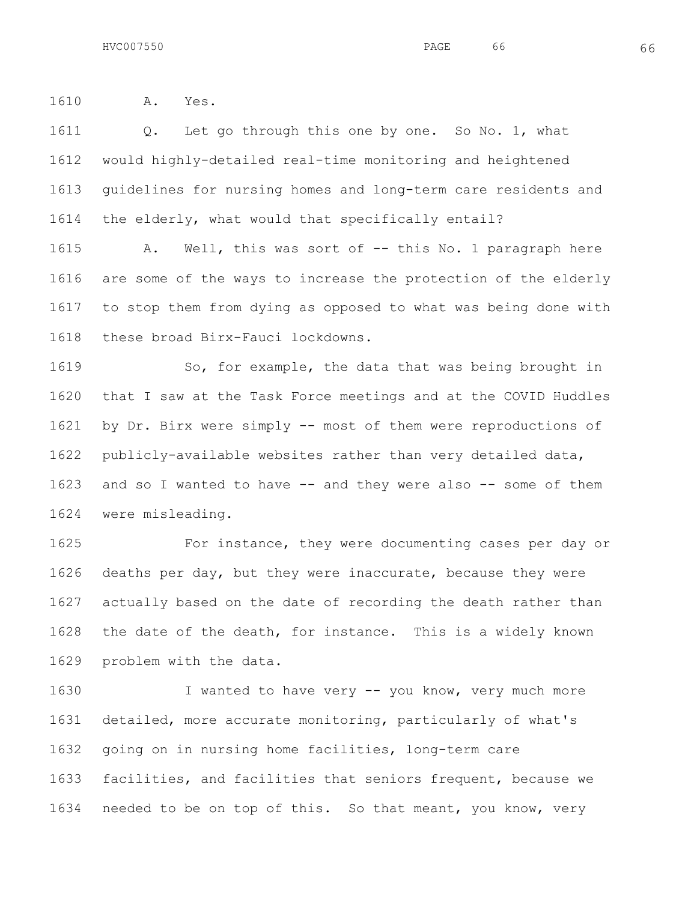A. Yes.

Q. Let go through this one by one. So No. 1, what would highly-detailed real-time monitoring and heightened guidelines for nursing homes and long-term care residents and the elderly, what would that specifically entail?

A. Well, this was sort of -- this No. 1 paragraph here are some of the ways to increase the protection of the elderly to stop them from dying as opposed to what was being done with these broad Birx-Fauci lockdowns.

So, for example, the data that was being brought in that I saw at the Task Force meetings and at the COVID Huddles by Dr. Birx were simply -- most of them were reproductions of publicly-available websites rather than very detailed data, and so I wanted to have -- and they were also -- some of them were misleading.

For instance, they were documenting cases per day or deaths per day, but they were inaccurate, because they were actually based on the date of recording the death rather than the date of the death, for instance. This is a widely known problem with the data.

I wanted to have very -- you know, very much more detailed, more accurate monitoring, particularly of what's going on in nursing home facilities, long-term care facilities, and facilities that seniors frequent, because we needed to be on top of this. So that meant, you know, very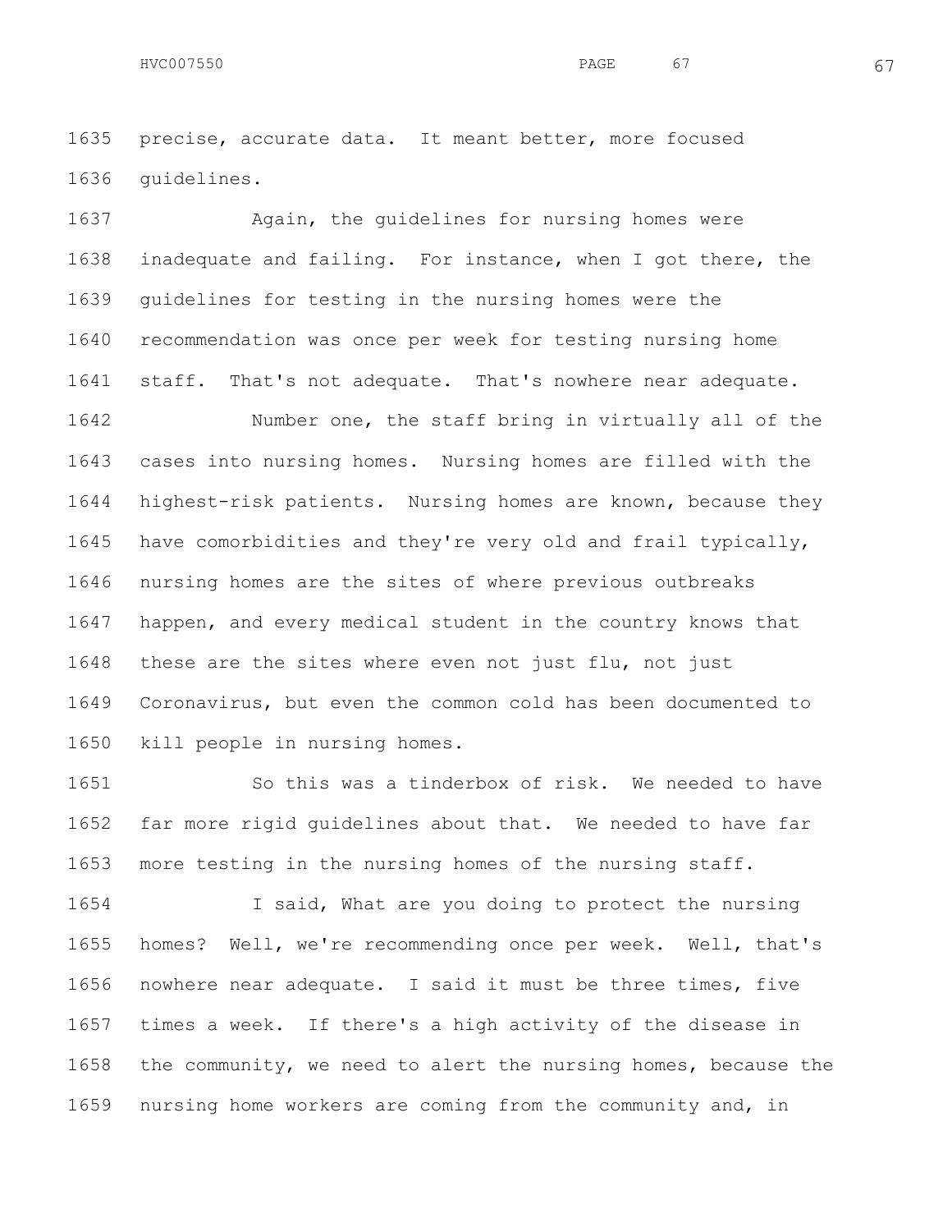precise, accurate data. It meant better, more focused guidelines.

Again, the guidelines for nursing homes were inadequate and failing. For instance, when I got there, the guidelines for testing in the nursing homes were the recommendation was once per week for testing nursing home staff. That's not adequate. That's nowhere near adequate.

Number one, the staff bring in virtually all of the cases into nursing homes. Nursing homes are filled with the highest-risk patients. Nursing homes are known, because they have comorbidities and they're very old and frail typically, nursing homes are the sites of where previous outbreaks happen, and every medical student in the country knows that these are the sites where even not just flu, not just Coronavirus, but even the common cold has been documented to kill people in nursing homes.

So this was a tinderbox of risk. We needed to have far more rigid guidelines about that. We needed to have far more testing in the nursing homes of the nursing staff.

I said, What are you doing to protect the nursing homes? Well, we're recommending once per week. Well, that's nowhere near adequate. I said it must be three times, five times a week. If there's a high activity of the disease in the community, we need to alert the nursing homes, because the nursing home workers are coming from the community and, in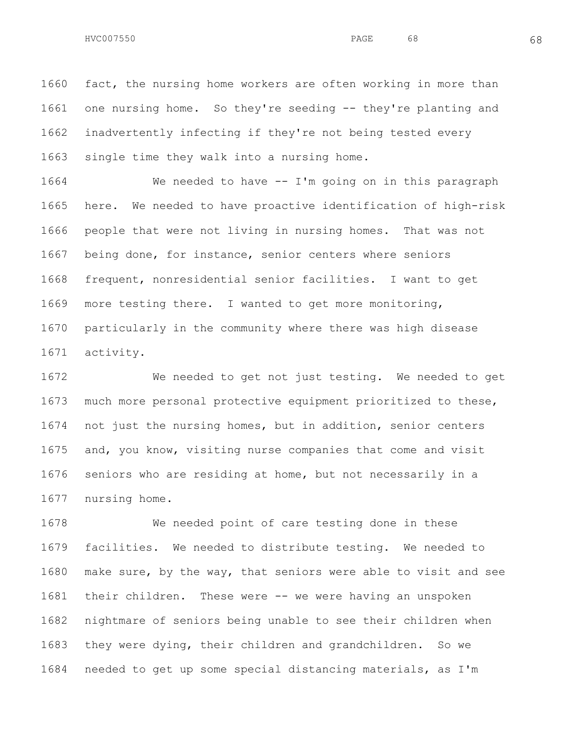fact, the nursing home workers are often working in more than one nursing home. So they're seeding -- they're planting and inadvertently infecting if they're not being tested every single time they walk into a nursing home.

We needed to have -- I'm going on in this paragraph here. We needed to have proactive identification of high-risk people that were not living in nursing homes. That was not being done, for instance, senior centers where seniors frequent, nonresidential senior facilities. I want to get more testing there. I wanted to get more monitoring, particularly in the community where there was high disease activity.

We needed to get not just testing. We needed to get much more personal protective equipment prioritized to these, not just the nursing homes, but in addition, senior centers and, you know, visiting nurse companies that come and visit seniors who are residing at home, but not necessarily in a nursing home.

We needed point of care testing done in these facilities. We needed to distribute testing. We needed to make sure, by the way, that seniors were able to visit and see their children. These were -- we were having an unspoken nightmare of seniors being unable to see their children when they were dying, their children and grandchildren. So we needed to get up some special distancing materials, as I'm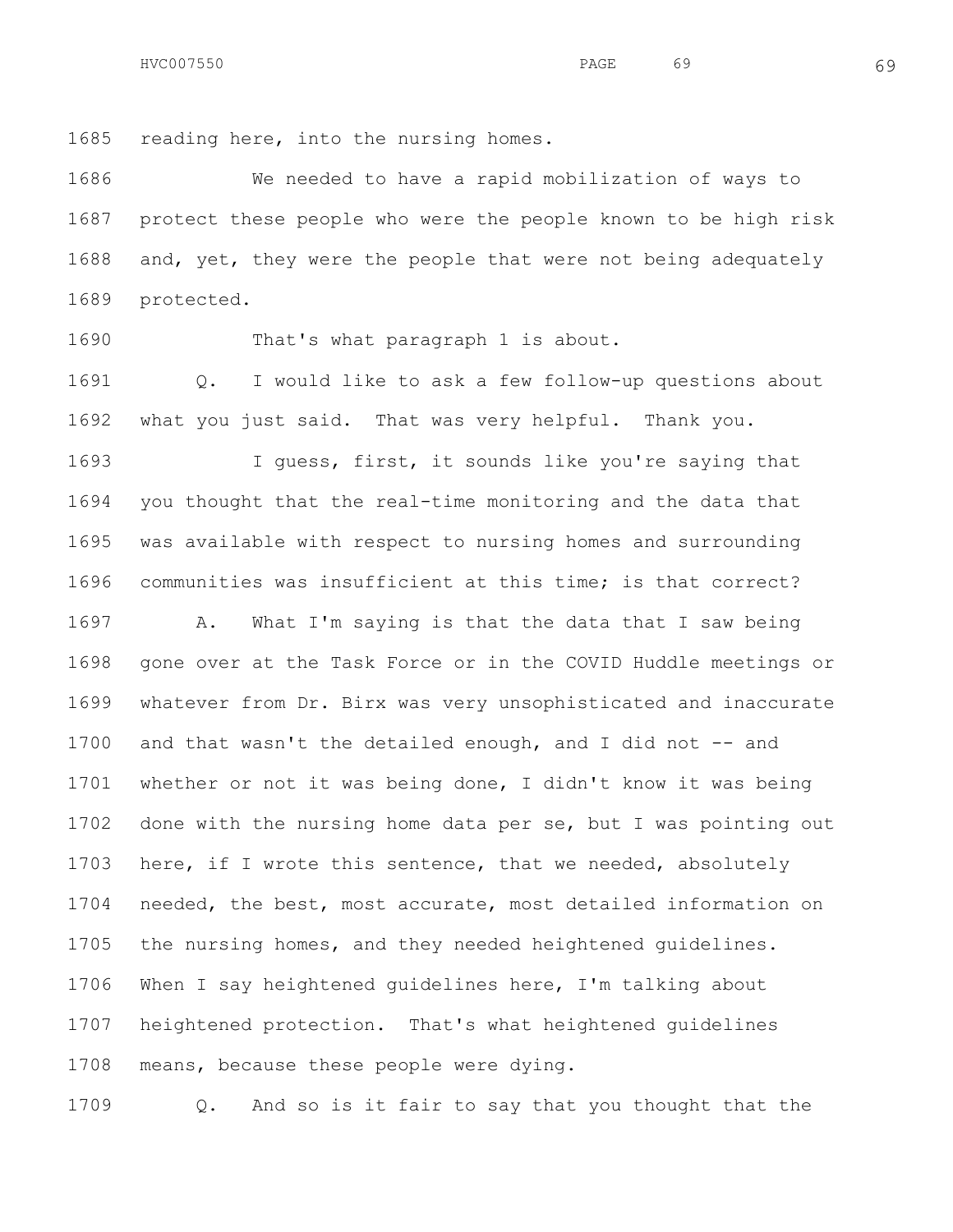reading here, into the nursing homes.

We needed to have a rapid mobilization of ways to protect these people who were the people known to be high risk and, yet, they were the people that were not being adequately protected.

That's what paragraph 1 is about.

Q. I would like to ask a few follow-up questions about what you just said. That was very helpful. Thank you.

I guess, first, it sounds like you're saying that you thought that the real-time monitoring and the data that was available with respect to nursing homes and surrounding communities was insufficient at this time; is that correct?

A. What I'm saying is that the data that I saw being gone over at the Task Force or in the COVID Huddle meetings or whatever from Dr. Birx was very unsophisticated and inaccurate and that wasn't the detailed enough, and I did not -- and whether or not it was being done, I didn't know it was being done with the nursing home data per se, but I was pointing out here, if I wrote this sentence, that we needed, absolutely needed, the best, most accurate, most detailed information on the nursing homes, and they needed heightened guidelines. When I say heightened guidelines here, I'm talking about heightened protection. That's what heightened guidelines means, because these people were dying.

Q. And so is it fair to say that you thought that the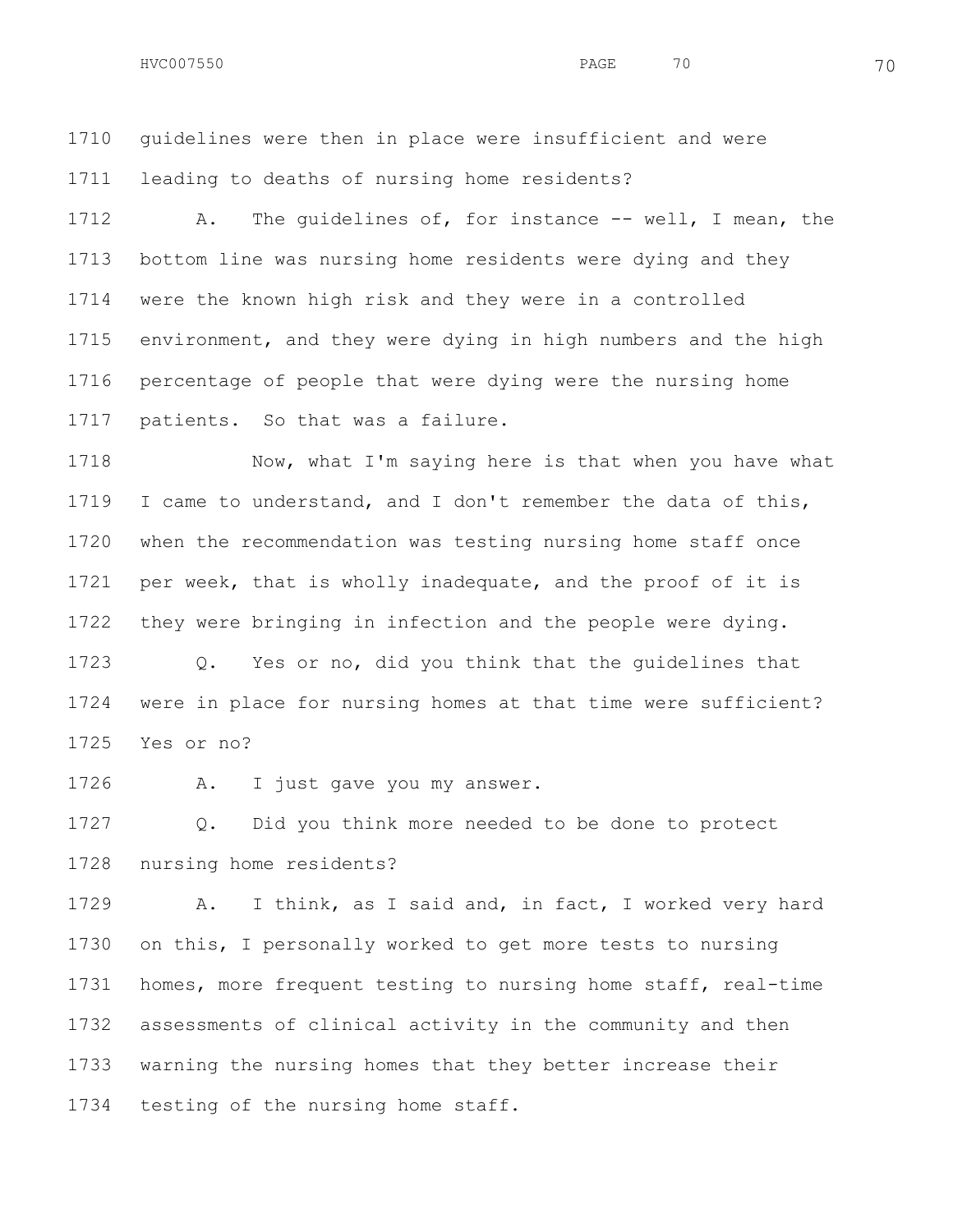1710 guidelines were then in place were insufficient and were
1711 leading to deaths of nursing home residents?

1712 A. The guidelines of, for instance -- well, I mean, the
1713 bottom line was nursing home residents were dying and they
1714 were the known high risk and they were in a controlled
1715 environment, and they were dying in high numbers and the high
1716 percentage of people that were dying were the nursing home
1717 patients. So that was a failure.

1718 Now, what I'm saying here is that when you have what
1719 I came to understand, and I don't remember the data of this,
1720 when the recommendation was testing nursing home staff once
1721 per week, that is wholly inadequate, and the proof of it is
1722 they were bringing in infection and the people were dying.

1723 Q. Yes or no, did you think that the guidelines that
1724 were in place for nursing homes at that time were sufficient?
1725 Yes or no?

1726 A. I just gave you my answer.

1727 Q. Did you think more needed to be done to protect
1728 nursing home residents?

1729 A. I think, as I said and, in fact, I worked very hard
1730 on this, I personally worked to get more tests to nursing
1731 homes, more frequent testing to nursing home staff, real-time
1732 assessments of clinical activity in the community and then
1733 warning the nursing homes that they better increase their
1734 testing of the nursing home staff.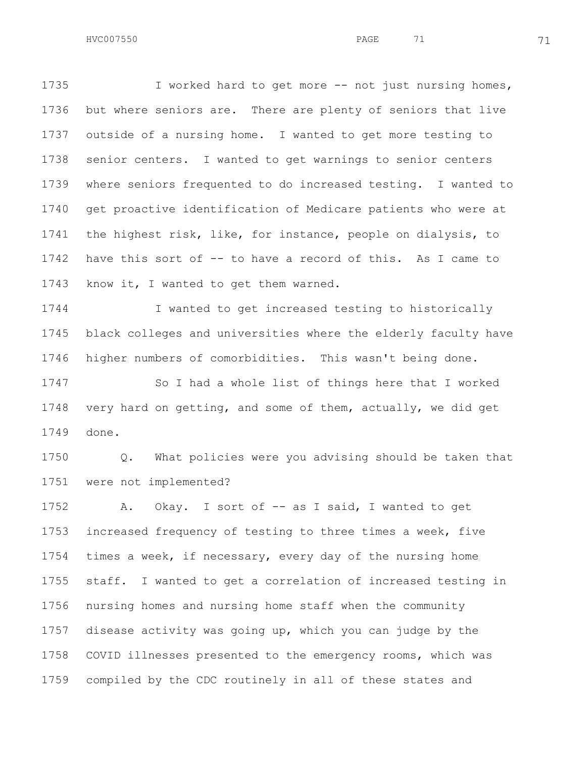I worked hard to get more -- not just nursing homes, but where seniors are. There are plenty of seniors that live outside of a nursing home. I wanted to get more testing to senior centers. I wanted to get warnings to senior centers where seniors frequented to do increased testing. I wanted to get proactive identification of Medicare patients who were at the highest risk, like, for instance, people on dialysis, to have this sort of -- to have a record of this. As I came to know it, I wanted to get them warned.

I wanted to get increased testing to historically black colleges and universities where the elderly faculty have higher numbers of comorbidities. This wasn't being done.

So I had a whole list of things here that I worked very hard on getting, and some of them, actually, we did get done.

Q. What policies were you advising should be taken that were not implemented?

A. Okay. I sort of -- as I said, I wanted to get increased frequency of testing to three times a week, five times a week, if necessary, every day of the nursing home staff. I wanted to get a correlation of increased testing in nursing homes and nursing home staff when the community disease activity was going up, which you can judge by the COVID illnesses presented to the emergency rooms, which was compiled by the CDC routinely in all of these states and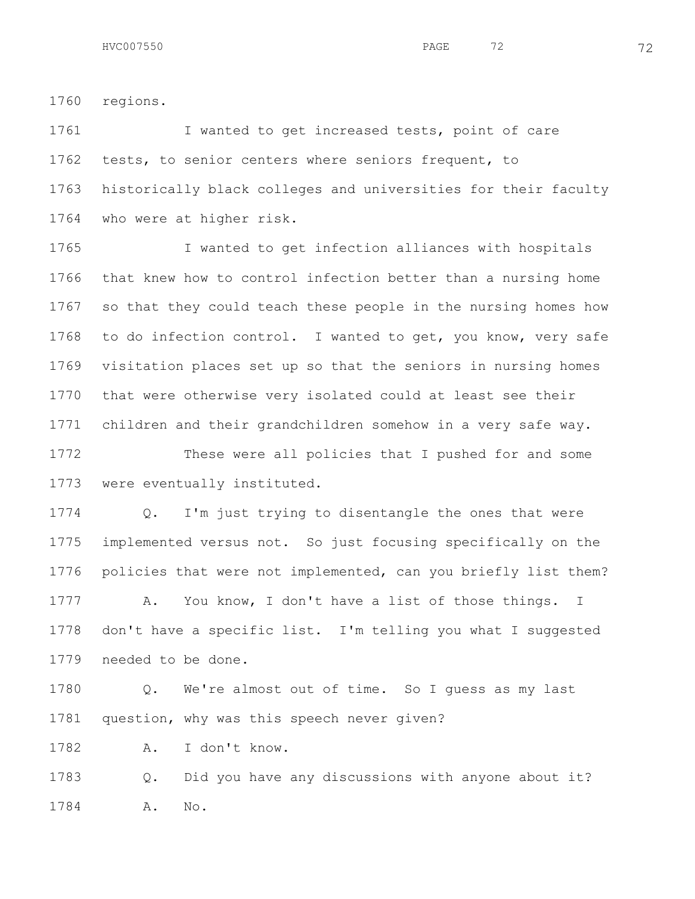1760 regions.

1761 I wanted to get increased tests, point of care
1762 tests, to senior centers where seniors frequent, to
1763 historically black colleges and universities for their faculty
1764 who were at higher risk.

1765 I wanted to get infection alliances with hospitals
1766 that knew how to control infection better than a nursing home
1767 so that they could teach these people in the nursing homes how
1768 to do infection control. I wanted to get, you know, very safe
1769 visitation places set up so that the seniors in nursing homes
1770 that were otherwise very isolated could at least see their
1771 children and their grandchildren somehow in a very safe way.

1772 These were all policies that I pushed for and some
1773 were eventually instituted.

1774 Q. I'm just trying to disentangle the ones that were
1775 implemented versus not. So just focusing specifically on the
1776 policies that were not implemented, can you briefly list them?

1777 A. You know, I don't have a list of those things. I
1778 don't have a specific list. I'm telling you what I suggested
1779 needed to be done.

1780 Q. We're almost out of time. So I guess as my last
1781 question, why was this speech never given?

1782 A. I don't know.

1783 Q. Did you have any discussions with anyone about it?

1784 A. No.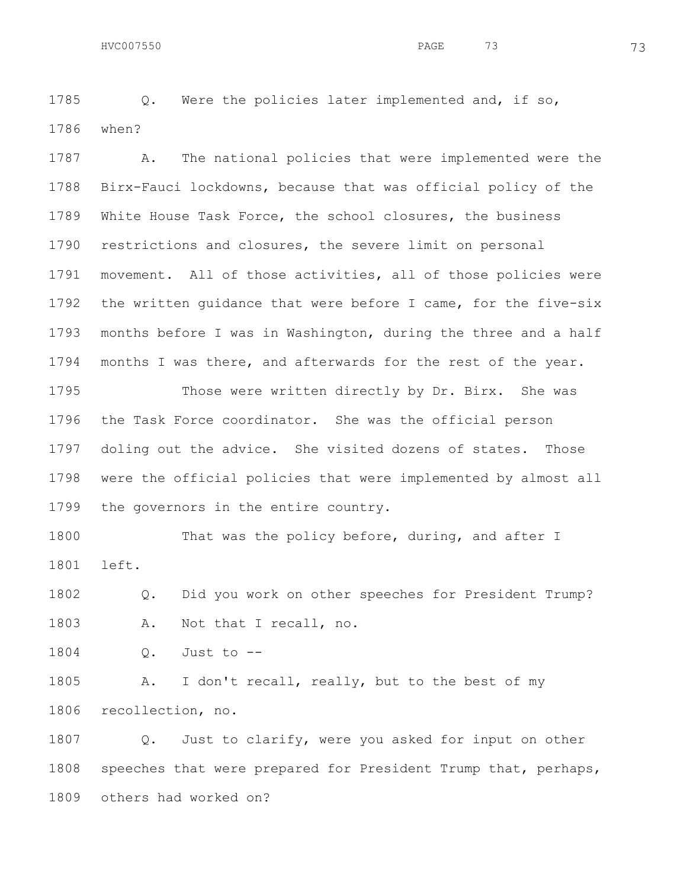1785 Q. Were the policies later implemented and, if so,
1786 when?

1787 A. The national policies that were implemented were the
1788 Birx-Fauci lockdowns, because that was official policy of the
1789 White House Task Force, the school closures, the business
1790 restrictions and closures, the severe limit on personal
1791 movement. All of those activities, all of those policies were
1792 the written guidance that were before I came, for the five-six
1793 months before I was in Washington, during the three and a half
1794 months I was there, and afterwards for the rest of the year.

1795 Those were written directly by Dr. Birx. She was
1796 the Task Force coordinator. She was the official person
1797 doling out the advice. She visited dozens of states. Those
1798 were the official policies that were implemented by almost all
1799 the governors in the entire country.

1800 That was the policy before, during, and after I
1801 left.

1802 Q. Did you work on other speeches for President Trump?

1803 A. Not that I recall, no.

1804 Q. Just to --

1805 A. I don't recall, really, but to the best of my
1806 recollection, no.

1807 Q. Just to clarify, were you asked for input on other
1808 speeches that were prepared for President Trump that, perhaps,
1809 others had worked on?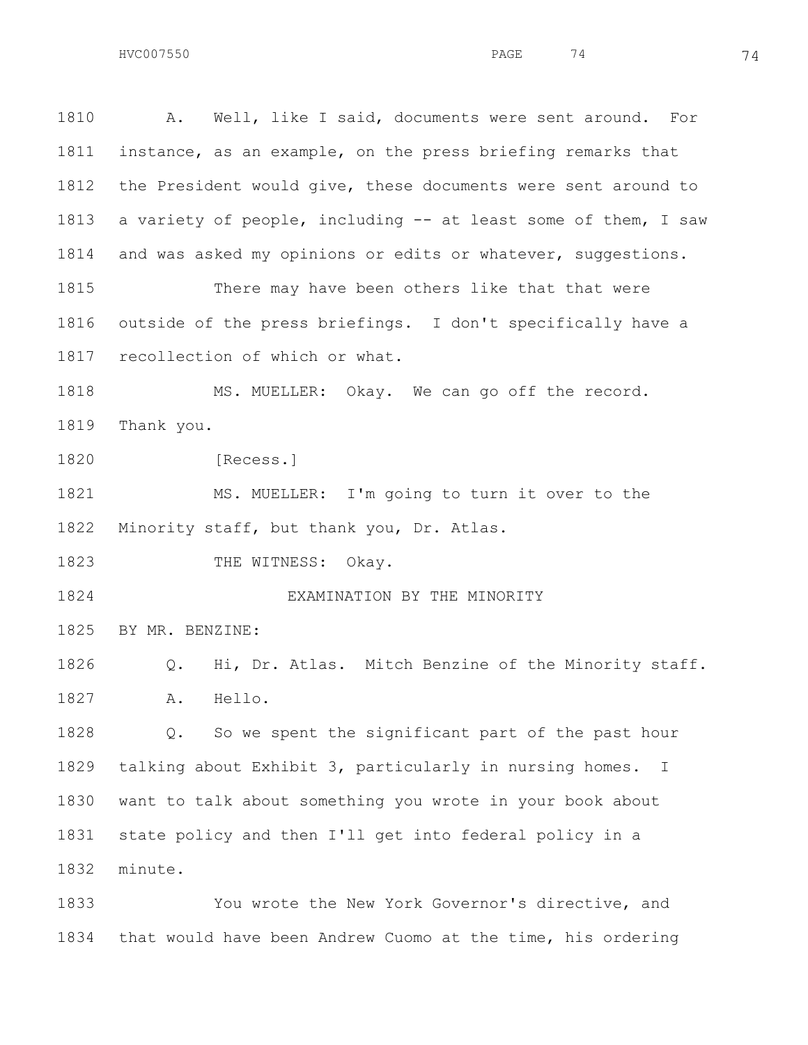A. Well, like I said, documents were sent around. For instance, as an example, on the press briefing remarks that the President would give, these documents were sent around to a variety of people, including -- at least some of them, I saw and was asked my opinions or edits or whatever, suggestions.

There may have been others like that that were outside of the press briefings. I don't specifically have a recollection of which or what.

MS. MUELLER: Okay. We can go off the record. Thank you.

[Recess.]

MS. MUELLER: I'm going to turn it over to the Minority staff, but thank you, Dr. Atlas.

THE WITNESS: Okay.

EXAMINATION BY THE MINORITY

BY MR. BENZINE:

Q. Hi, Dr. Atlas. Mitch Benzine of the Minority staff.

A. Hello.

Q. So we spent the significant part of the past hour talking about Exhibit 3, particularly in nursing homes. I want to talk about something you wrote in your book about state policy and then I'll get into federal policy in a minute.

You wrote the New York Governor's directive, and that would have been Andrew Cuomo at the time, his ordering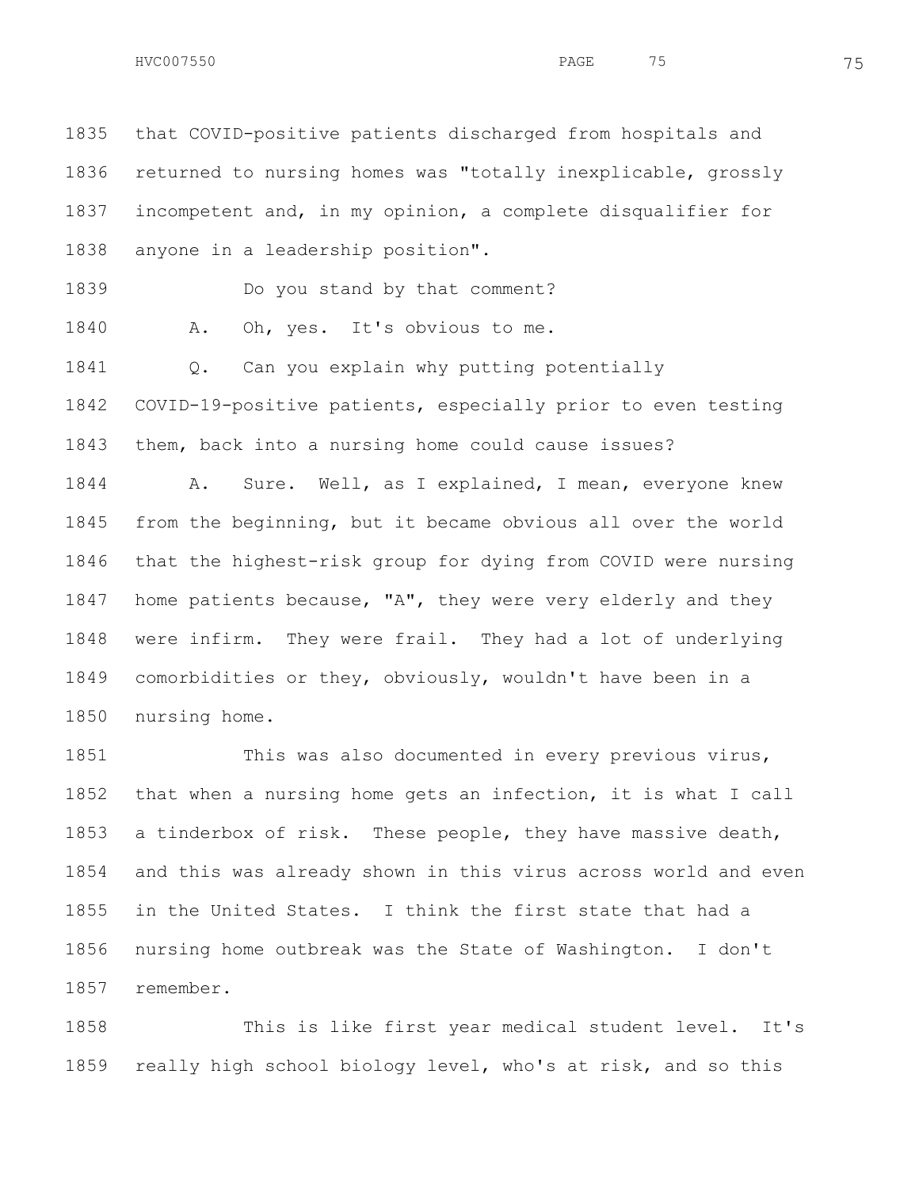that COVID-positive patients discharged from hospitals and returned to nursing homes was "totally inexplicable, grossly incompetent and, in my opinion, a complete disqualifier for anyone in a leadership position".

Do you stand by that comment?

A. Oh, yes. It's obvious to me.

Q. Can you explain why putting potentially COVID-19-positive patients, especially prior to even testing them, back into a nursing home could cause issues?

A. Sure. Well, as I explained, I mean, everyone knew from the beginning, but it became obvious all over the world that the highest-risk group for dying from COVID were nursing home patients because, "A", they were very elderly and they were infirm. They were frail. They had a lot of underlying comorbidities or they, obviously, wouldn't have been in a nursing home.

This was also documented in every previous virus, that when a nursing home gets an infection, it is what I call a tinderbox of risk. These people, they have massive death, and this was already shown in this virus across world and even in the United States. I think the first state that had a nursing home outbreak was the State of Washington. I don't remember.

This is like first year medical student level. It's really high school biology level, who's at risk, and so this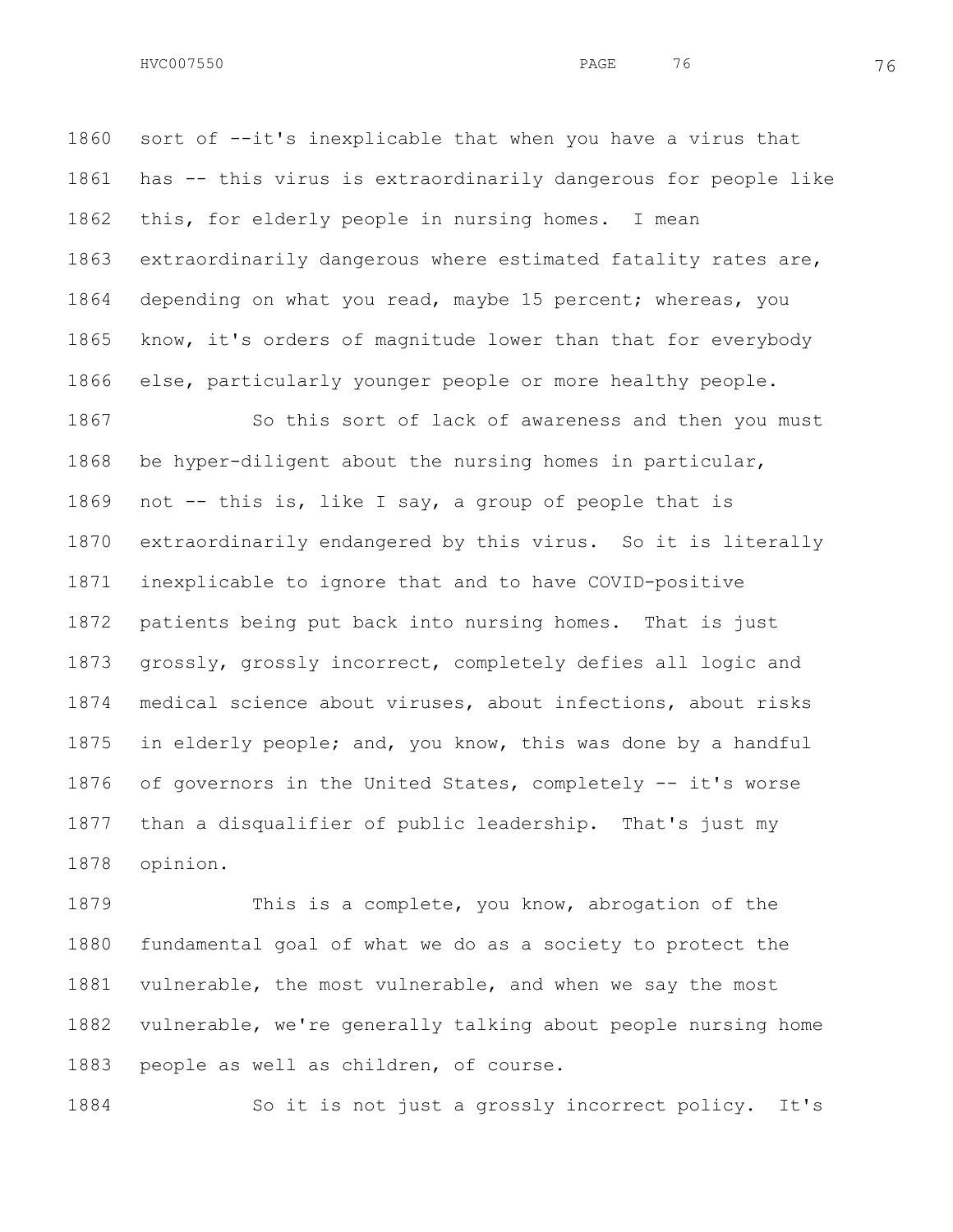sort of --it's inexplicable that when you have a virus that has -- this virus is extraordinarily dangerous for people like this, for elderly people in nursing homes. I mean extraordinarily dangerous where estimated fatality rates are, depending on what you read, maybe 15 percent; whereas, you know, it's orders of magnitude lower than that for everybody else, particularly younger people or more healthy people.

So this sort of lack of awareness and then you must be hyper-diligent about the nursing homes in particular, not -- this is, like I say, a group of people that is extraordinarily endangered by this virus. So it is literally inexplicable to ignore that and to have COVID-positive patients being put back into nursing homes. That is just grossly, grossly incorrect, completely defies all logic and medical science about viruses, about infections, about risks in elderly people; and, you know, this was done by a handful of governors in the United States, completely -- it's worse than a disqualifier of public leadership. That's just my opinion.

This is a complete, you know, abrogation of the fundamental goal of what we do as a society to protect the vulnerable, the most vulnerable, and when we say the most vulnerable, we're generally talking about people nursing home people as well as children, of course.

So it is not just a grossly incorrect policy. It's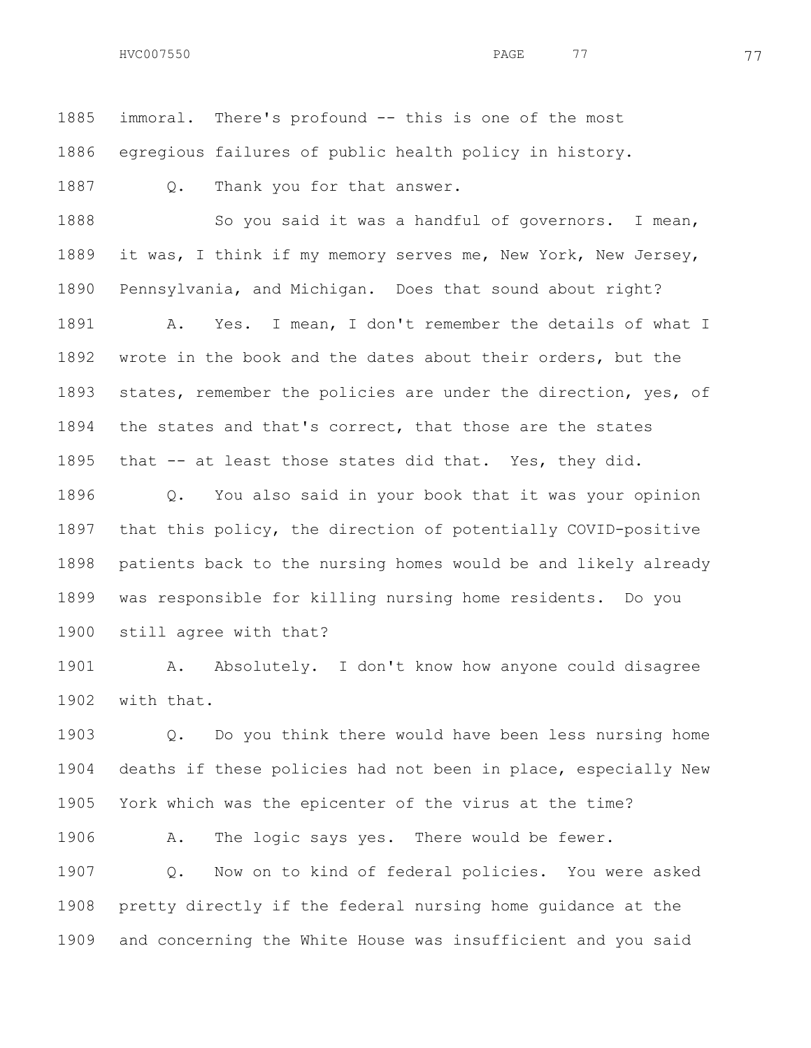1885 immoral. There's profound -- this is one of the most
1886 egregious failures of public health policy in history.

1887 Q. Thank you for that answer.

1888 So you said it was a handful of governors. I mean,
1889 it was, I think if my memory serves me, New York, New Jersey,
1890 Pennsylvania, and Michigan. Does that sound about right?

1891 A. Yes. I mean, I don't remember the details of what I
1892 wrote in the book and the dates about their orders, but the
1893 states, remember the policies are under the direction, yes, of
1894 the states and that's correct, that those are the states
1895 that -- at least those states did that. Yes, they did.

1896 Q. You also said in your book that it was your opinion
1897 that this policy, the direction of potentially COVID-positive
1898 patients back to the nursing homes would be and likely already
1899 was responsible for killing nursing home residents. Do you
1900 still agree with that?

1901 A. Absolutely. I don't know how anyone could disagree
1902 with that.

1903 Q. Do you think there would have been less nursing home
1904 deaths if these policies had not been in place, especially New
1905 York which was the epicenter of the virus at the time?

1906 A. The logic says yes. There would be fewer.

1907 Q. Now on to kind of federal policies. You were asked
1908 pretty directly if the federal nursing home guidance at the
1909 and concerning the White House was insufficient and you said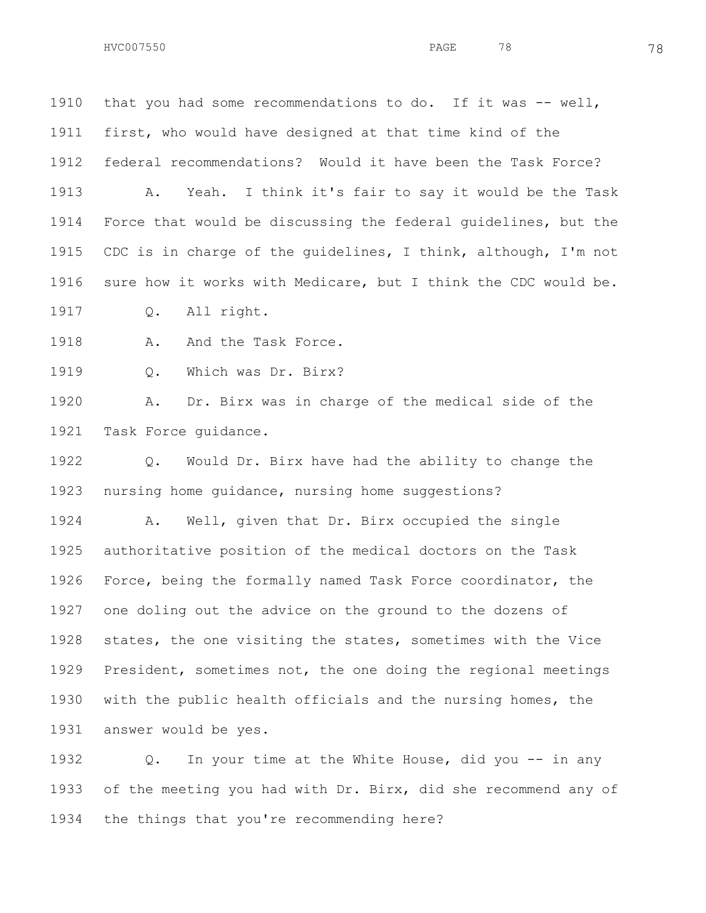that you had some recommendations to do. If it was -- well, first, who would have designed at that time kind of the federal recommendations? Would it have been the Task Force?

A. Yeah. I think it's fair to say it would be the Task Force that would be discussing the federal guidelines, but the CDC is in charge of the guidelines, I think, although, I'm not sure how it works with Medicare, but I think the CDC would be.

Q. All right.

A. And the Task Force.

Q. Which was Dr. Birx?

A. Dr. Birx was in charge of the medical side of the Task Force guidance.

Q. Would Dr. Birx have had the ability to change the nursing home guidance, nursing home suggestions?

A. Well, given that Dr. Birx occupied the single authoritative position of the medical doctors on the Task Force, being the formally named Task Force coordinator, the one doling out the advice on the ground to the dozens of states, the one visiting the states, sometimes with the Vice President, sometimes not, the one doing the regional meetings with the public health officials and the nursing homes, the answer would be yes.

Q. In your time at the White House, did you -- in any of the meeting you had with Dr. Birx, did she recommend any of the things that you're recommending here?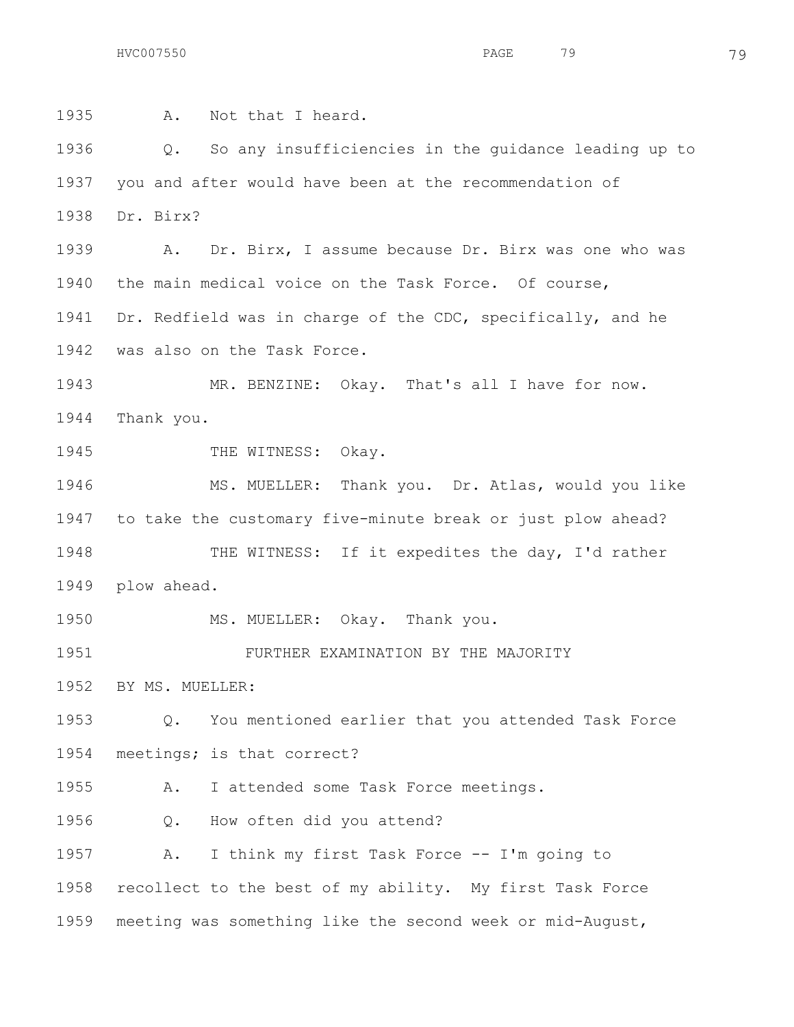1935 A. Not that I heard.

1936 Q. So any insufficiencies in the guidance leading up to

1937 you and after would have been at the recommendation of

1938 Dr. Birx?

1939 A. Dr. Birx, I assume because Dr. Birx was one who was

1940 the main medical voice on the Task Force. Of course,

1941 Dr. Redfield was in charge of the CDC, specifically, and he

1942 was also on the Task Force.

1943 MR. BENZINE: Okay. That's all I have for now.

1944 Thank you.

1945 THE WITNESS: Okay.

1946 MS. MUELLER: Thank you. Dr. Atlas, would you like

1947 to take the customary five-minute break or just plow ahead?

1948 THE WITNESS: If it expedites the day, I'd rather

1949 plow ahead.

1950 MS. MUELLER: Okay. Thank you.

1951 FURTHER EXAMINATION BY THE MAJORITY

1952 BY MS. MUELLER:

1953 Q. You mentioned earlier that you attended Task Force

1954 meetings; is that correct?

1955 A. I attended some Task Force meetings.

1956 Q. How often did you attend?

1957 A. I think my first Task Force -- I'm going to

1958 recollect to the best of my ability. My first Task Force

1959 meeting was something like the second week or mid-August,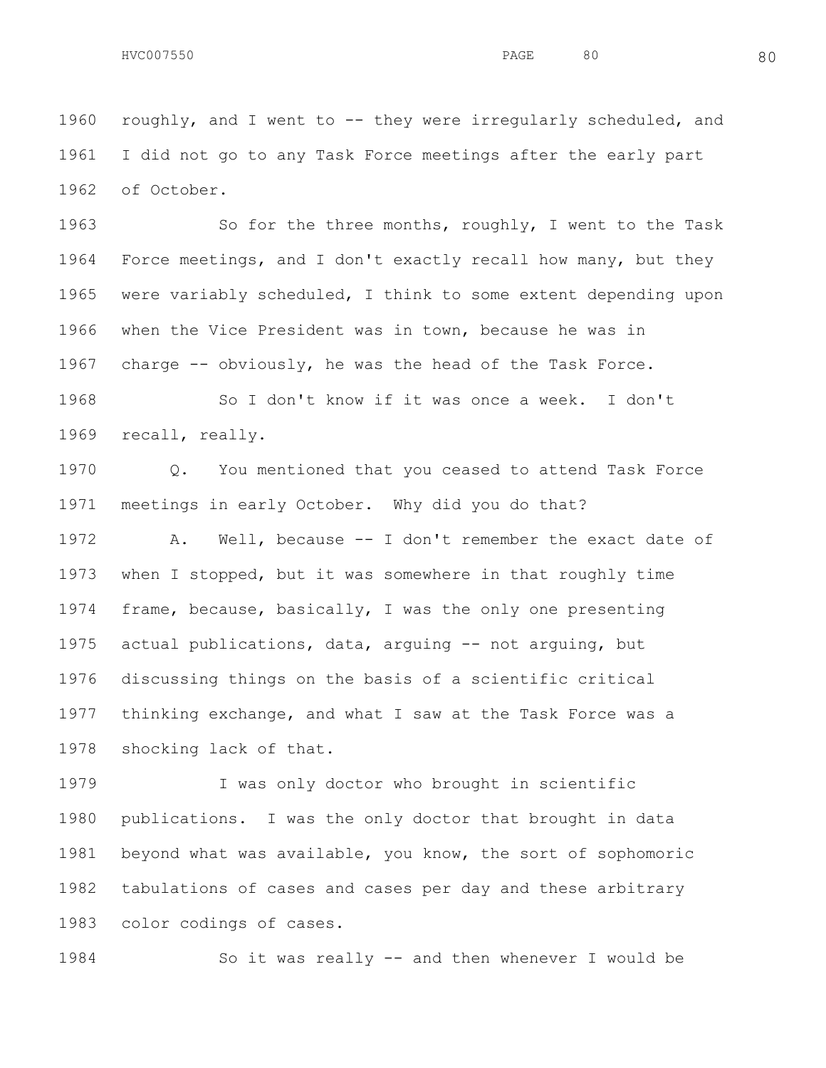roughly, and I went to -- they were irregularly scheduled, and I did not go to any Task Force meetings after the early part of October.

So for the three months, roughly, I went to the Task Force meetings, and I don't exactly recall how many, but they were variably scheduled, I think to some extent depending upon when the Vice President was in town, because he was in charge -- obviously, he was the head of the Task Force.

So I don't know if it was once a week. I don't recall, really.

Q. You mentioned that you ceased to attend Task Force meetings in early October. Why did you do that?

A. Well, because -- I don't remember the exact date of when I stopped, but it was somewhere in that roughly time frame, because, basically, I was the only one presenting actual publications, data, arguing -- not arguing, but discussing things on the basis of a scientific critical thinking exchange, and what I saw at the Task Force was a shocking lack of that.

I was only doctor who brought in scientific publications. I was the only doctor that brought in data beyond what was available, you know, the sort of sophomoric tabulations of cases and cases per day and these arbitrary color codings of cases.

So it was really -- and then whenever I would be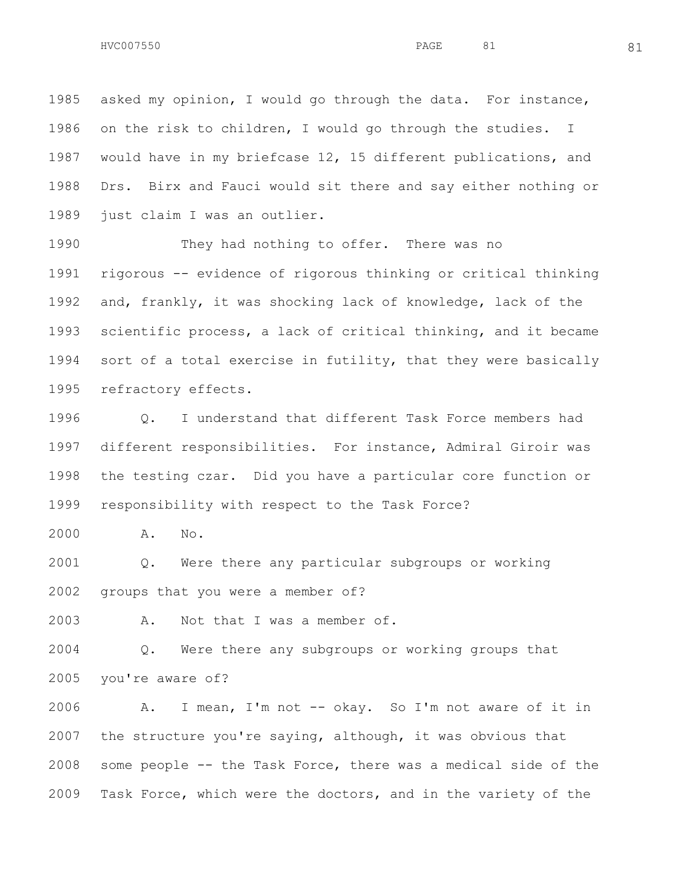asked my opinion, I would go through the data. For instance, on the risk to children, I would go through the studies. I would have in my briefcase 12, 15 different publications, and Drs. Birx and Fauci would sit there and say either nothing or just claim I was an outlier.

They had nothing to offer. There was no rigorous -- evidence of rigorous thinking or critical thinking and, frankly, it was shocking lack of knowledge, lack of the scientific process, a lack of critical thinking, and it became sort of a total exercise in futility, that they were basically refractory effects.

Q. I understand that different Task Force members had different responsibilities. For instance, Admiral Giroir was the testing czar. Did you have a particular core function or responsibility with respect to the Task Force?

A. No.

Q. Were there any particular subgroups or working groups that you were a member of?

A. Not that I was a member of.

Q. Were there any subgroups or working groups that you're aware of?

A. I mean, I'm not -- okay. So I'm not aware of it in the structure you're saying, although, it was obvious that some people -- the Task Force, there was a medical side of the Task Force, which were the doctors, and in the variety of the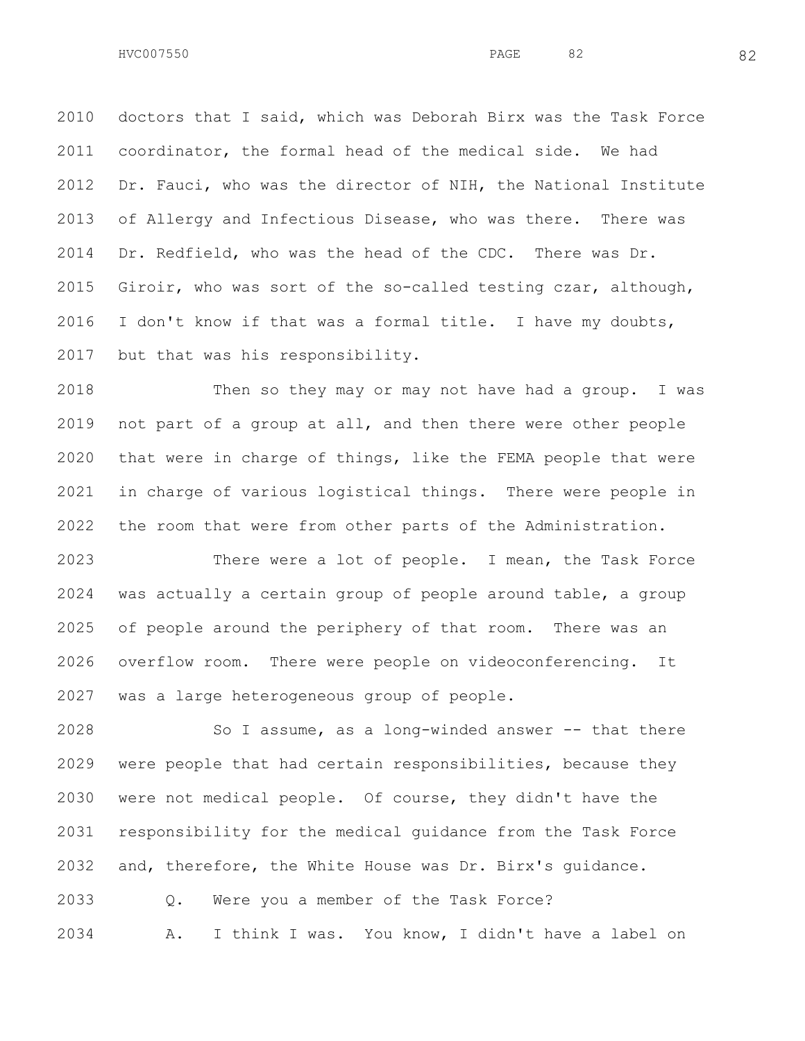2010 doctors that I said, which was Deborah Birx was the Task Force
2011 coordinator, the formal head of the medical side. We had
2012 Dr. Fauci, who was the director of NIH, the National Institute
2013 of Allergy and Infectious Disease, who was there. There was
2014 Dr. Redfield, who was the head of the CDC. There was Dr.
2015 Giroir, who was sort of the so-called testing czar, although,
2016 I don't know if that was a formal title. I have my doubts,
2017 but that was his responsibility.

2018 Then so they may or may not have had a group. I was
2019 not part of a group at all, and then there were other people
2020 that were in charge of things, like the FEMA people that were
2021 in charge of various logistical things. There were people in
2022 the room that were from other parts of the Administration.

2023 There were a lot of people. I mean, the Task Force
2024 was actually a certain group of people around table, a group
2025 of people around the periphery of that room. There was an
2026 overflow room. There were people on videoconferencing. It
2027 was a large heterogeneous group of people.

2028 So I assume, as a long-winded answer -- that there
2029 were people that had certain responsibilities, because they
2030 were not medical people. Of course, they didn't have the
2031 responsibility for the medical guidance from the Task Force
2032 and, therefore, the White House was Dr. Birx's guidance.

2033 Q. Were you a member of the Task Force?

2034 A. I think I was. You know, I didn't have a label on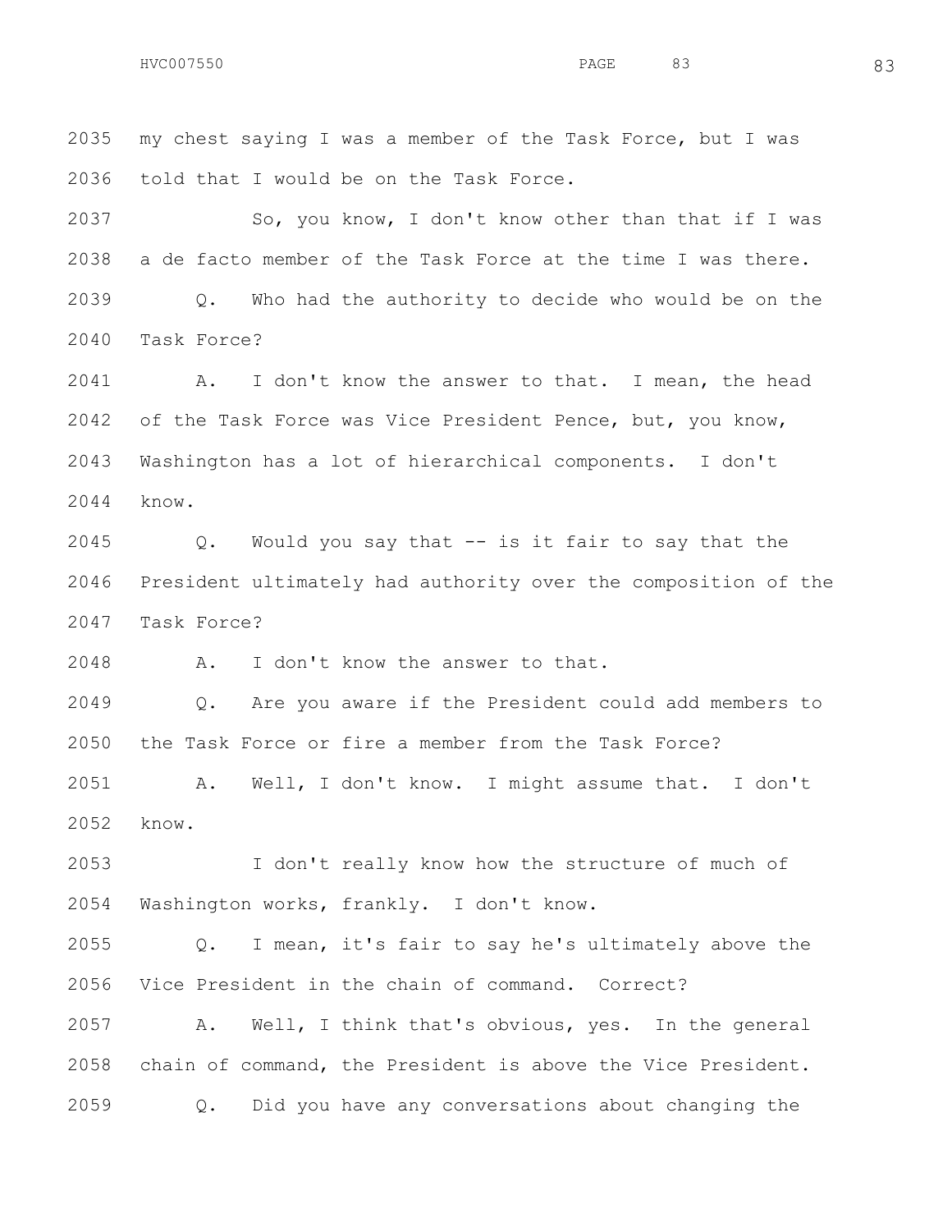my chest saying I was a member of the Task Force, but I was told that I would be on the Task Force.

So, you know, I don't know other than that if I was a de facto member of the Task Force at the time I was there.

Q. Who had the authority to decide who would be on the Task Force?

A. I don't know the answer to that. I mean, the head of the Task Force was Vice President Pence, but, you know, Washington has a lot of hierarchical components. I don't know.

Q. Would you say that -- is it fair to say that the President ultimately had authority over the composition of the Task Force?

A. I don't know the answer to that.

Q. Are you aware if the President could add members to the Task Force or fire a member from the Task Force?

A. Well, I don't know. I might assume that. I don't know.

I don't really know how the structure of much of Washington works, frankly. I don't know.

Q. I mean, it's fair to say he's ultimately above the Vice President in the chain of command. Correct?

A. Well, I think that's obvious, yes. In the general chain of command, the President is above the Vice President.

Q. Did you have any conversations about changing the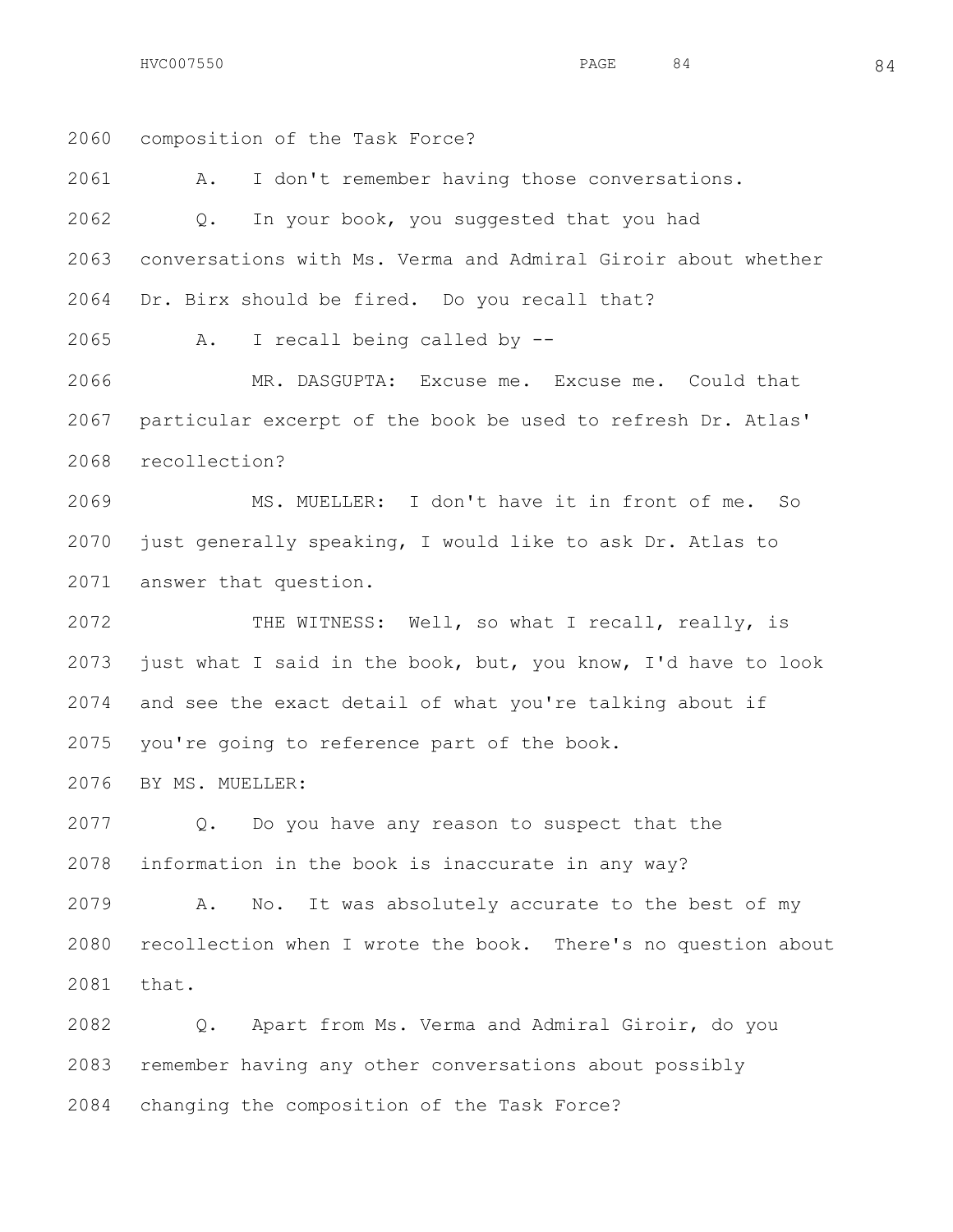2060 composition of the Task Force?

2061 A. I don't remember having those conversations.

2062 Q. In your book, you suggested that you had

2063 conversations with Ms. Verma and Admiral Giroir about whether

2064 Dr. Birx should be fired. Do you recall that?

2065 A. I recall being called by --

2066 MR. DASGUPTA: Excuse me. Excuse me. Could that

2067 particular excerpt of the book be used to refresh Dr. Atlas'

2068 recollection?

2069 MS. MUELLER: I don't have it in front of me. So

2070 just generally speaking, I would like to ask Dr. Atlas to

2071 answer that question.

2072 THE WITNESS: Well, so what I recall, really, is

2073 just what I said in the book, but, you know, I'd have to look

2074 and see the exact detail of what you're talking about if

2075 you're going to reference part of the book.

2076 BY MS. MUELLER:

2077 Q. Do you have any reason to suspect that the

2078 information in the book is inaccurate in any way?

2079 A. No. It was absolutely accurate to the best of my

2080 recollection when I wrote the book. There's no question about

2081 that.

2082 Q. Apart from Ms. Verma and Admiral Giroir, do you

2083 remember having any other conversations about possibly

2084 changing the composition of the Task Force?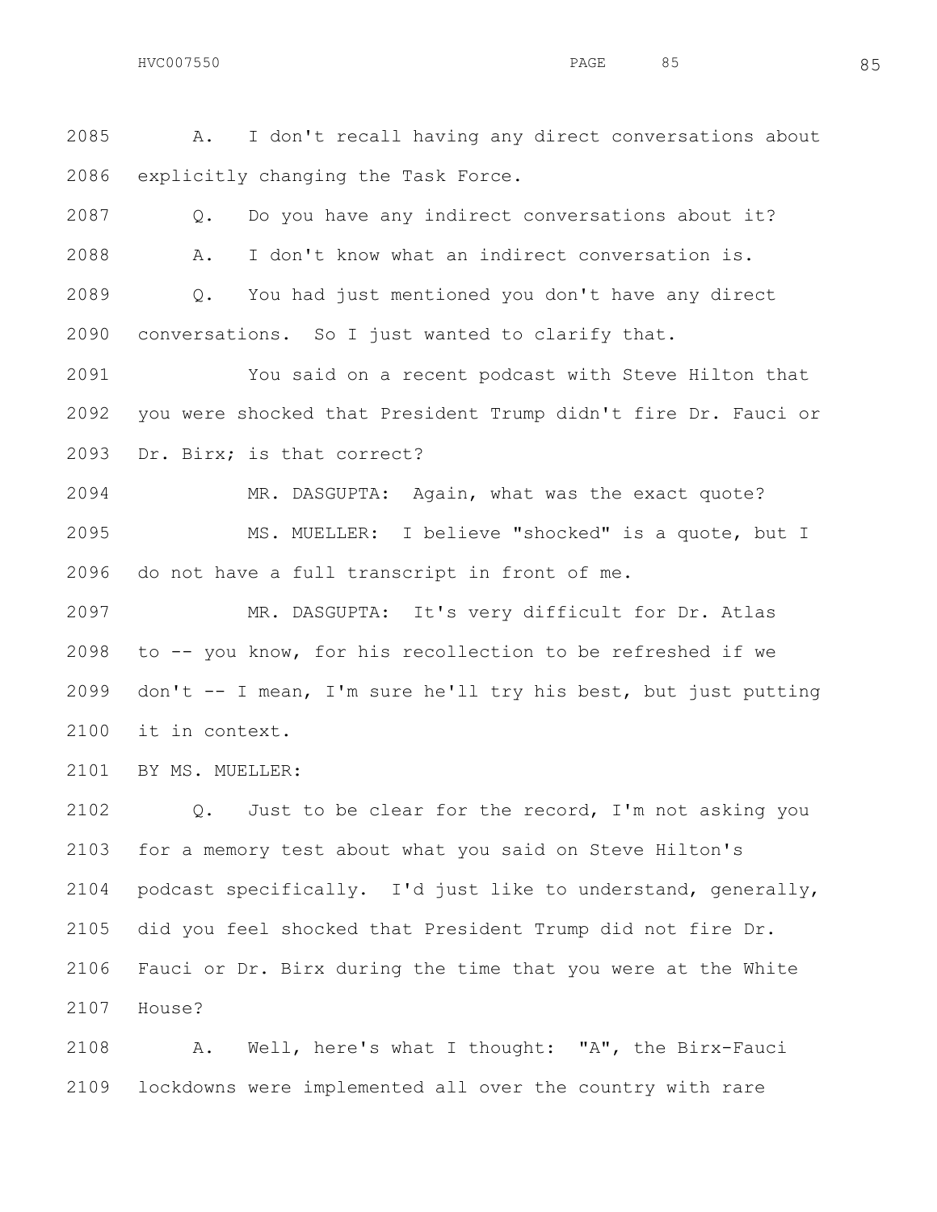A. I don't recall having any direct conversations about explicitly changing the Task Force.

Q. Do you have any indirect conversations about it?

A. I don't know what an indirect conversation is.

Q. You had just mentioned you don't have any direct conversations. So I just wanted to clarify that.

You said on a recent podcast with Steve Hilton that you were shocked that President Trump didn't fire Dr. Fauci or Dr. Birx; is that correct?

MR. DASGUPTA: Again, what was the exact quote?

MS. MUELLER: I believe "shocked" is a quote, but I do not have a full transcript in front of me.

MR. DASGUPTA: It's very difficult for Dr. Atlas to -- you know, for his recollection to be refreshed if we don't -- I mean, I'm sure he'll try his best, but just putting it in context.

BY MS. MUELLER:

Q. Just to be clear for the record, I'm not asking you for a memory test about what you said on Steve Hilton's podcast specifically. I'd just like to understand, generally, did you feel shocked that President Trump did not fire Dr. Fauci or Dr. Birx during the time that you were at the White House?

A. Well, here's what I thought: "A", the Birx-Fauci lockdowns were implemented all over the country with rare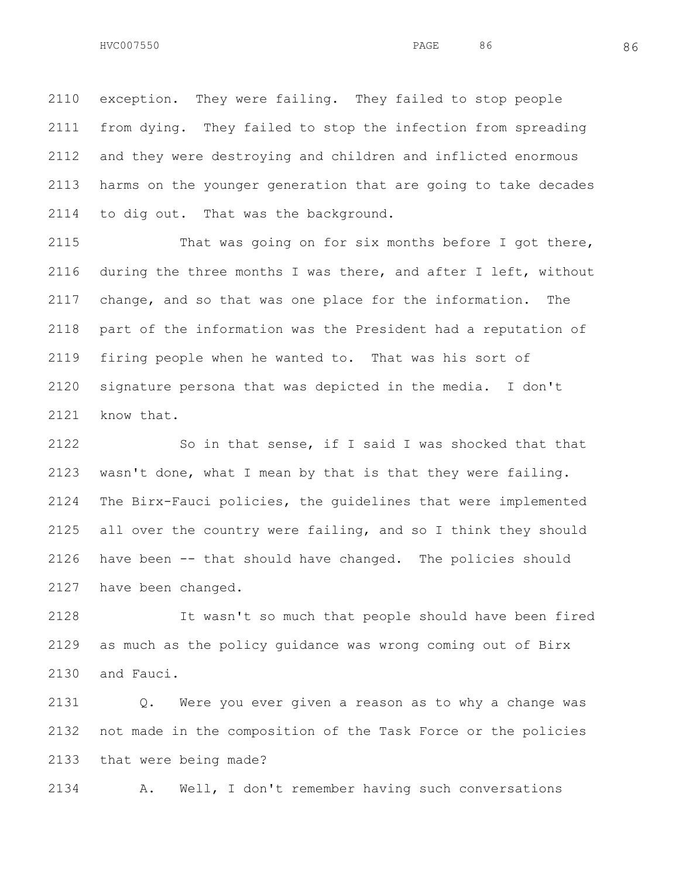exception. They were failing. They failed to stop people from dying. They failed to stop the infection from spreading and they were destroying and children and inflicted enormous harms on the younger generation that are going to take decades to dig out. That was the background.

That was going on for six months before I got there, during the three months I was there, and after I left, without change, and so that was one place for the information. The part of the information was the President had a reputation of firing people when he wanted to. That was his sort of signature persona that was depicted in the media. I don't know that.

So in that sense, if I said I was shocked that that wasn't done, what I mean by that is that they were failing. The Birx-Fauci policies, the guidelines that were implemented all over the country were failing, and so I think they should have been -- that should have changed. The policies should have been changed.

It wasn't so much that people should have been fired as much as the policy guidance was wrong coming out of Birx and Fauci.

Q. Were you ever given a reason as to why a change was not made in the composition of the Task Force or the policies that were being made?

A. Well, I don't remember having such conversations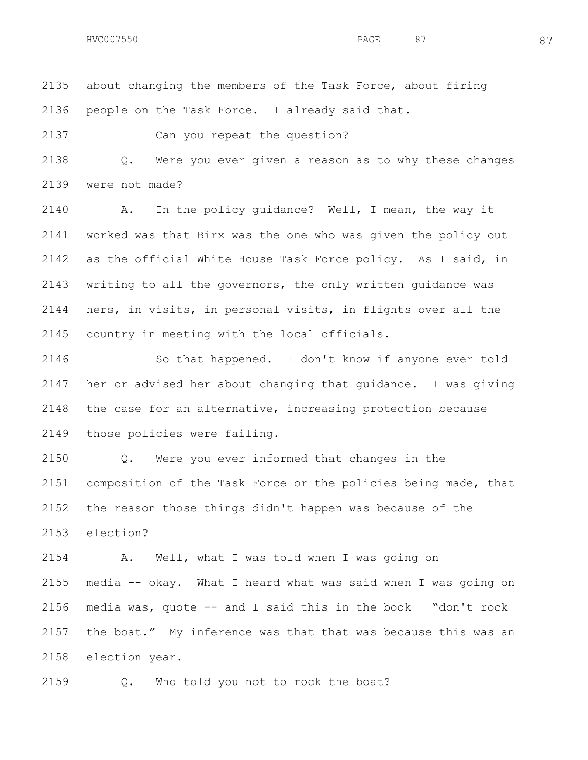about changing the members of the Task Force, about firing people on the Task Force. I already said that.

Can you repeat the question?

Q. Were you ever given a reason as to why these changes were not made?

A. In the policy guidance? Well, I mean, the way it worked was that Birx was the one who was given the policy out as the official White House Task Force policy. As I said, in writing to all the governors, the only written guidance was hers, in visits, in personal visits, in flights over all the country in meeting with the local officials.

So that happened. I don't know if anyone ever told her or advised her about changing that guidance. I was giving the case for an alternative, increasing protection because those policies were failing.

Q. Were you ever informed that changes in the composition of the Task Force or the policies being made, that the reason those things didn't happen was because of the election?

A. Well, what I was told when I was going on media -- okay. What I heard what was said when I was going on media was, quote -- and I said this in the book – "don't rock the boat." My inference was that that was because this was an election year.

Q. Who told you not to rock the boat?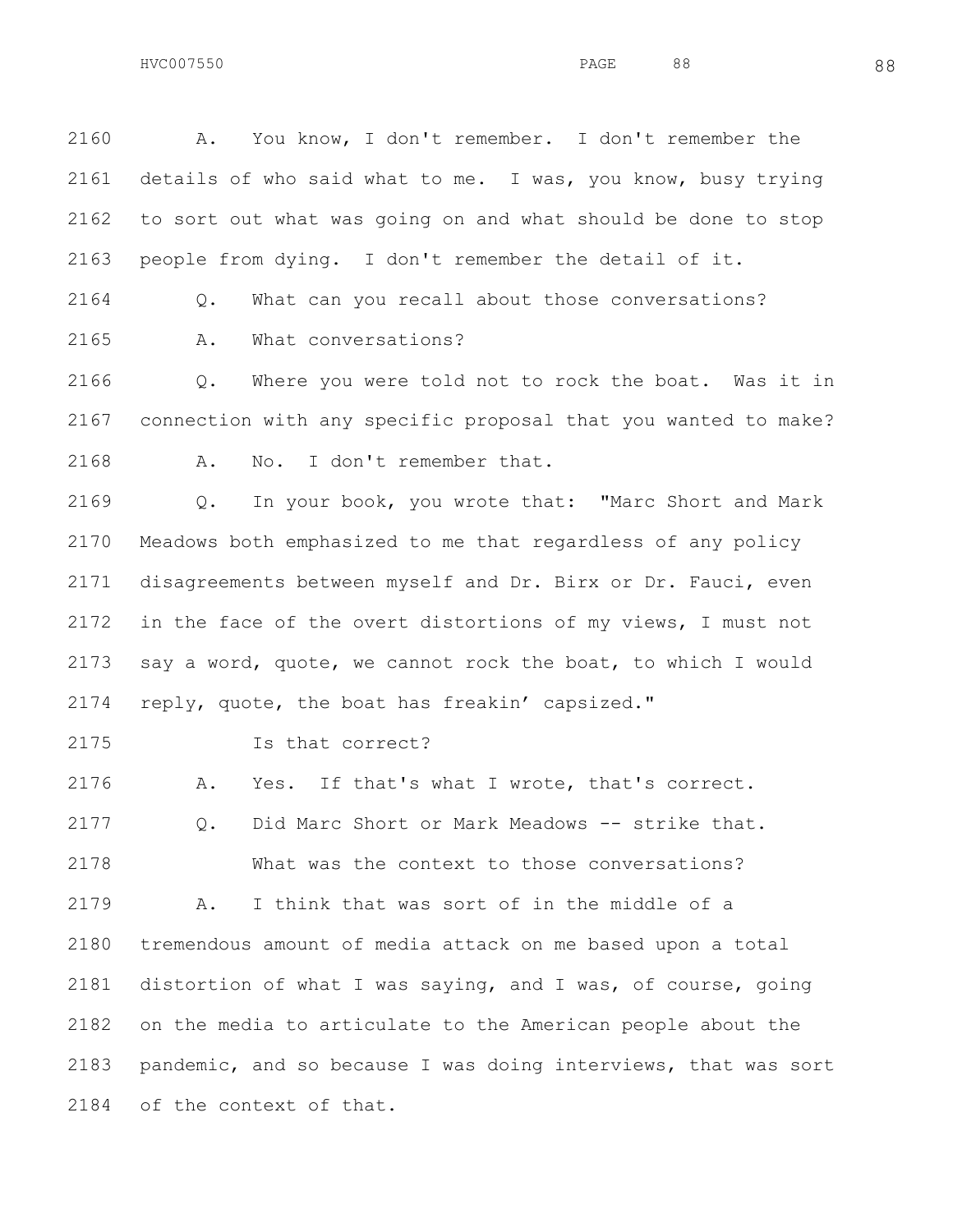2160 A. You know, I don't remember. I don't remember the
2161 details of who said what to me. I was, you know, busy trying
2162 to sort out what was going on and what should be done to stop
2163 people from dying. I don't remember the detail of it.

2164 Q. What can you recall about those conversations?

2165 A. What conversations?

2166 Q. Where you were told not to rock the boat. Was it in
2167 connection with any specific proposal that you wanted to make?

2168 A. No. I don't remember that.

2169 Q. In your book, you wrote that: "Marc Short and Mark
2170 Meadows both emphasized to me that regardless of any policy
2171 disagreements between myself and Dr. Birx or Dr. Fauci, even
2172 in the face of the overt distortions of my views, I must not
2173 say a word, quote, we cannot rock the boat, to which I would
2174 reply, quote, the boat has freakin' capsized."

2175 Is that correct?

2176 A. Yes. If that's what I wrote, that's correct.

2177 Q. Did Marc Short or Mark Meadows -- strike that.

2178 What was the context to those conversations?

2179 A. I think that was sort of in the middle of a
2180 tremendous amount of media attack on me based upon a total
2181 distortion of what I was saying, and I was, of course, going
2182 on the media to articulate to the American people about the
2183 pandemic, and so because I was doing interviews, that was sort
2184 of the context of that.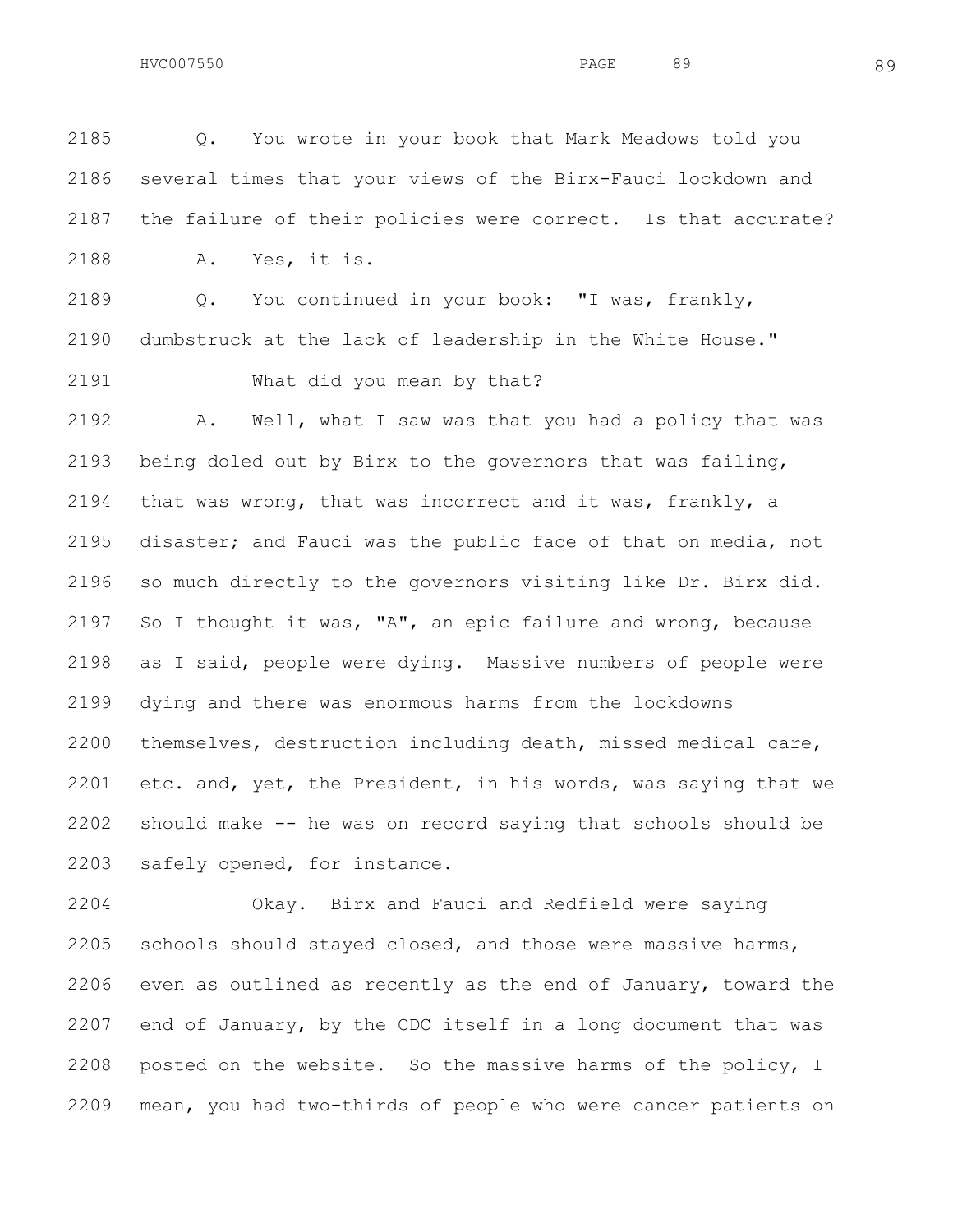Q. You wrote in your book that Mark Meadows told you several times that your views of the Birx-Fauci lockdown and the failure of their policies were correct. Is that accurate?

A. Yes, it is.

Q. You continued in your book: "I was, frankly, dumbstruck at the lack of leadership in the White House."

What did you mean by that?

A. Well, what I saw was that you had a policy that was being doled out by Birx to the governors that was failing, that was wrong, that was incorrect and it was, frankly, a disaster; and Fauci was the public face of that on media, not so much directly to the governors visiting like Dr. Birx did. So I thought it was, "A", an epic failure and wrong, because as I said, people were dying. Massive numbers of people were dying and there was enormous harms from the lockdowns themselves, destruction including death, missed medical care, etc. and, yet, the President, in his words, was saying that we should make -- he was on record saying that schools should be safely opened, for instance.

Okay. Birx and Fauci and Redfield were saying schools should stayed closed, and those were massive harms, even as outlined as recently as the end of January, toward the end of January, by the CDC itself in a long document that was posted on the website. So the massive harms of the policy, I mean, you had two-thirds of people who were cancer patients on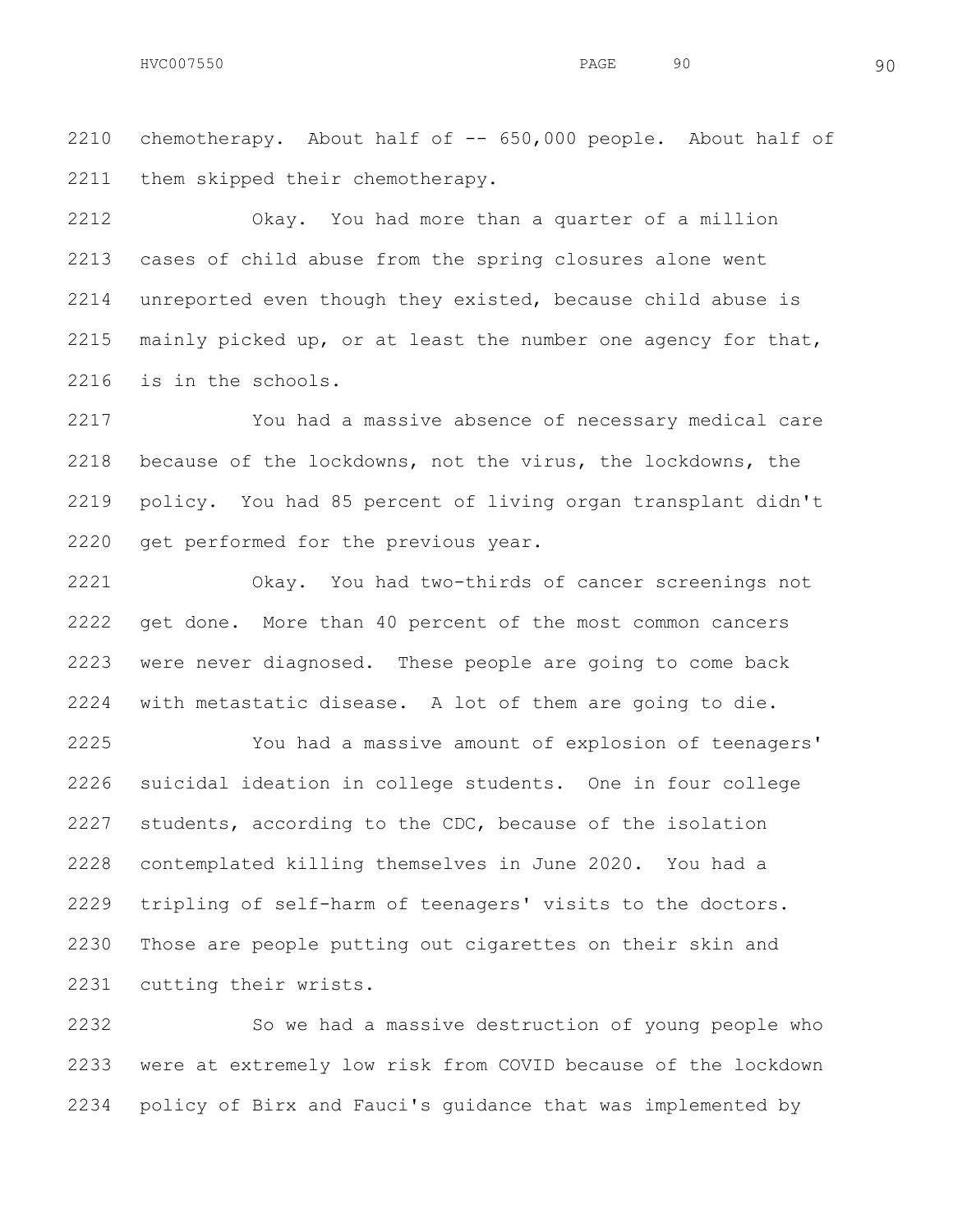chemotherapy. About half of -- 650,000 people. About half of them skipped their chemotherapy.

Okay. You had more than a quarter of a million cases of child abuse from the spring closures alone went unreported even though they existed, because child abuse is mainly picked up, or at least the number one agency for that, is in the schools.

You had a massive absence of necessary medical care because of the lockdowns, not the virus, the lockdowns, the policy. You had 85 percent of living organ transplant didn't get performed for the previous year.

Okay. You had two-thirds of cancer screenings not get done. More than 40 percent of the most common cancers were never diagnosed. These people are going to come back with metastatic disease. A lot of them are going to die.

You had a massive amount of explosion of teenagers' suicidal ideation in college students. One in four college students, according to the CDC, because of the isolation contemplated killing themselves in June 2020. You had a tripling of self-harm of teenagers' visits to the doctors. Those are people putting out cigarettes on their skin and cutting their wrists.

So we had a massive destruction of young people who were at extremely low risk from COVID because of the lockdown policy of Birx and Fauci's guidance that was implemented by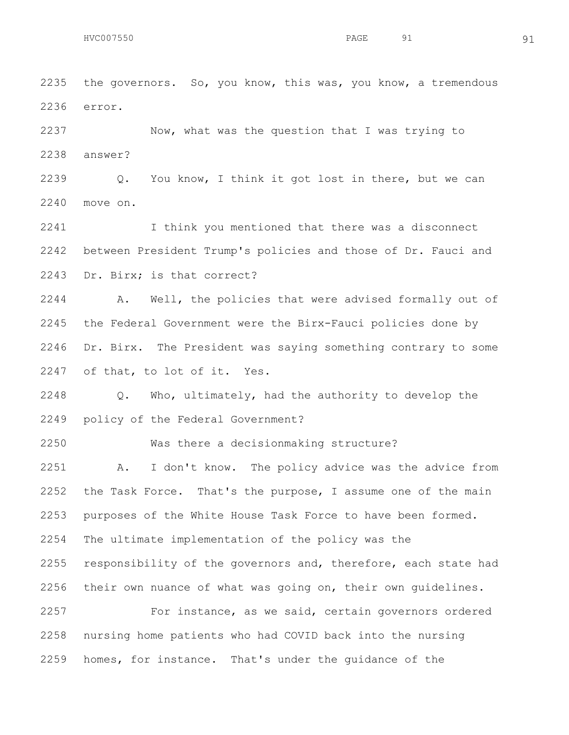the governors. So, you know, this was, you know, a tremendous error.

Now, what was the question that I was trying to answer?

Q. You know, I think it got lost in there, but we can move on.

I think you mentioned that there was a disconnect between President Trump's policies and those of Dr. Fauci and Dr. Birx; is that correct?

A. Well, the policies that were advised formally out of the Federal Government were the Birx-Fauci policies done by Dr. Birx. The President was saying something contrary to some of that, to lot of it. Yes.

Q. Who, ultimately, had the authority to develop the policy of the Federal Government?

Was there a decisionmaking structure?

A. I don't know. The policy advice was the advice from the Task Force. That's the purpose, I assume one of the main purposes of the White House Task Force to have been formed. The ultimate implementation of the policy was the responsibility of the governors and, therefore, each state had their own nuance of what was going on, their own guidelines.

For instance, as we said, certain governors ordered nursing home patients who had COVID back into the nursing homes, for instance. That's under the guidance of the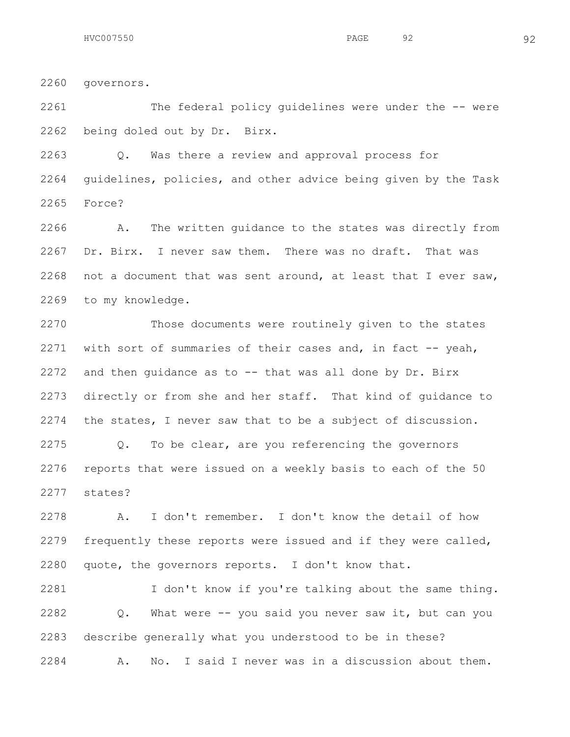governors.

The federal policy guidelines were under the -- were being doled out by Dr. Birx.

Q. Was there a review and approval process for guidelines, policies, and other advice being given by the Task Force?

A. The written guidance to the states was directly from Dr. Birx. I never saw them. There was no draft. That was not a document that was sent around, at least that I ever saw, to my knowledge.

Those documents were routinely given to the states with sort of summaries of their cases and, in fact -- yeah, and then guidance as to -- that was all done by Dr. Birx directly or from she and her staff. That kind of guidance to the states, I never saw that to be a subject of discussion.

Q. To be clear, are you referencing the governors reports that were issued on a weekly basis to each of the 50 states?

A. I don't remember. I don't know the detail of how frequently these reports were issued and if they were called, quote, the governors reports. I don't know that.

I don't know if you're talking about the same thing.

Q. What were -- you said you never saw it, but can you describe generally what you understood to be in these?

A. No. I said I never was in a discussion about them.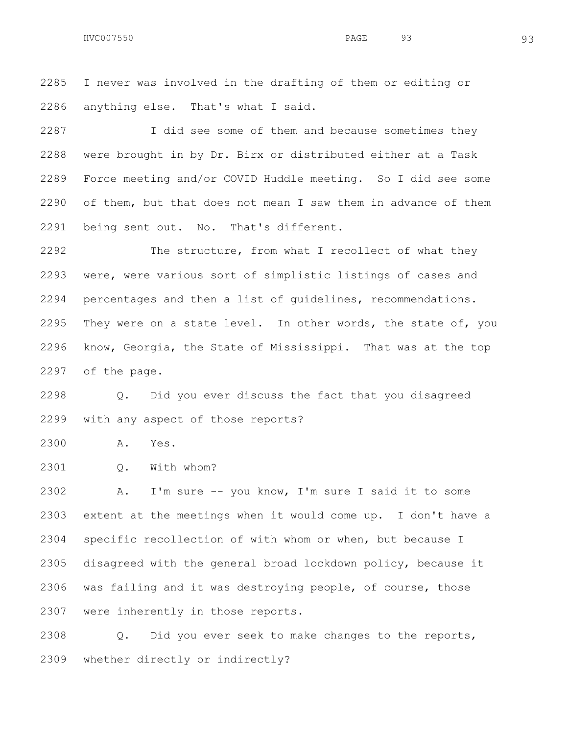2285 I never was involved in the drafting of them or editing or
2286 anything else. That's what I said.

2287 I did see some of them and because sometimes they
2288 were brought in by Dr. Birx or distributed either at a Task
2289 Force meeting and/or COVID Huddle meeting. So I did see some
2290 of them, but that does not mean I saw them in advance of them
2291 being sent out. No. That's different.

2292 The structure, from what I recollect of what they
2293 were, were various sort of simplistic listings of cases and
2294 percentages and then a list of guidelines, recommendations.
2295 They were on a state level. In other words, the state of, you
2296 know, Georgia, the State of Mississippi. That was at the top
2297 of the page.

2298 Q. Did you ever discuss the fact that you disagreed
2299 with any aspect of those reports?

2300 A. Yes.

2301 Q. With whom?

2302 A. I'm sure -- you know, I'm sure I said it to some
2303 extent at the meetings when it would come up. I don't have a
2304 specific recollection of with whom or when, but because I
2305 disagreed with the general broad lockdown policy, because it
2306 was failing and it was destroying people, of course, those
2307 were inherently in those reports.

2308 Q. Did you ever seek to make changes to the reports,
2309 whether directly or indirectly?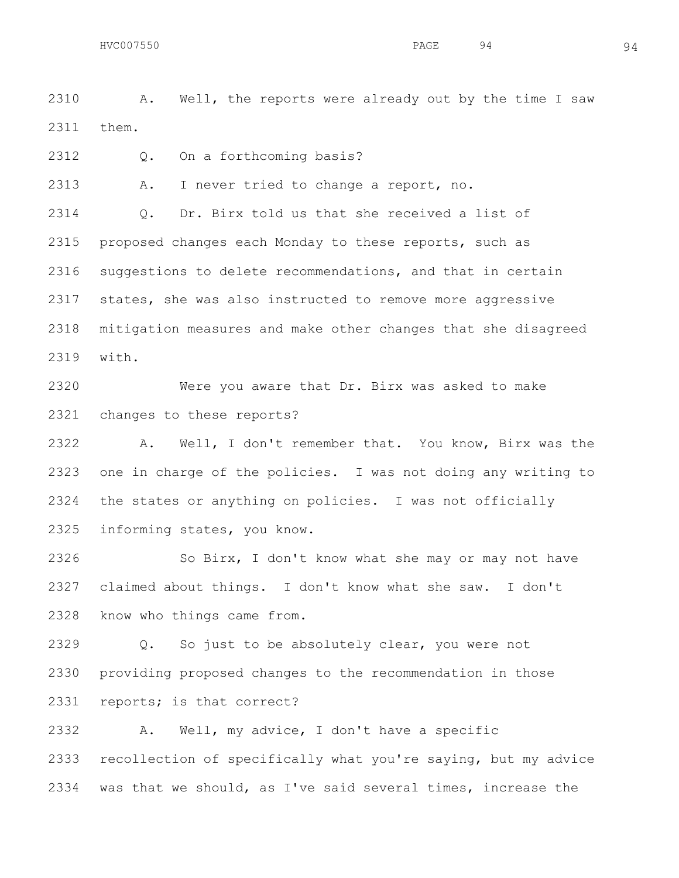2310 A. Well, the reports were already out by the time I saw
2311 them.

2312 Q. On a forthcoming basis?

2313 A. I never tried to change a report, no.

2314 Q. Dr. Birx told us that she received a list of
2315 proposed changes each Monday to these reports, such as
2316 suggestions to delete recommendations, and that in certain
2317 states, she was also instructed to remove more aggressive
2318 mitigation measures and make other changes that she disagreed
2319 with.

2320 Were you aware that Dr. Birx was asked to make
2321 changes to these reports?

2322 A. Well, I don't remember that. You know, Birx was the
2323 one in charge of the policies. I was not doing any writing to
2324 the states or anything on policies. I was not officially
2325 informing states, you know.

2326 So Birx, I don't know what she may or may not have
2327 claimed about things. I don't know what she saw. I don't
2328 know who things came from.

2329 Q. So just to be absolutely clear, you were not
2330 providing proposed changes to the recommendation in those
2331 reports; is that correct?

2332 A. Well, my advice, I don't have a specific
2333 recollection of specifically what you're saying, but my advice
2334 was that we should, as I've said several times, increase the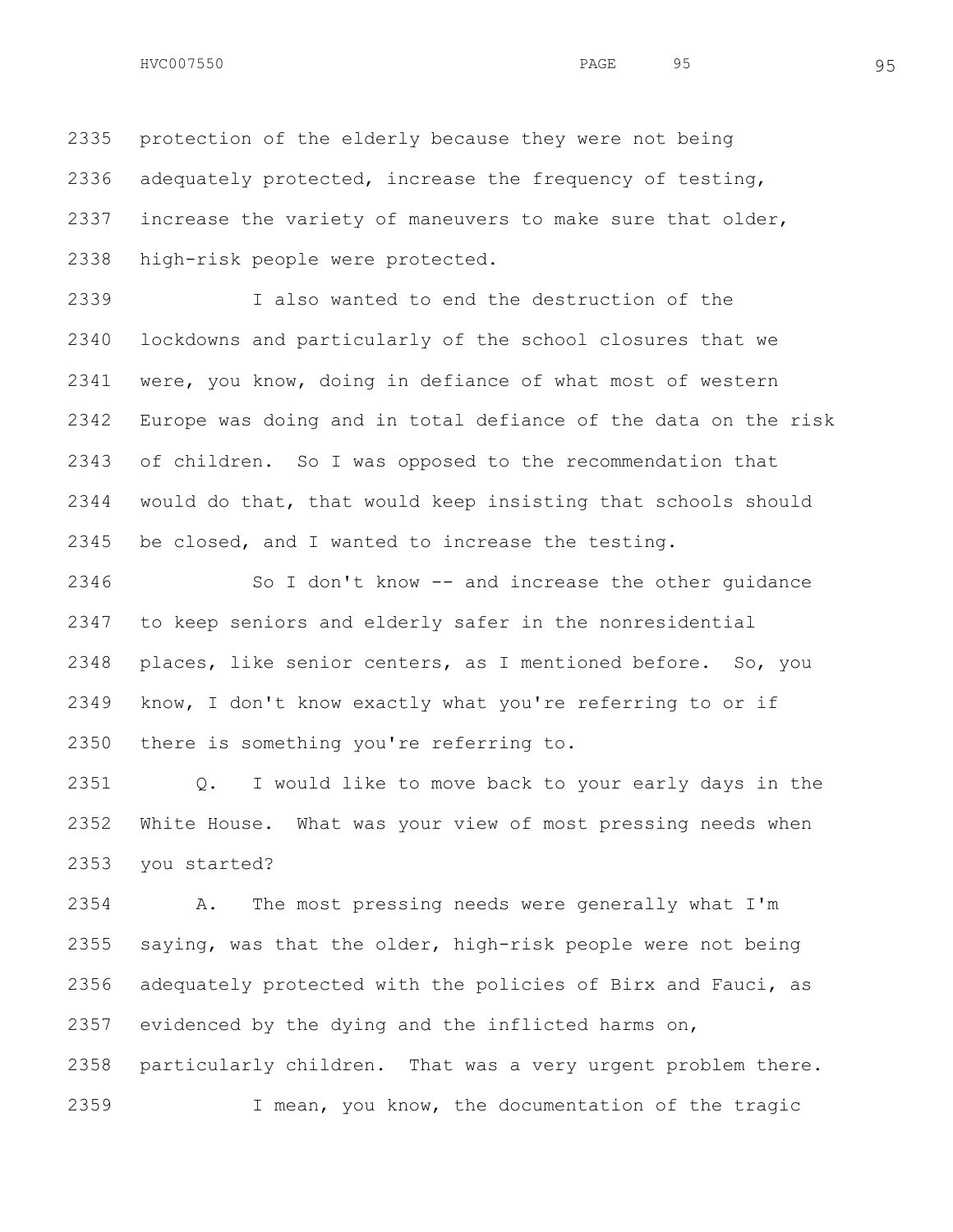2335 protection of the elderly because they were not being
2336 adequately protected, increase the frequency of testing,
2337 increase the variety of maneuvers to make sure that older,
2338 high-risk people were protected.

2339 I also wanted to end the destruction of the
2340 lockdowns and particularly of the school closures that we
2341 were, you know, doing in defiance of what most of western
2342 Europe was doing and in total defiance of the data on the risk
2343 of children. So I was opposed to the recommendation that
2344 would do that, that would keep insisting that schools should
2345 be closed, and I wanted to increase the testing.

2346 So I don't know -- and increase the other guidance
2347 to keep seniors and elderly safer in the nonresidential
2348 places, like senior centers, as I mentioned before. So, you
2349 know, I don't know exactly what you're referring to or if
2350 there is something you're referring to.

2351 Q. I would like to move back to your early days in the
2352 White House. What was your view of most pressing needs when
2353 you started?

2354 A. The most pressing needs were generally what I'm
2355 saying, was that the older, high-risk people were not being
2356 adequately protected with the policies of Birx and Fauci, as
2357 evidenced by the dying and the inflicted harms on,
2358 particularly children. That was a very urgent problem there.

2359 I mean, you know, the documentation of the tragic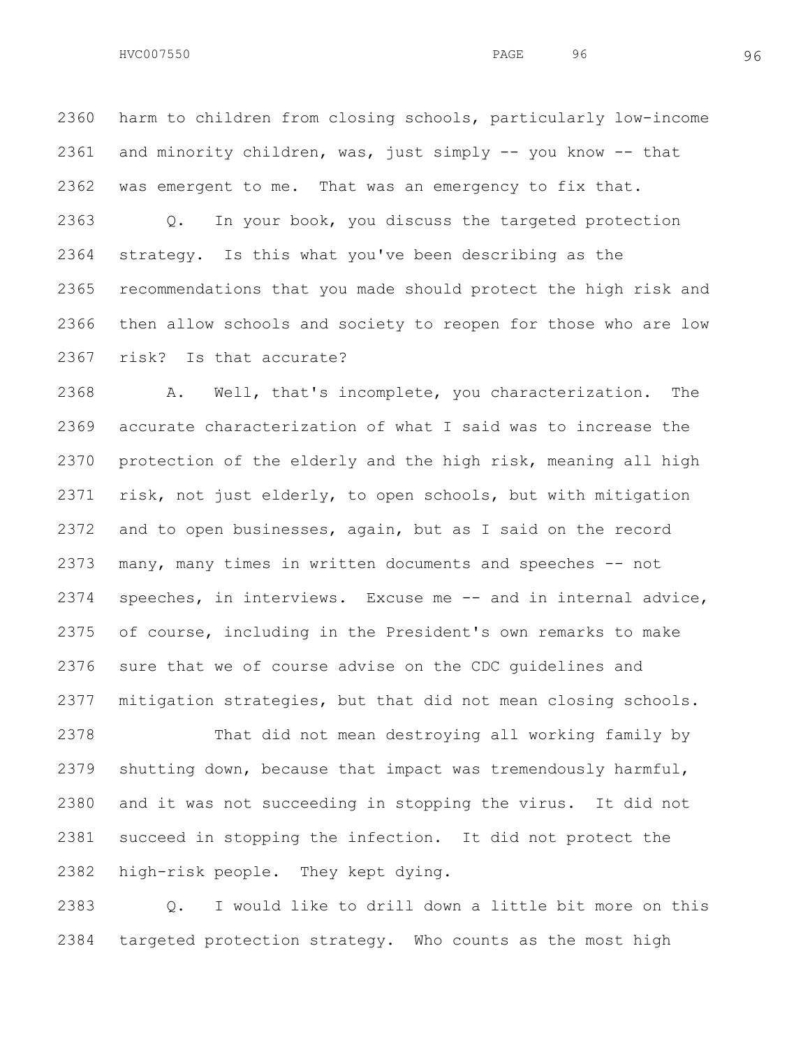2360 harm to children from closing schools, particularly low-income
2361 and minority children, was, just simply -- you know -- that
2362 was emergent to me. That was an emergency to fix that.

2363 Q. In your book, you discuss the targeted protection
2364 strategy. Is this what you've been describing as the
2365 recommendations that you made should protect the high risk and
2366 then allow schools and society to reopen for those who are low
2367 risk? Is that accurate?

2368 A. Well, that's incomplete, you characterization. The
2369 accurate characterization of what I said was to increase the
2370 protection of the elderly and the high risk, meaning all high
2371 risk, not just elderly, to open schools, but with mitigation
2372 and to open businesses, again, but as I said on the record
2373 many, many times in written documents and speeches -- not
2374 speeches, in interviews. Excuse me -- and in internal advice,
2375 of course, including in the President's own remarks to make
2376 sure that we of course advise on the CDC guidelines and
2377 mitigation strategies, but that did not mean closing schools.

2378 That did not mean destroying all working family by
2379 shutting down, because that impact was tremendously harmful,
2380 and it was not succeeding in stopping the virus. It did not
2381 succeed in stopping the infection. It did not protect the
2382 high-risk people. They kept dying.

2383 Q. I would like to drill down a little bit more on this
2384 targeted protection strategy. Who counts as the most high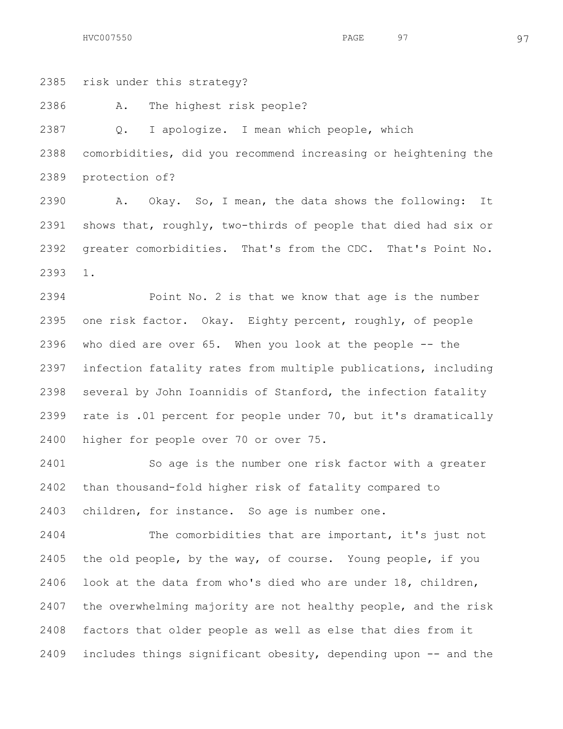2385 risk under this strategy?

2386 A. The highest risk people?

2387 Q. I apologize. I mean which people, which

2388 comorbidities, did you recommend increasing or heightening the

2389 protection of?

2390 A. Okay. So, I mean, the data shows the following: It

2391 shows that, roughly, two-thirds of people that died had six or

2392 greater comorbidities. That's from the CDC. That's Point No.

2393 1.

2394 Point No. 2 is that we know that age is the number

2395 one risk factor. Okay. Eighty percent, roughly, of people

2396 who died are over 65. When you look at the people -- the

2397 infection fatality rates from multiple publications, including

2398 several by John Ioannidis of Stanford, the infection fatality

2399 rate is .01 percent for people under 70, but it's dramatically

2400 higher for people over 70 or over 75.

2401 So age is the number one risk factor with a greater

2402 than thousand-fold higher risk of fatality compared to

2403 children, for instance. So age is number one.

2404 The comorbidities that are important, it's just not

2405 the old people, by the way, of course. Young people, if you

2406 look at the data from who's died who are under 18, children,

2407 the overwhelming majority are not healthy people, and the risk

2408 factors that older people as well as else that dies from it

2409 includes things significant obesity, depending upon -- and the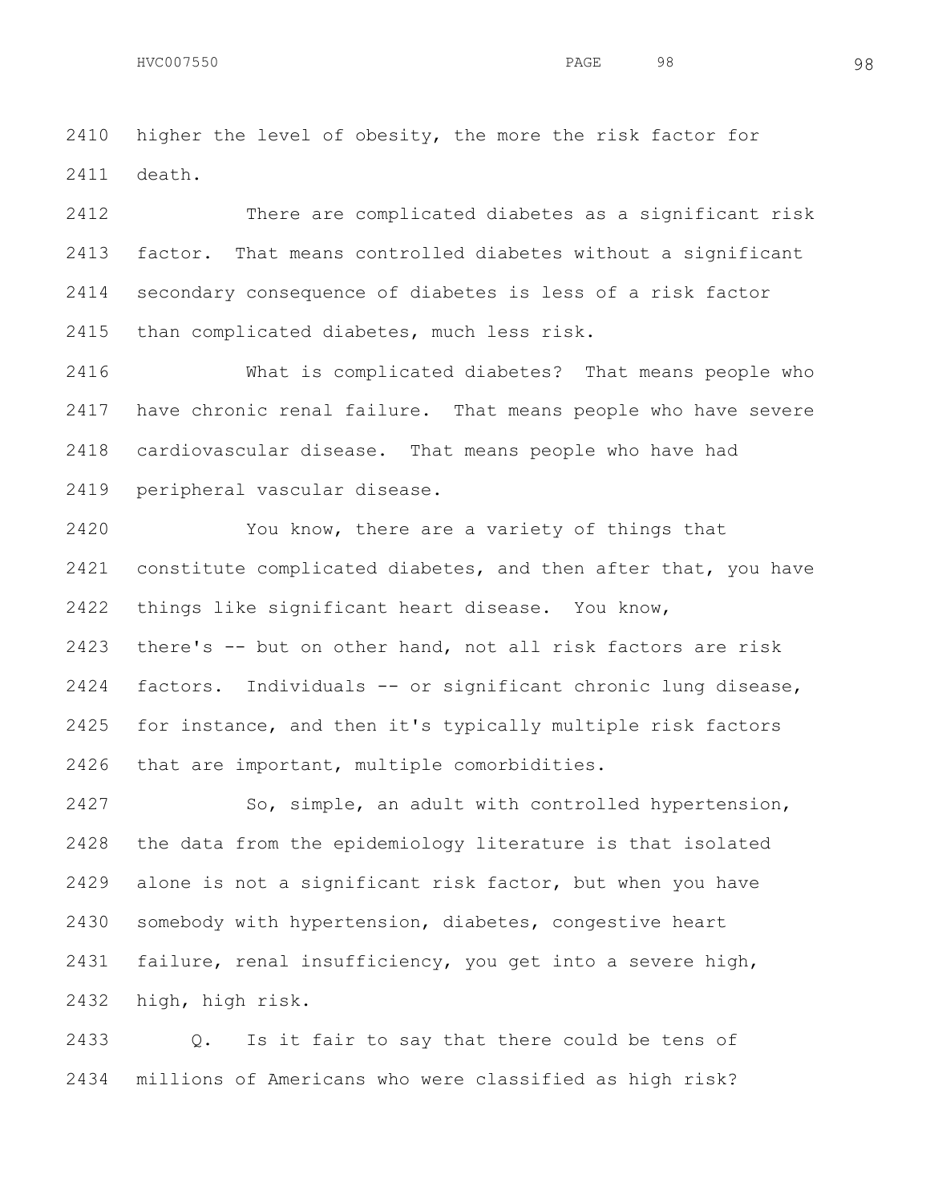higher the level of obesity, the more the risk factor for death.

There are complicated diabetes as a significant risk factor. That means controlled diabetes without a significant secondary consequence of diabetes is less of a risk factor than complicated diabetes, much less risk.

What is complicated diabetes? That means people who have chronic renal failure. That means people who have severe cardiovascular disease. That means people who have had peripheral vascular disease.

You know, there are a variety of things that constitute complicated diabetes, and then after that, you have things like significant heart disease. You know, there's -- but on other hand, not all risk factors are risk factors. Individuals -- or significant chronic lung disease, for instance, and then it's typically multiple risk factors that are important, multiple comorbidities.

So, simple, an adult with controlled hypertension, the data from the epidemiology literature is that isolated alone is not a significant risk factor, but when you have somebody with hypertension, diabetes, congestive heart failure, renal insufficiency, you get into a severe high, high, high risk.

Q. Is it fair to say that there could be tens of millions of Americans who were classified as high risk?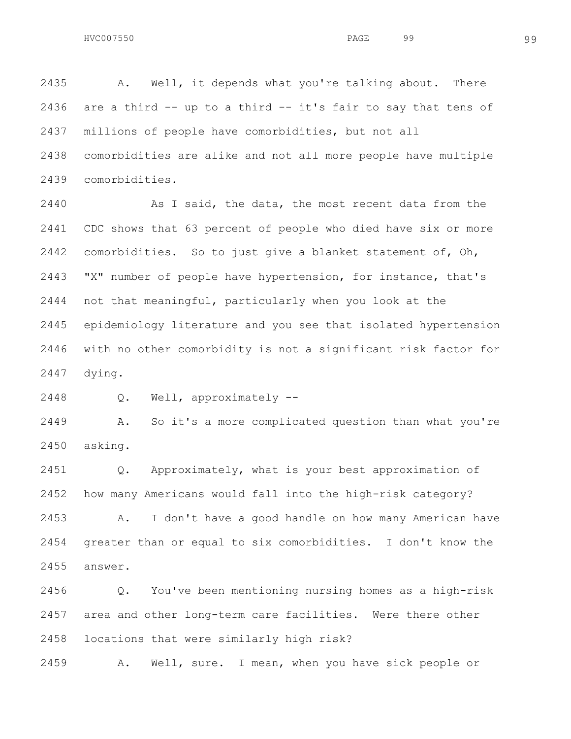2435 A. Well, it depends what you're talking about. There
2436 are a third -- up to a third -- it's fair to say that tens of
2437 millions of people have comorbidities, but not all
2438 comorbidities are alike and not all more people have multiple
2439 comorbidities.

2440 As I said, the data, the most recent data from the
2441 CDC shows that 63 percent of people who died have six or more
2442 comorbidities. So to just give a blanket statement of, Oh,
2443 "X" number of people have hypertension, for instance, that's
2444 not that meaningful, particularly when you look at the
2445 epidemiology literature and you see that isolated hypertension
2446 with no other comorbidity is not a significant risk factor for
2447 dying.

2448 Q. Well, approximately --

2449 A. So it's a more complicated question than what you're
2450 asking.

2451 Q. Approximately, what is your best approximation of
2452 how many Americans would fall into the high-risk category?

2453 A. I don't have a good handle on how many American have
2454 greater than or equal to six comorbidities. I don't know the
2455 answer.

2456 Q. You've been mentioning nursing homes as a high-risk
2457 area and other long-term care facilities. Were there other
2458 locations that were similarly high risk?

2459 A. Well, sure. I mean, when you have sick people or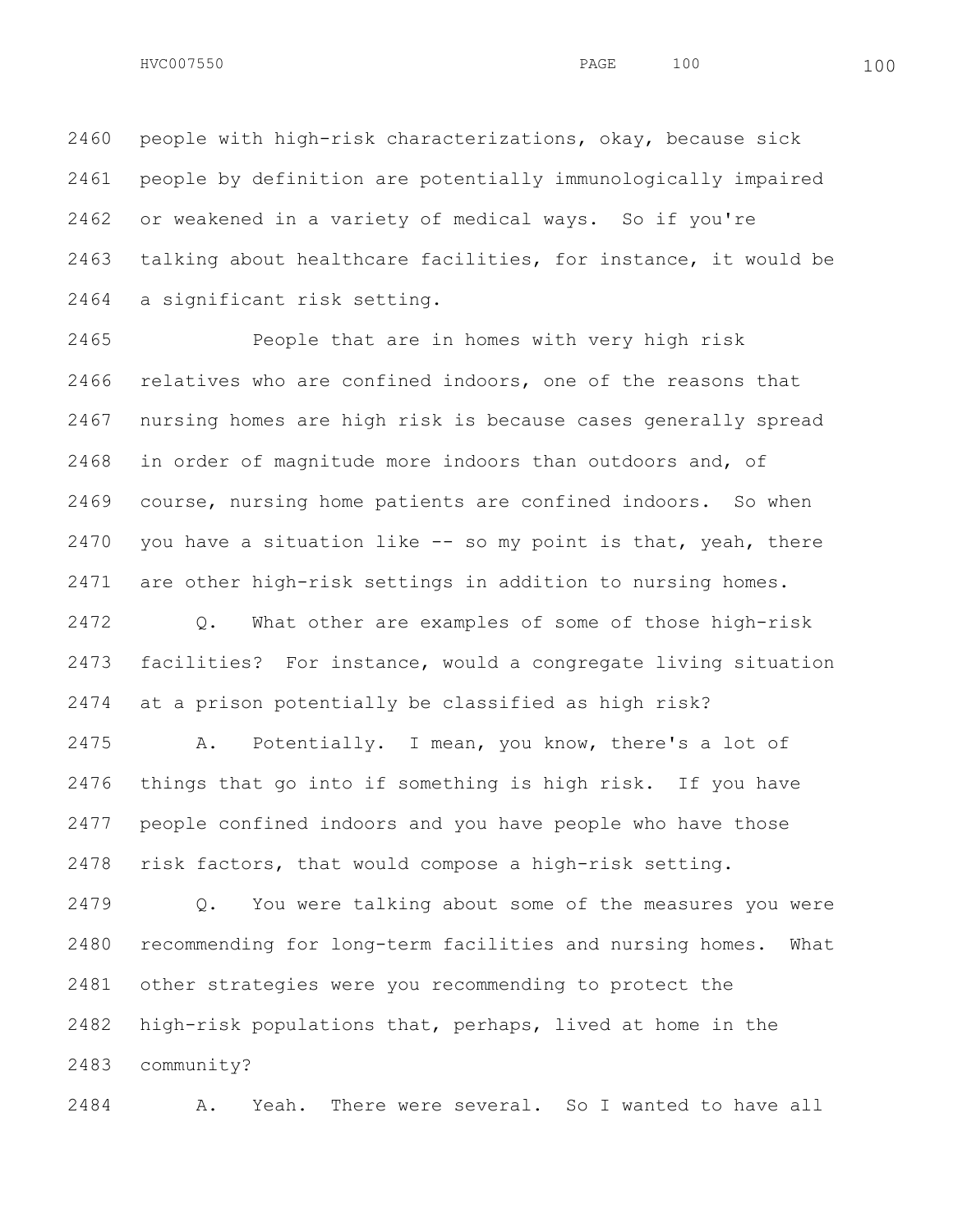people with high-risk characterizations, okay, because sick people by definition are potentially immunologically impaired or weakened in a variety of medical ways. So if you're talking about healthcare facilities, for instance, it would be a significant risk setting.

People that are in homes with very high risk relatives who are confined indoors, one of the reasons that nursing homes are high risk is because cases generally spread in order of magnitude more indoors than outdoors and, of course, nursing home patients are confined indoors. So when you have a situation like -- so my point is that, yeah, there are other high-risk settings in addition to nursing homes.

Q. What other are examples of some of those high-risk facilities? For instance, would a congregate living situation at a prison potentially be classified as high risk?

A. Potentially. I mean, you know, there's a lot of things that go into if something is high risk. If you have people confined indoors and you have people who have those risk factors, that would compose a high-risk setting.

Q. You were talking about some of the measures you were recommending for long-term facilities and nursing homes. What other strategies were you recommending to protect the high-risk populations that, perhaps, lived at home in the community?

A. Yeah. There were several. So I wanted to have all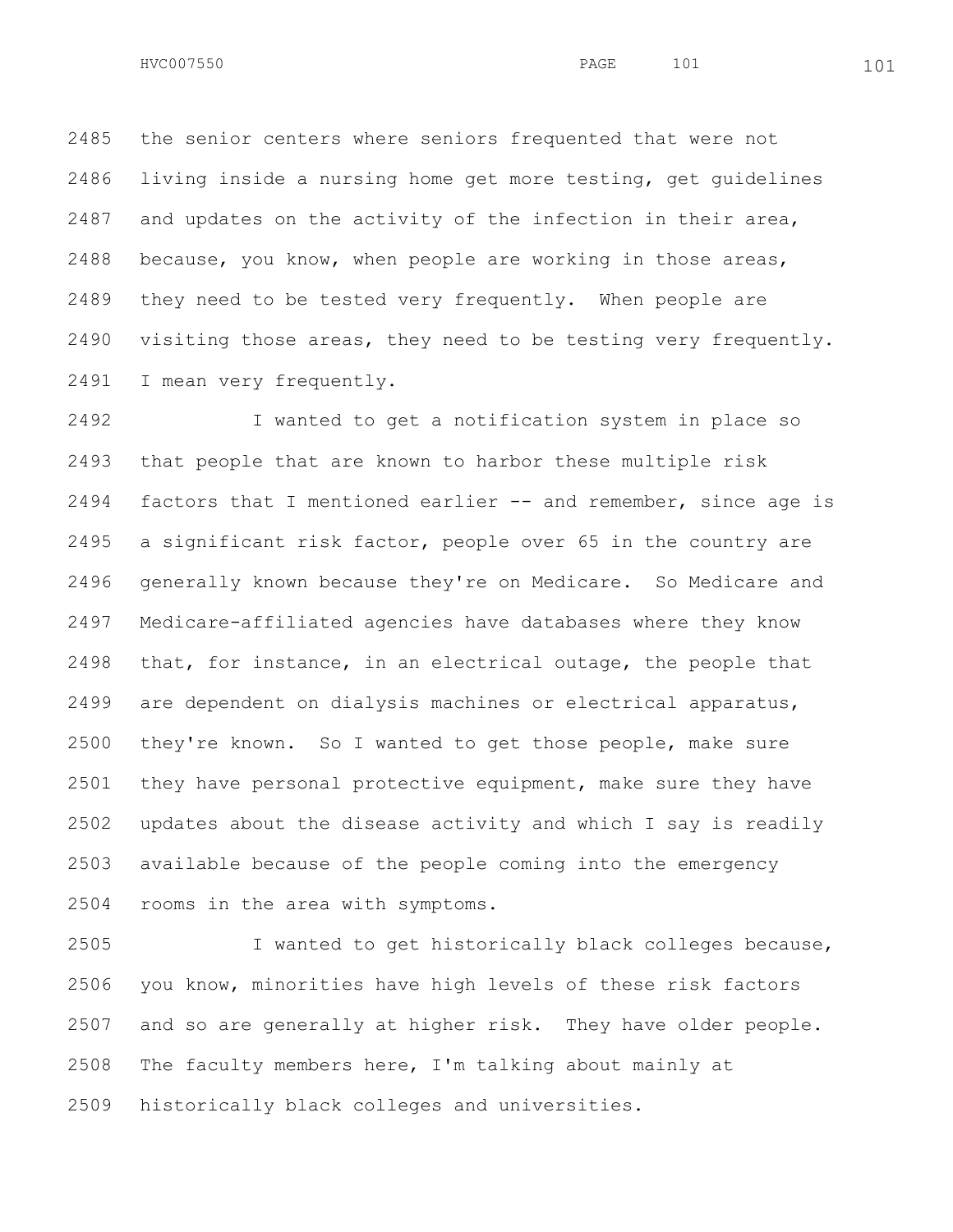the senior centers where seniors frequented that were not living inside a nursing home get more testing, get guidelines and updates on the activity of the infection in their area, because, you know, when people are working in those areas, they need to be tested very frequently. When people are visiting those areas, they need to be testing very frequently. I mean very frequently.

I wanted to get a notification system in place so that people that are known to harbor these multiple risk factors that I mentioned earlier -- and remember, since age is a significant risk factor, people over 65 in the country are generally known because they're on Medicare. So Medicare and Medicare-affiliated agencies have databases where they know that, for instance, in an electrical outage, the people that are dependent on dialysis machines or electrical apparatus, they're known. So I wanted to get those people, make sure they have personal protective equipment, make sure they have updates about the disease activity and which I say is readily available because of the people coming into the emergency rooms in the area with symptoms.

I wanted to get historically black colleges because, you know, minorities have high levels of these risk factors and so are generally at higher risk. They have older people. The faculty members here, I'm talking about mainly at historically black colleges and universities.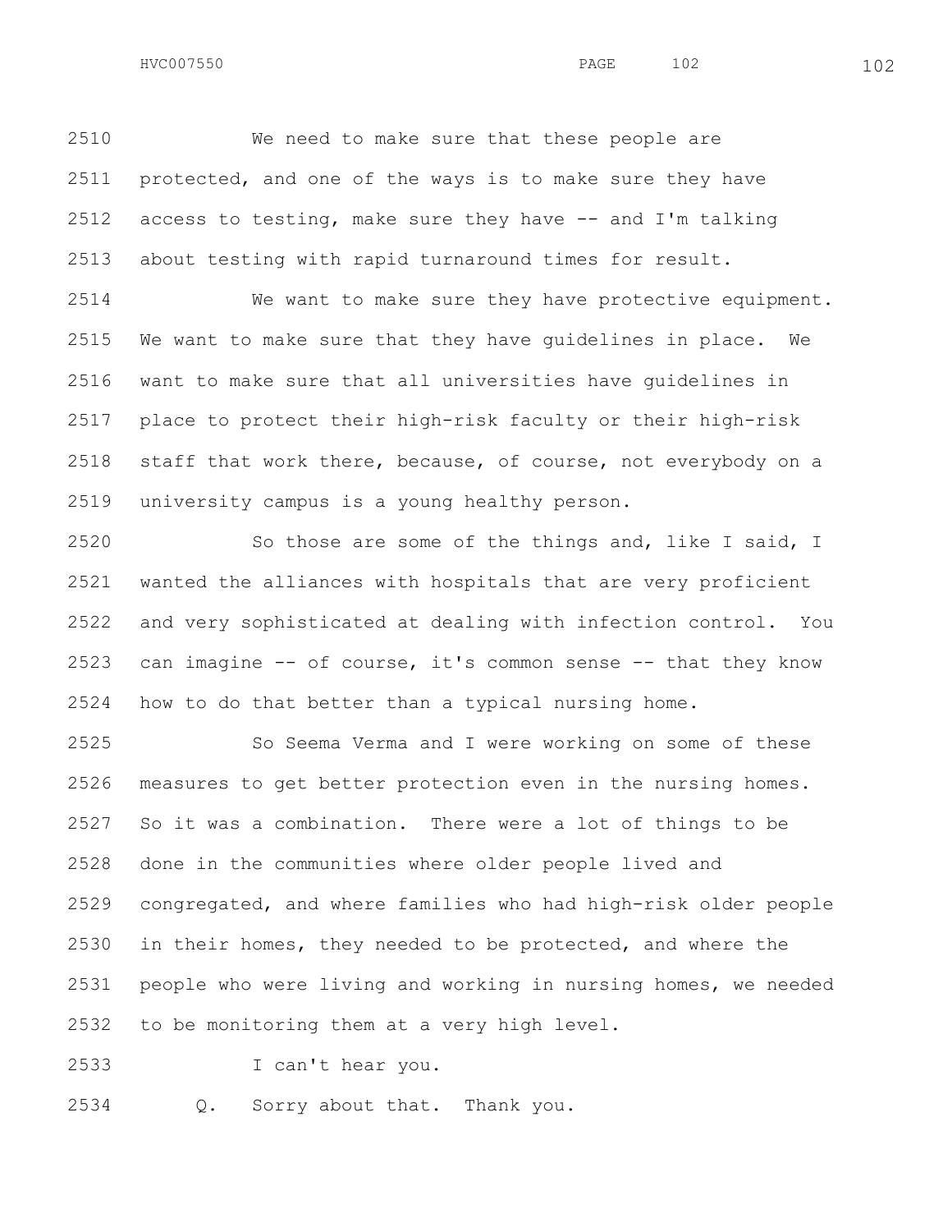We need to make sure that these people are protected, and one of the ways is to make sure they have access to testing, make sure they have -- and I'm talking about testing with rapid turnaround times for result.

We want to make sure they have protective equipment. We want to make sure that they have guidelines in place. We want to make sure that all universities have guidelines in place to protect their high-risk faculty or their high-risk staff that work there, because, of course, not everybody on a university campus is a young healthy person.

So those are some of the things and, like I said, I wanted the alliances with hospitals that are very proficient and very sophisticated at dealing with infection control. You can imagine -- of course, it's common sense -- that they know how to do that better than a typical nursing home.

So Seema Verma and I were working on some of these measures to get better protection even in the nursing homes. So it was a combination. There were a lot of things to be done in the communities where older people lived and congregated, and where families who had high-risk older people in their homes, they needed to be protected, and where the people who were living and working in nursing homes, we needed to be monitoring them at a very high level.

I can't hear you.

Q. Sorry about that. Thank you.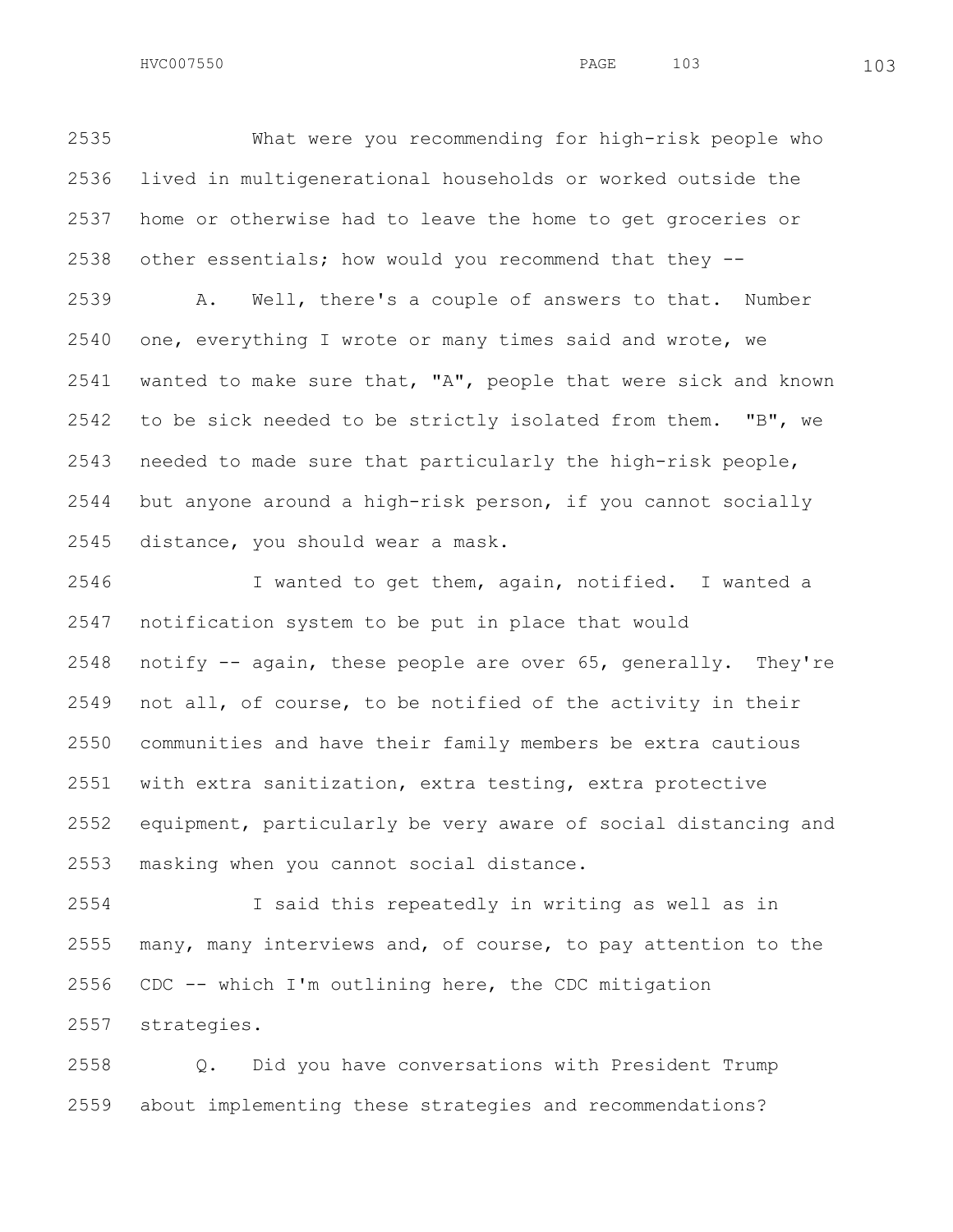What were you recommending for high-risk people who lived in multigenerational households or worked outside the home or otherwise had to leave the home to get groceries or other essentials; how would you recommend that they --

A. Well, there's a couple of answers to that. Number one, everything I wrote or many times said and wrote, we wanted to make sure that, "A", people that were sick and known to be sick needed to be strictly isolated from them. "B", we needed to made sure that particularly the high-risk people, but anyone around a high-risk person, if you cannot socially distance, you should wear a mask.

I wanted to get them, again, notified. I wanted a notification system to be put in place that would notify -- again, these people are over 65, generally. They're not all, of course, to be notified of the activity in their communities and have their family members be extra cautious with extra sanitization, extra testing, extra protective equipment, particularly be very aware of social distancing and masking when you cannot social distance.

I said this repeatedly in writing as well as in many, many interviews and, of course, to pay attention to the CDC -- which I'm outlining here, the CDC mitigation strategies.

Q. Did you have conversations with President Trump about implementing these strategies and recommendations?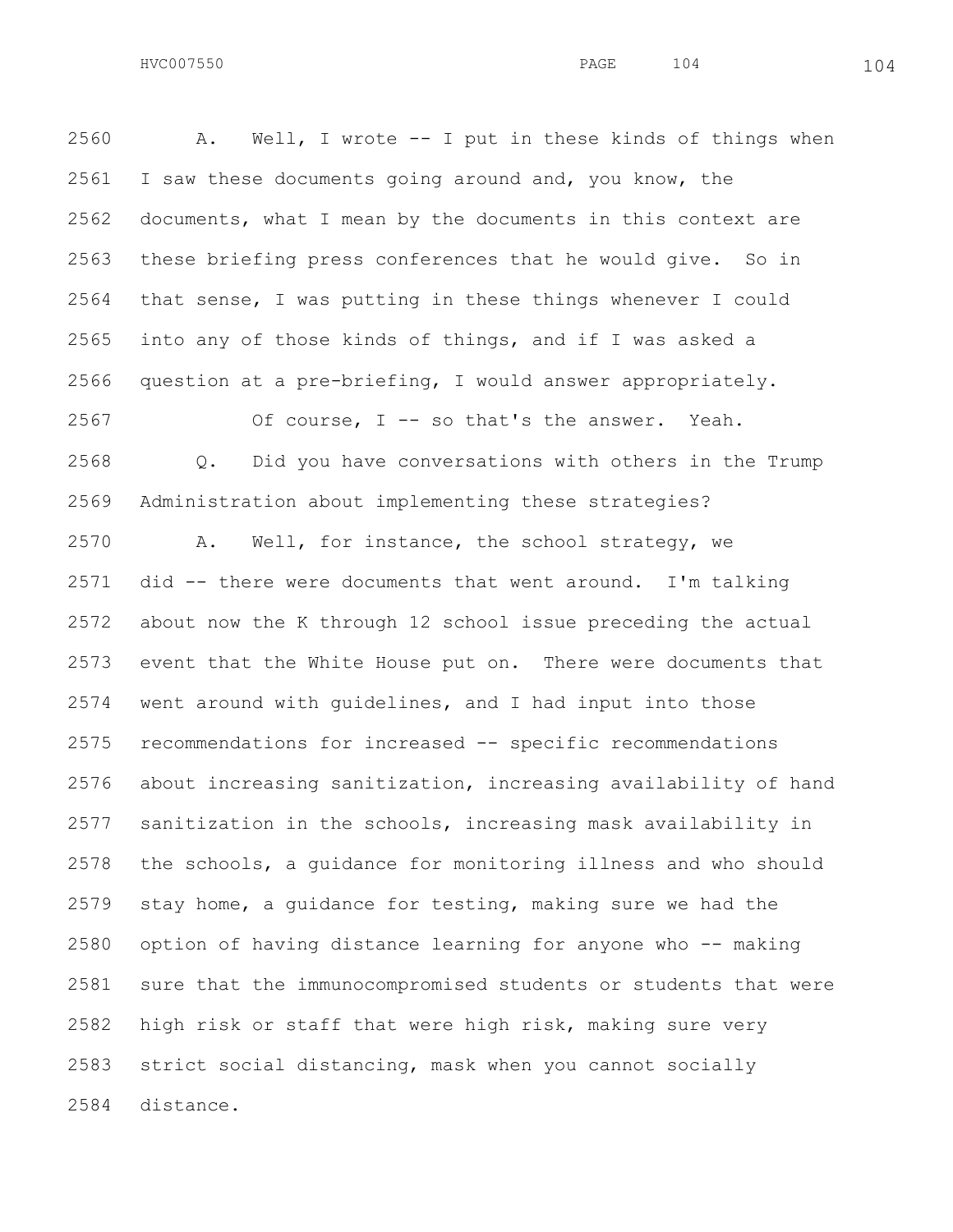A. Well, I wrote -- I put in these kinds of things when I saw these documents going around and, you know, the documents, what I mean by the documents in this context are these briefing press conferences that he would give. So in that sense, I was putting in these things whenever I could into any of those kinds of things, and if I was asked a question at a pre-briefing, I would answer appropriately.

Of course, I -- so that's the answer. Yeah.

Q. Did you have conversations with others in the Trump Administration about implementing these strategies?

A. Well, for instance, the school strategy, we did -- there were documents that went around. I'm talking about now the K through 12 school issue preceding the actual event that the White House put on. There were documents that went around with guidelines, and I had input into those recommendations for increased -- specific recommendations about increasing sanitization, increasing availability of hand sanitization in the schools, increasing mask availability in the schools, a guidance for monitoring illness and who should stay home, a guidance for testing, making sure we had the option of having distance learning for anyone who -- making sure that the immunocompromised students or students that were high risk or staff that were high risk, making sure very strict social distancing, mask when you cannot socially distance.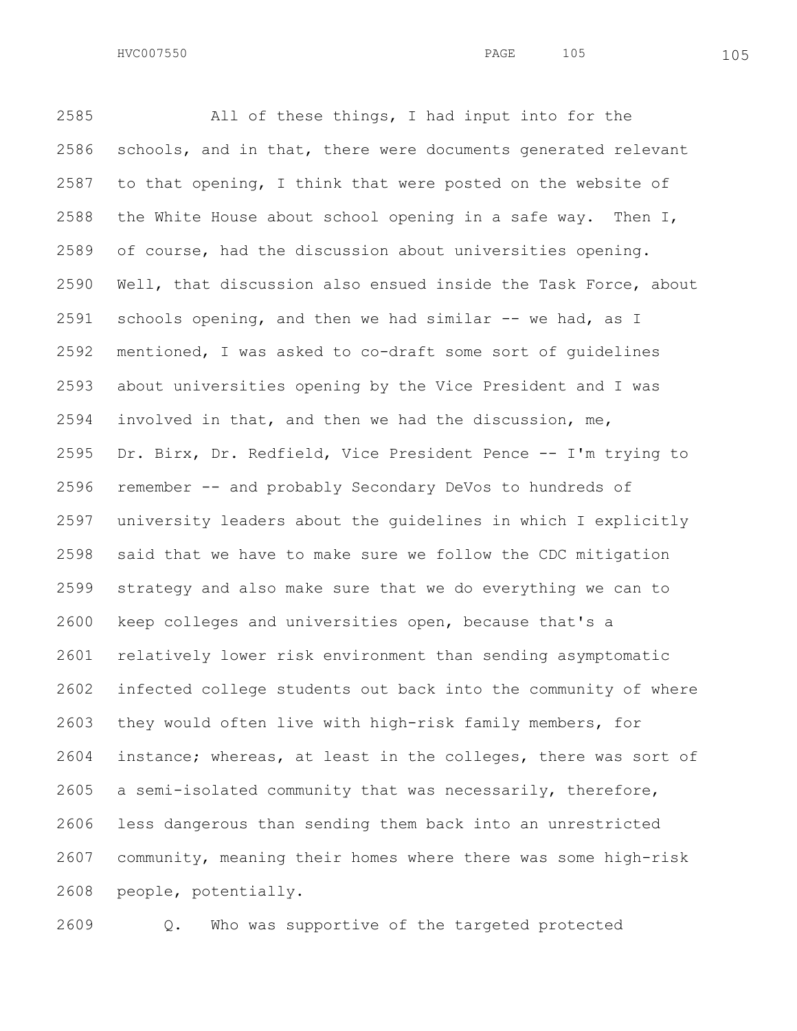All of these things, I had input into for the schools, and in that, there were documents generated relevant to that opening, I think that were posted on the website of the White House about school opening in a safe way. Then I, of course, had the discussion about universities opening. Well, that discussion also ensued inside the Task Force, about schools opening, and then we had similar -- we had, as I mentioned, I was asked to co-draft some sort of guidelines about universities opening by the Vice President and I was involved in that, and then we had the discussion, me, Dr. Birx, Dr. Redfield, Vice President Pence -- I'm trying to remember -- and probably Secondary DeVos to hundreds of university leaders about the guidelines in which I explicitly said that we have to make sure we follow the CDC mitigation strategy and also make sure that we do everything we can to keep colleges and universities open, because that's a relatively lower risk environment than sending asymptomatic infected college students out back into the community of where they would often live with high-risk family members, for instance; whereas, at least in the colleges, there was sort of a semi-isolated community that was necessarily, therefore, less dangerous than sending them back into an unrestricted community, meaning their homes where there was some high-risk people, potentially.

Q. Who was supportive of the targeted protected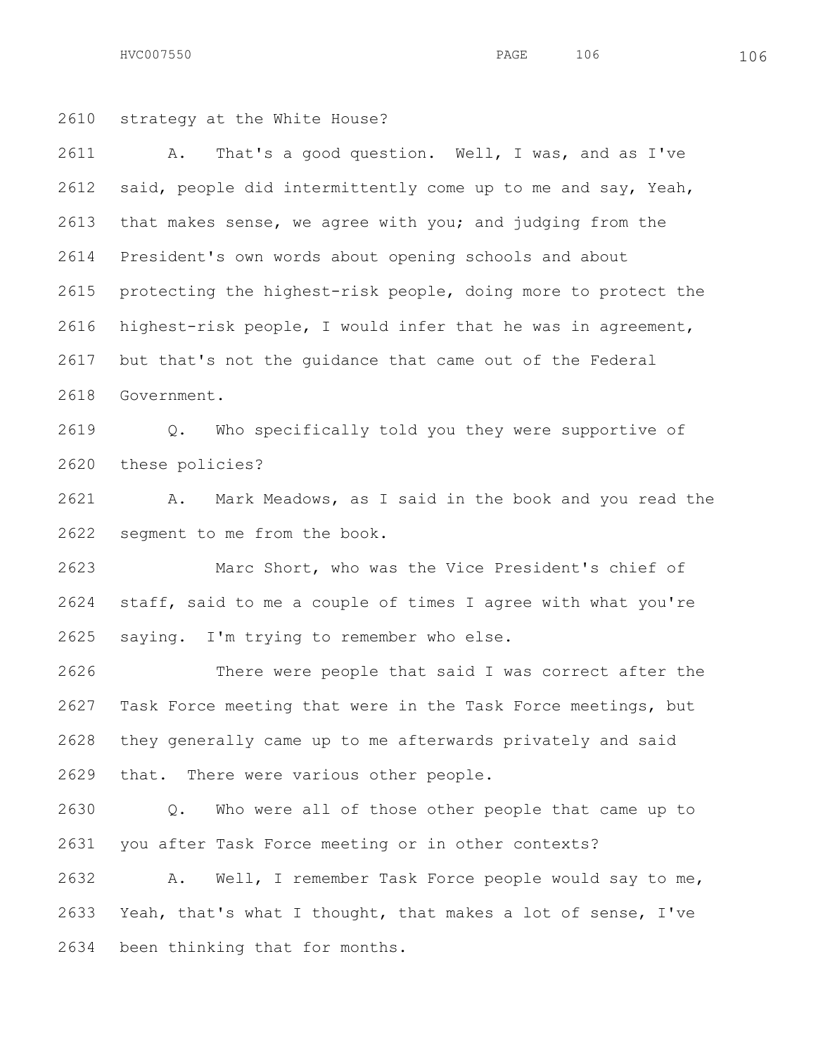strategy at the White House?

A. That's a good question. Well, I was, and as I've said, people did intermittently come up to me and say, Yeah, that makes sense, we agree with you; and judging from the President's own words about opening schools and about protecting the highest-risk people, doing more to protect the highest-risk people, I would infer that he was in agreement, but that's not the guidance that came out of the Federal Government.

Q. Who specifically told you they were supportive of these policies?

A. Mark Meadows, as I said in the book and you read the segment to me from the book.

Marc Short, who was the Vice President's chief of staff, said to me a couple of times I agree with what you're saying. I'm trying to remember who else.

There were people that said I was correct after the Task Force meeting that were in the Task Force meetings, but they generally came up to me afterwards privately and said that. There were various other people.

Q. Who were all of those other people that came up to you after Task Force meeting or in other contexts?

A. Well, I remember Task Force people would say to me, Yeah, that's what I thought, that makes a lot of sense, I've been thinking that for months.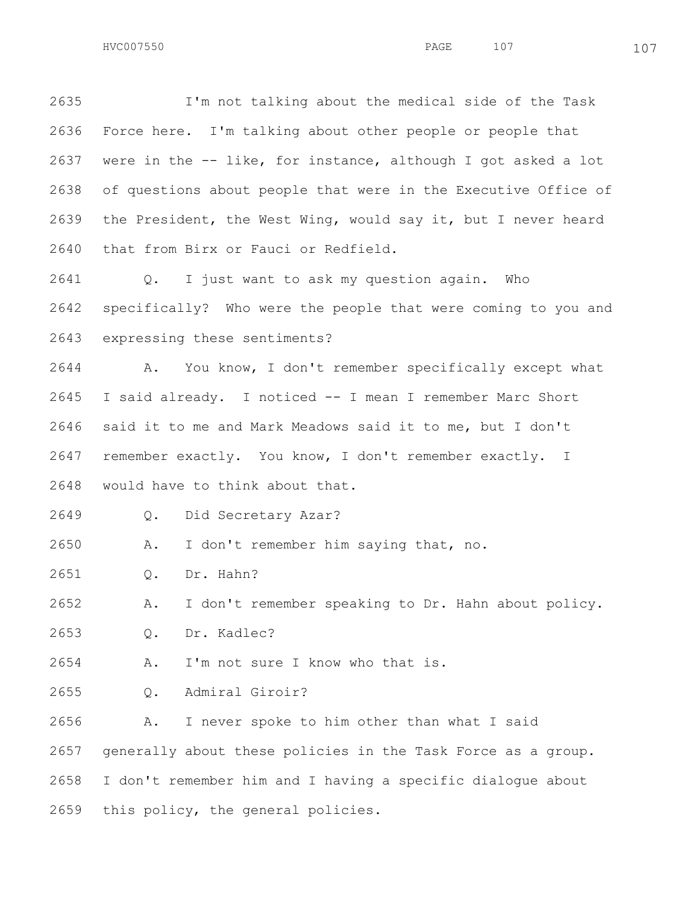2635 I'm not talking about the medical side of the Task
2636 Force here. I'm talking about other people or people that
2637 were in the -- like, for instance, although I got asked a lot
2638 of questions about people that were in the Executive Office of
2639 the President, the West Wing, would say it, but I never heard
2640 that from Birx or Fauci or Redfield.

2641 Q. I just want to ask my question again. Who
2642 specifically? Who were the people that were coming to you and
2643 expressing these sentiments?

2644 A. You know, I don't remember specifically except what
2645 I said already. I noticed -- I mean I remember Marc Short
2646 said it to me and Mark Meadows said it to me, but I don't
2647 remember exactly. You know, I don't remember exactly. I
2648 would have to think about that.

2649 Q. Did Secretary Azar?

2650 A. I don't remember him saying that, no.

2651 Q. Dr. Hahn?

2652 A. I don't remember speaking to Dr. Hahn about policy.

2653 Q. Dr. Kadlec?

2654 A. I'm not sure I know who that is.

2655 Q. Admiral Giroir?

2656 A. I never spoke to him other than what I said
2657 generally about these policies in the Task Force as a group.
2658 I don't remember him and I having a specific dialogue about
2659 this policy, the general policies.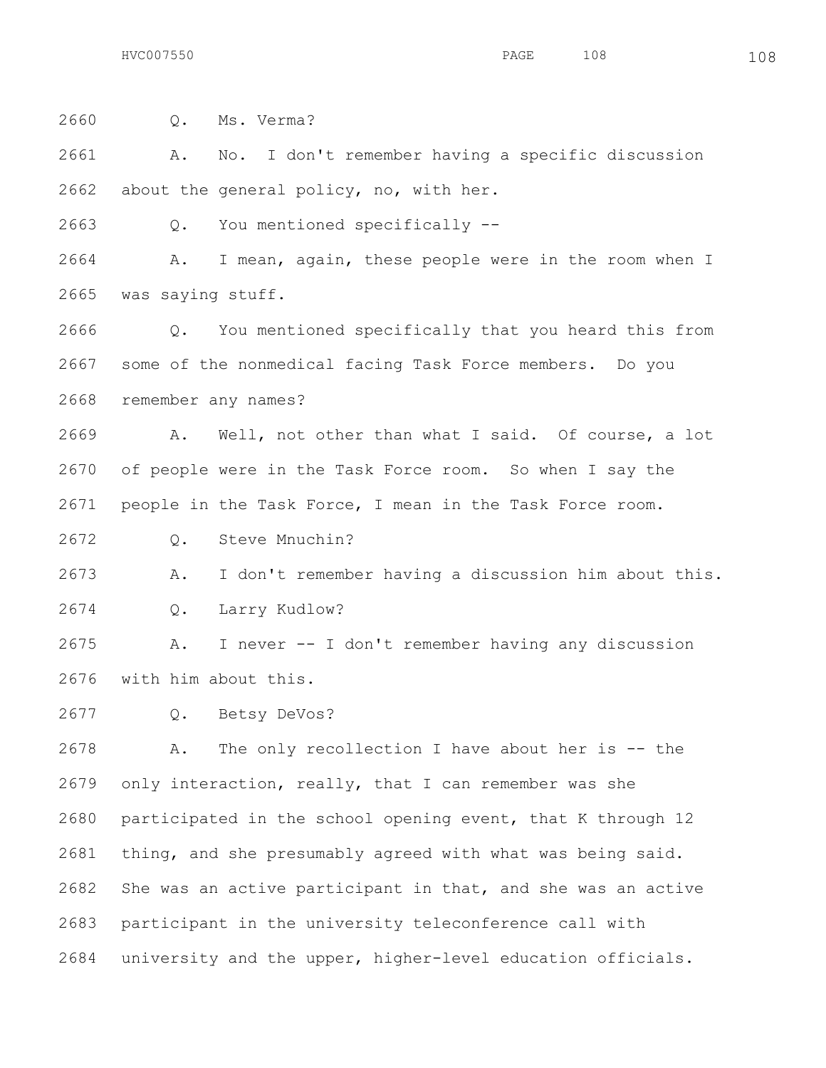2660 Q. Ms. Verma?

2661 A. No. I don't remember having a specific discussion
2662 about the general policy, no, with her.

2663 Q. You mentioned specifically --

2664 A. I mean, again, these people were in the room when I
2665 was saying stuff.

2666 Q. You mentioned specifically that you heard this from
2667 some of the nonmedical facing Task Force members. Do you
2668 remember any names?

2669 A. Well, not other than what I said. Of course, a lot
2670 of people were in the Task Force room. So when I say the
2671 people in the Task Force, I mean in the Task Force room.

2672 Q. Steve Mnuchin?

2673 A. I don't remember having a discussion him about this.

2674 Q. Larry Kudlow?

2675 A. I never -- I don't remember having any discussion
2676 with him about this.

2677 Q. Betsy DeVos?

2678 A. The only recollection I have about her is -- the
2679 only interaction, really, that I can remember was she
2680 participated in the school opening event, that K through 12
2681 thing, and she presumably agreed with what was being said.
2682 She was an active participant in that, and she was an active
2683 participant in the university teleconference call with
2684 university and the upper, higher-level education officials.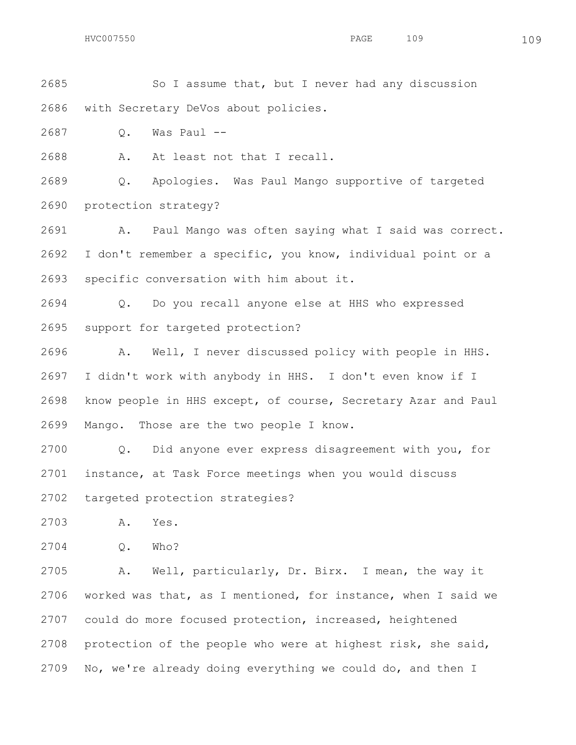2685 So I assume that, but I never had any discussion

2686 with Secretary DeVos about policies.

2687 Q. Was Paul --

2688 A. At least not that I recall.

2689 Q. Apologies. Was Paul Mango supportive of targeted

2690 protection strategy?

2691 A. Paul Mango was often saying what I said was correct.

2692 I don't remember a specific, you know, individual point or a

2693 specific conversation with him about it.

2694 Q. Do you recall anyone else at HHS who expressed

2695 support for targeted protection?

2696 A. Well, I never discussed policy with people in HHS.

2697 I didn't work with anybody in HHS. I don't even know if I

2698 know people in HHS except, of course, Secretary Azar and Paul

2699 Mango. Those are the two people I know.

2700 Q. Did anyone ever express disagreement with you, for

2701 instance, at Task Force meetings when you would discuss

2702 targeted protection strategies?

2703 A. Yes.

2704 Q. Who?

2705 A. Well, particularly, Dr. Birx. I mean, the way it

2706 worked was that, as I mentioned, for instance, when I said we

2707 could do more focused protection, increased, heightened

2708 protection of the people who were at highest risk, she said,

2709 No, we're already doing everything we could do, and then I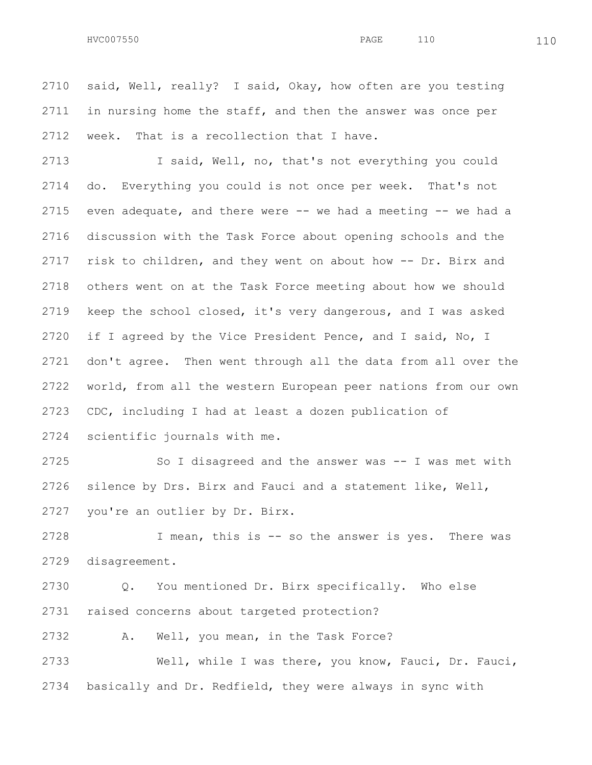said, Well, really? I said, Okay, how often are you testing in nursing home the staff, and then the answer was once per week. That is a recollection that I have.

I said, Well, no, that's not everything you could do. Everything you could is not once per week. That's not even adequate, and there were -- we had a meeting -- we had a discussion with the Task Force about opening schools and the risk to children, and they went on about how -- Dr. Birx and others went on at the Task Force meeting about how we should keep the school closed, it's very dangerous, and I was asked if I agreed by the Vice President Pence, and I said, No, I don't agree. Then went through all the data from all over the world, from all the western European peer nations from our own CDC, including I had at least a dozen publication of scientific journals with me.

So I disagreed and the answer was -- I was met with silence by Drs. Birx and Fauci and a statement like, Well, you're an outlier by Dr. Birx.

I mean, this is -- so the answer is yes. There was disagreement.

Q. You mentioned Dr. Birx specifically. Who else raised concerns about targeted protection?

A. Well, you mean, in the Task Force?

Well, while I was there, you know, Fauci, Dr. Fauci, basically and Dr. Redfield, they were always in sync with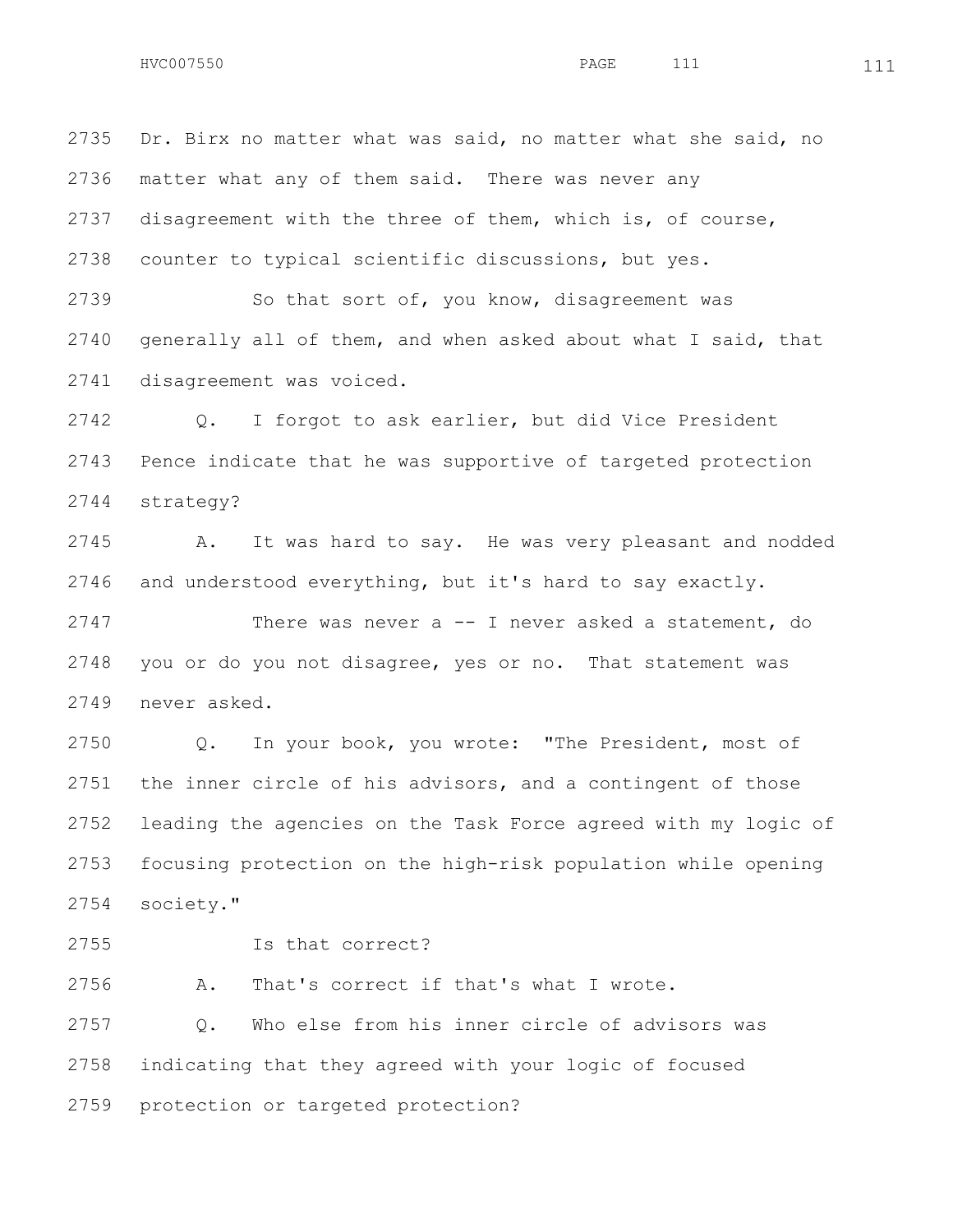2735 Dr. Birx no matter what was said, no matter what she said, no
2736 matter what any of them said. There was never any
2737 disagreement with the three of them, which is, of course,
2738 counter to typical scientific discussions, but yes.

2739 So that sort of, you know, disagreement was
2740 generally all of them, and when asked about what I said, that
2741 disagreement was voiced.

2742 Q. I forgot to ask earlier, but did Vice President
2743 Pence indicate that he was supportive of targeted protection
2744 strategy?

2745 A. It was hard to say. He was very pleasant and nodded
2746 and understood everything, but it's hard to say exactly.

2747 There was never a -- I never asked a statement, do
2748 you or do you not disagree, yes or no. That statement was
2749 never asked.

2750 Q. In your book, you wrote: "The President, most of
2751 the inner circle of his advisors, and a contingent of those
2752 leading the agencies on the Task Force agreed with my logic of
2753 focusing protection on the high-risk population while opening
2754 society."

2755 Is that correct?

2756 A. That's correct if that's what I wrote.

2757 Q. Who else from his inner circle of advisors was
2758 indicating that they agreed with your logic of focused
2759 protection or targeted protection?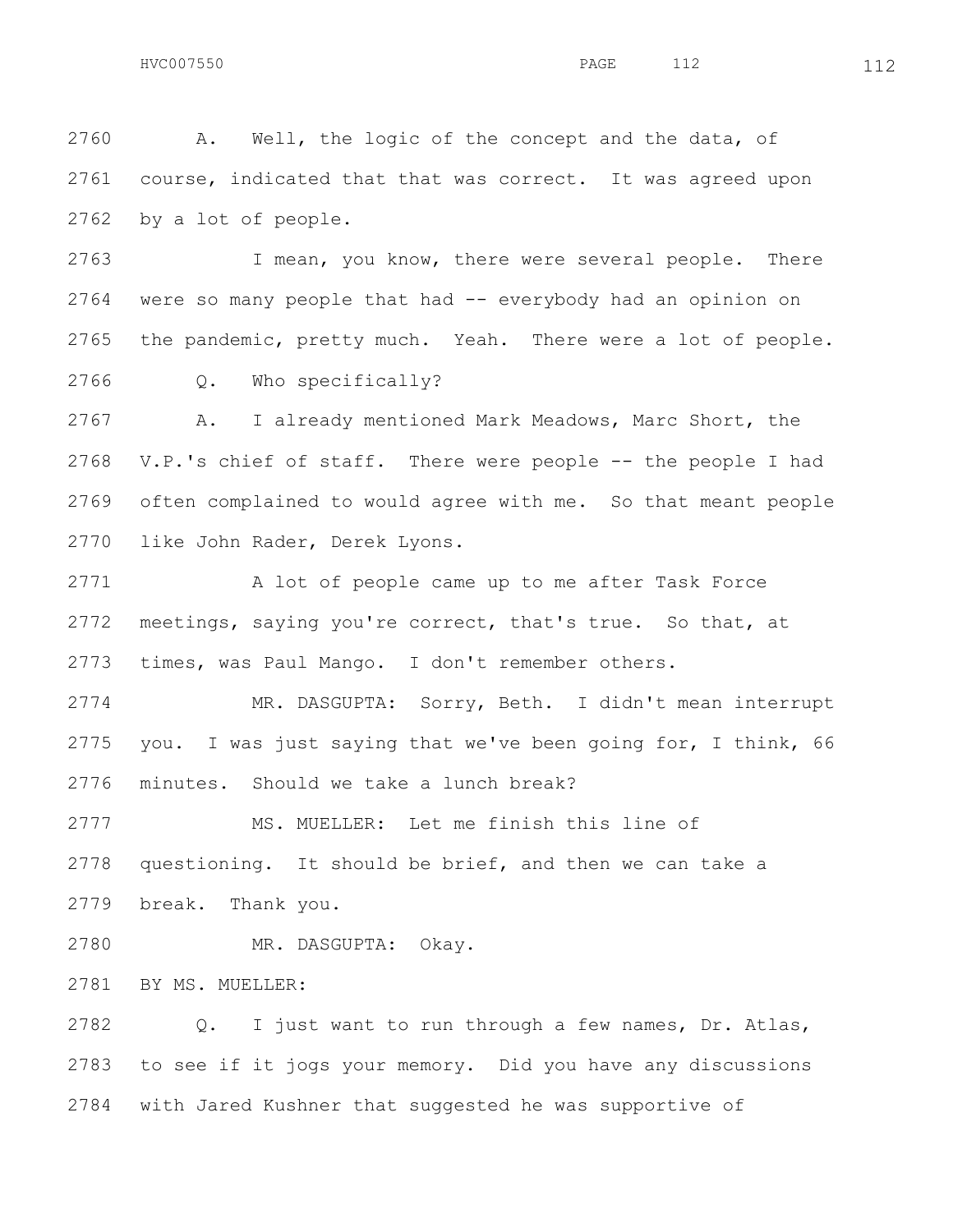2760 A. Well, the logic of the concept and the data, of
2761 course, indicated that that was correct. It was agreed upon
2762 by a lot of people.

2763 I mean, you know, there were several people. There
2764 were so many people that had -- everybody had an opinion on
2765 the pandemic, pretty much. Yeah. There were a lot of people.

2766 Q. Who specifically?

2767 A. I already mentioned Mark Meadows, Marc Short, the
2768 V.P.'s chief of staff. There were people -- the people I had
2769 often complained to would agree with me. So that meant people
2770 like John Rader, Derek Lyons.

2771 A lot of people came up to me after Task Force
2772 meetings, saying you're correct, that's true. So that, at
2773 times, was Paul Mango. I don't remember others.

2774 MR. DASGUPTA: Sorry, Beth. I didn't mean interrupt
2775 you. I was just saying that we've been going for, I think, 66
2776 minutes. Should we take a lunch break?

2777 MS. MUELLER: Let me finish this line of
2778 questioning. It should be brief, and then we can take a
2779 break. Thank you.

2780 MR. DASGUPTA: Okay.

2781 BY MS. MUELLER:

2782 Q. I just want to run through a few names, Dr. Atlas,
2783 to see if it jogs your memory. Did you have any discussions
2784 with Jared Kushner that suggested he was supportive of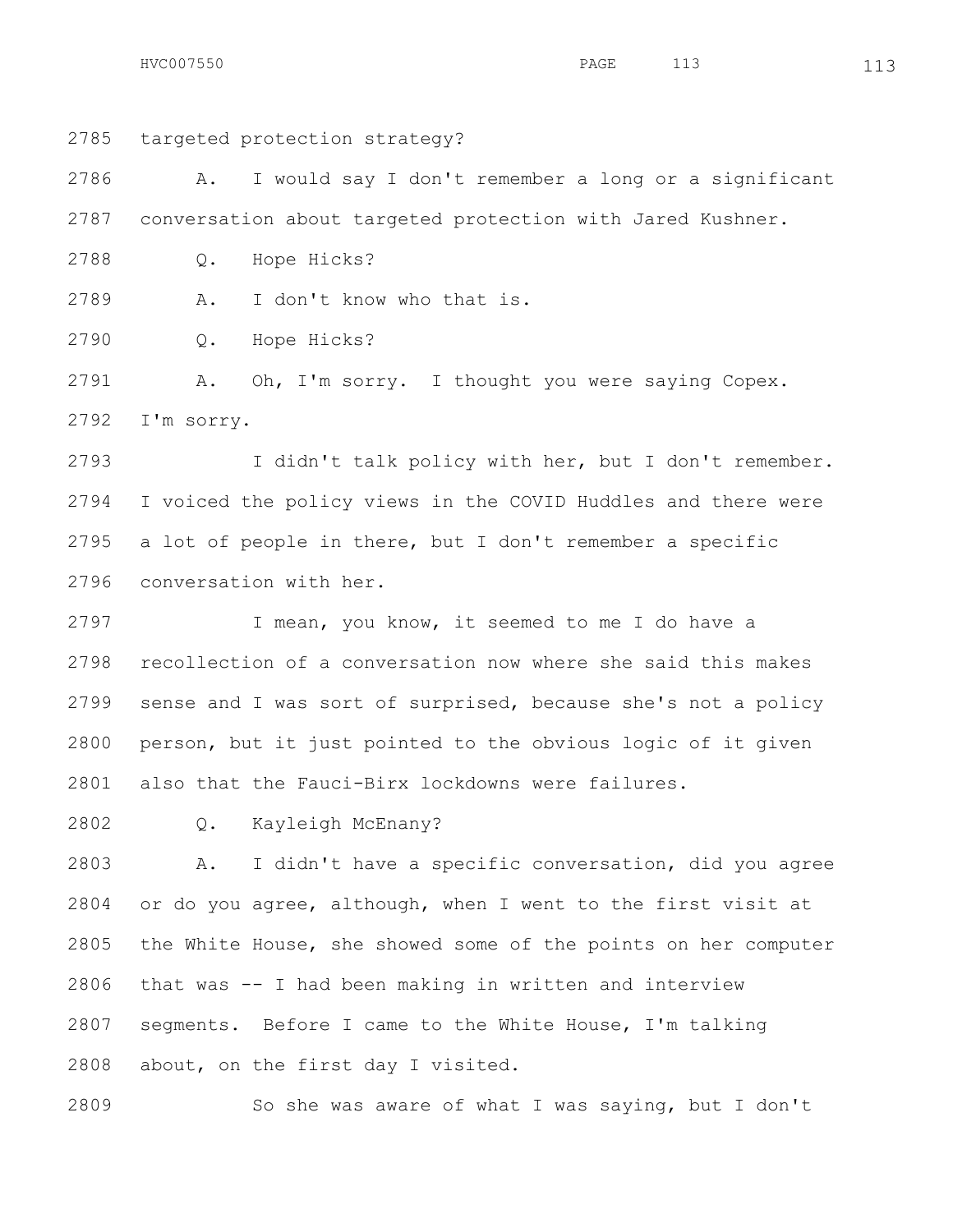targeted protection strategy?

A. I would say I don't remember a long or a significant conversation about targeted protection with Jared Kushner.

Q. Hope Hicks?

A. I don't know who that is.

Q. Hope Hicks?

A. Oh, I'm sorry. I thought you were saying Copex. I'm sorry.

I didn't talk policy with her, but I don't remember. I voiced the policy views in the COVID Huddles and there were a lot of people in there, but I don't remember a specific conversation with her.

I mean, you know, it seemed to me I do have a recollection of a conversation now where she said this makes sense and I was sort of surprised, because she's not a policy person, but it just pointed to the obvious logic of it given also that the Fauci-Birx lockdowns were failures.

Q. Kayleigh McEnany?

A. I didn't have a specific conversation, did you agree or do you agree, although, when I went to the first visit at the White House, she showed some of the points on her computer that was -- I had been making in written and interview segments. Before I came to the White House, I'm talking about, on the first day I visited.

So she was aware of what I was saying, but I don't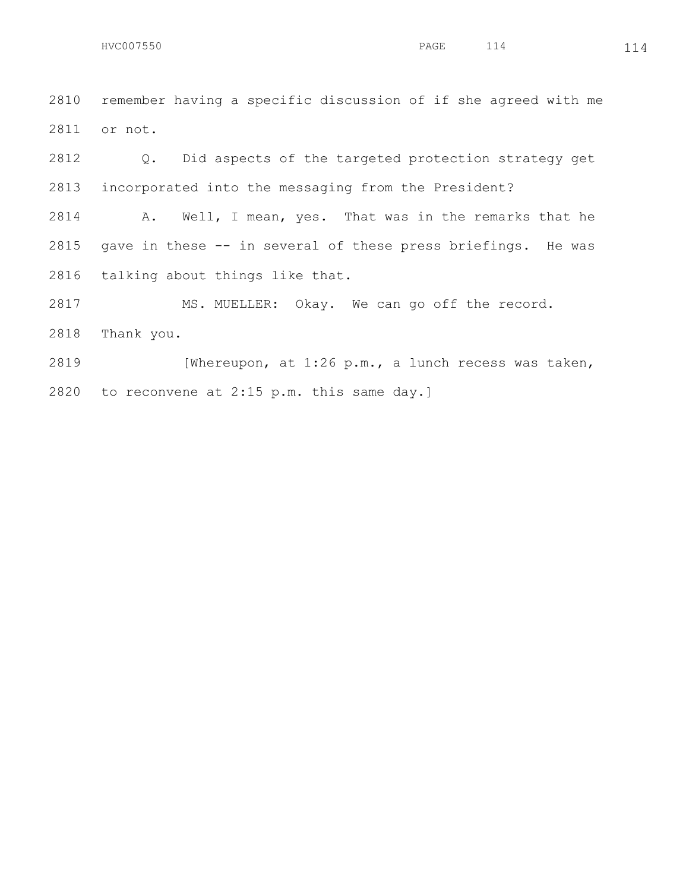remember having a specific discussion of if she agreed with me or not.

Q. Did aspects of the targeted protection strategy get incorporated into the messaging from the President?

A. Well, I mean, yes. That was in the remarks that he gave in these -- in several of these press briefings. He was talking about things like that.

MS. MUELLER: Okay. We can go off the record. Thank you.

[Whereupon, at 1:26 p.m., a lunch recess was taken, to reconvene at 2:15 p.m. this same day.]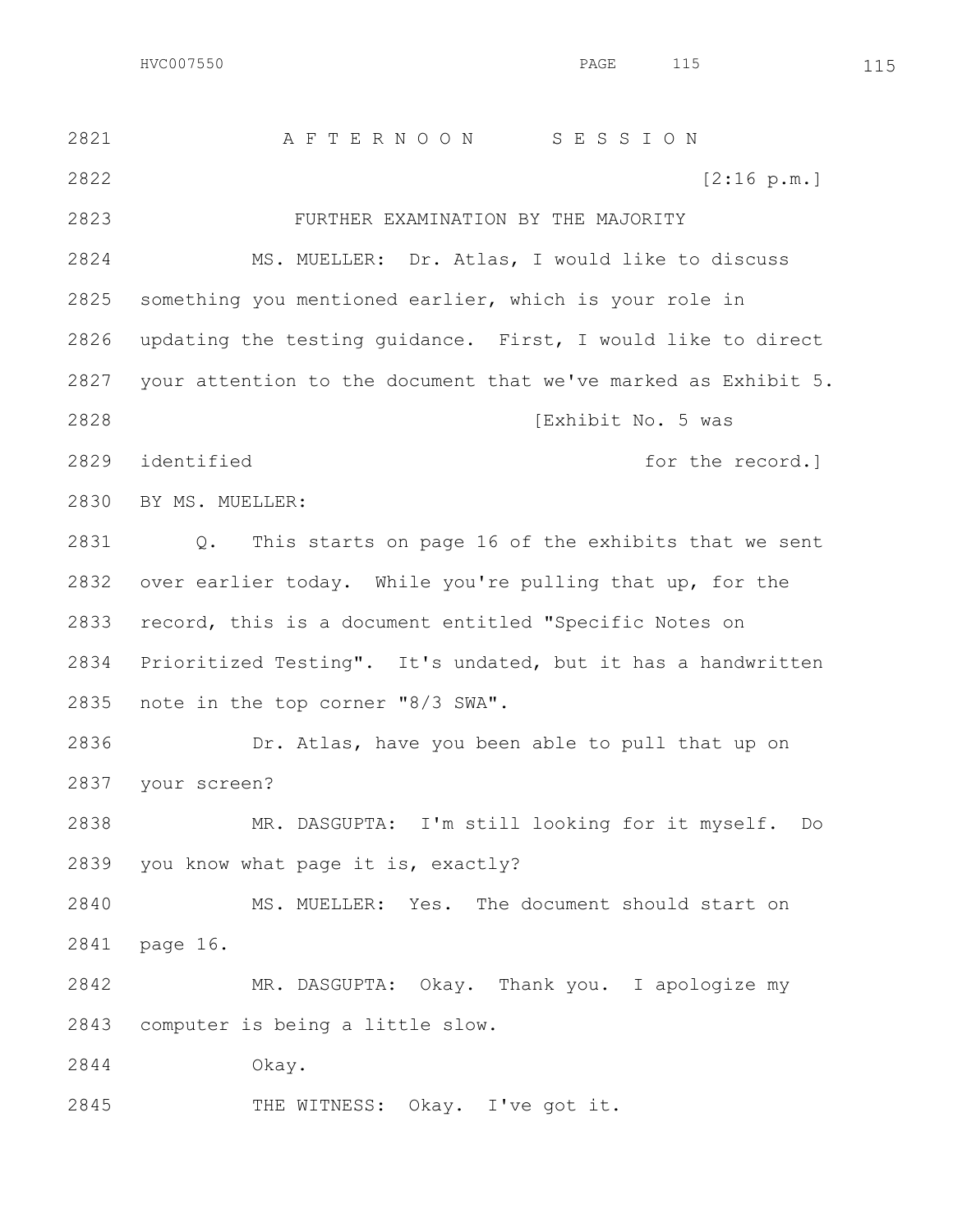AFTERNOON SESSION

[2:16 p.m.]

FURTHER EXAMINATION BY THE MAJORITY

MS. MUELLER: Dr. Atlas, I would like to discuss something you mentioned earlier, which is your role in updating the testing guidance. First, I would like to direct your attention to the document that we've marked as Exhibit 5.

[Exhibit No. 5 was identified for the record.]

BY MS. MUELLER:

Q. This starts on page 16 of the exhibits that we sent over earlier today. While you're pulling that up, for the record, this is a document entitled "Specific Notes on Prioritized Testing". It's undated, but it has a handwritten note in the top corner "8/3 SWA".

Dr. Atlas, have you been able to pull that up on your screen?

MR. DASGUPTA: I'm still looking for it myself. Do you know what page it is, exactly?

MS. MUELLER: Yes. The document should start on page 16.

MR. DASGUPTA: Okay. Thank you. I apologize my computer is being a little slow.

Okay.

THE WITNESS: Okay. I've got it.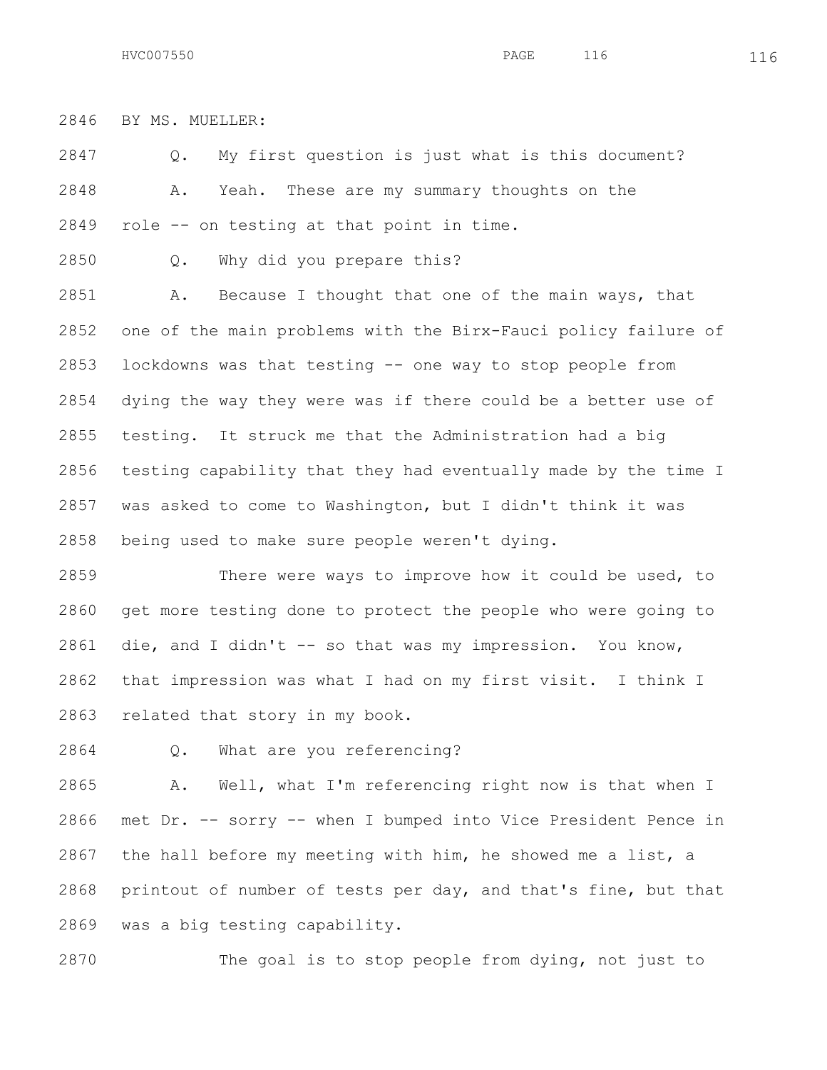2846 BY MS. MUELLER:

2847 Q. My first question is just what is this document?

2848 A. Yeah. These are my summary thoughts on the

2849 role -- on testing at that point in time.

2850 Q. Why did you prepare this?

2851 A. Because I thought that one of the main ways, that

2852 one of the main problems with the Birx-Fauci policy failure of

2853 lockdowns was that testing -- one way to stop people from

2854 dying the way they were was if there could be a better use of

2855 testing. It struck me that the Administration had a big

2856 testing capability that they had eventually made by the time I

2857 was asked to come to Washington, but I didn't think it was

2858 being used to make sure people weren't dying.

2859 There were ways to improve how it could be used, to

2860 get more testing done to protect the people who were going to

2861 die, and I didn't -- so that was my impression. You know,

2862 that impression was what I had on my first visit. I think I

2863 related that story in my book.

2864 Q. What are you referencing?

2865 A. Well, what I'm referencing right now is that when I

2866 met Dr. -- sorry -- when I bumped into Vice President Pence in

2867 the hall before my meeting with him, he showed me a list, a

2868 printout of number of tests per day, and that's fine, but that

2869 was a big testing capability.

2870 The goal is to stop people from dying, not just to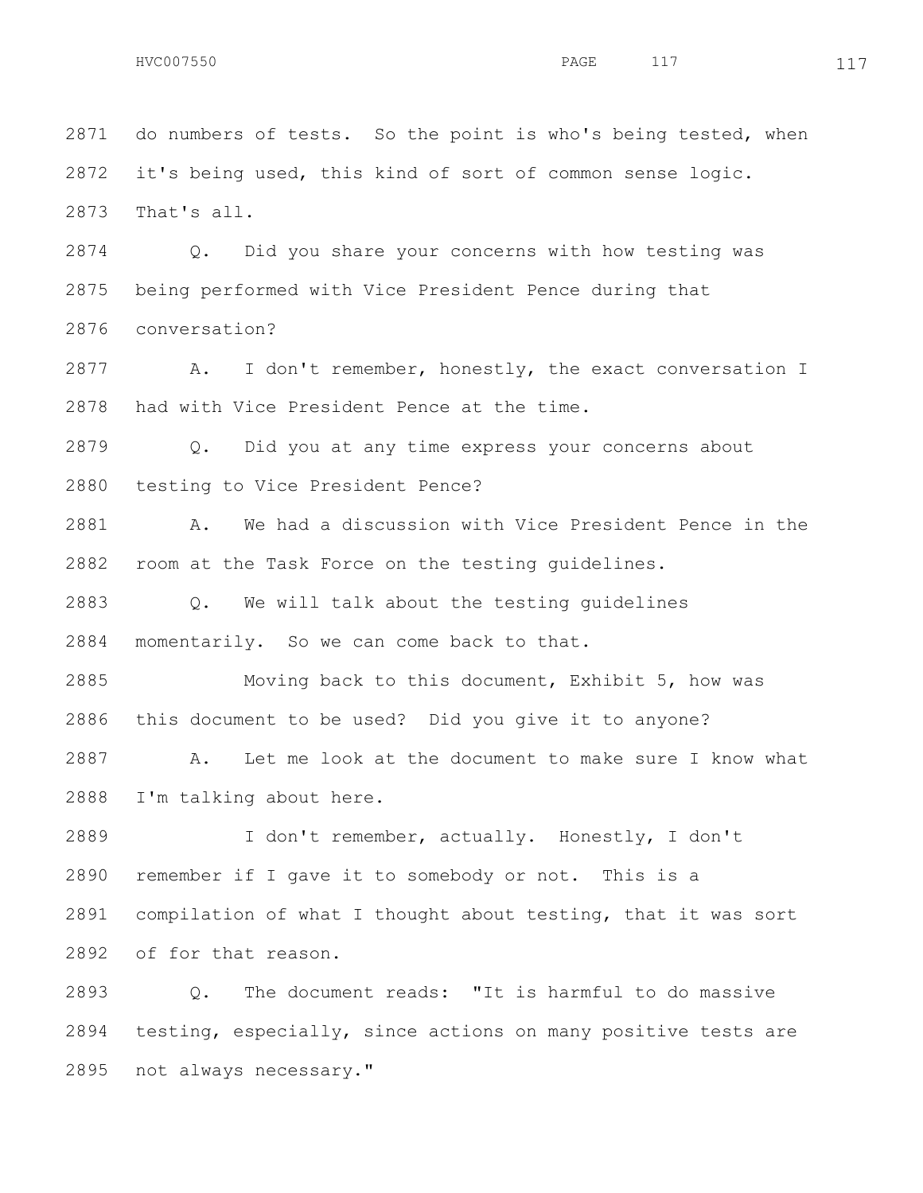do numbers of tests. So the point is who's being tested, when it's being used, this kind of sort of common sense logic. That's all.

Q. Did you share your concerns with how testing was being performed with Vice President Pence during that conversation?

A. I don't remember, honestly, the exact conversation I had with Vice President Pence at the time.

Q. Did you at any time express your concerns about testing to Vice President Pence?

A. We had a discussion with Vice President Pence in the room at the Task Force on the testing guidelines.

Q. We will talk about the testing guidelines momentarily. So we can come back to that.

Moving back to this document, Exhibit 5, how was this document to be used? Did you give it to anyone?

A. Let me look at the document to make sure I know what I'm talking about here.

I don't remember, actually. Honestly, I don't remember if I gave it to somebody or not. This is a compilation of what I thought about testing, that it was sort of for that reason.

Q. The document reads: "It is harmful to do massive testing, especially, since actions on many positive tests are not always necessary."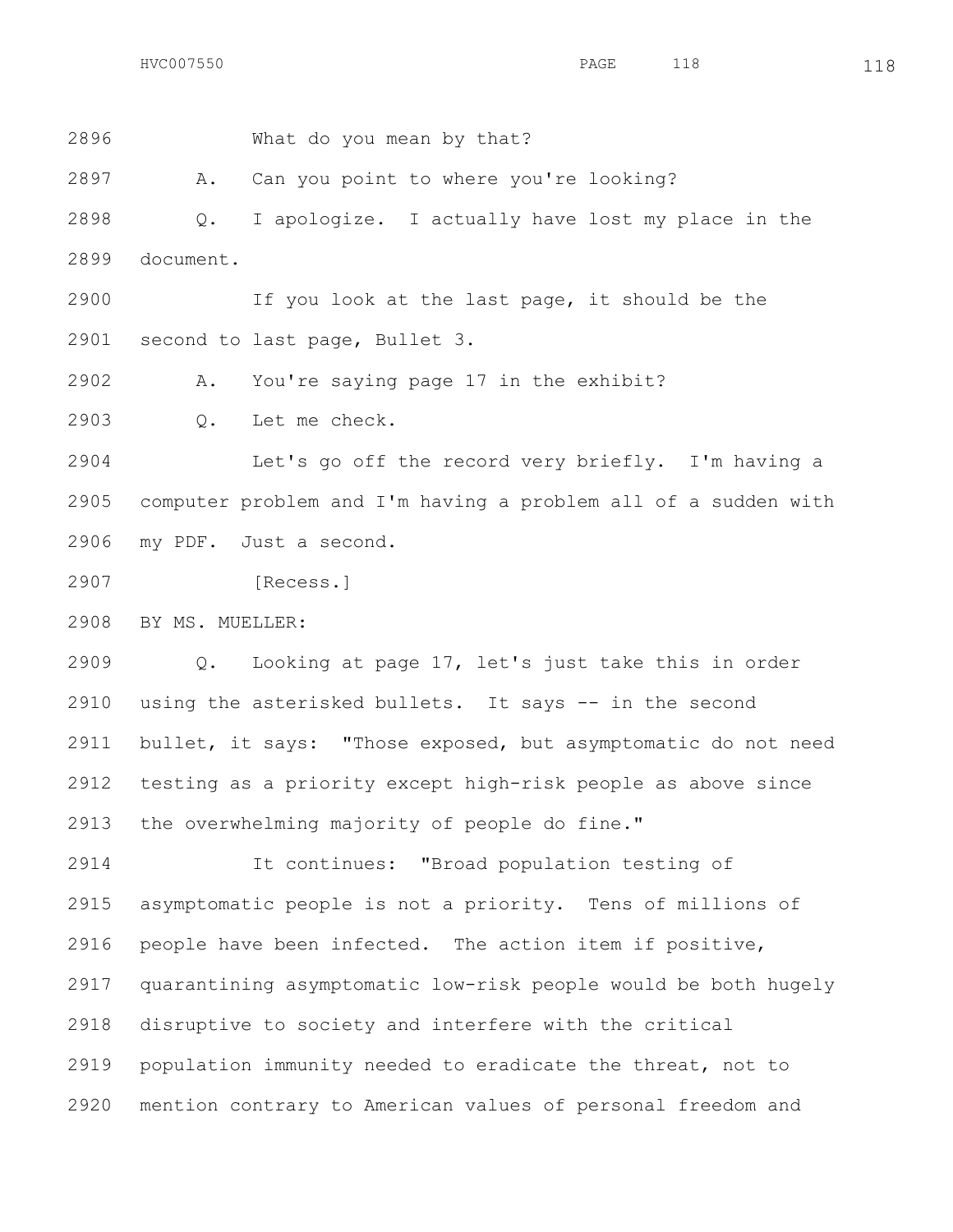2896 What do you mean by that?

2897 A. Can you point to where you're looking?

2898 Q. I apologize. I actually have lost my place in the

2899 document.

2900 If you look at the last page, it should be the

2901 second to last page, Bullet 3.

2902 A. You're saying page 17 in the exhibit?

2903 Q. Let me check.

2904 Let's go off the record very briefly. I'm having a

2905 computer problem and I'm having a problem all of a sudden with

2906 my PDF. Just a second.

2907 [Recess.]

2908 BY MS. MUELLER:

2909 Q. Looking at page 17, let's just take this in order

2910 using the asterisked bullets. It says -- in the second

2911 bullet, it says: "Those exposed, but asymptomatic do not need

2912 testing as a priority except high-risk people as above since

2913 the overwhelming majority of people do fine."

2914 It continues: "Broad population testing of

2915 asymptomatic people is not a priority. Tens of millions of

2916 people have been infected. The action item if positive,

2917 quarantining asymptomatic low-risk people would be both hugely

2918 disruptive to society and interfere with the critical

2919 population immunity needed to eradicate the threat, not to

2920 mention contrary to American values of personal freedom and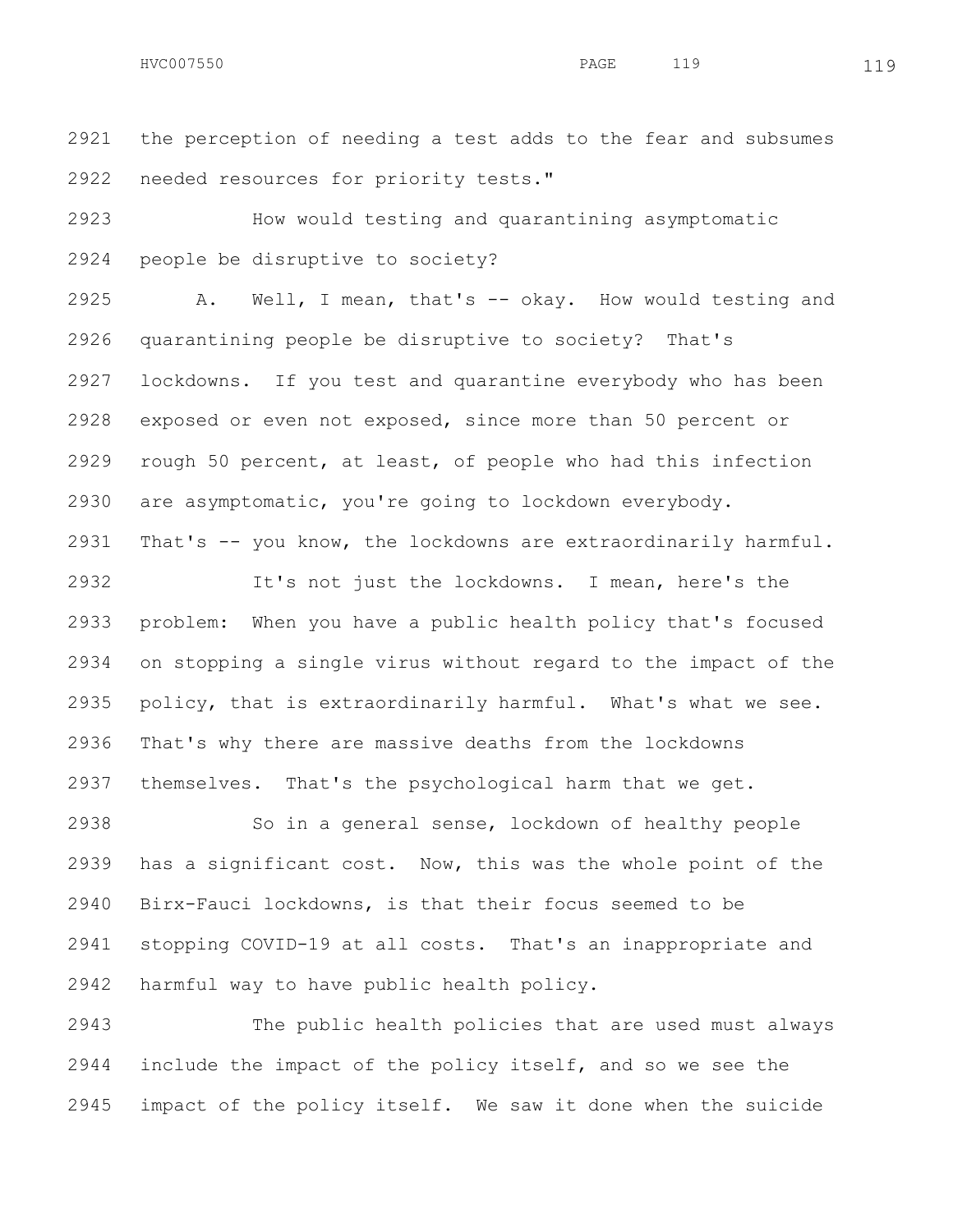the perception of needing a test adds to the fear and subsumes needed resources for priority tests."

How would testing and quarantining asymptomatic people be disruptive to society?

A. Well, I mean, that's -- okay. How would testing and quarantining people be disruptive to society? That's lockdowns. If you test and quarantine everybody who has been exposed or even not exposed, since more than 50 percent or rough 50 percent, at least, of people who had this infection are asymptomatic, you're going to lockdown everybody. That's -- you know, the lockdowns are extraordinarily harmful.

It's not just the lockdowns. I mean, here's the problem: When you have a public health policy that's focused on stopping a single virus without regard to the impact of the policy, that is extraordinarily harmful. What's what we see. That's why there are massive deaths from the lockdowns themselves. That's the psychological harm that we get.

So in a general sense, lockdown of healthy people has a significant cost. Now, this was the whole point of the Birx-Fauci lockdowns, is that their focus seemed to be stopping COVID-19 at all costs. That's an inappropriate and harmful way to have public health policy.

The public health policies that are used must always include the impact of the policy itself, and so we see the impact of the policy itself. We saw it done when the suicide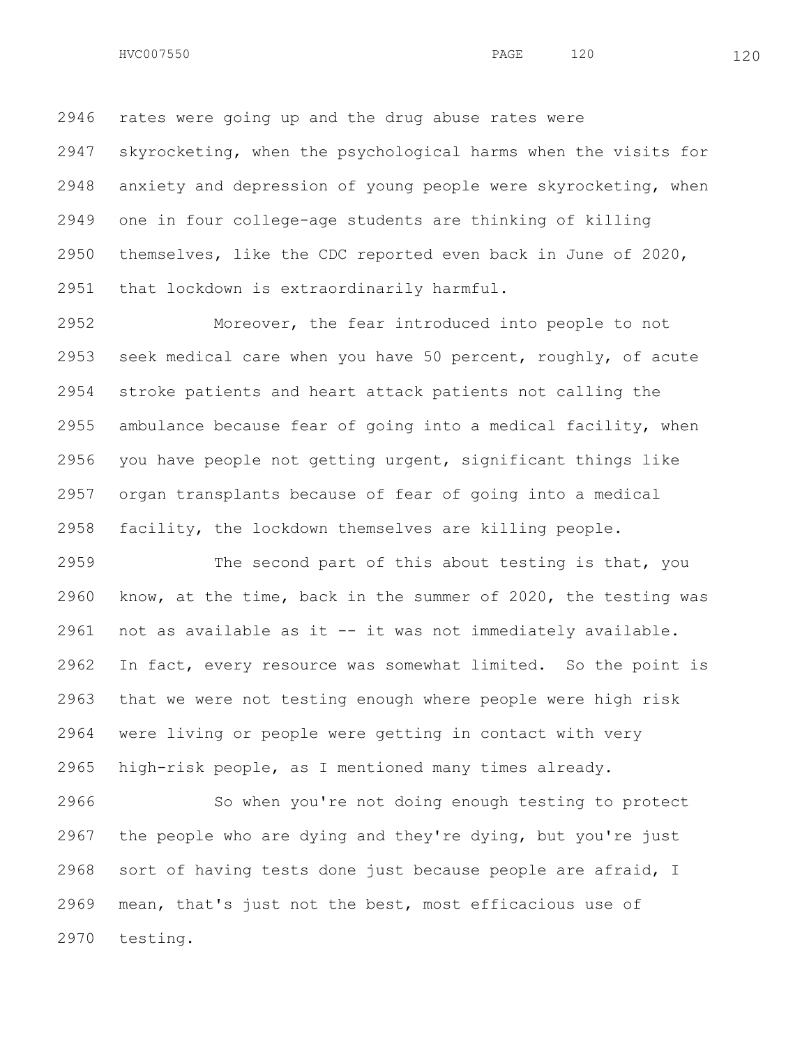rates were going up and the drug abuse rates were skyrocketing, when the psychological harms when the visits for anxiety and depression of young people were skyrocketing, when one in four college-age students are thinking of killing themselves, like the CDC reported even back in June of 2020, that lockdown is extraordinarily harmful.

Moreover, the fear introduced into people to not seek medical care when you have 50 percent, roughly, of acute stroke patients and heart attack patients not calling the ambulance because fear of going into a medical facility, when you have people not getting urgent, significant things like organ transplants because of fear of going into a medical facility, the lockdown themselves are killing people.

The second part of this about testing is that, you know, at the time, back in the summer of 2020, the testing was not as available as it -- it was not immediately available. In fact, every resource was somewhat limited. So the point is that we were not testing enough where people were high risk were living or people were getting in contact with very high-risk people, as I mentioned many times already.

So when you're not doing enough testing to protect the people who are dying and they're dying, but you're just sort of having tests done just because people are afraid, I mean, that's just not the best, most efficacious use of testing.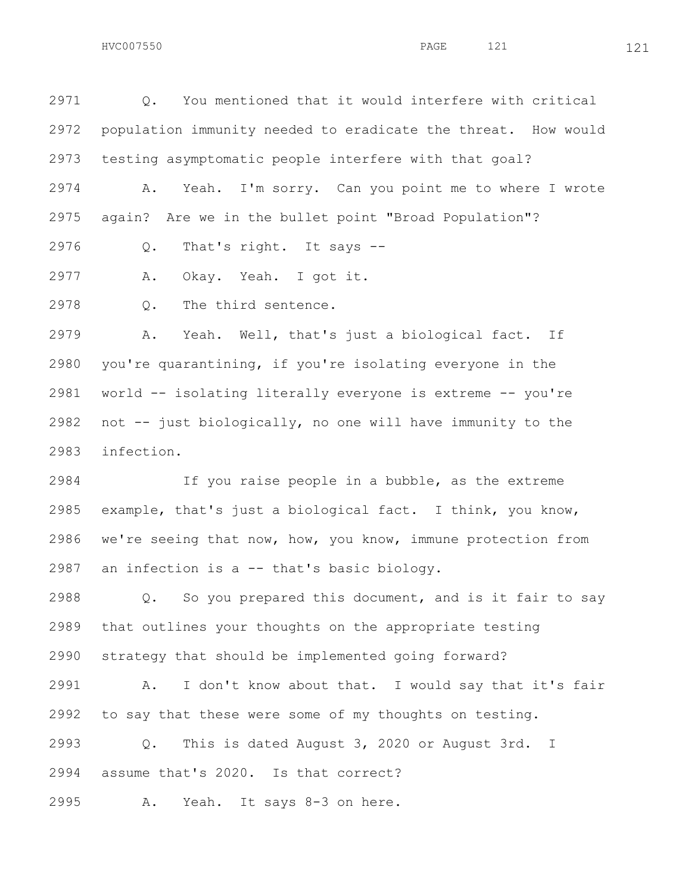2971 Q. You mentioned that it would interfere with critical
2972 population immunity needed to eradicate the threat. How would
2973 testing asymptomatic people interfere with that goal?

2974 A. Yeah. I'm sorry. Can you point me to where I wrote
2975 again? Are we in the bullet point "Broad Population"?

2976 Q. That's right. It says --

2977 A. Okay. Yeah. I got it.

2978 Q. The third sentence.

2979 A. Yeah. Well, that's just a biological fact. If
2980 you're quarantining, if you're isolating everyone in the
2981 world -- isolating literally everyone is extreme -- you're
2982 not -- just biologically, no one will have immunity to the
2983 infection.

2984 If you raise people in a bubble, as the extreme
2985 example, that's just a biological fact. I think, you know,
2986 we're seeing that now, how, you know, immune protection from
2987 an infection is a -- that's basic biology.

2988 Q. So you prepared this document, and is it fair to say
2989 that outlines your thoughts on the appropriate testing
2990 strategy that should be implemented going forward?

2991 A. I don't know about that. I would say that it's fair
2992 to say that these were some of my thoughts on testing.

2993 Q. This is dated August 3, 2020 or August 3rd. I
2994 assume that's 2020. Is that correct?

2995 A. Yeah. It says 8-3 on here.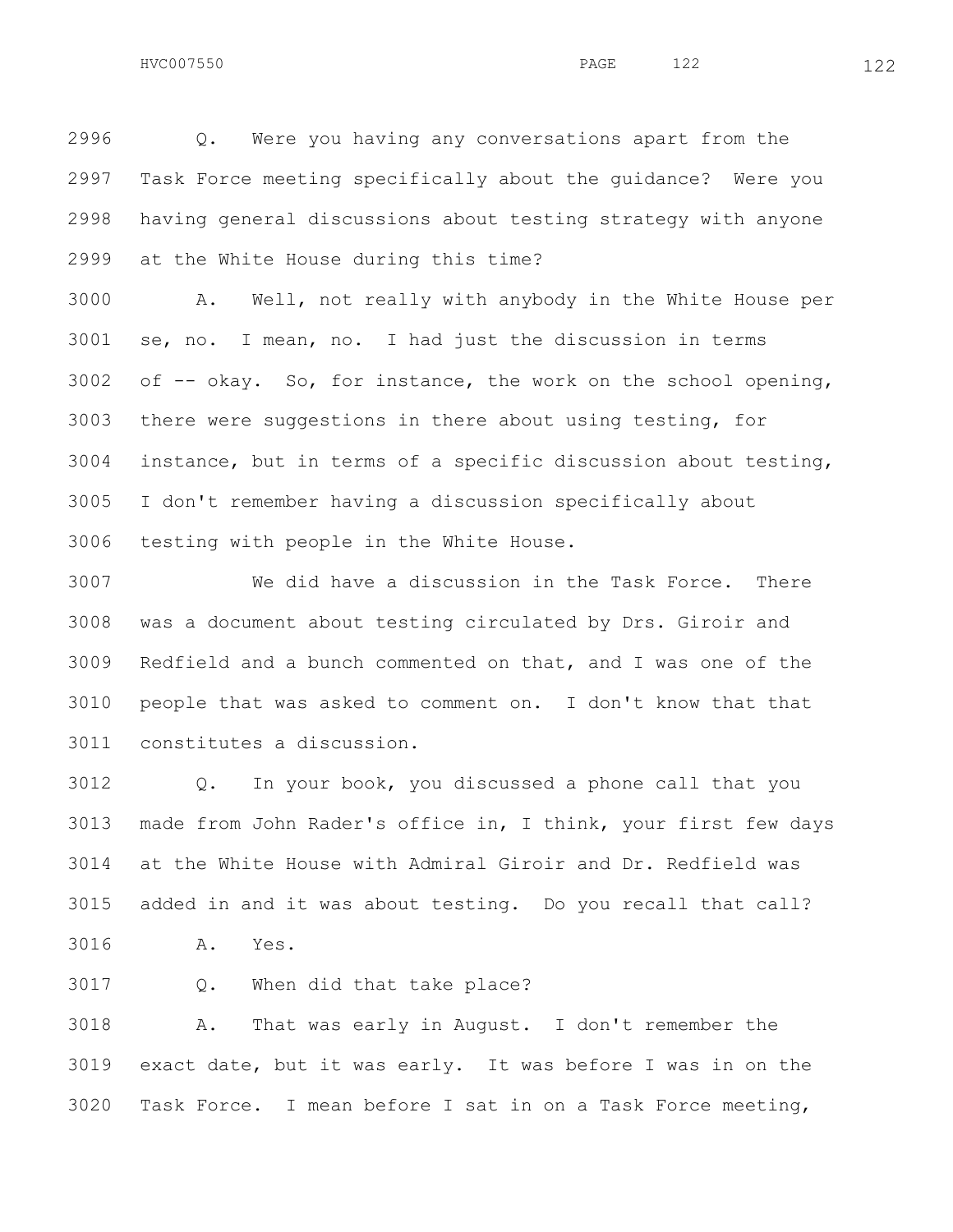Q. Were you having any conversations apart from the Task Force meeting specifically about the guidance? Were you having general discussions about testing strategy with anyone at the White House during this time?

A. Well, not really with anybody in the White House per se, no. I mean, no. I had just the discussion in terms of -- okay. So, for instance, the work on the school opening, there were suggestions in there about using testing, for instance, but in terms of a specific discussion about testing, I don't remember having a discussion specifically about testing with people in the White House.

We did have a discussion in the Task Force. There was a document about testing circulated by Drs. Giroir and Redfield and a bunch commented on that, and I was one of the people that was asked to comment on. I don't know that that constitutes a discussion.

Q. In your book, you discussed a phone call that you made from John Rader's office in, I think, your first few days at the White House with Admiral Giroir and Dr. Redfield was added in and it was about testing. Do you recall that call?

A. Yes.

Q. When did that take place?

A. That was early in August. I don't remember the exact date, but it was early. It was before I was in on the Task Force. I mean before I sat in on a Task Force meeting,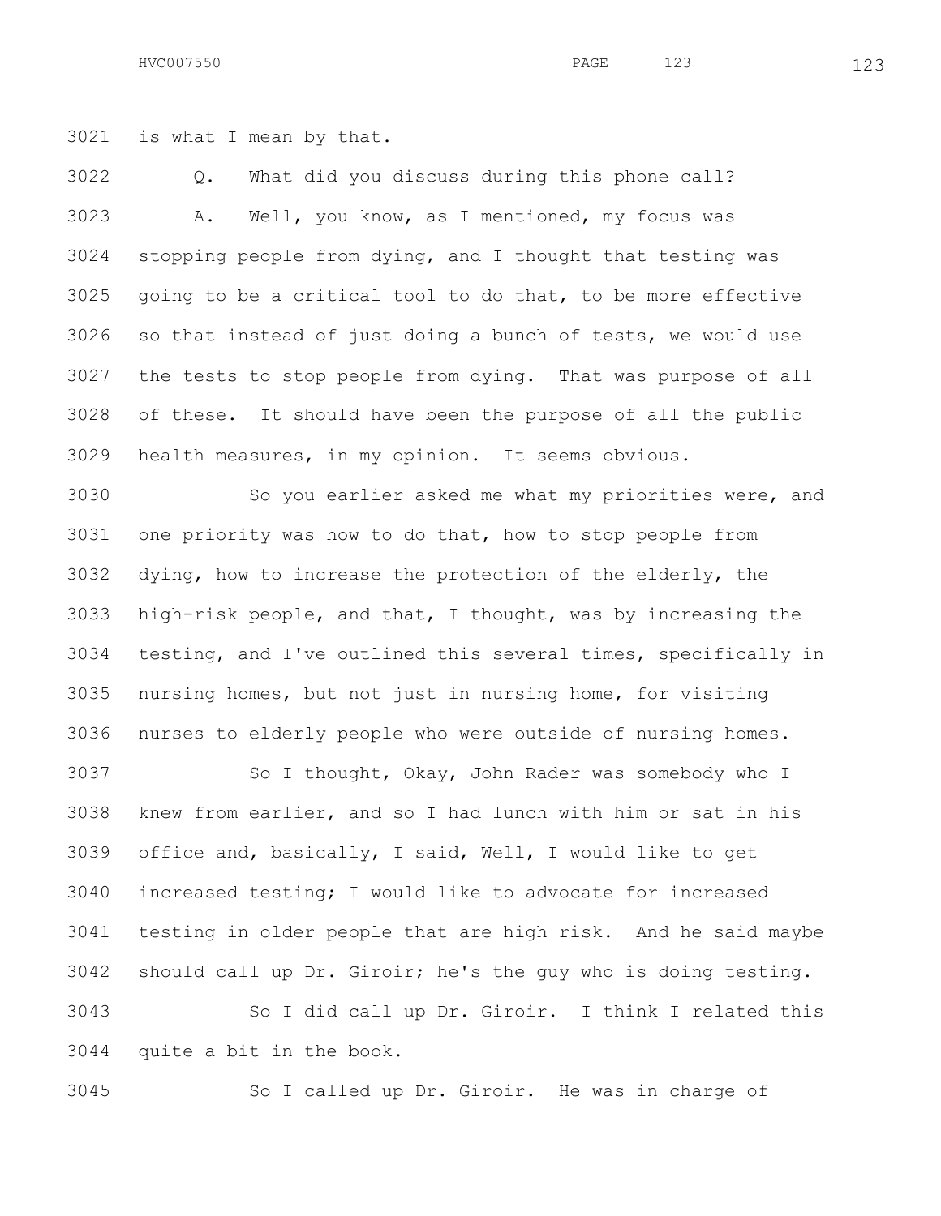is what I mean by that.

Q. What did you discuss during this phone call?

A. Well, you know, as I mentioned, my focus was stopping people from dying, and I thought that testing was going to be a critical tool to do that, to be more effective so that instead of just doing a bunch of tests, we would use the tests to stop people from dying. That was purpose of all of these. It should have been the purpose of all the public health measures, in my opinion. It seems obvious.

So you earlier asked me what my priorities were, and one priority was how to do that, how to stop people from dying, how to increase the protection of the elderly, the high-risk people, and that, I thought, was by increasing the testing, and I've outlined this several times, specifically in nursing homes, but not just in nursing home, for visiting nurses to elderly people who were outside of nursing homes.

So I thought, Okay, John Rader was somebody who I knew from earlier, and so I had lunch with him or sat in his office and, basically, I said, Well, I would like to get increased testing; I would like to advocate for increased testing in older people that are high risk. And he said maybe should call up Dr. Giroir; he's the guy who is doing testing.

So I did call up Dr. Giroir. I think I related this quite a bit in the book.

So I called up Dr. Giroir. He was in charge of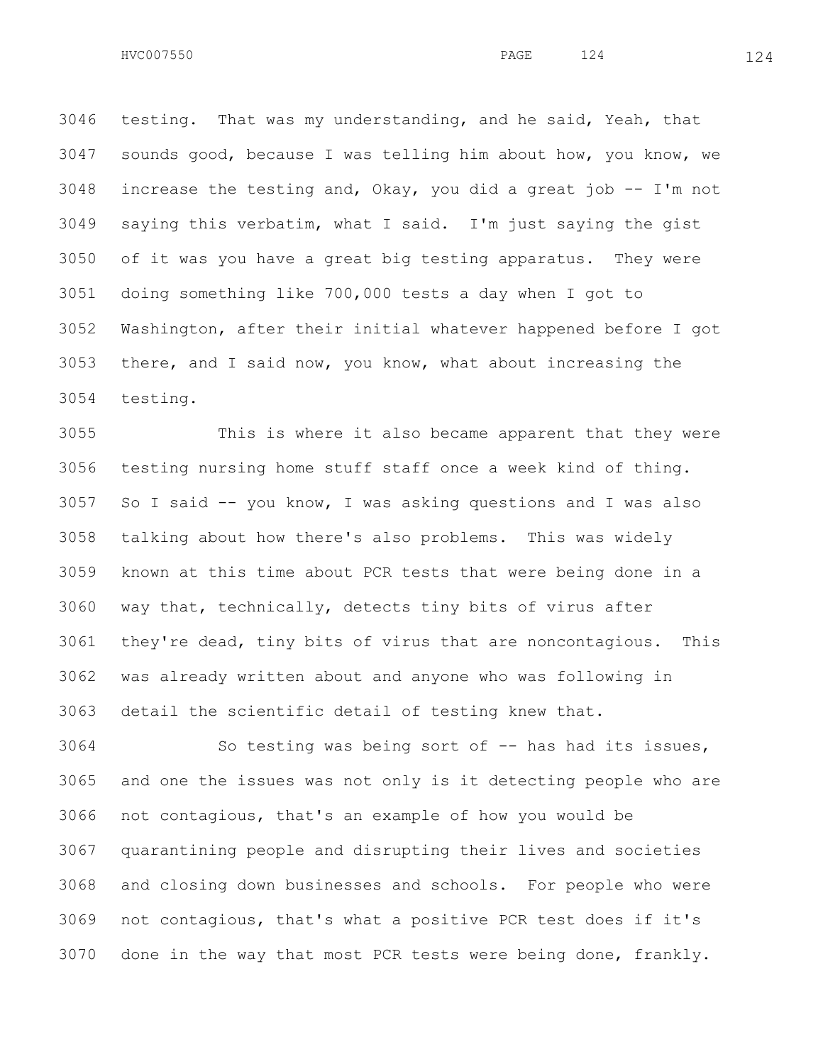testing. That was my understanding, and he said, Yeah, that sounds good, because I was telling him about how, you know, we increase the testing and, Okay, you did a great job -- I'm not saying this verbatim, what I said. I'm just saying the gist of it was you have a great big testing apparatus. They were doing something like 700,000 tests a day when I got to Washington, after their initial whatever happened before I got there, and I said now, you know, what about increasing the testing.

This is where it also became apparent that they were testing nursing home stuff staff once a week kind of thing. So I said -- you know, I was asking questions and I was also talking about how there's also problems. This was widely known at this time about PCR tests that were being done in a way that, technically, detects tiny bits of virus after they're dead, tiny bits of virus that are noncontagious. This was already written about and anyone who was following in detail the scientific detail of testing knew that.

So testing was being sort of -- has had its issues, and one the issues was not only is it detecting people who are not contagious, that's an example of how you would be quarantining people and disrupting their lives and societies and closing down businesses and schools. For people who were not contagious, that's what a positive PCR test does if it's done in the way that most PCR tests were being done, frankly.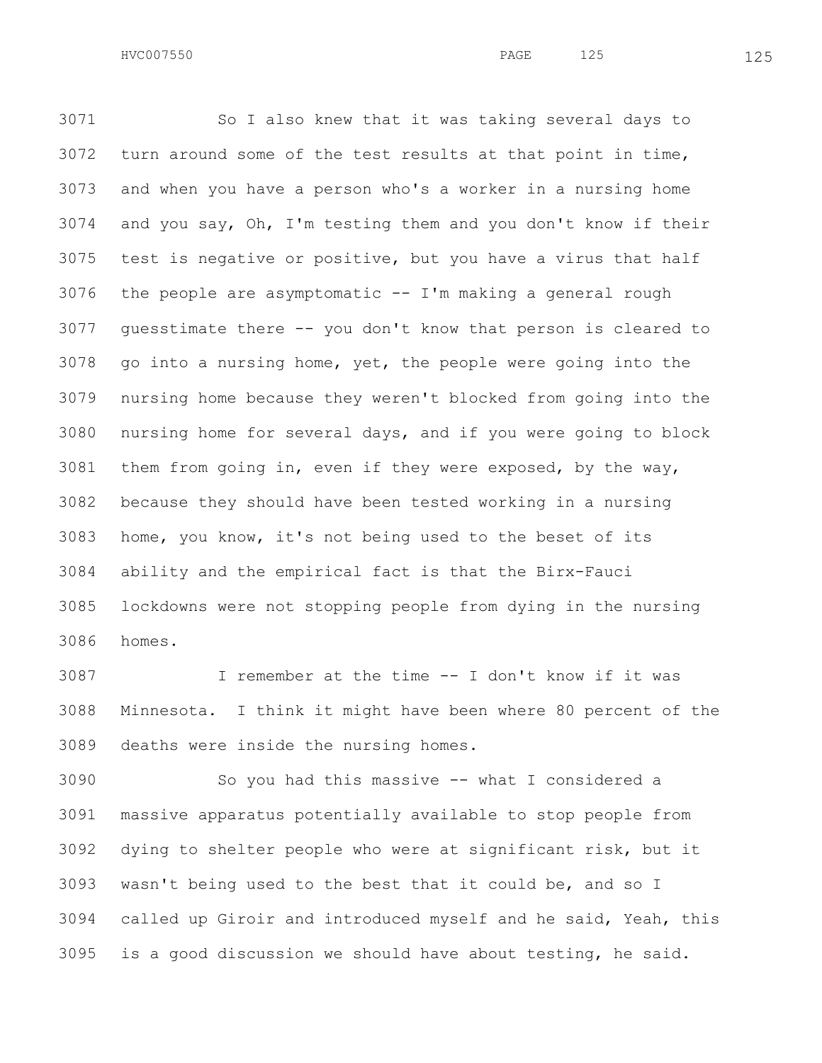So I also knew that it was taking several days to turn around some of the test results at that point in time, and when you have a person who's a worker in a nursing home and you say, Oh, I'm testing them and you don't know if their test is negative or positive, but you have a virus that half the people are asymptomatic -- I'm making a general rough guesstimate there -- you don't know that person is cleared to go into a nursing home, yet, the people were going into the nursing home because they weren't blocked from going into the nursing home for several days, and if you were going to block them from going in, even if they were exposed, by the way, because they should have been tested working in a nursing home, you know, it's not being used to the beset of its ability and the empirical fact is that the Birx-Fauci lockdowns were not stopping people from dying in the nursing homes.

I remember at the time -- I don't know if it was Minnesota. I think it might have been where 80 percent of the deaths were inside the nursing homes.

So you had this massive -- what I considered a massive apparatus potentially available to stop people from dying to shelter people who were at significant risk, but it wasn't being used to the best that it could be, and so I called up Giroir and introduced myself and he said, Yeah, this is a good discussion we should have about testing, he said.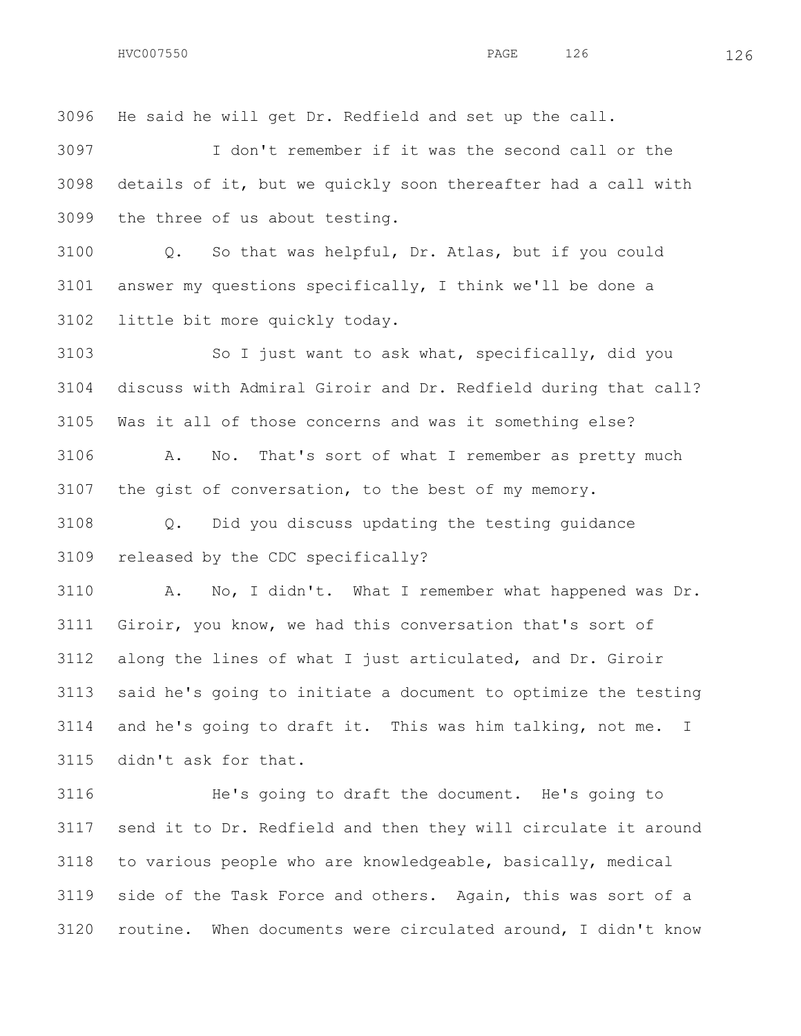He said he will get Dr. Redfield and set up the call.

I don't remember if it was the second call or the details of it, but we quickly soon thereafter had a call with the three of us about testing.

Q. So that was helpful, Dr. Atlas, but if you could answer my questions specifically, I think we'll be done a little bit more quickly today.

So I just want to ask what, specifically, did you discuss with Admiral Giroir and Dr. Redfield during that call? Was it all of those concerns and was it something else?

A. No. That's sort of what I remember as pretty much the gist of conversation, to the best of my memory.

Q. Did you discuss updating the testing guidance released by the CDC specifically?

A. No, I didn't. What I remember what happened was Dr. Giroir, you know, we had this conversation that's sort of along the lines of what I just articulated, and Dr. Giroir said he's going to initiate a document to optimize the testing and he's going to draft it. This was him talking, not me. I didn't ask for that.

He's going to draft the document. He's going to send it to Dr. Redfield and then they will circulate it around to various people who are knowledgeable, basically, medical side of the Task Force and others. Again, this was sort of a routine. When documents were circulated around, I didn't know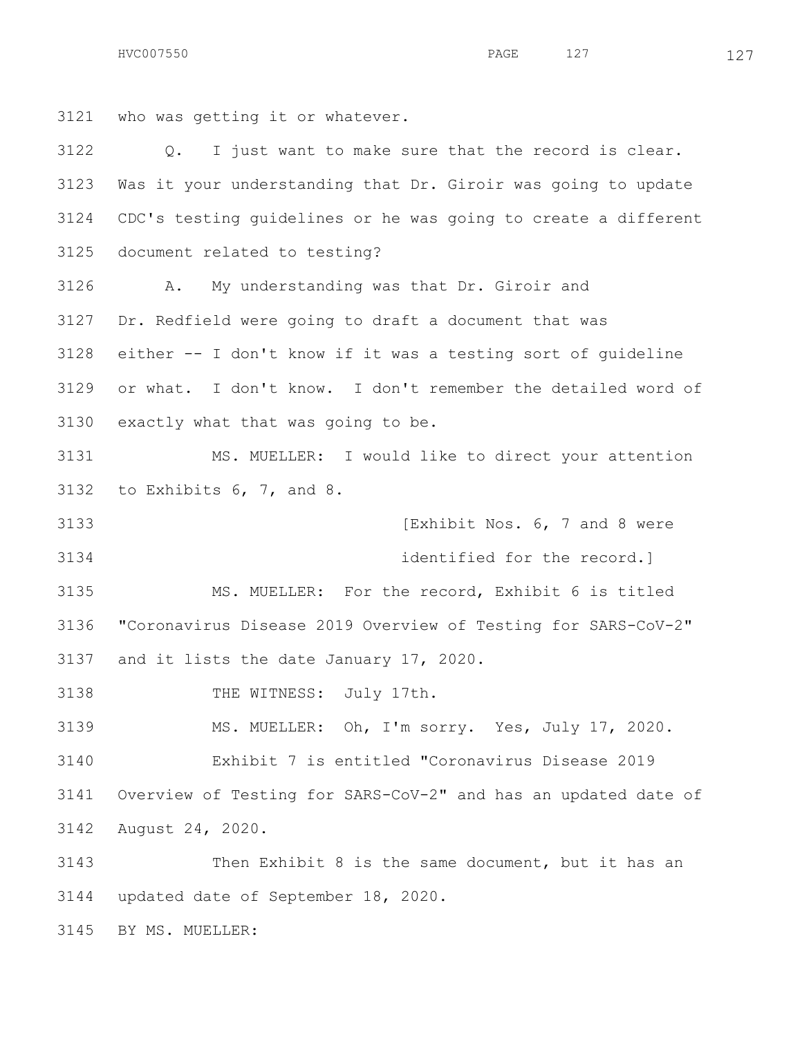who was getting it or whatever.

Q. I just want to make sure that the record is clear. Was it your understanding that Dr. Giroir was going to update CDC's testing guidelines or he was going to create a different document related to testing?

A. My understanding was that Dr. Giroir and Dr. Redfield were going to draft a document that was either -- I don't know if it was a testing sort of guideline or what. I don't know. I don't remember the detailed word of exactly what that was going to be.

MS. MUELLER: I would like to direct your attention to Exhibits 6, 7, and 8.

[Exhibit Nos. 6, 7 and 8 were identified for the record.]

MS. MUELLER: For the record, Exhibit 6 is titled "Coronavirus Disease 2019 Overview of Testing for SARS-CoV-2" and it lists the date January 17, 2020.

THE WITNESS: July 17th.

MS. MUELLER: Oh, I'm sorry. Yes, July 17, 2020.

Exhibit 7 is entitled "Coronavirus Disease 2019 Overview of Testing for SARS-CoV-2" and has an updated date of August 24, 2020.

Then Exhibit 8 is the same document, but it has an updated date of September 18, 2020.

BY MS. MUELLER: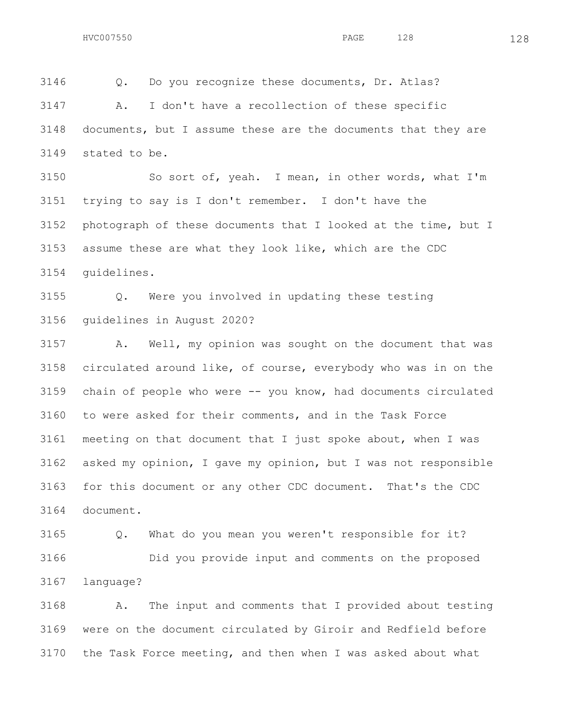Q. Do you recognize these documents, Dr. Atlas?

A. I don't have a recollection of these specific documents, but I assume these are the documents that they are stated to be.

So sort of, yeah. I mean, in other words, what I'm trying to say is I don't remember. I don't have the photograph of these documents that I looked at the time, but I assume these are what they look like, which are the CDC guidelines.

Q. Were you involved in updating these testing guidelines in August 2020?

A. Well, my opinion was sought on the document that was circulated around like, of course, everybody who was in on the chain of people who were -- you know, had documents circulated to were asked for their comments, and in the Task Force meeting on that document that I just spoke about, when I was asked my opinion, I gave my opinion, but I was not responsible for this document or any other CDC document. That's the CDC document.

Q. What do you mean you weren't responsible for it?

Did you provide input and comments on the proposed language?

A. The input and comments that I provided about testing were on the document circulated by Giroir and Redfield before the Task Force meeting, and then when I was asked about what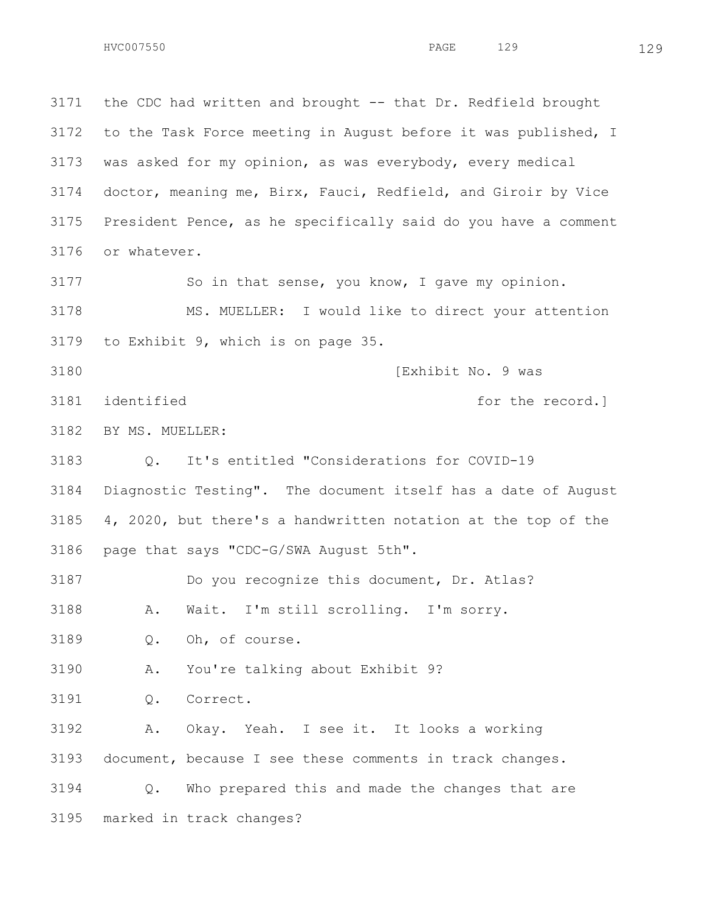3171 the CDC had written and brought -- that Dr. Redfield brought
3172 to the Task Force meeting in August before it was published, I
3173 was asked for my opinion, as was everybody, every medical
3174 doctor, meaning me, Birx, Fauci, Redfield, and Giroir by Vice
3175 President Pence, as he specifically said do you have a comment
3176 or whatever.

3177 So in that sense, you know, I gave my opinion.

3178 MS. MUELLER: I would like to direct your attention
3179 to Exhibit 9, which is on page 35.

3180 [Exhibit No. 9 was
3181 identified for the record.]

3182 BY MS. MUELLER:

3183 Q. It's entitled "Considerations for COVID-19
3184 Diagnostic Testing". The document itself has a date of August
3185 4, 2020, but there's a handwritten notation at the top of the
3186 page that says "CDC-G/SWA August 5th".

3187 Do you recognize this document, Dr. Atlas?

3188 A. Wait. I'm still scrolling. I'm sorry.

3189 Q. Oh, of course.

3190 A. You're talking about Exhibit 9?

3191 Q. Correct.

3192 A. Okay. Yeah. I see it. It looks a working
3193 document, because I see these comments in track changes.

3194 Q. Who prepared this and made the changes that are
3195 marked in track changes?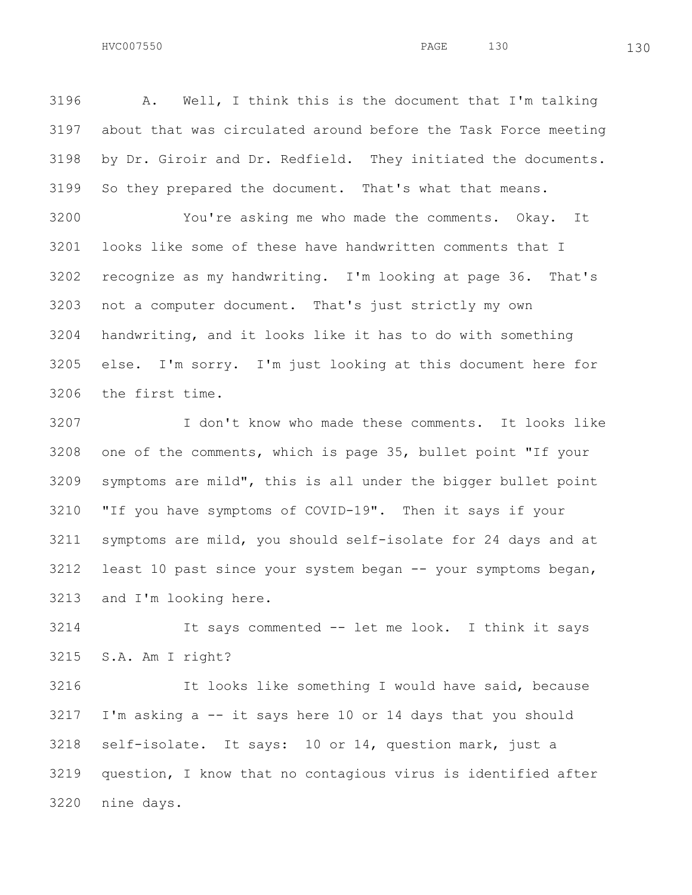3196 A. Well, I think this is the document that I'm talking
3197 about that was circulated around before the Task Force meeting
3198 by Dr. Giroir and Dr. Redfield. They initiated the documents.
3199 So they prepared the document. That's what that means.

3200 You're asking me who made the comments. Okay. It
3201 looks like some of these have handwritten comments that I
3202 recognize as my handwriting. I'm looking at page 36. That's
3203 not a computer document. That's just strictly my own
3204 handwriting, and it looks like it has to do with something
3205 else. I'm sorry. I'm just looking at this document here for
3206 the first time.

3207 I don't know who made these comments. It looks like
3208 one of the comments, which is page 35, bullet point "If your
3209 symptoms are mild", this is all under the bigger bullet point
3210 "If you have symptoms of COVID-19". Then it says if your
3211 symptoms are mild, you should self-isolate for 24 days and at
3212 least 10 past since your system began -- your symptoms began,
3213 and I'm looking here.

3214 It says commented -- let me look. I think it says
3215 S.A. Am I right?

3216 It looks like something I would have said, because
3217 I'm asking a -- it says here 10 or 14 days that you should
3218 self-isolate. It says: 10 or 14, question mark, just a
3219 question, I know that no contagious virus is identified after
3220 nine days.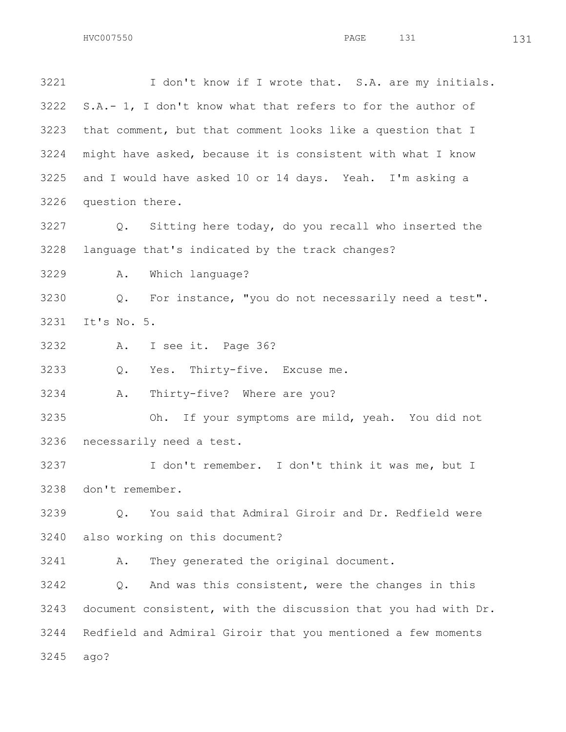3221 I don't know if I wrote that. S.A. are my initials.

3222 S.A.- 1, I don't know what that refers to for the author of

3223 that comment, but that comment looks like a question that I

3224 might have asked, because it is consistent with what I know

3225 and I would have asked 10 or 14 days. Yeah. I'm asking a

3226 question there.

3227 Q. Sitting here today, do you recall who inserted the

3228 language that's indicated by the track changes?

3229 A. Which language?

3230 Q. For instance, "you do not necessarily need a test".

3231 It's No. 5.

3232 A. I see it. Page 36?

3233 Q. Yes. Thirty-five. Excuse me.

3234 A. Thirty-five? Where are you?

3235 Oh. If your symptoms are mild, yeah. You did not

3236 necessarily need a test.

3237 I don't remember. I don't think it was me, but I

3238 don't remember.

3239 Q. You said that Admiral Giroir and Dr. Redfield were

3240 also working on this document?

3241 A. They generated the original document.

3242 Q. And was this consistent, were the changes in this

3243 document consistent, with the discussion that you had with Dr.

3244 Redfield and Admiral Giroir that you mentioned a few moments

3245 ago?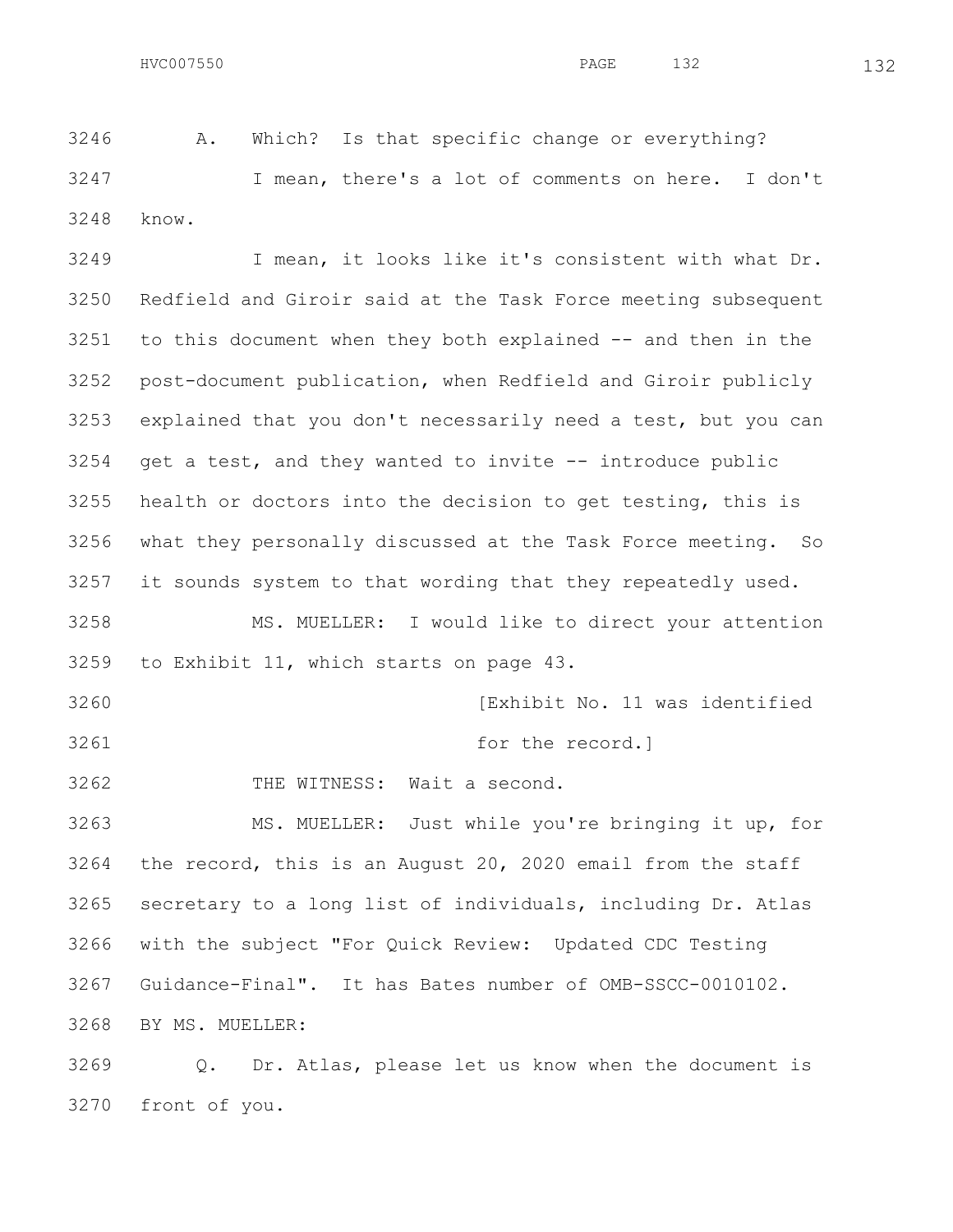3246 A. Which? Is that specific change or everything?

3247 I mean, there's a lot of comments on here. I don't

3248 know.

3249 I mean, it looks like it's consistent with what Dr.

3250 Redfield and Giroir said at the Task Force meeting subsequent

3251 to this document when they both explained -- and then in the

3252 post-document publication, when Redfield and Giroir publicly

3253 explained that you don't necessarily need a test, but you can

3254 get a test, and they wanted to invite -- introduce public

3255 health or doctors into the decision to get testing, this is

3256 what they personally discussed at the Task Force meeting. So

3257 it sounds system to that wording that they repeatedly used.

3258 MS. MUELLER: I would like to direct your attention

3259 to Exhibit 11, which starts on page 43.

3260 [Exhibit No. 11 was identified

3261 for the record.]

3262 THE WITNESS: Wait a second.

3263 MS. MUELLER: Just while you're bringing it up, for

3264 the record, this is an August 20, 2020 email from the staff

3265 secretary to a long list of individuals, including Dr. Atlas

3266 with the subject "For Quick Review: Updated CDC Testing

3267 Guidance-Final". It has Bates number of OMB-SSCC-0010102.

3268 BY MS. MUELLER:

3269 Q. Dr. Atlas, please let us know when the document is

3270 front of you.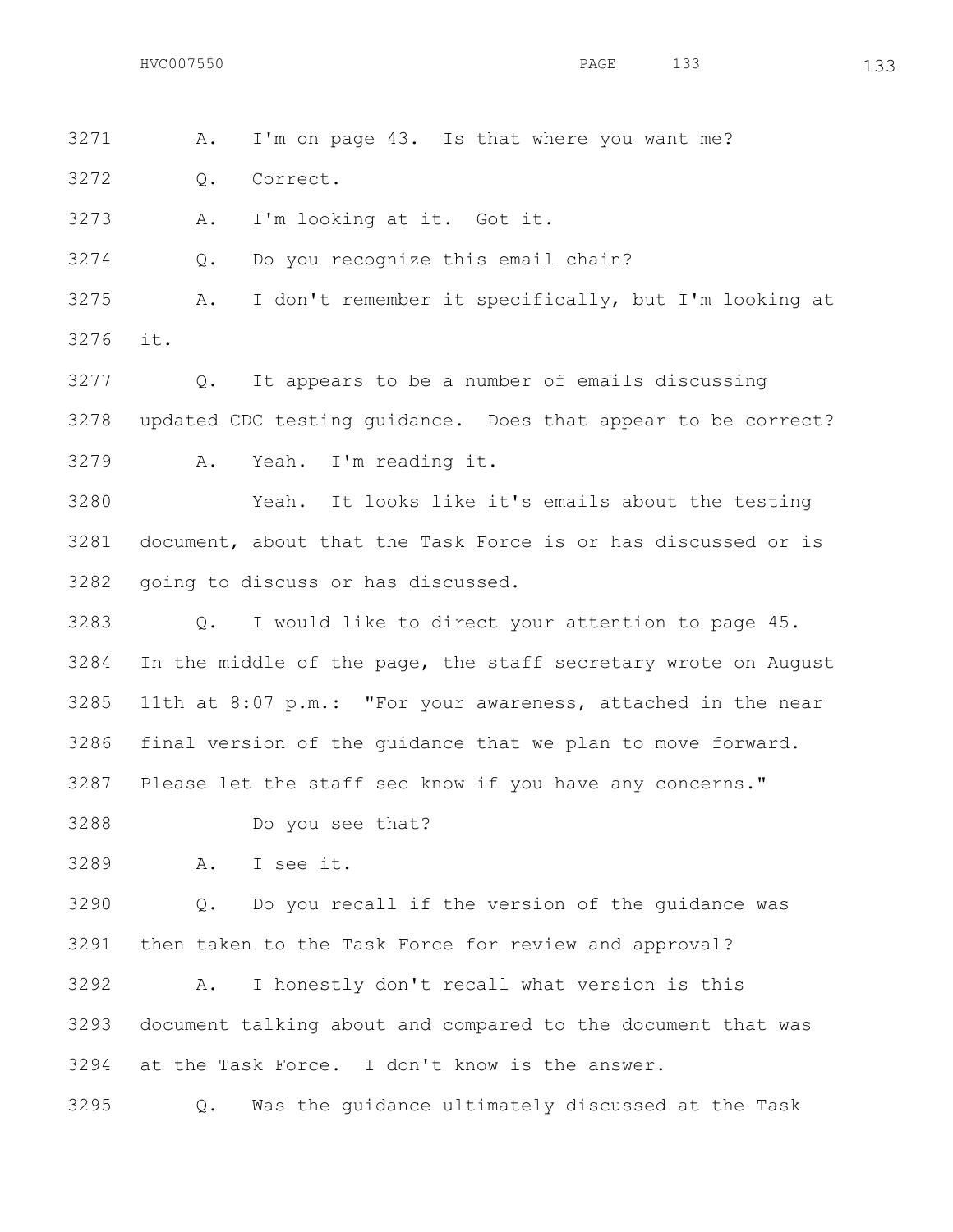3271 A. I'm on page 43. Is that where you want me?

3272 Q. Correct.

3273 A. I'm looking at it. Got it.

3274 Q. Do you recognize this email chain?

3275 A. I don't remember it specifically, but I'm looking at

3276 it.

3277 Q. It appears to be a number of emails discussing

3278 updated CDC testing guidance. Does that appear to be correct?

3279 A. Yeah. I'm reading it.

3280 Yeah. It looks like it's emails about the testing

3281 document, about that the Task Force is or has discussed or is

3282 going to discuss or has discussed.

3283 Q. I would like to direct your attention to page 45.

3284 In the middle of the page, the staff secretary wrote on August

3285 11th at 8:07 p.m.: "For your awareness, attached in the near

3286 final version of the guidance that we plan to move forward.

3287 Please let the staff sec know if you have any concerns."

3288 Do you see that?

3289 A. I see it.

3290 Q. Do you recall if the version of the guidance was

3291 then taken to the Task Force for review and approval?

3292 A. I honestly don't recall what version is this

3293 document talking about and compared to the document that was

3294 at the Task Force. I don't know is the answer.

3295 Q. Was the guidance ultimately discussed at the Task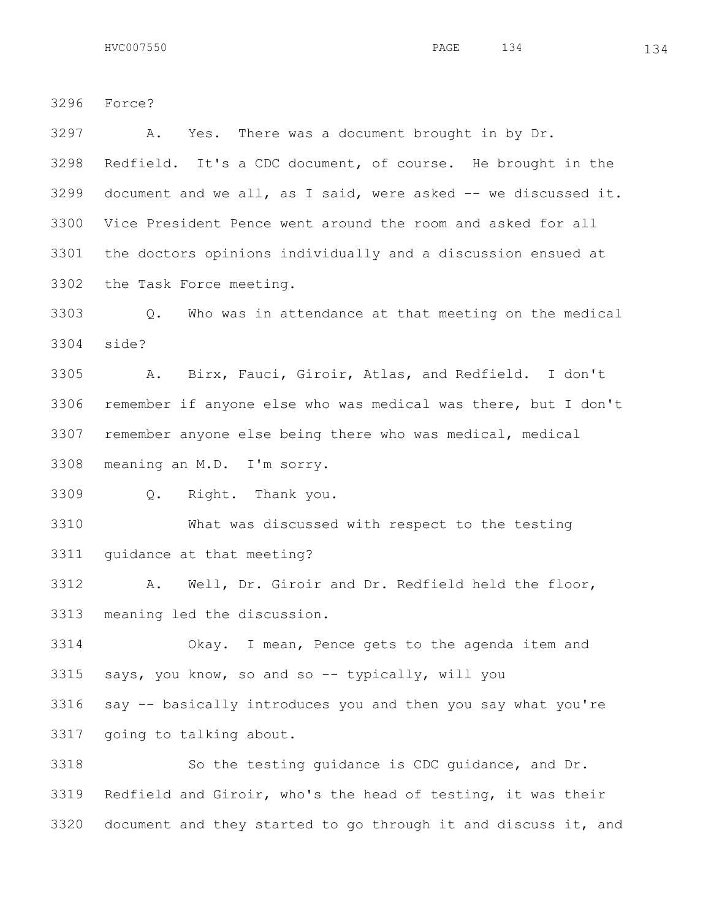3296 Force?

3297 A. Yes. There was a document brought in by Dr.
3298 Redfield. It's a CDC document, of course. He brought in the
3299 document and we all, as I said, were asked -- we discussed it.
3300 Vice President Pence went around the room and asked for all
3301 the doctors opinions individually and a discussion ensued at
3302 the Task Force meeting.

3303 Q. Who was in attendance at that meeting on the medical
3304 side?

3305 A. Birx, Fauci, Giroir, Atlas, and Redfield. I don't
3306 remember if anyone else who was medical was there, but I don't
3307 remember anyone else being there who was medical, medical
3308 meaning an M.D. I'm sorry.

3309 Q. Right. Thank you.

3310 What was discussed with respect to the testing
3311 guidance at that meeting?

3312 A. Well, Dr. Giroir and Dr. Redfield held the floor,
3313 meaning led the discussion.

3314 Okay. I mean, Pence gets to the agenda item and
3315 says, you know, so and so -- typically, will you
3316 say -- basically introduces you and then you say what you're
3317 going to talking about.

3318 So the testing guidance is CDC guidance, and Dr.
3319 Redfield and Giroir, who's the head of testing, it was their
3320 document and they started to go through it and discuss it, and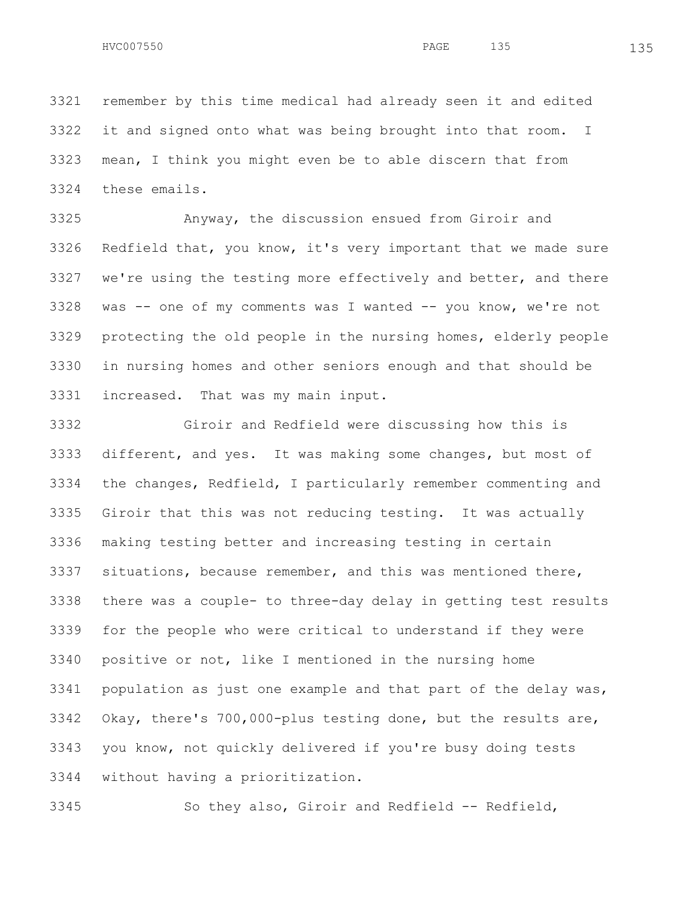remember by this time medical had already seen it and edited it and signed onto what was being brought into that room. I mean, I think you might even be to able discern that from these emails.

Anyway, the discussion ensued from Giroir and Redfield that, you know, it's very important that we made sure we're using the testing more effectively and better, and there was -- one of my comments was I wanted -- you know, we're not protecting the old people in the nursing homes, elderly people in nursing homes and other seniors enough and that should be increased. That was my main input.

Giroir and Redfield were discussing how this is different, and yes. It was making some changes, but most of the changes, Redfield, I particularly remember commenting and Giroir that this was not reducing testing. It was actually making testing better and increasing testing in certain situations, because remember, and this was mentioned there, there was a couple- to three-day delay in getting test results for the people who were critical to understand if they were positive or not, like I mentioned in the nursing home population as just one example and that part of the delay was, Okay, there's 700,000-plus testing done, but the results are, you know, not quickly delivered if you're busy doing tests without having a prioritization.

So they also, Giroir and Redfield -- Redfield,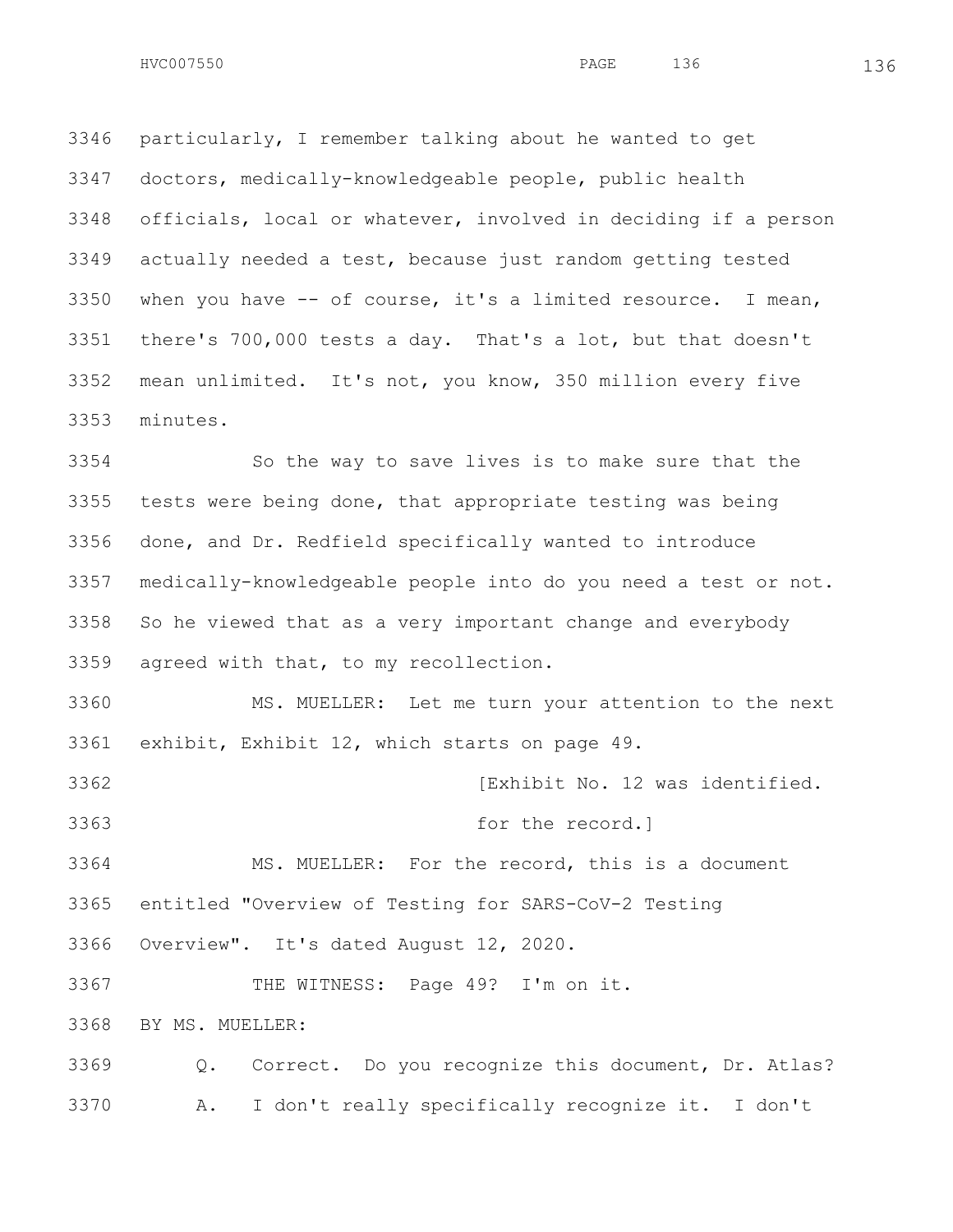3346 particularly, I remember talking about he wanted to get
3347 doctors, medically-knowledgeable people, public health
3348 officials, local or whatever, involved in deciding if a person
3349 actually needed a test, because just random getting tested
3350 when you have -- of course, it's a limited resource. I mean,
3351 there's 700,000 tests a day. That's a lot, but that doesn't
3352 mean unlimited. It's not, you know, 350 million every five
3353 minutes.

3354 So the way to save lives is to make sure that the
3355 tests were being done, that appropriate testing was being
3356 done, and Dr. Redfield specifically wanted to introduce
3357 medically-knowledgeable people into do you need a test or not.
3358 So he viewed that as a very important change and everybody
3359 agreed with that, to my recollection.

3360 MS. MUELLER: Let me turn your attention to the next
3361 exhibit, Exhibit 12, which starts on page 49.

3362 [Exhibit No. 12 was identified.
3363 for the record.]

3364 MS. MUELLER: For the record, this is a document
3365 entitled "Overview of Testing for SARS-CoV-2 Testing
3366 Overview". It's dated August 12, 2020.

3367 THE WITNESS: Page 49? I'm on it.

3368 BY MS. MUELLER:

3369 Q. Correct. Do you recognize this document, Dr. Atlas?

3370 A. I don't really specifically recognize it. I don't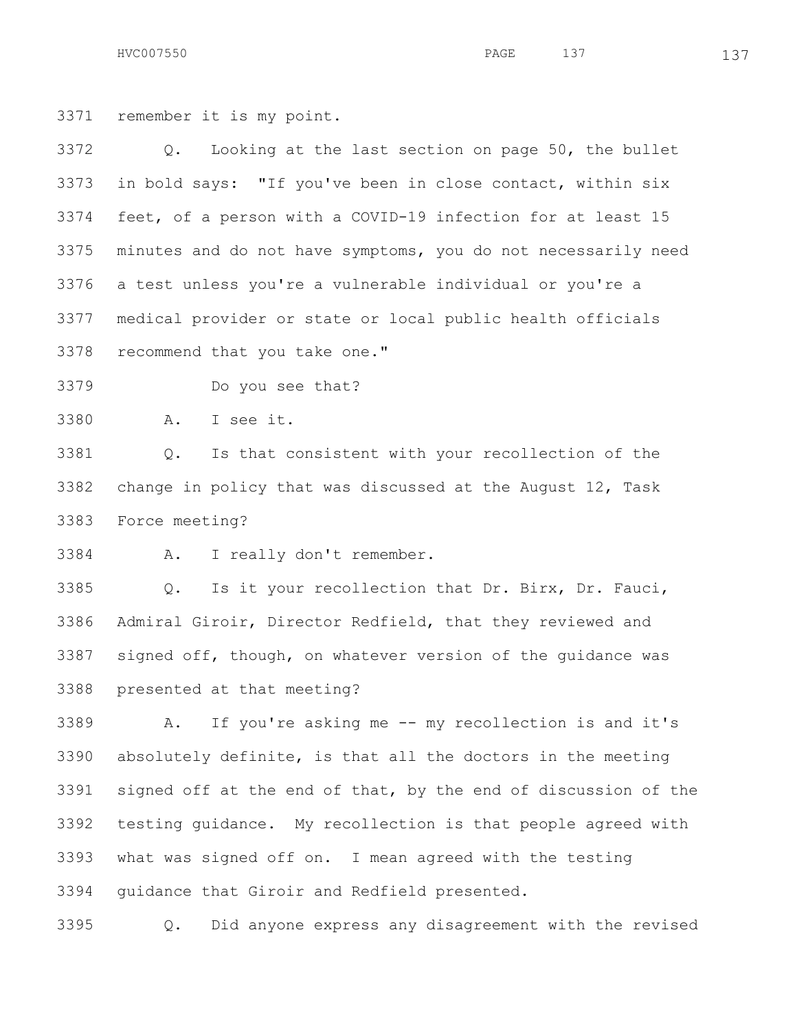3371 remember it is my point.

3372 Q. Looking at the last section on page 50, the bullet
3373 in bold says: "If you've been in close contact, within six
3374 feet, of a person with a COVID-19 infection for at least 15
3375 minutes and do not have symptoms, you do not necessarily need
3376 a test unless you're a vulnerable individual or you're a
3377 medical provider or state or local public health officials
3378 recommend that you take one."

3379 Do you see that?

3380 A. I see it.

3381 Q. Is that consistent with your recollection of the
3382 change in policy that was discussed at the August 12, Task
3383 Force meeting?

3384 A. I really don't remember.

3385 Q. Is it your recollection that Dr. Birx, Dr. Fauci,
3386 Admiral Giroir, Director Redfield, that they reviewed and
3387 signed off, though, on whatever version of the guidance was
3388 presented at that meeting?

3389 A. If you're asking me -- my recollection is and it's
3390 absolutely definite, is that all the doctors in the meeting
3391 signed off at the end of that, by the end of discussion of the
3392 testing guidance. My recollection is that people agreed with
3393 what was signed off on. I mean agreed with the testing
3394 guidance that Giroir and Redfield presented.

3395 Q. Did anyone express any disagreement with the revised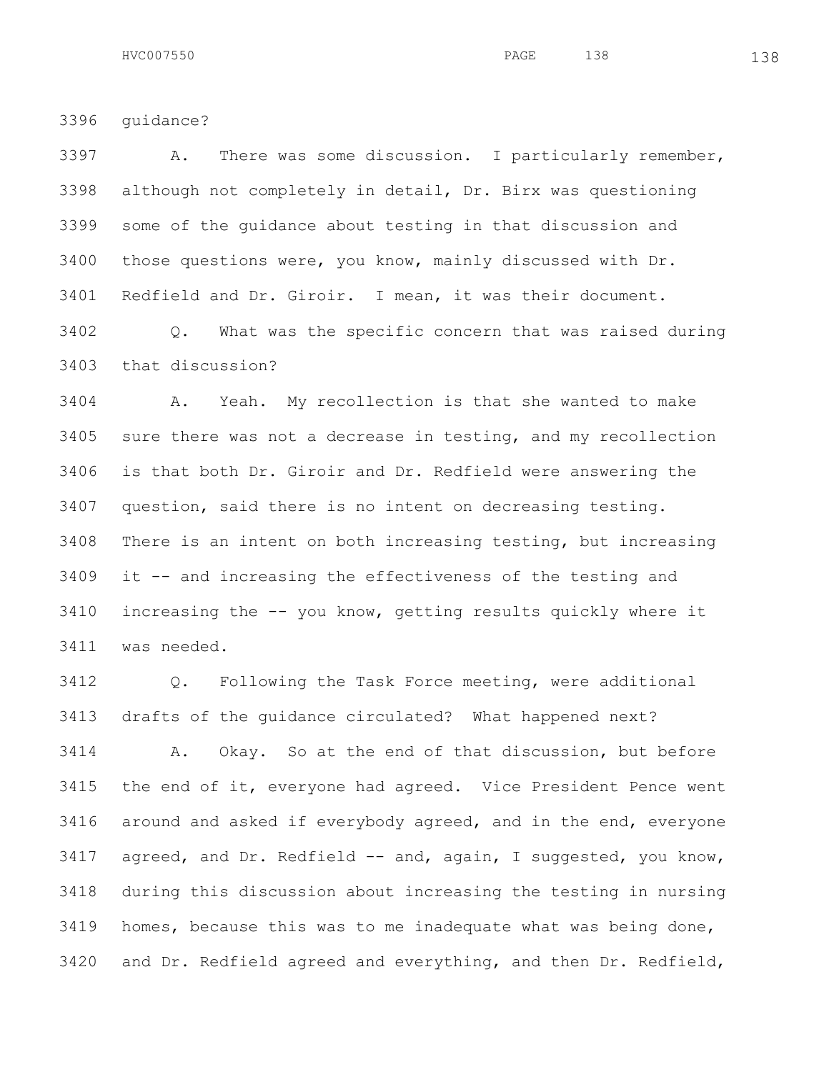3396 guidance?

3397 A. There was some discussion. I particularly remember,
3398 although not completely in detail, Dr. Birx was questioning
3399 some of the guidance about testing in that discussion and
3400 those questions were, you know, mainly discussed with Dr.
3401 Redfield and Dr. Giroir. I mean, it was their document.

3402 Q. What was the specific concern that was raised during
3403 that discussion?

3404 A. Yeah. My recollection is that she wanted to make
3405 sure there was not a decrease in testing, and my recollection
3406 is that both Dr. Giroir and Dr. Redfield were answering the
3407 question, said there is no intent on decreasing testing.
3408 There is an intent on both increasing testing, but increasing
3409 it -- and increasing the effectiveness of the testing and
3410 increasing the -- you know, getting results quickly where it
3411 was needed.

3412 Q. Following the Task Force meeting, were additional
3413 drafts of the guidance circulated? What happened next?

3414 A. Okay. So at the end of that discussion, but before
3415 the end of it, everyone had agreed. Vice President Pence went
3416 around and asked if everybody agreed, and in the end, everyone
3417 agreed, and Dr. Redfield -- and, again, I suggested, you know,
3418 during this discussion about increasing the testing in nursing
3419 homes, because this was to me inadequate what was being done,
3420 and Dr. Redfield agreed and everything, and then Dr. Redfield,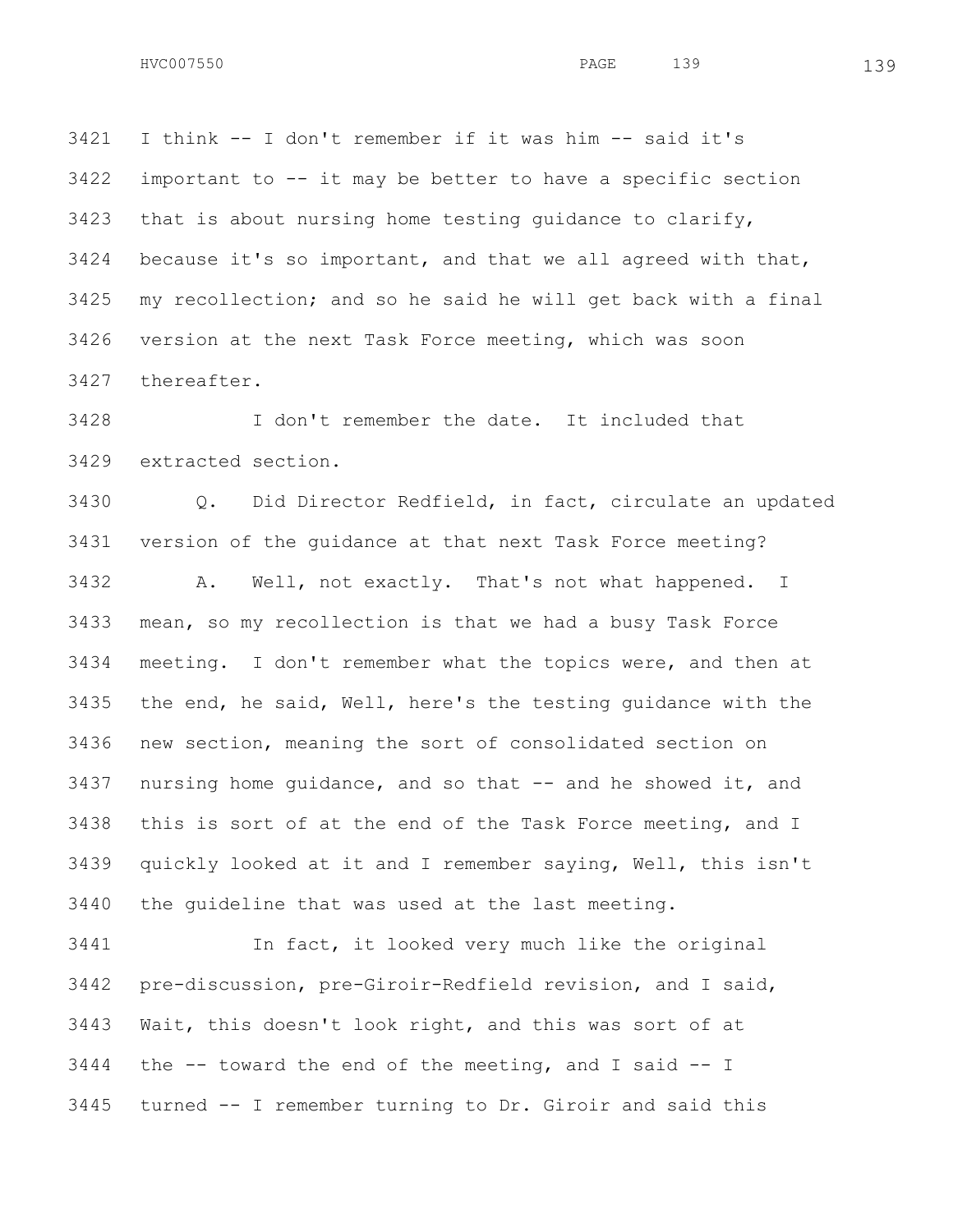I think -- I don't remember if it was him -- said it's important to -- it may be better to have a specific section that is about nursing home testing guidance to clarify, because it's so important, and that we all agreed with that, my recollection; and so he said he will get back with a final version at the next Task Force meeting, which was soon thereafter.

I don't remember the date. It included that extracted section.

Q. Did Director Redfield, in fact, circulate an updated version of the guidance at that next Task Force meeting?

A. Well, not exactly. That's not what happened. I mean, so my recollection is that we had a busy Task Force meeting. I don't remember what the topics were, and then at the end, he said, Well, here's the testing guidance with the new section, meaning the sort of consolidated section on nursing home guidance, and so that -- and he showed it, and this is sort of at the end of the Task Force meeting, and I quickly looked at it and I remember saying, Well, this isn't the guideline that was used at the last meeting.

In fact, it looked very much like the original pre-discussion, pre-Giroir-Redfield revision, and I said, Wait, this doesn't look right, and this was sort of at the -- toward the end of the meeting, and I said -- I turned -- I remember turning to Dr. Giroir and said this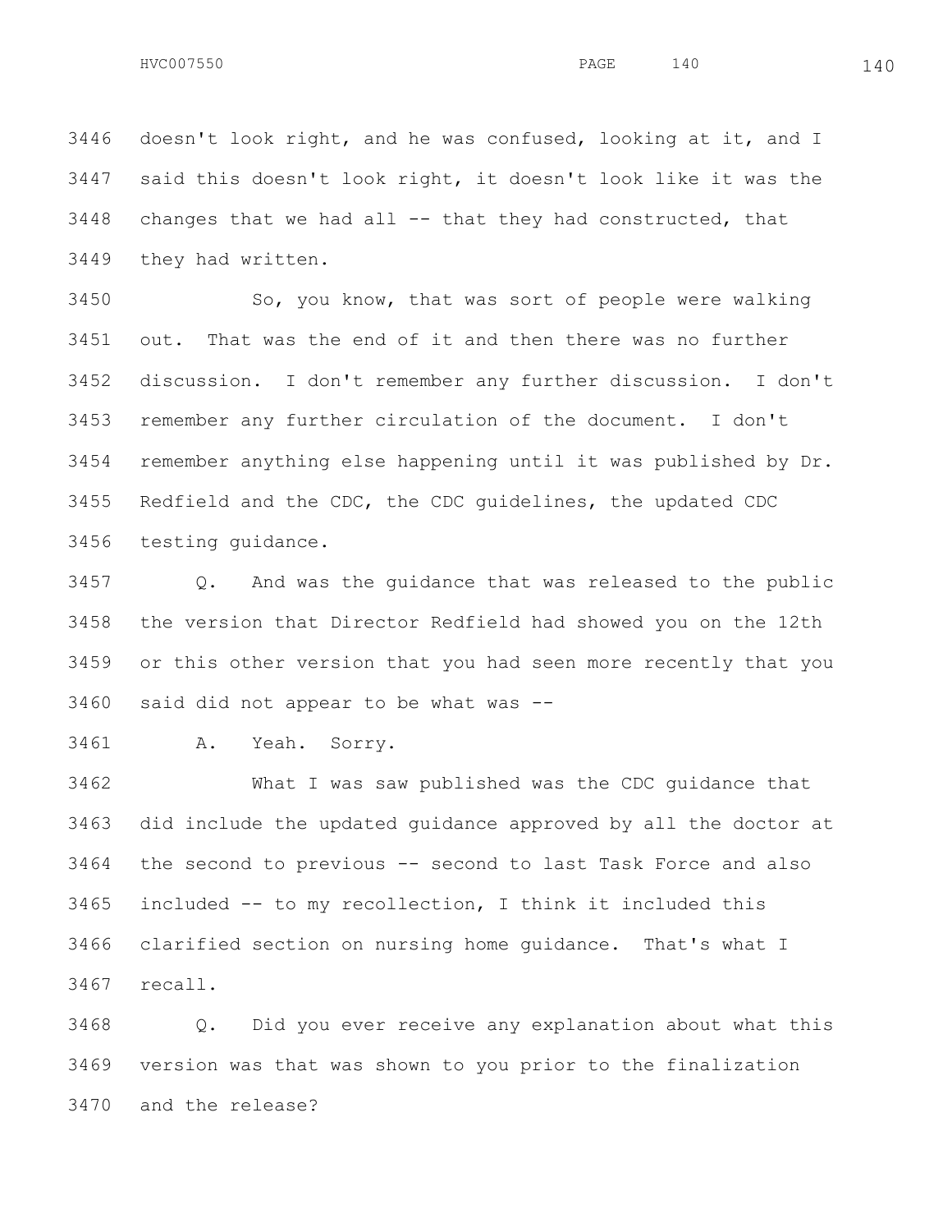3446 doesn't look right, and he was confused, looking at it, and I
3447 said this doesn't look right, it doesn't look like it was the
3448 changes that we had all -- that they had constructed, that
3449 they had written.

3450 So, you know, that was sort of people were walking
3451 out. That was the end of it and then there was no further
3452 discussion. I don't remember any further discussion. I don't
3453 remember any further circulation of the document. I don't
3454 remember anything else happening until it was published by Dr.
3455 Redfield and the CDC, the CDC guidelines, the updated CDC
3456 testing guidance.

3457 Q. And was the guidance that was released to the public
3458 the version that Director Redfield had showed you on the 12th
3459 or this other version that you had seen more recently that you
3460 said did not appear to be what was --

3461 A. Yeah. Sorry.

3462 What I was saw published was the CDC guidance that
3463 did include the updated guidance approved by all the doctor at
3464 the second to previous -- second to last Task Force and also
3465 included -- to my recollection, I think it included this
3466 clarified section on nursing home guidance. That's what I
3467 recall.

3468 Q. Did you ever receive any explanation about what this
3469 version was that was shown to you prior to the finalization
3470 and the release?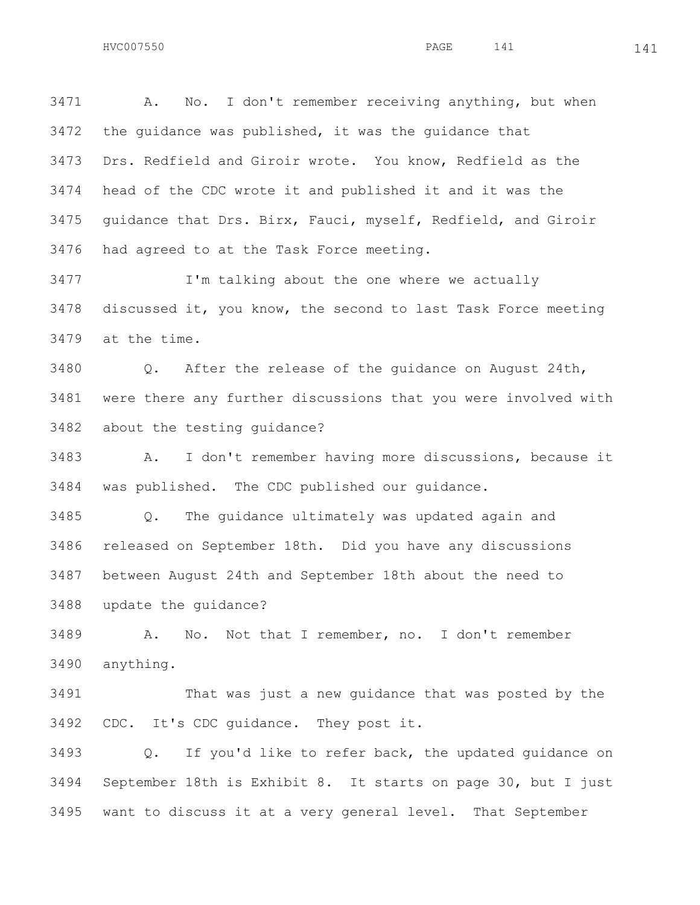3471 A. No. I don't remember receiving anything, but when
3472 the guidance was published, it was the guidance that
3473 Drs. Redfield and Giroir wrote. You know, Redfield as the
3474 head of the CDC wrote it and published it and it was the
3475 guidance that Drs. Birx, Fauci, myself, Redfield, and Giroir
3476 had agreed to at the Task Force meeting.

3477 I'm talking about the one where we actually
3478 discussed it, you know, the second to last Task Force meeting
3479 at the time.

3480 Q. After the release of the guidance on August 24th,
3481 were there any further discussions that you were involved with
3482 about the testing guidance?

3483 A. I don't remember having more discussions, because it
3484 was published. The CDC published our guidance.

3485 Q. The guidance ultimately was updated again and
3486 released on September 18th. Did you have any discussions
3487 between August 24th and September 18th about the need to
3488 update the guidance?

3489 A. No. Not that I remember, no. I don't remember
3490 anything.

3491 That was just a new guidance that was posted by the
3492 CDC. It's CDC guidance. They post it.

3493 Q. If you'd like to refer back, the updated guidance on
3494 September 18th is Exhibit 8. It starts on page 30, but I just
3495 want to discuss it at a very general level. That September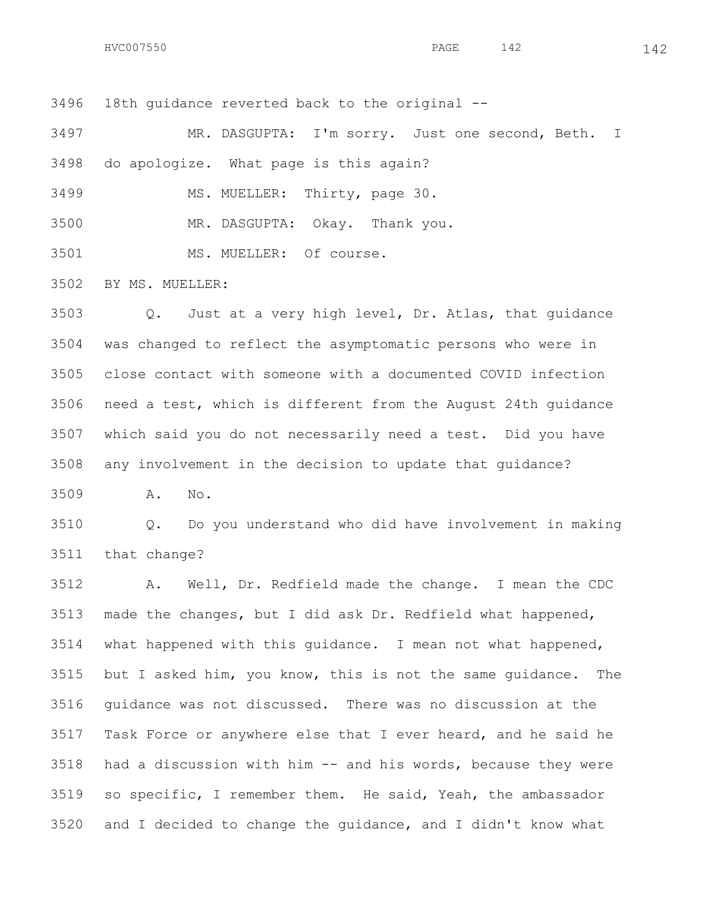18th guidance reverted back to the original --

MR. DASGUPTA: I'm sorry. Just one second, Beth. I do apologize. What page is this again?

MS. MUELLER: Thirty, page 30.

MR. DASGUPTA: Okay. Thank you.

MS. MUELLER: Of course.

BY MS. MUELLER:

Q. Just at a very high level, Dr. Atlas, that guidance was changed to reflect the asymptomatic persons who were in close contact with someone with a documented COVID infection need a test, which is different from the August 24th guidance which said you do not necessarily need a test. Did you have any involvement in the decision to update that guidance?

A. No.

Q. Do you understand who did have involvement in making that change?

A. Well, Dr. Redfield made the change. I mean the CDC made the changes, but I did ask Dr. Redfield what happened, what happened with this guidance. I mean not what happened, but I asked him, you know, this is not the same guidance. The guidance was not discussed. There was no discussion at the Task Force or anywhere else that I ever heard, and he said he had a discussion with him -- and his words, because they were so specific, I remember them. He said, Yeah, the ambassador and I decided to change the guidance, and I didn't know what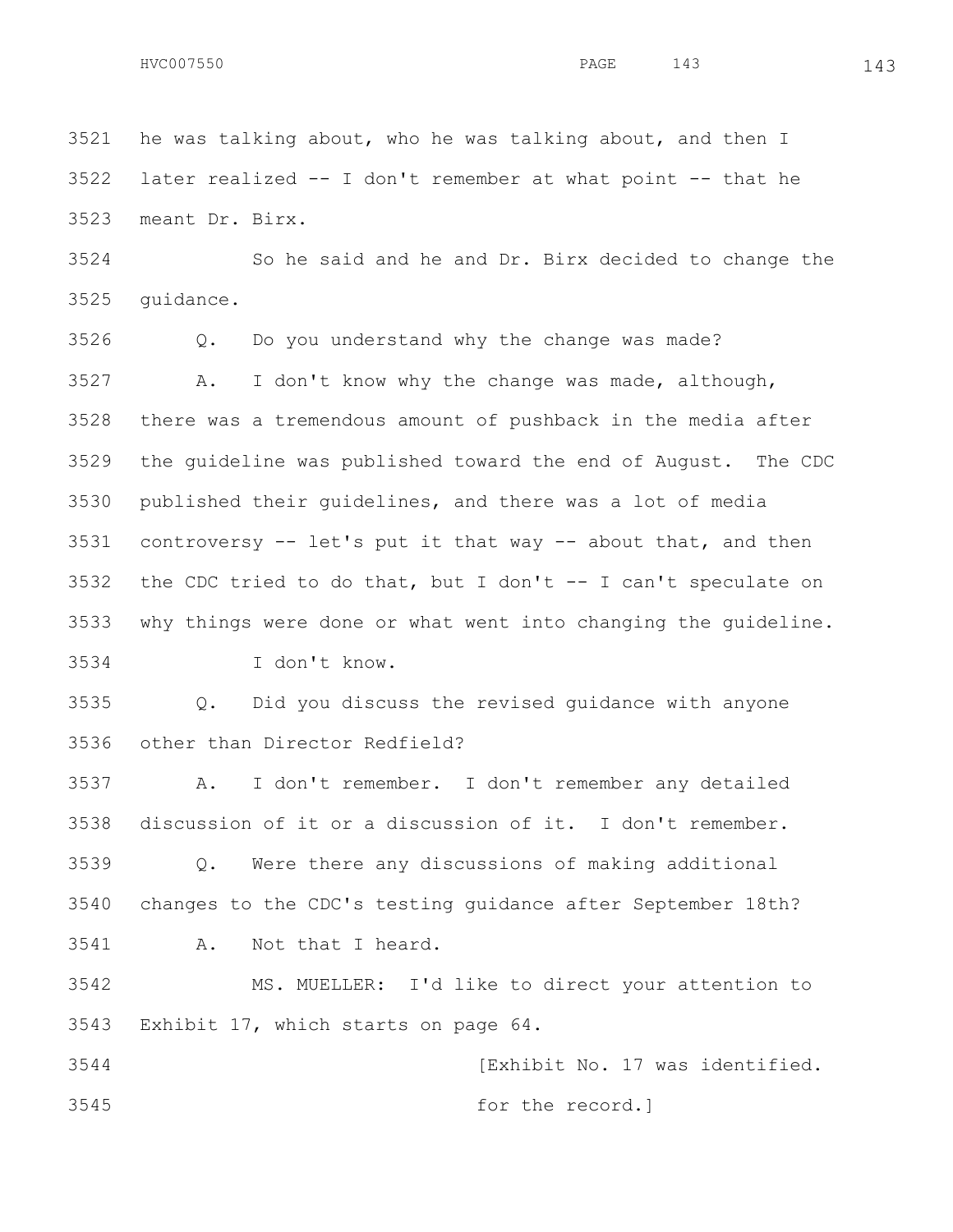he was talking about, who he was talking about, and then I later realized -- I don't remember at what point -- that he meant Dr. Birx.

So he said and he and Dr. Birx decided to change the guidance.

Q. Do you understand why the change was made?

A. I don't know why the change was made, although, there was a tremendous amount of pushback in the media after the guideline was published toward the end of August. The CDC published their guidelines, and there was a lot of media controversy -- let's put it that way -- about that, and then the CDC tried to do that, but I don't -- I can't speculate on why things were done or what went into changing the guideline. I don't know.

Q. Did you discuss the revised guidance with anyone other than Director Redfield?

A. I don't remember. I don't remember any detailed discussion of it or a discussion of it. I don't remember.

Q. Were there any discussions of making additional changes to the CDC's testing guidance after September 18th?

A. Not that I heard.

MS. MUELLER: I'd like to direct your attention to Exhibit 17, which starts on page 64.

[Exhibit No. 17 was identified. for the record.]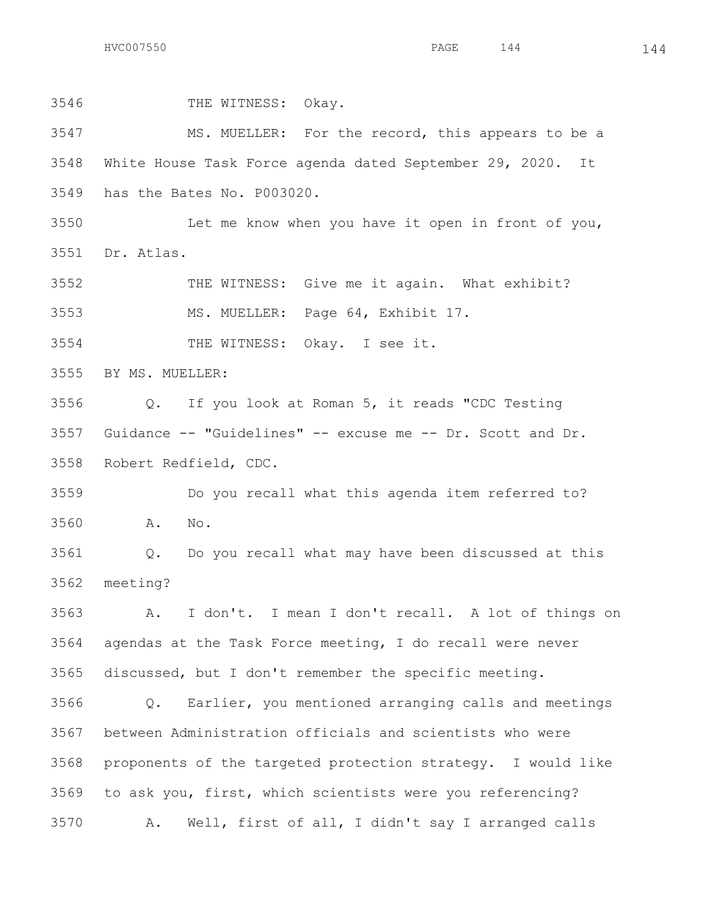3546 THE WITNESS: Okay.

3547 MS. MUELLER: For the record, this appears to be a
3548 White House Task Force agenda dated September 29, 2020. It
3549 has the Bates No. P003020.

3550 Let me know when you have it open in front of you,
3551 Dr. Atlas.

3552 THE WITNESS: Give me it again. What exhibit?

3553 MS. MUELLER: Page 64, Exhibit 17.

3554 THE WITNESS: Okay. I see it.

3555 BY MS. MUELLER:

3556 Q. If you look at Roman 5, it reads "CDC Testing
3557 Guidance -- "Guidelines" -- excuse me -- Dr. Scott and Dr.
3558 Robert Redfield, CDC.

3559 Do you recall what this agenda item referred to?

3560 A. No.

3561 Q. Do you recall what may have been discussed at this
3562 meeting?

3563 A. I don't. I mean I don't recall. A lot of things on
3564 agendas at the Task Force meeting, I do recall were never
3565 discussed, but I don't remember the specific meeting.

3566 Q. Earlier, you mentioned arranging calls and meetings
3567 between Administration officials and scientists who were
3568 proponents of the targeted protection strategy. I would like
3569 to ask you, first, which scientists were you referencing?

3570 A. Well, first of all, I didn't say I arranged calls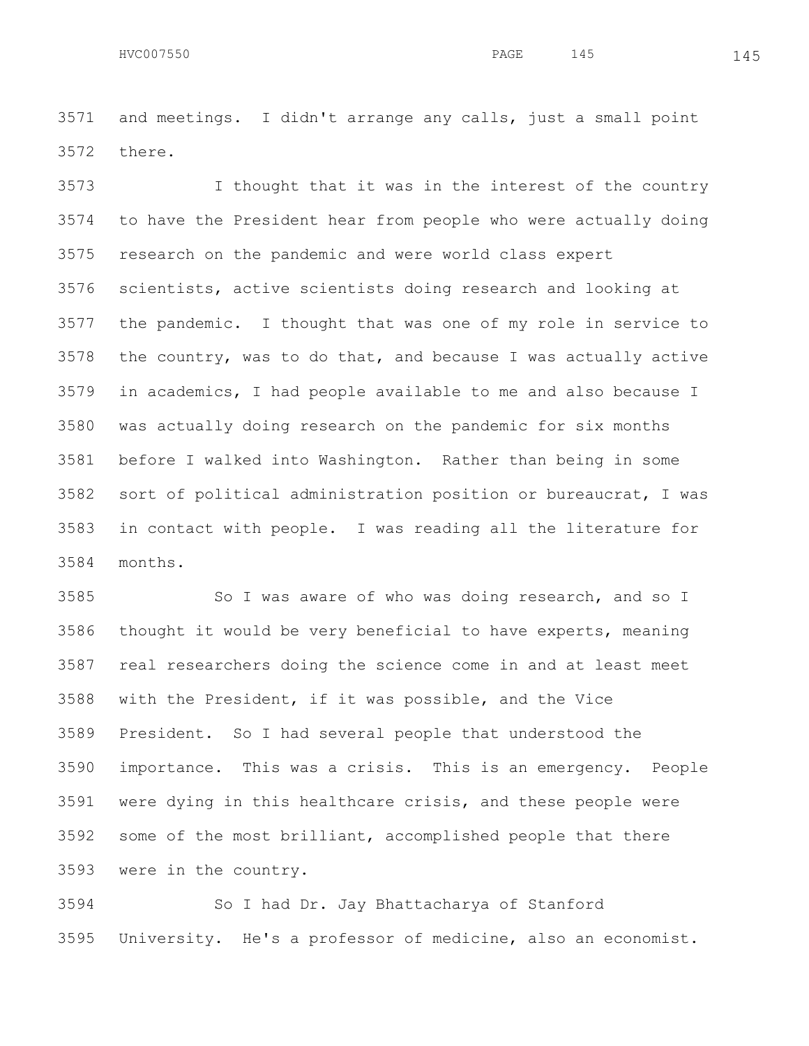and meetings. I didn't arrange any calls, just a small point there.

I thought that it was in the interest of the country to have the President hear from people who were actually doing research on the pandemic and were world class expert scientists, active scientists doing research and looking at the pandemic. I thought that was one of my role in service to the country, was to do that, and because I was actually active in academics, I had people available to me and also because I was actually doing research on the pandemic for six months before I walked into Washington. Rather than being in some sort of political administration position or bureaucrat, I was in contact with people. I was reading all the literature for months.

So I was aware of who was doing research, and so I thought it would be very beneficial to have experts, meaning real researchers doing the science come in and at least meet with the President, if it was possible, and the Vice President. So I had several people that understood the importance. This was a crisis. This is an emergency. People were dying in this healthcare crisis, and these people were some of the most brilliant, accomplished people that there were in the country.

So I had Dr. Jay Bhattacharya of Stanford University. He's a professor of medicine, also an economist.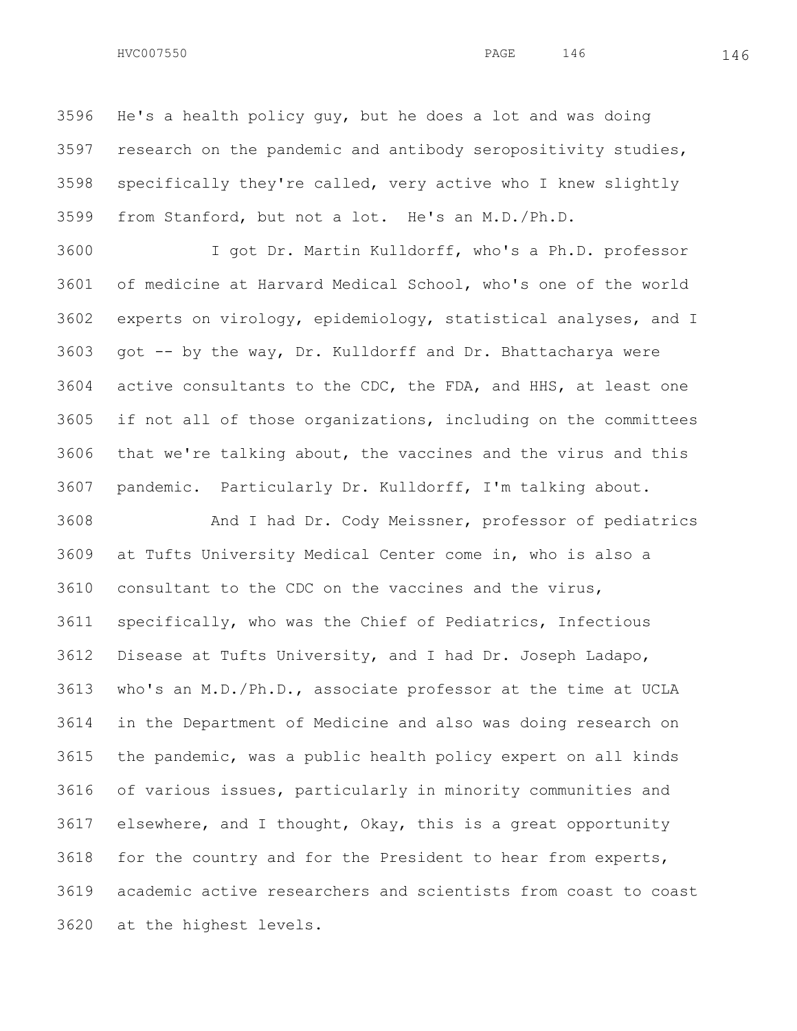He's a health policy guy, but he does a lot and was doing research on the pandemic and antibody seropositivity studies, specifically they're called, very active who I knew slightly from Stanford, but not a lot. He's an M.D./Ph.D.

I got Dr. Martin Kulldorff, who's a Ph.D. professor of medicine at Harvard Medical School, who's one of the world experts on virology, epidemiology, statistical analyses, and I got -- by the way, Dr. Kulldorff and Dr. Bhattacharya were active consultants to the CDC, the FDA, and HHS, at least one if not all of those organizations, including on the committees that we're talking about, the vaccines and the virus and this pandemic. Particularly Dr. Kulldorff, I'm talking about.

And I had Dr. Cody Meissner, professor of pediatrics at Tufts University Medical Center come in, who is also a consultant to the CDC on the vaccines and the virus, specifically, who was the Chief of Pediatrics, Infectious Disease at Tufts University, and I had Dr. Joseph Ladapo, who's an M.D./Ph.D., associate professor at the time at UCLA in the Department of Medicine and also was doing research on the pandemic, was a public health policy expert on all kinds of various issues, particularly in minority communities and elsewhere, and I thought, Okay, this is a great opportunity for the country and for the President to hear from experts, academic active researchers and scientists from coast to coast at the highest levels.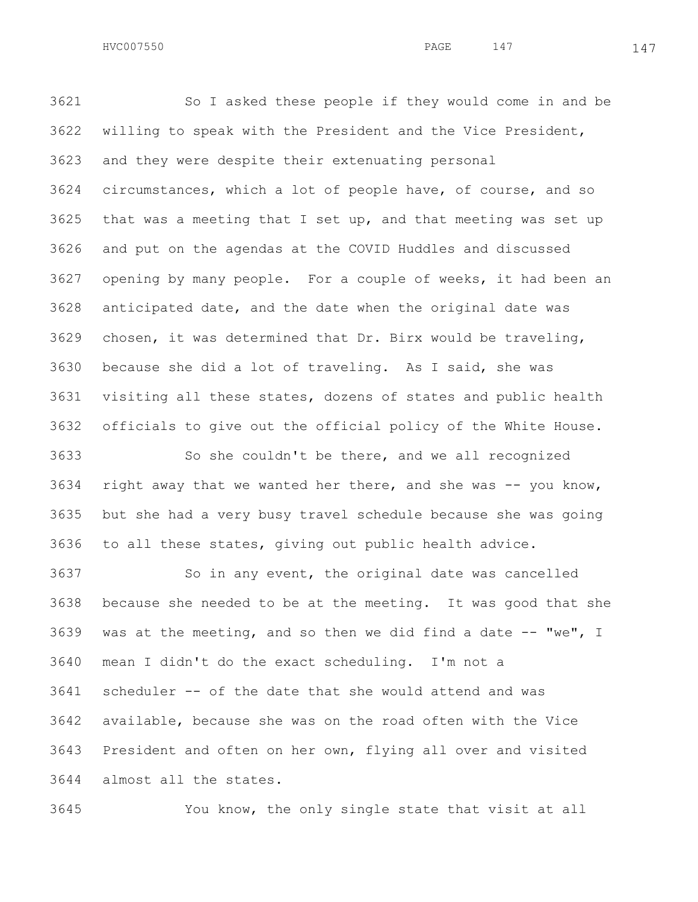3621 So I asked these people if they would come in and be
3622 willing to speak with the President and the Vice President,
3623 and they were despite their extenuating personal
3624 circumstances, which a lot of people have, of course, and so
3625 that was a meeting that I set up, and that meeting was set up
3626 and put on the agendas at the COVID Huddles and discussed
3627 opening by many people. For a couple of weeks, it had been an
3628 anticipated date, and the date when the original date was
3629 chosen, it was determined that Dr. Birx would be traveling,
3630 because she did a lot of traveling. As I said, she was
3631 visiting all these states, dozens of states and public health
3632 officials to give out the official policy of the White House.

3633 So she couldn't be there, and we all recognized
3634 right away that we wanted her there, and she was -- you know,
3635 but she had a very busy travel schedule because she was going
3636 to all these states, giving out public health advice.

3637 So in any event, the original date was cancelled
3638 because she needed to be at the meeting. It was good that she
3639 was at the meeting, and so then we did find a date -- "we", I
3640 mean I didn't do the exact scheduling. I'm not a
3641 scheduler -- of the date that she would attend and was
3642 available, because she was on the road often with the Vice
3643 President and often on her own, flying all over and visited
3644 almost all the states.

3645 You know, the only single state that visit at all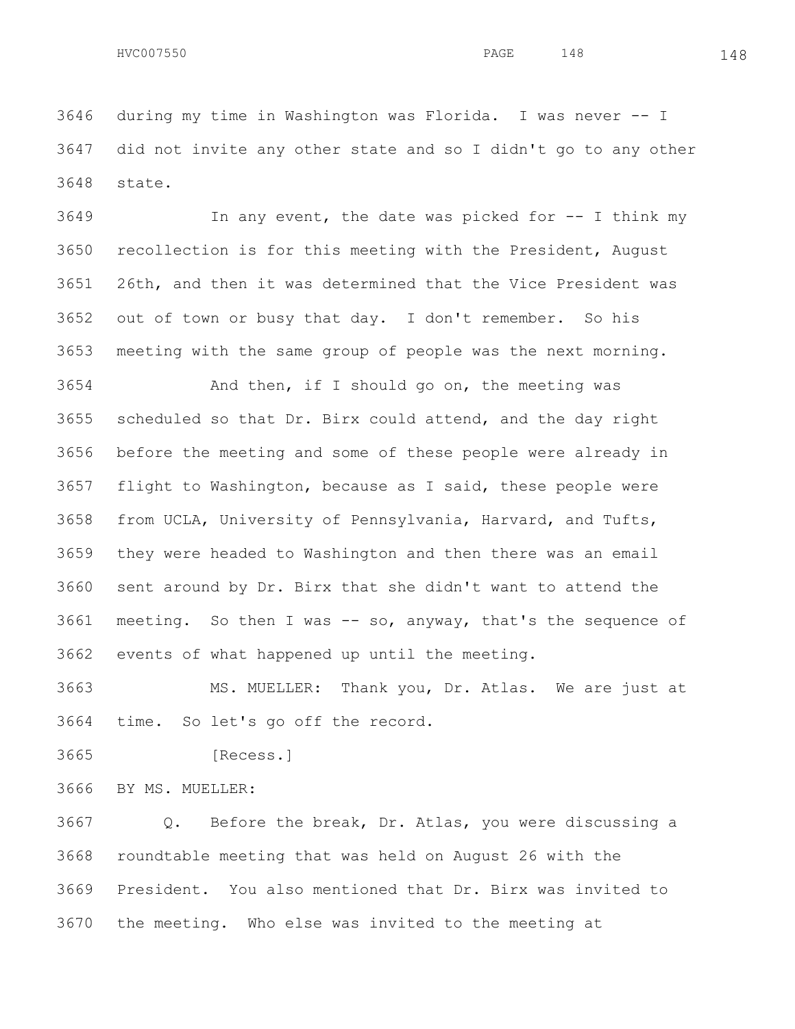during my time in Washington was Florida. I was never -- I did not invite any other state and so I didn't go to any other state.

In any event, the date was picked for -- I think my recollection is for this meeting with the President, August 26th, and then it was determined that the Vice President was out of town or busy that day. I don't remember. So his meeting with the same group of people was the next morning.

And then, if I should go on, the meeting was scheduled so that Dr. Birx could attend, and the day right before the meeting and some of these people were already in flight to Washington, because as I said, these people were from UCLA, University of Pennsylvania, Harvard, and Tufts, they were headed to Washington and then there was an email sent around by Dr. Birx that she didn't want to attend the meeting. So then I was -- so, anyway, that's the sequence of events of what happened up until the meeting.

MS. MUELLER: Thank you, Dr. Atlas. We are just at time. So let's go off the record.

[Recess.]

BY MS. MUELLER:

Q. Before the break, Dr. Atlas, you were discussing a roundtable meeting that was held on August 26 with the President. You also mentioned that Dr. Birx was invited to the meeting. Who else was invited to the meeting at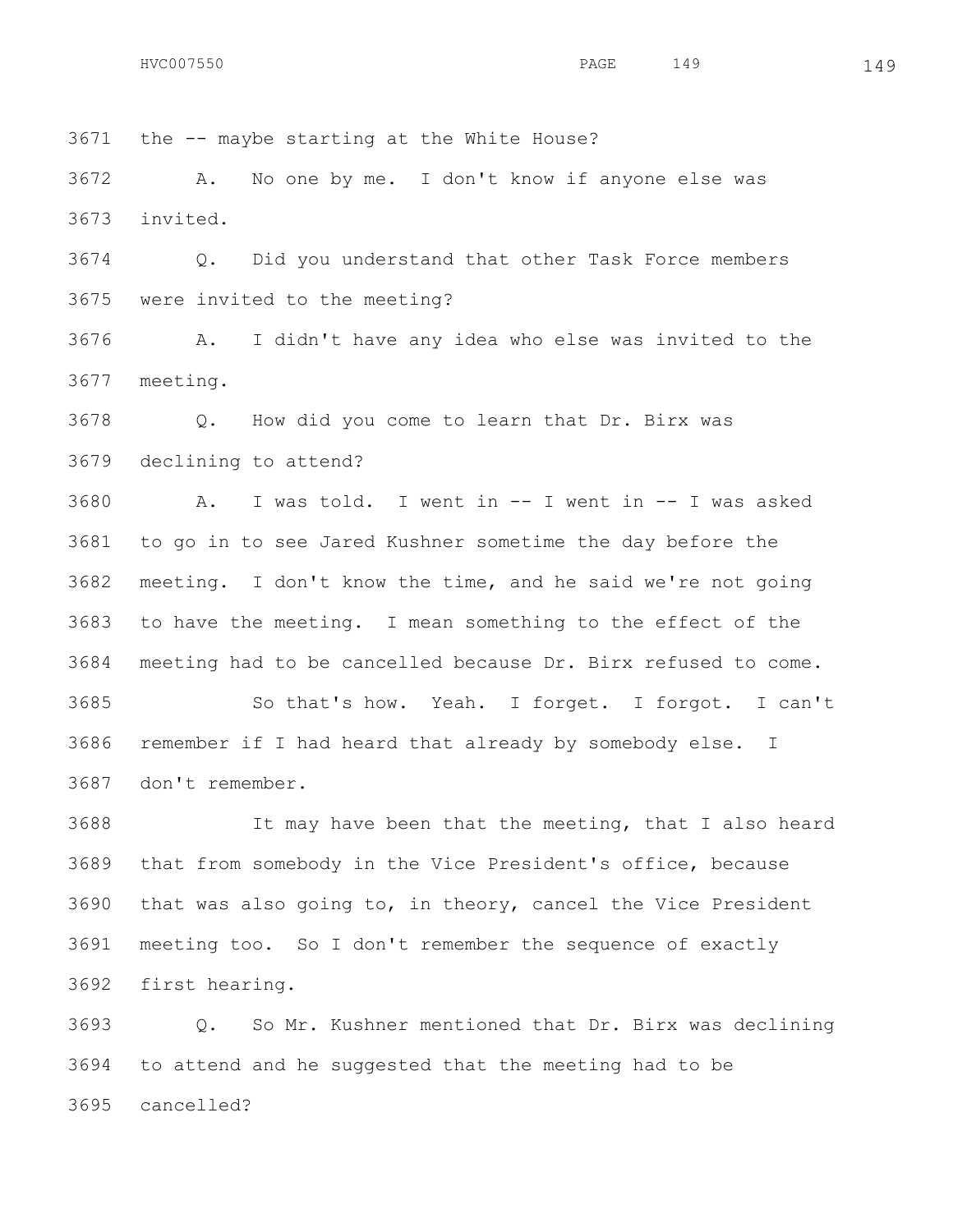3671 the -- maybe starting at the White House?

3672 A. No one by me. I don't know if anyone else was
3673 invited.

3674 Q. Did you understand that other Task Force members
3675 were invited to the meeting?

3676 A. I didn't have any idea who else was invited to the
3677 meeting.

3678 Q. How did you come to learn that Dr. Birx was
3679 declining to attend?

3680 A. I was told. I went in -- I went in -- I was asked
3681 to go in to see Jared Kushner sometime the day before the
3682 meeting. I don't know the time, and he said we're not going
3683 to have the meeting. I mean something to the effect of the
3684 meeting had to be cancelled because Dr. Birx refused to come.

3685 So that's how. Yeah. I forget. I forgot. I can't
3686 remember if I had heard that already by somebody else. I
3687 don't remember.

3688 It may have been that the meeting, that I also heard
3689 that from somebody in the Vice President's office, because
3690 that was also going to, in theory, cancel the Vice President
3691 meeting too. So I don't remember the sequence of exactly
3692 first hearing.

3693 Q. So Mr. Kushner mentioned that Dr. Birx was declining
3694 to attend and he suggested that the meeting had to be
3695 cancelled?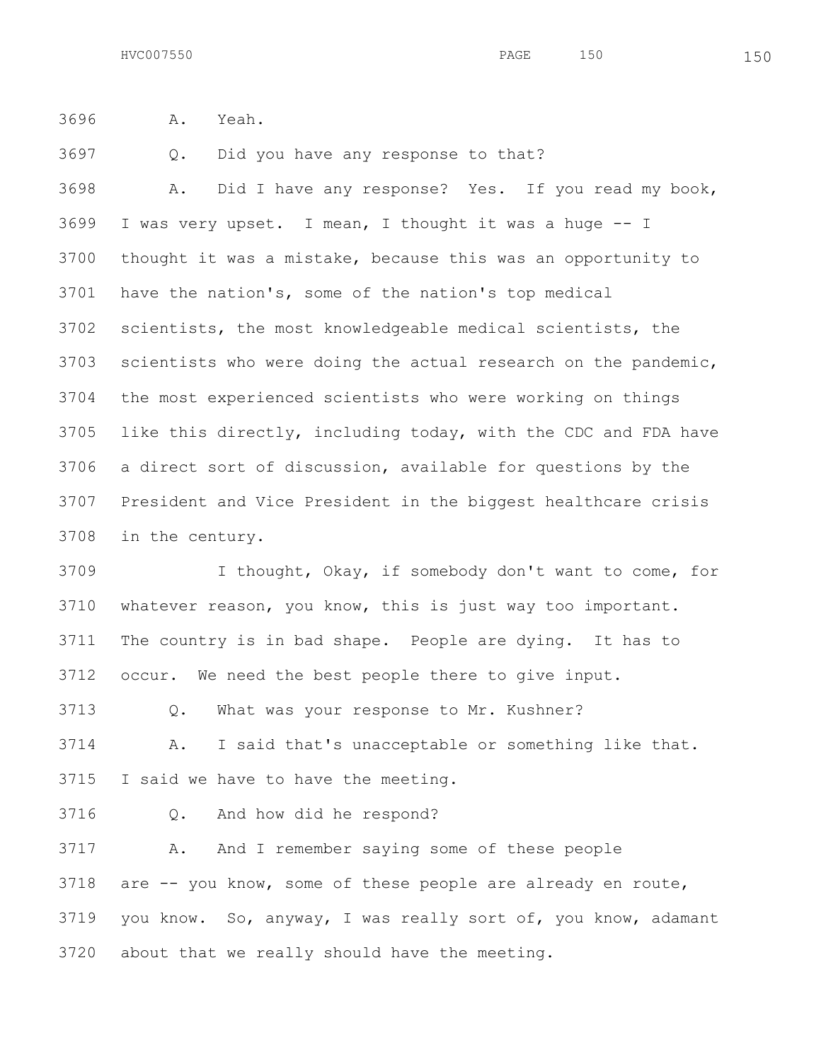A. Yeah.

Q. Did you have any response to that?

A. Did I have any response? Yes. If you read my book, I was very upset. I mean, I thought it was a huge -- I thought it was a mistake, because this was an opportunity to have the nation's, some of the nation's top medical scientists, the most knowledgeable medical scientists, the scientists who were doing the actual research on the pandemic, the most experienced scientists who were working on things like this directly, including today, with the CDC and FDA have a direct sort of discussion, available for questions by the President and Vice President in the biggest healthcare crisis in the century.

I thought, Okay, if somebody don't want to come, for whatever reason, you know, this is just way too important. The country is in bad shape. People are dying. It has to occur. We need the best people there to give input.

Q. What was your response to Mr. Kushner?

A. I said that's unacceptable or something like that. I said we have to have the meeting.

Q. And how did he respond?

A. And I remember saying some of these people are -- you know, some of these people are already en route, you know. So, anyway, I was really sort of, you know, adamant about that we really should have the meeting.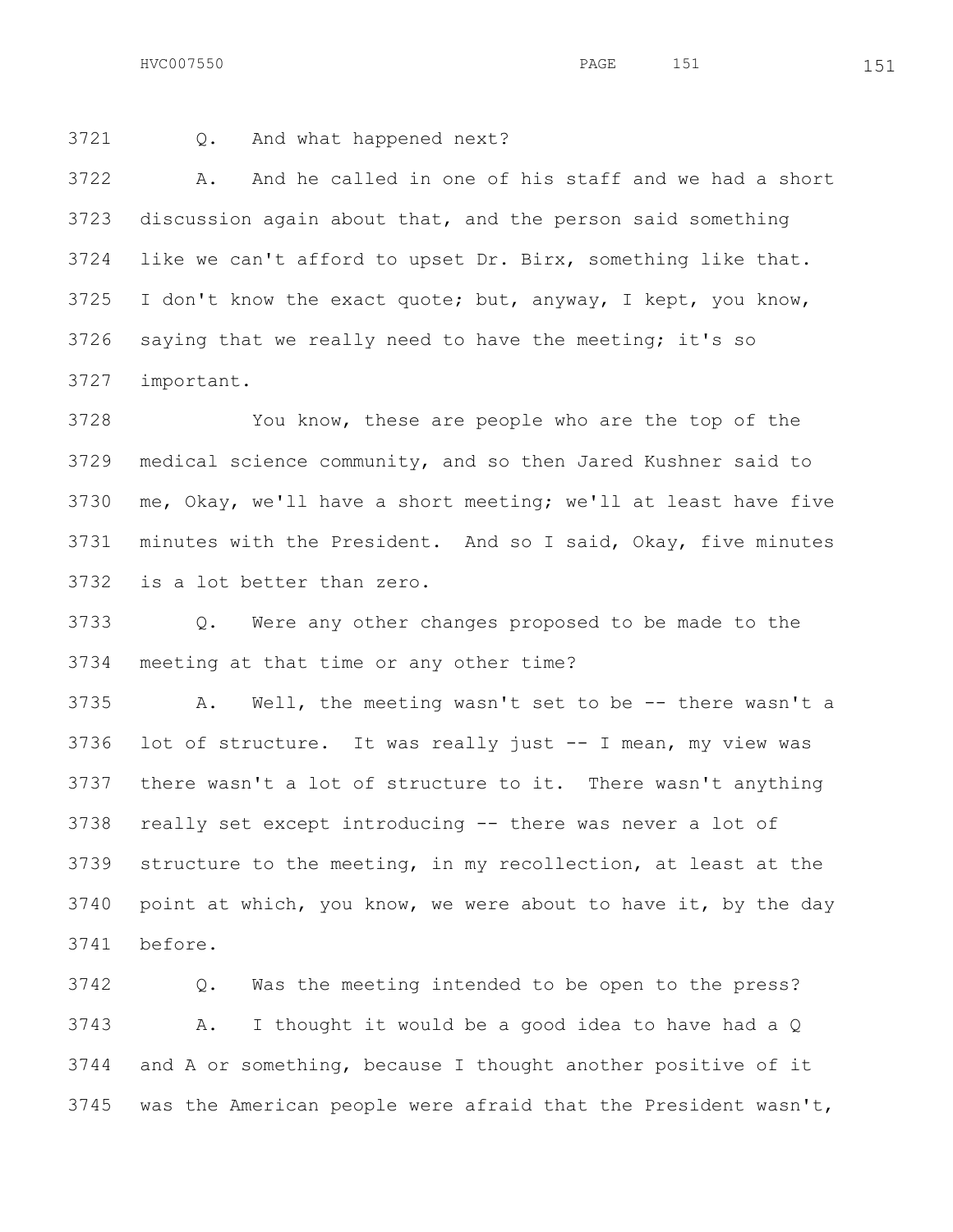Q. And what happened next?

A. And he called in one of his staff and we had a short discussion again about that, and the person said something like we can't afford to upset Dr. Birx, something like that. I don't know the exact quote; but, anyway, I kept, you know, saying that we really need to have the meeting; it's so important.

You know, these are people who are the top of the medical science community, and so then Jared Kushner said to me, Okay, we'll have a short meeting; we'll at least have five minutes with the President. And so I said, Okay, five minutes is a lot better than zero.

Q. Were any other changes proposed to be made to the meeting at that time or any other time?

A. Well, the meeting wasn't set to be -- there wasn't a lot of structure. It was really just -- I mean, my view was there wasn't a lot of structure to it. There wasn't anything really set except introducing -- there was never a lot of structure to the meeting, in my recollection, at least at the point at which, you know, we were about to have it, by the day before.

Q. Was the meeting intended to be open to the press?

A. I thought it would be a good idea to have had a Q and A or something, because I thought another positive of it was the American people were afraid that the President wasn't,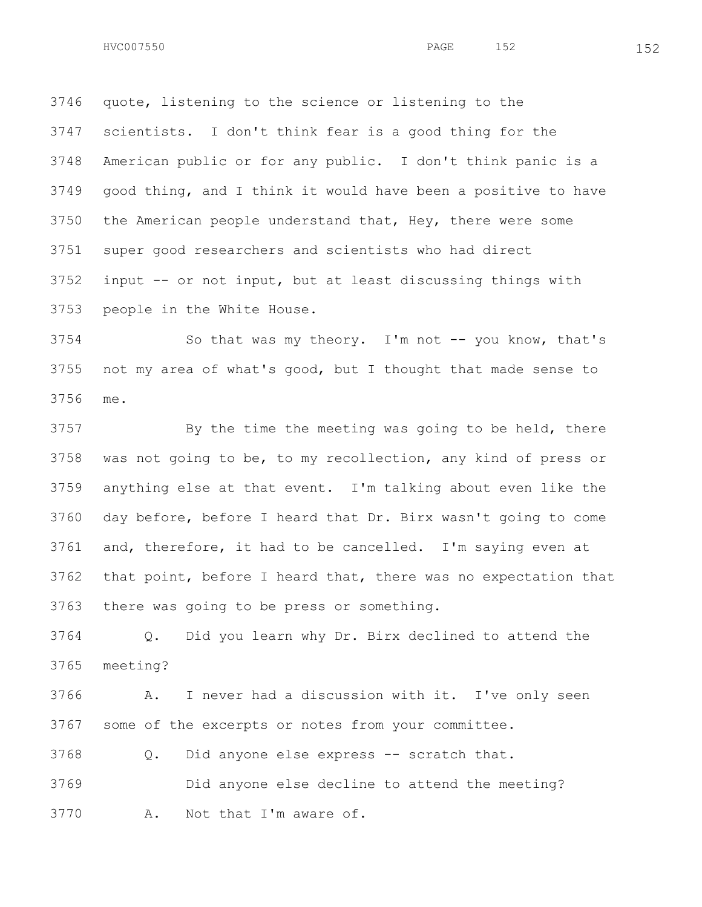3746 quote, listening to the science or listening to the
3747 scientists. I don't think fear is a good thing for the
3748 American public or for any public. I don't think panic is a
3749 good thing, and I think it would have been a positive to have
3750 the American people understand that, Hey, there were some
3751 super good researchers and scientists who had direct
3752 input -- or not input, but at least discussing things with
3753 people in the White House.

3754 So that was my theory. I'm not -- you know, that's
3755 not my area of what's good, but I thought that made sense to
3756 me.

3757 By the time the meeting was going to be held, there
3758 was not going to be, to my recollection, any kind of press or
3759 anything else at that event. I'm talking about even like the
3760 day before, before I heard that Dr. Birx wasn't going to come
3761 and, therefore, it had to be cancelled. I'm saying even at
3762 that point, before I heard that, there was no expectation that
3763 there was going to be press or something.

3764 Q. Did you learn why Dr. Birx declined to attend the
3765 meeting?

3766 A. I never had a discussion with it. I've only seen
3767 some of the excerpts or notes from your committee.

3768 Q. Did anyone else express -- scratch that.

3769 Did anyone else decline to attend the meeting?

3770 A. Not that I'm aware of.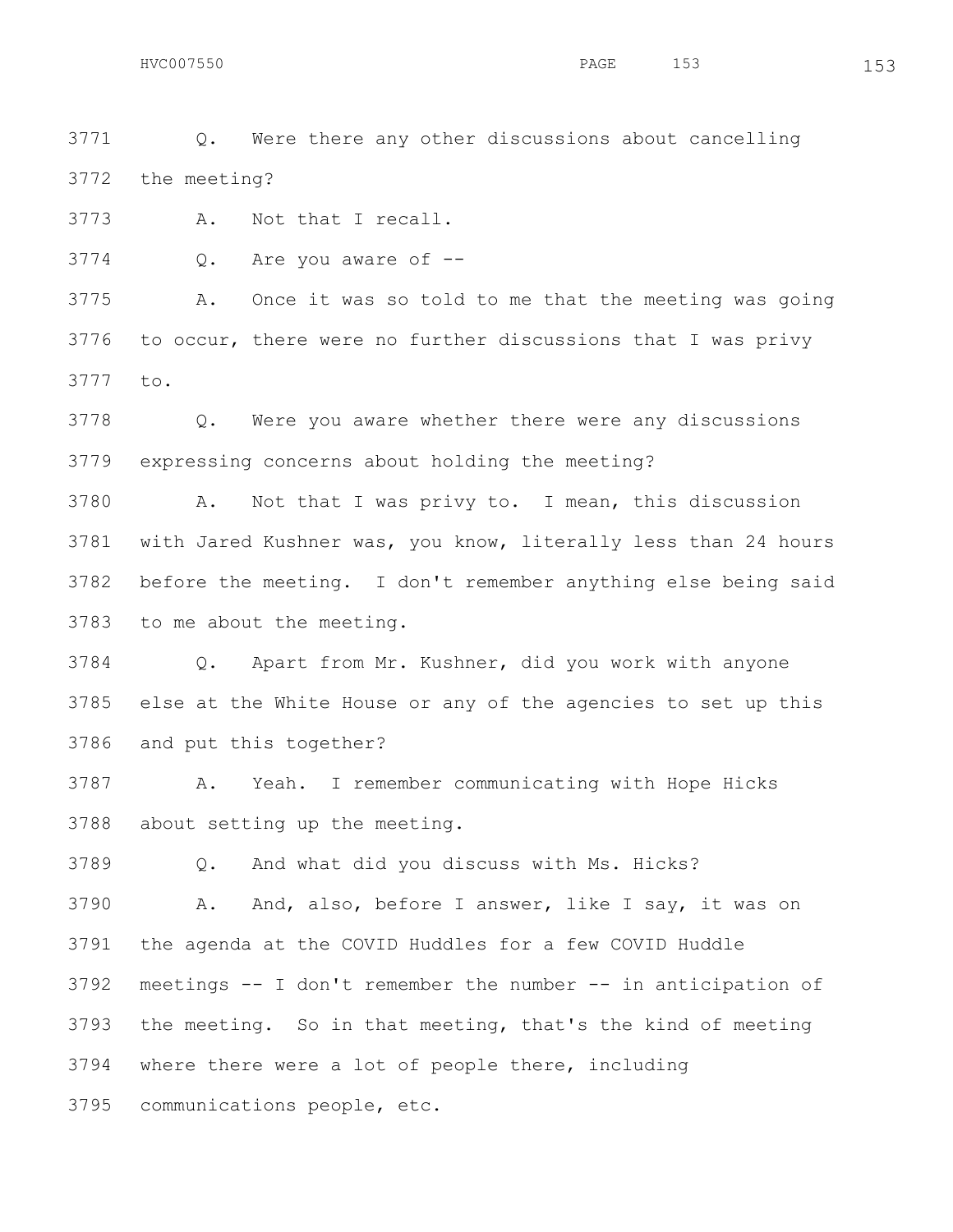Q. Were there any other discussions about cancelling the meeting?

A. Not that I recall.

Q. Are you aware of --

A. Once it was so told to me that the meeting was going to occur, there were no further discussions that I was privy to.

Q. Were you aware whether there were any discussions expressing concerns about holding the meeting?

A. Not that I was privy to. I mean, this discussion with Jared Kushner was, you know, literally less than 24 hours before the meeting. I don't remember anything else being said to me about the meeting.

Q. Apart from Mr. Kushner, did you work with anyone else at the White House or any of the agencies to set up this and put this together?

A. Yeah. I remember communicating with Hope Hicks about setting up the meeting.

Q. And what did you discuss with Ms. Hicks?

A. And, also, before I answer, like I say, it was on the agenda at the COVID Huddles for a few COVID Huddle meetings -- I don't remember the number -- in anticipation of the meeting. So in that meeting, that's the kind of meeting where there were a lot of people there, including communications people, etc.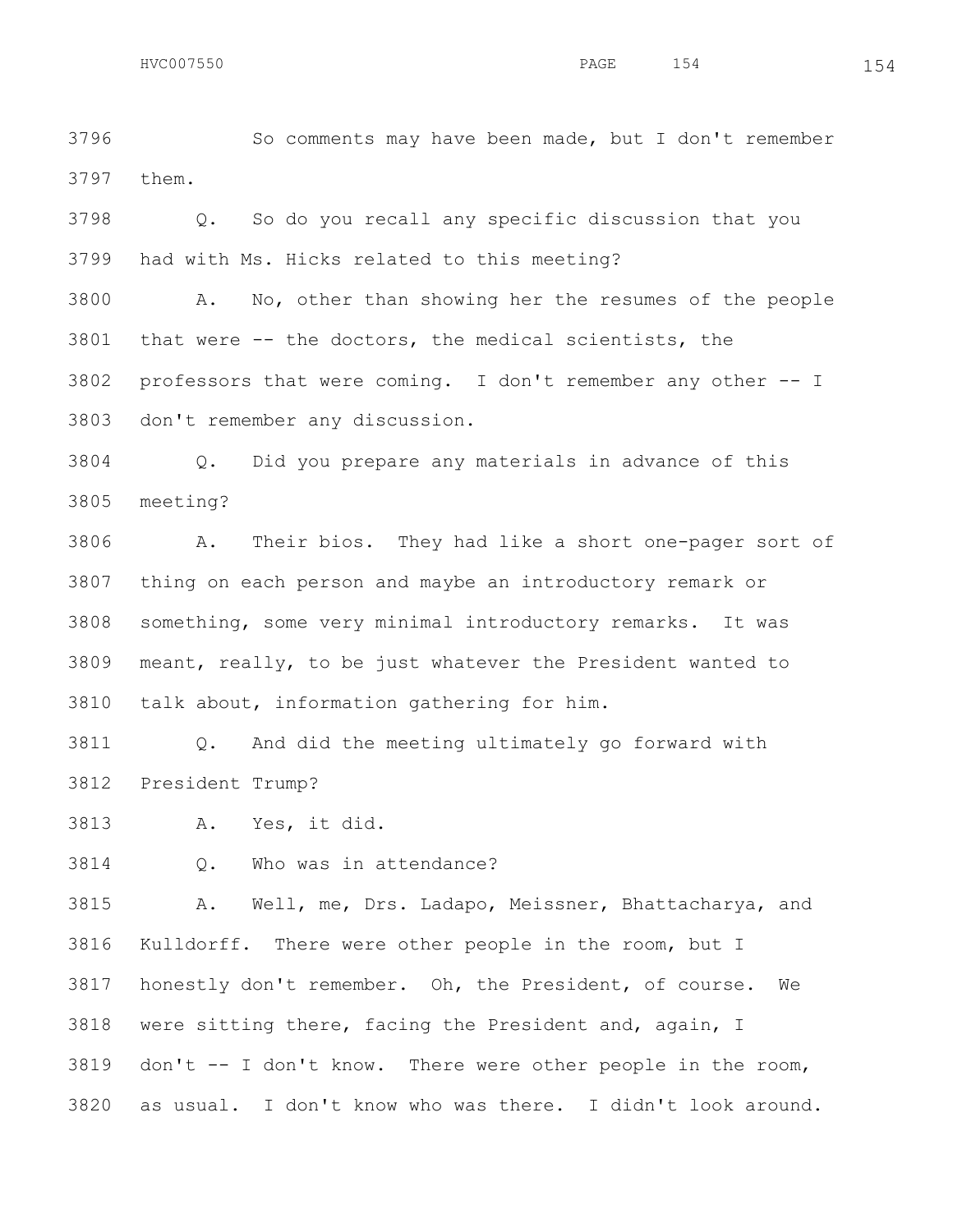So comments may have been made, but I don't remember them.

Q. So do you recall any specific discussion that you had with Ms. Hicks related to this meeting?

A. No, other than showing her the resumes of the people that were -- the doctors, the medical scientists, the professors that were coming. I don't remember any other -- I don't remember any discussion.

Q. Did you prepare any materials in advance of this meeting?

A. Their bios. They had like a short one-pager sort of thing on each person and maybe an introductory remark or something, some very minimal introductory remarks. It was meant, really, to be just whatever the President wanted to talk about, information gathering for him.

Q. And did the meeting ultimately go forward with President Trump?

A. Yes, it did.

Q. Who was in attendance?

A. Well, me, Drs. Ladapo, Meissner, Bhattacharya, and Kulldorff. There were other people in the room, but I honestly don't remember. Oh, the President, of course. We were sitting there, facing the President and, again, I don't -- I don't know. There were other people in the room, as usual. I don't know who was there. I didn't look around.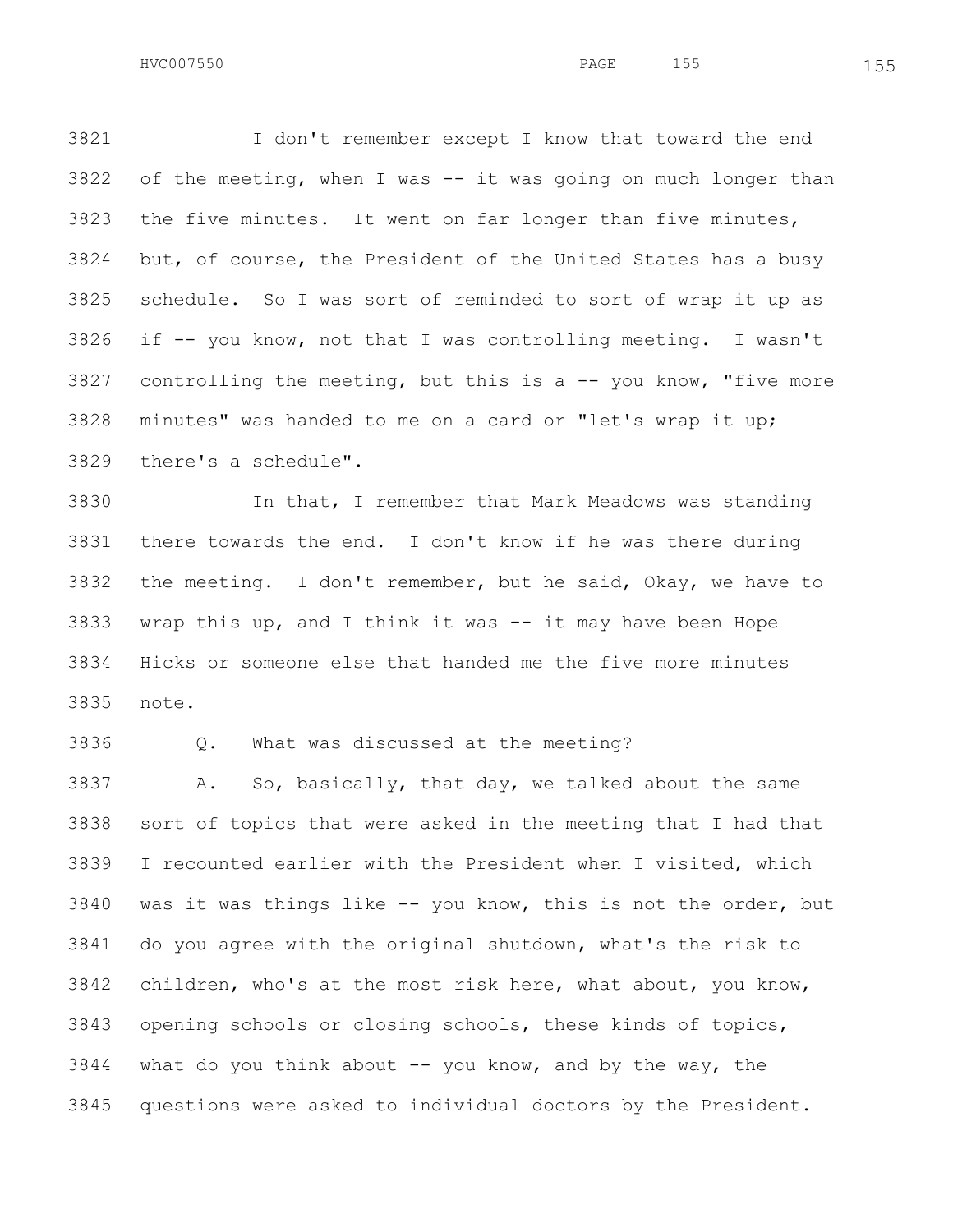I don't remember except I know that toward the end of the meeting, when I was -- it was going on much longer than the five minutes. It went on far longer than five minutes, but, of course, the President of the United States has a busy schedule. So I was sort of reminded to sort of wrap it up as if -- you know, not that I was controlling meeting. I wasn't controlling the meeting, but this is a -- you know, "five more minutes" was handed to me on a card or "let's wrap it up; there's a schedule".

In that, I remember that Mark Meadows was standing there towards the end. I don't know if he was there during the meeting. I don't remember, but he said, Okay, we have to wrap this up, and I think it was -- it may have been Hope Hicks or someone else that handed me the five more minutes note.

Q. What was discussed at the meeting?

A. So, basically, that day, we talked about the same sort of topics that were asked in the meeting that I had that I recounted earlier with the President when I visited, which was it was things like -- you know, this is not the order, but do you agree with the original shutdown, what's the risk to children, who's at the most risk here, what about, you know, opening schools or closing schools, these kinds of topics, what do you think about -- you know, and by the way, the questions were asked to individual doctors by the President.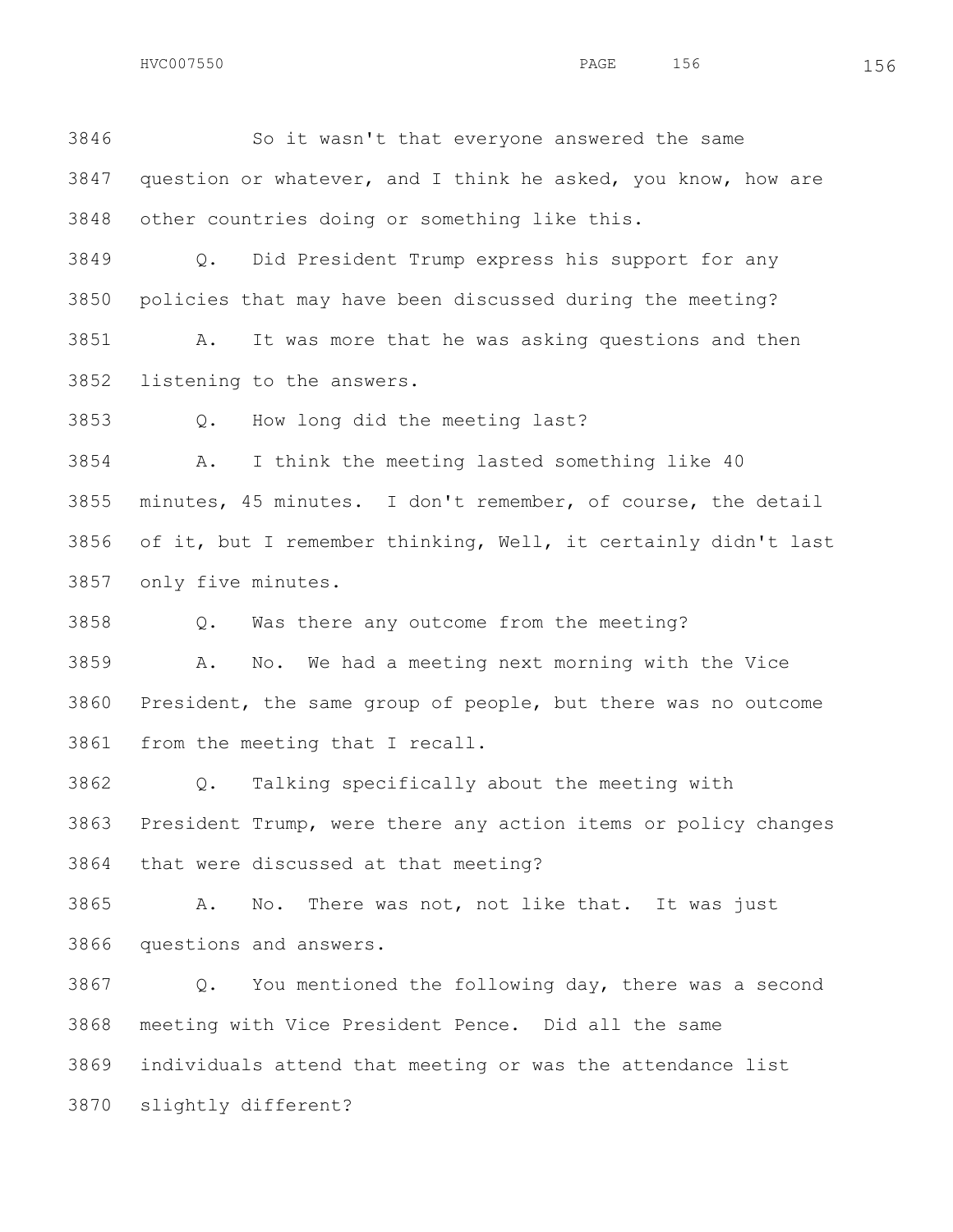So it wasn't that everyone answered the same question or whatever, and I think he asked, you know, how are other countries doing or something like this.

Q. Did President Trump express his support for any policies that may have been discussed during the meeting?

A. It was more that he was asking questions and then listening to the answers.

Q. How long did the meeting last?

A. I think the meeting lasted something like 40 minutes, 45 minutes. I don't remember, of course, the detail of it, but I remember thinking, Well, it certainly didn't last only five minutes.

Q. Was there any outcome from the meeting?

A. No. We had a meeting next morning with the Vice President, the same group of people, but there was no outcome from the meeting that I recall.

Q. Talking specifically about the meeting with President Trump, were there any action items or policy changes that were discussed at that meeting?

A. No. There was not, not like that. It was just questions and answers.

Q. You mentioned the following day, there was a second meeting with Vice President Pence. Did all the same individuals attend that meeting or was the attendance list slightly different?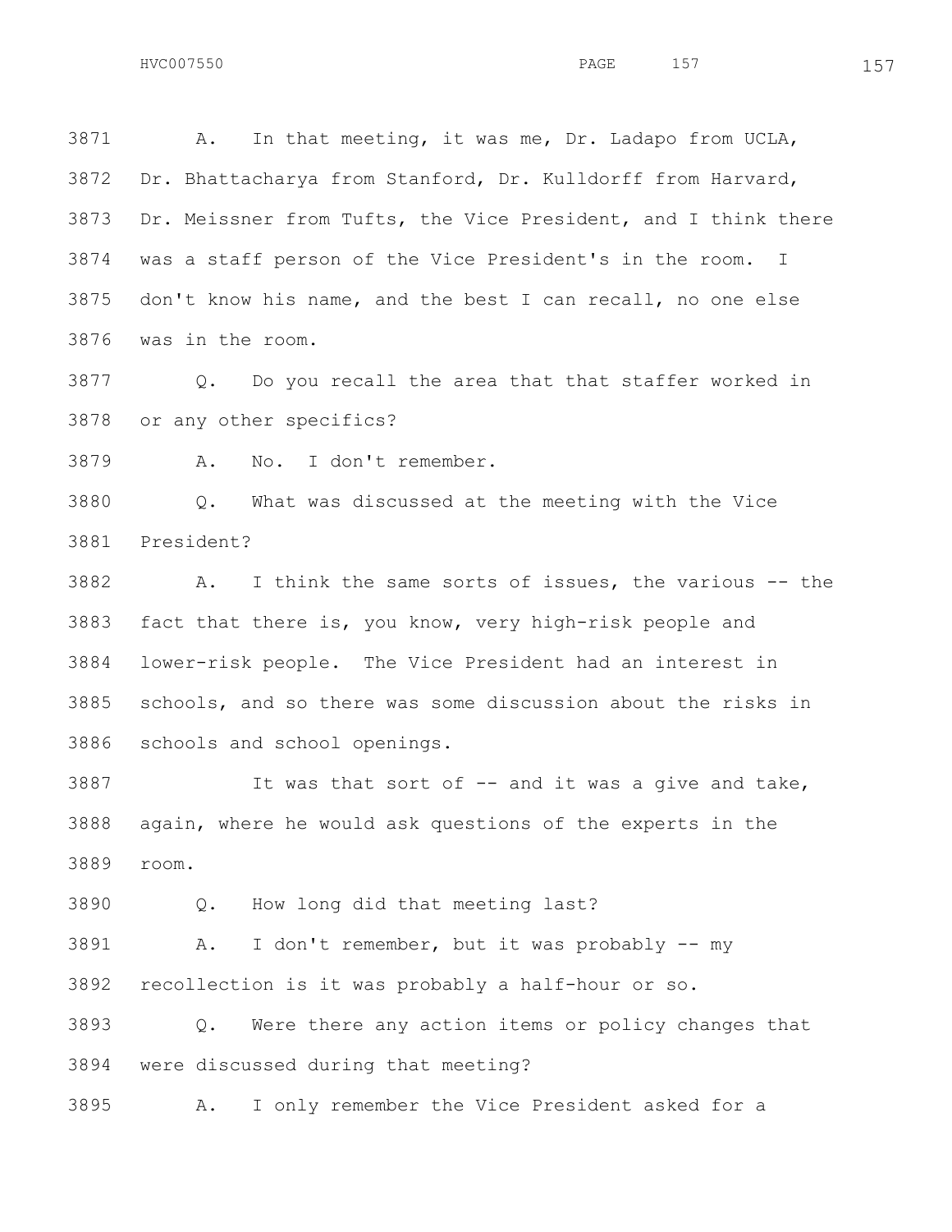3871 A. In that meeting, it was me, Dr. Ladapo from UCLA,
3872 Dr. Bhattacharya from Stanford, Dr. Kulldorff from Harvard,
3873 Dr. Meissner from Tufts, the Vice President, and I think there
3874 was a staff person of the Vice President's in the room. I
3875 don't know his name, and the best I can recall, no one else
3876 was in the room.

3877 Q. Do you recall the area that that staffer worked in
3878 or any other specifics?

3879 A. No. I don't remember.

3880 Q. What was discussed at the meeting with the Vice
3881 President?

3882 A. I think the same sorts of issues, the various -- the
3883 fact that there is, you know, very high-risk people and
3884 lower-risk people. The Vice President had an interest in
3885 schools, and so there was some discussion about the risks in
3886 schools and school openings.

3887 It was that sort of -- and it was a give and take,
3888 again, where he would ask questions of the experts in the
3889 room.

3890 Q. How long did that meeting last?

3891 A. I don't remember, but it was probably -- my
3892 recollection is it was probably a half-hour or so.

3893 Q. Were there any action items or policy changes that
3894 were discussed during that meeting?

3895 A. I only remember the Vice President asked for a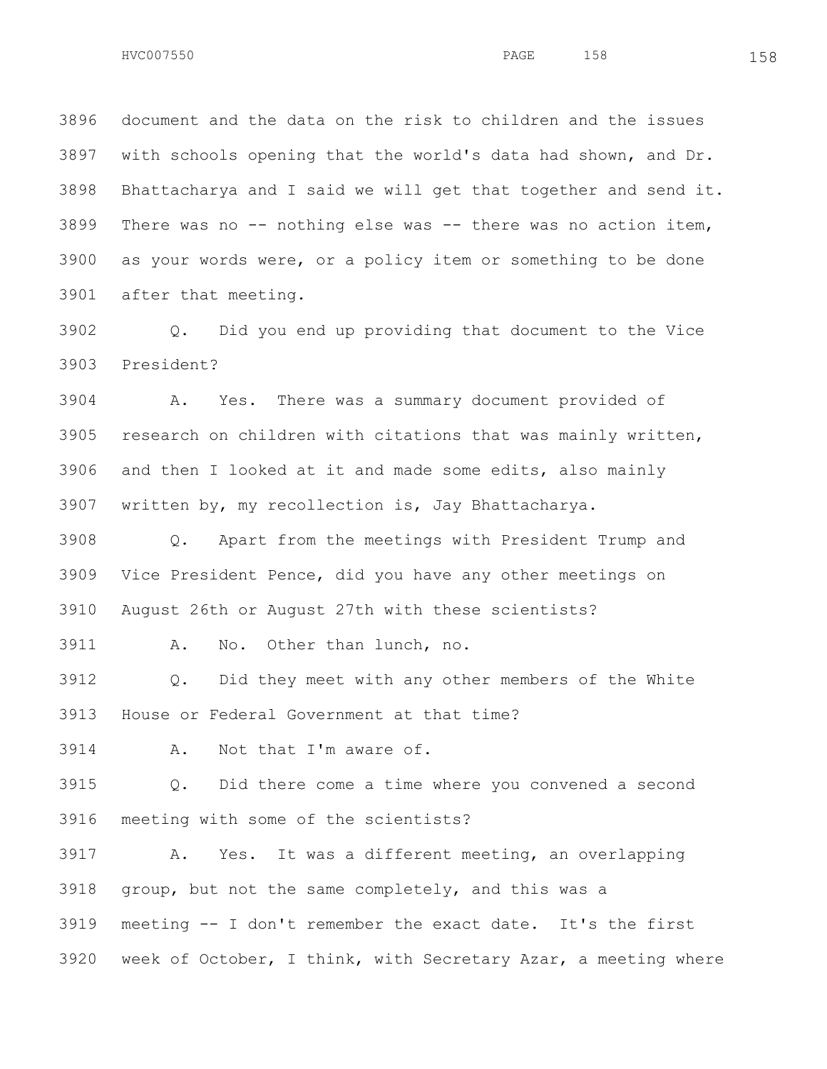3896 document and the data on the risk to children and the issues
3897 with schools opening that the world's data had shown, and Dr.
3898 Bhattacharya and I said we will get that together and send it.
3899 There was no -- nothing else was -- there was no action item,
3900 as your words were, or a policy item or something to be done
3901 after that meeting.

3902 Q. Did you end up providing that document to the Vice
3903 President?

3904 A. Yes. There was a summary document provided of
3905 research on children with citations that was mainly written,
3906 and then I looked at it and made some edits, also mainly
3907 written by, my recollection is, Jay Bhattacharya.

3908 Q. Apart from the meetings with President Trump and
3909 Vice President Pence, did you have any other meetings on
3910 August 26th or August 27th with these scientists?

3911 A. No. Other than lunch, no.

3912 Q. Did they meet with any other members of the White
3913 House or Federal Government at that time?

3914 A. Not that I'm aware of.

3915 Q. Did there come a time where you convened a second
3916 meeting with some of the scientists?

3917 A. Yes. It was a different meeting, an overlapping
3918 group, but not the same completely, and this was a
3919 meeting -- I don't remember the exact date. It's the first
3920 week of October, I think, with Secretary Azar, a meeting where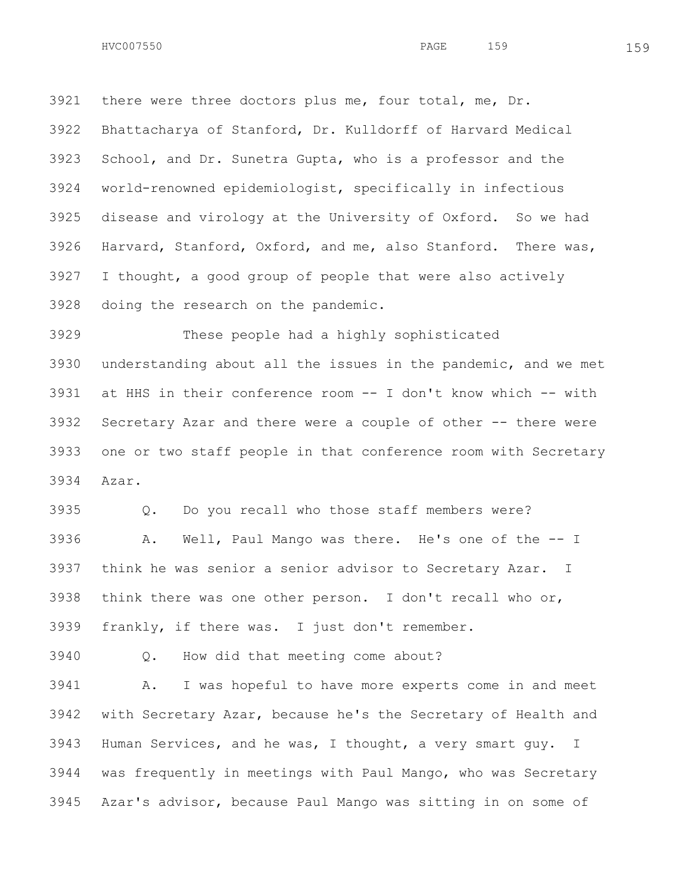3921 there were three doctors plus me, four total, me, Dr.
3922 Bhattacharya of Stanford, Dr. Kulldorff of Harvard Medical
3923 School, and Dr. Sunetra Gupta, who is a professor and the
3924 world-renowned epidemiologist, specifically in infectious
3925 disease and virology at the University of Oxford. So we had
3926 Harvard, Stanford, Oxford, and me, also Stanford. There was,
3927 I thought, a good group of people that were also actively
3928 doing the research on the pandemic.

3929 These people had a highly sophisticated
3930 understanding about all the issues in the pandemic, and we met
3931 at HHS in their conference room -- I don't know which -- with
3932 Secretary Azar and there were a couple of other -- there were
3933 one or two staff people in that conference room with Secretary
3934 Azar.

3935 Q. Do you recall who those staff members were?

3936 A. Well, Paul Mango was there. He's one of the -- I
3937 think he was senior a senior advisor to Secretary Azar. I
3938 think there was one other person. I don't recall who or,
3939 frankly, if there was. I just don't remember.

3940 Q. How did that meeting come about?

3941 A. I was hopeful to have more experts come in and meet
3942 with Secretary Azar, because he's the Secretary of Health and
3943 Human Services, and he was, I thought, a very smart guy. I
3944 was frequently in meetings with Paul Mango, who was Secretary
3945 Azar's advisor, because Paul Mango was sitting in on some of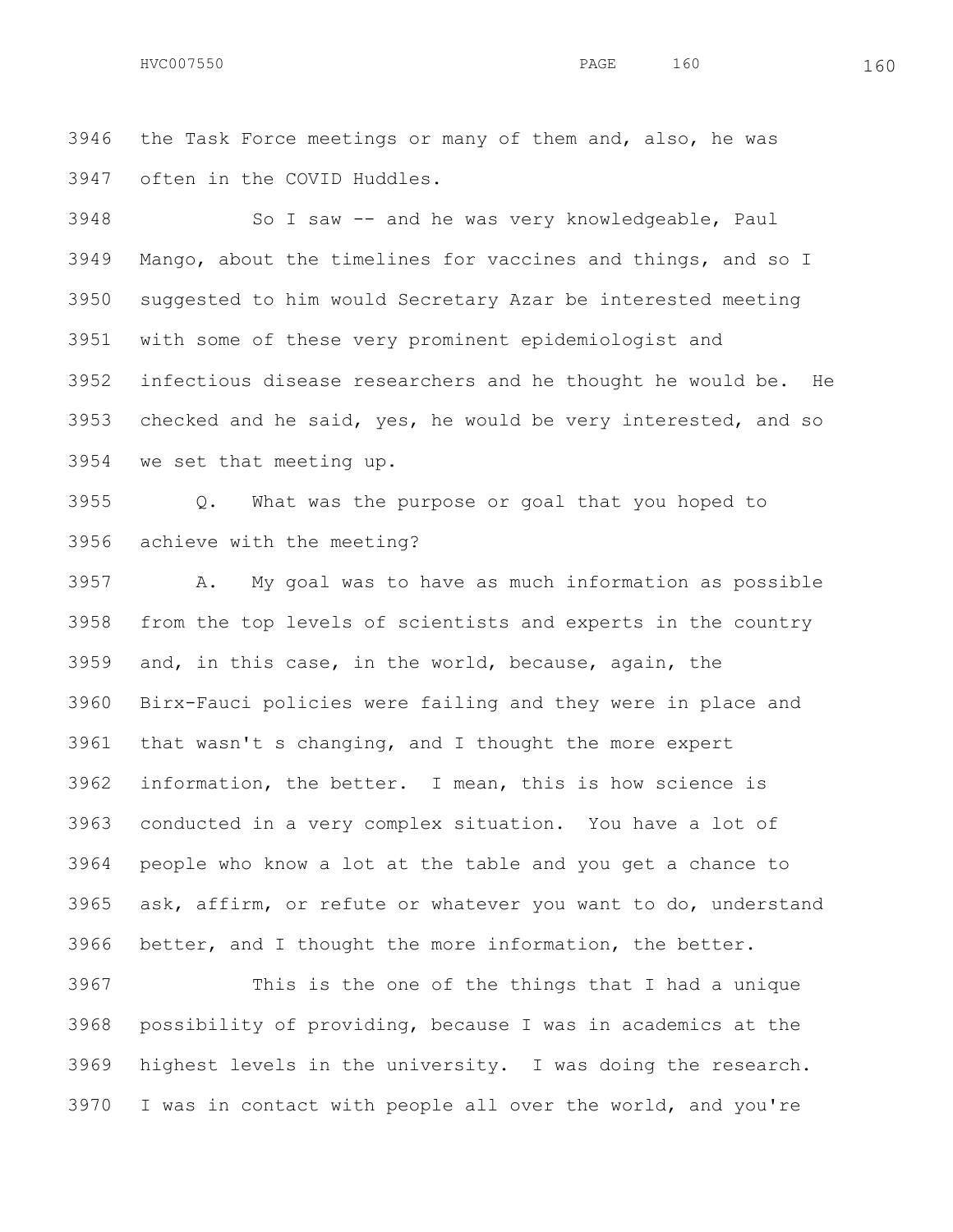the Task Force meetings or many of them and, also, he was often in the COVID Huddles.

So I saw -- and he was very knowledgeable, Paul Mango, about the timelines for vaccines and things, and so I suggested to him would Secretary Azar be interested meeting with some of these very prominent epidemiologist and infectious disease researchers and he thought he would be. He checked and he said, yes, he would be very interested, and so we set that meeting up.

Q. What was the purpose or goal that you hoped to achieve with the meeting?

A. My goal was to have as much information as possible from the top levels of scientists and experts in the country and, in this case, in the world, because, again, the Birx-Fauci policies were failing and they were in place and that wasn't s changing, and I thought the more expert information, the better. I mean, this is how science is conducted in a very complex situation. You have a lot of people who know a lot at the table and you get a chance to ask, affirm, or refute or whatever you want to do, understand better, and I thought the more information, the better.

This is the one of the things that I had a unique possibility of providing, because I was in academics at the highest levels in the university. I was doing the research. I was in contact with people all over the world, and you're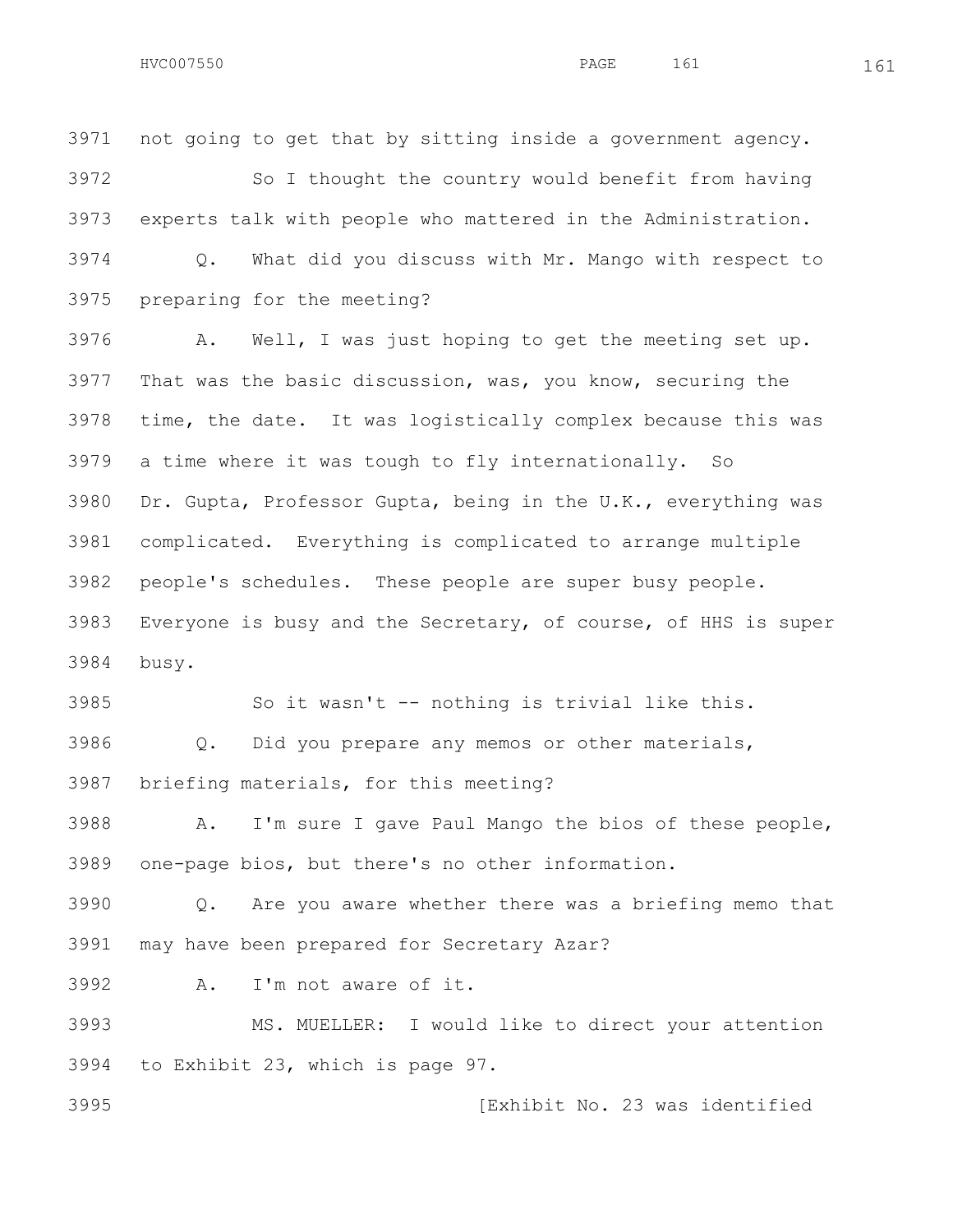3971 not going to get that by sitting inside a government agency.

3972 So I thought the country would benefit from having

3973 experts talk with people who mattered in the Administration.

3974 Q. What did you discuss with Mr. Mango with respect to

3975 preparing for the meeting?

3976 A. Well, I was just hoping to get the meeting set up.

3977 That was the basic discussion, was, you know, securing the

3978 time, the date. It was logistically complex because this was

3979 a time where it was tough to fly internationally. So

3980 Dr. Gupta, Professor Gupta, being in the U.K., everything was

3981 complicated. Everything is complicated to arrange multiple

3982 people's schedules. These people are super busy people.

3983 Everyone is busy and the Secretary, of course, of HHS is super

3984 busy.

3985 So it wasn't -- nothing is trivial like this.

3986 Q. Did you prepare any memos or other materials,

3987 briefing materials, for this meeting?

3988 A. I'm sure I gave Paul Mango the bios of these people,

3989 one-page bios, but there's no other information.

3990 Q. Are you aware whether there was a briefing memo that

3991 may have been prepared for Secretary Azar?

3992 A. I'm not aware of it.

3993 MS. MUELLER: I would like to direct your attention

3994 to Exhibit 23, which is page 97.

3995 [Exhibit No. 23 was identified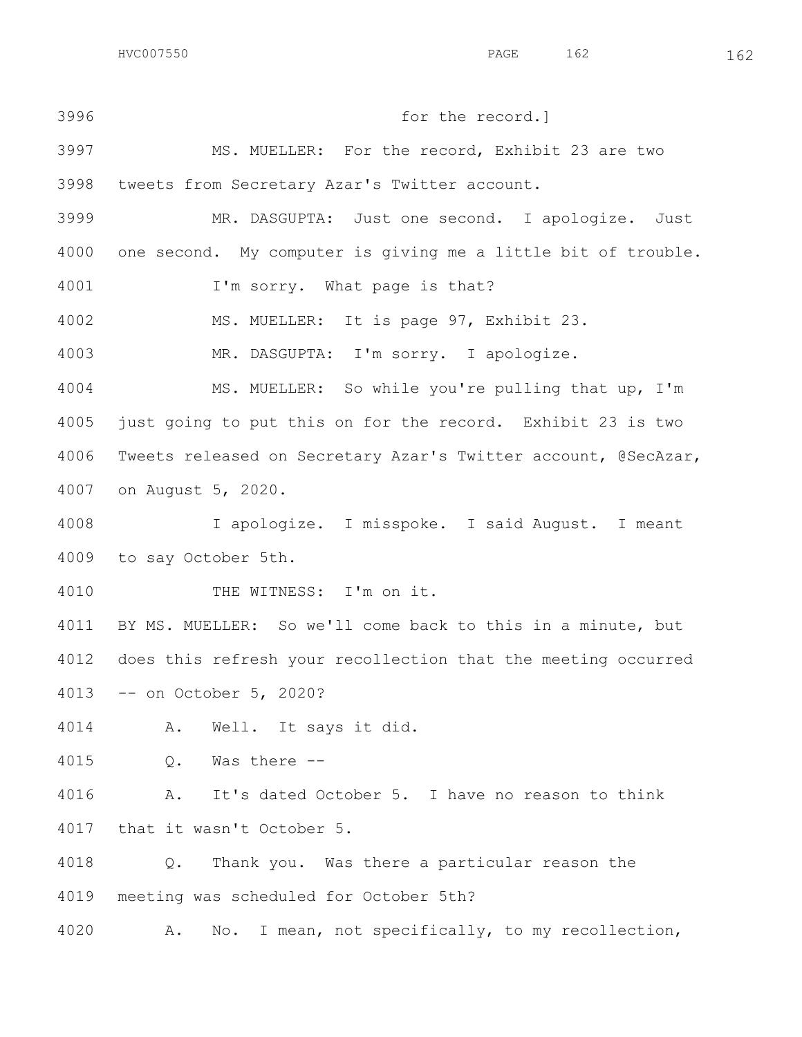for the record.]

MS. MUELLER: For the record, Exhibit 23 are two tweets from Secretary Azar's Twitter account.

MR. DASGUPTA: Just one second. I apologize. Just one second. My computer is giving me a little bit of trouble.

I'm sorry. What page is that?

MS. MUELLER: It is page 97, Exhibit 23.

MR. DASGUPTA: I'm sorry. I apologize.

MS. MUELLER: So while you're pulling that up, I'm just going to put this on for the record. Exhibit 23 is two Tweets released on Secretary Azar's Twitter account, @SecAzar, on August 5, 2020.

I apologize. I misspoke. I said August. I meant to say October 5th.

THE WITNESS: I'm on it.

BY MS. MUELLER: So we'll come back to this in a minute, but does this refresh your recollection that the meeting occurred -- on October 5, 2020?

A. Well. It says it did.

Q. Was there --

A. It's dated October 5. I have no reason to think that it wasn't October 5.

Q. Thank you. Was there a particular reason the meeting was scheduled for October 5th?

A. No. I mean, not specifically, to my recollection,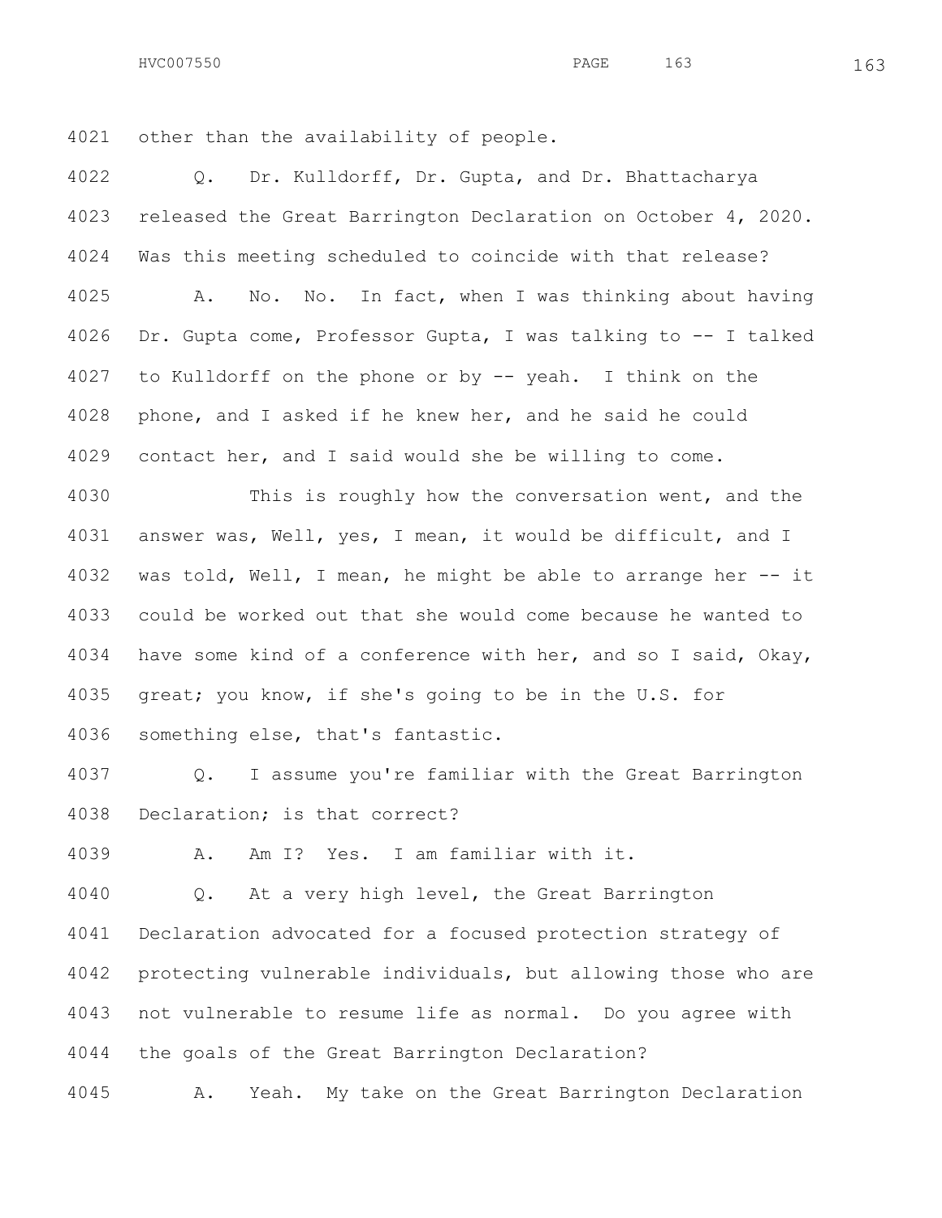4021 other than the availability of people.

4022 Q. Dr. Kulldorff, Dr. Gupta, and Dr. Bhattacharya
4023 released the Great Barrington Declaration on October 4, 2020.
4024 Was this meeting scheduled to coincide with that release?

4025 A. No. No. In fact, when I was thinking about having
4026 Dr. Gupta come, Professor Gupta, I was talking to -- I talked
4027 to Kulldorff on the phone or by -- yeah. I think on the
4028 phone, and I asked if he knew her, and he said he could
4029 contact her, and I said would she be willing to come.

4030 This is roughly how the conversation went, and the
4031 answer was, Well, yes, I mean, it would be difficult, and I
4032 was told, Well, I mean, he might be able to arrange her -- it
4033 could be worked out that she would come because he wanted to
4034 have some kind of a conference with her, and so I said, Okay,
4035 great; you know, if she's going to be in the U.S. for
4036 something else, that's fantastic.

4037 Q. I assume you're familiar with the Great Barrington
4038 Declaration; is that correct?

4039 A. Am I? Yes. I am familiar with it.

4040 Q. At a very high level, the Great Barrington
4041 Declaration advocated for a focused protection strategy of
4042 protecting vulnerable individuals, but allowing those who are
4043 not vulnerable to resume life as normal. Do you agree with
4044 the goals of the Great Barrington Declaration?

4045 A. Yeah. My take on the Great Barrington Declaration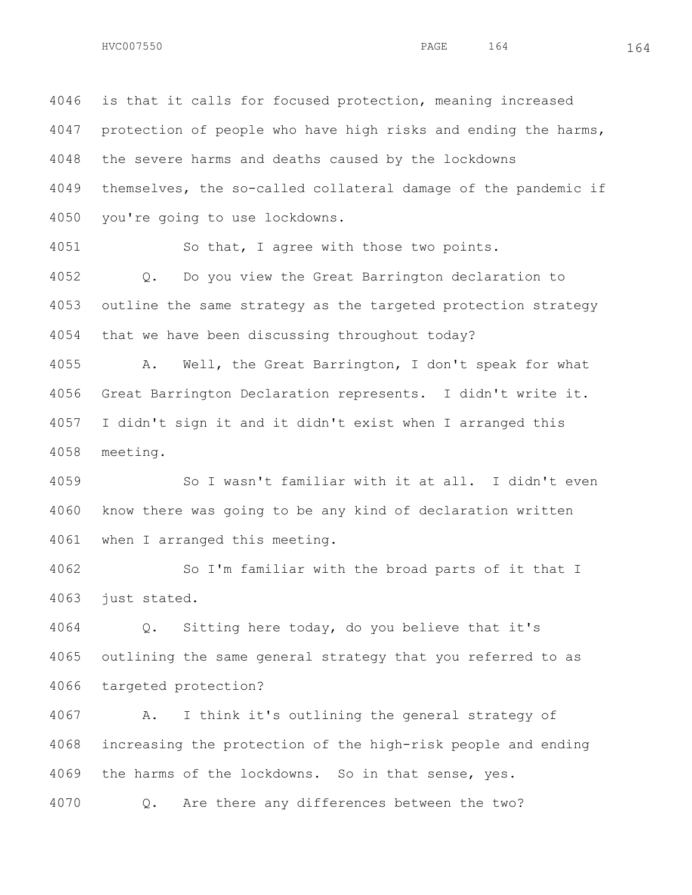4046 is that it calls for focused protection, meaning increased
4047 protection of people who have high risks and ending the harms,
4048 the severe harms and deaths caused by the lockdowns
4049 themselves, the so-called collateral damage of the pandemic if
4050 you're going to use lockdowns.

4051 So that, I agree with those two points.

4052 Q. Do you view the Great Barrington declaration to
4053 outline the same strategy as the targeted protection strategy
4054 that we have been discussing throughout today?

4055 A. Well, the Great Barrington, I don't speak for what
4056 Great Barrington Declaration represents. I didn't write it.
4057 I didn't sign it and it didn't exist when I arranged this
4058 meeting.

4059 So I wasn't familiar with it at all. I didn't even
4060 know there was going to be any kind of declaration written
4061 when I arranged this meeting.

4062 So I'm familiar with the broad parts of it that I
4063 just stated.

4064 Q. Sitting here today, do you believe that it's
4065 outlining the same general strategy that you referred to as
4066 targeted protection?

4067 A. I think it's outlining the general strategy of
4068 increasing the protection of the high-risk people and ending
4069 the harms of the lockdowns. So in that sense, yes.

4070 Q. Are there any differences between the two?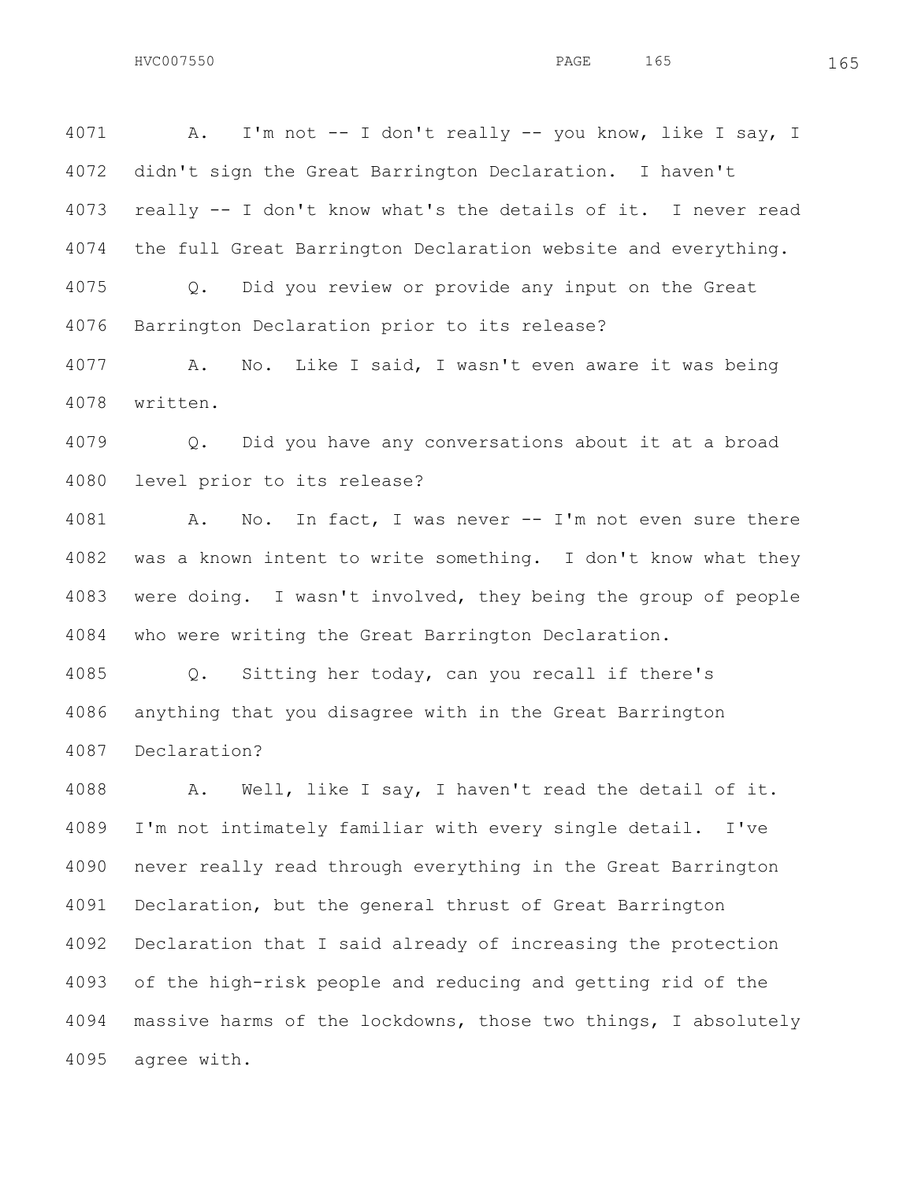4071 A. I'm not -- I don't really -- you know, like I say, I
4072 didn't sign the Great Barrington Declaration. I haven't
4073 really -- I don't know what's the details of it. I never read
4074 the full Great Barrington Declaration website and everything.
4075 Q. Did you review or provide any input on the Great
4076 Barrington Declaration prior to its release?
4077 A. No. Like I said, I wasn't even aware it was being
4078 written.
4079 Q. Did you have any conversations about it at a broad
4080 level prior to its release?
4081 A. No. In fact, I was never -- I'm not even sure there
4082 was a known intent to write something. I don't know what they
4083 were doing. I wasn't involved, they being the group of people
4084 who were writing the Great Barrington Declaration.
4085 Q. Sitting her today, can you recall if there's
4086 anything that you disagree with in the Great Barrington
4087 Declaration?
4088 A. Well, like I say, I haven't read the detail of it.
4089 I'm not intimately familiar with every single detail. I've
4090 never really read through everything in the Great Barrington
4091 Declaration, but the general thrust of Great Barrington
4092 Declaration that I said already of increasing the protection
4093 of the high-risk people and reducing and getting rid of the
4094 massive harms of the lockdowns, those two things, I absolutely
4095 agree with.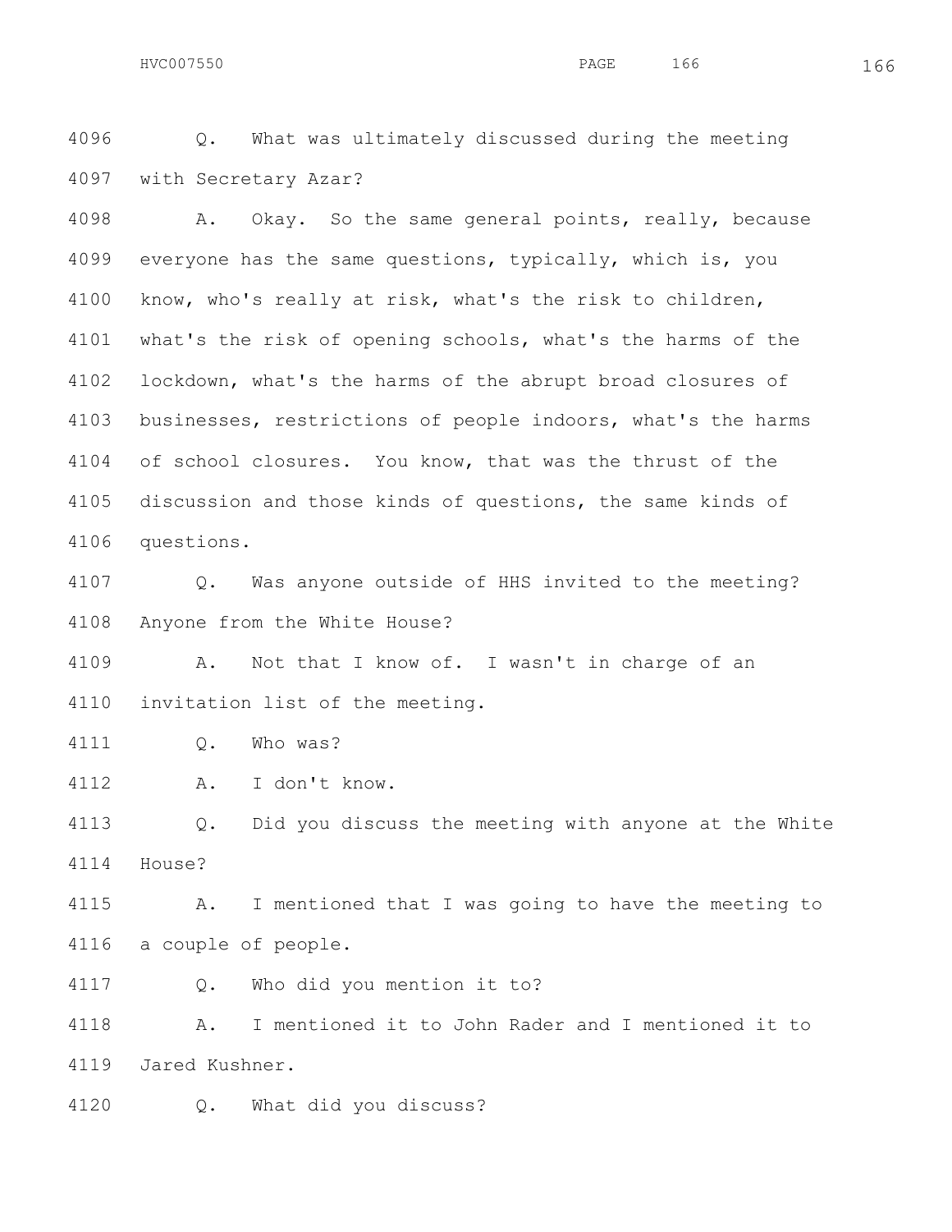4096 Q. What was ultimately discussed during the meeting
4097 with Secretary Azar?

4098 A. Okay. So the same general points, really, because
4099 everyone has the same questions, typically, which is, you
4100 know, who's really at risk, what's the risk to children,
4101 what's the risk of opening schools, what's the harms of the
4102 lockdown, what's the harms of the abrupt broad closures of
4103 businesses, restrictions of people indoors, what's the harms
4104 of school closures. You know, that was the thrust of the
4105 discussion and those kinds of questions, the same kinds of
4106 questions.

4107 Q. Was anyone outside of HHS invited to the meeting?
4108 Anyone from the White House?

4109 A. Not that I know of. I wasn't in charge of an
4110 invitation list of the meeting.

4111 Q. Who was?

4112 A. I don't know.

4113 Q. Did you discuss the meeting with anyone at the White
4114 House?

4115 A. I mentioned that I was going to have the meeting to
4116 a couple of people.

4117 Q. Who did you mention it to?

4118 A. I mentioned it to John Rader and I mentioned it to
4119 Jared Kushner.

4120 Q. What did you discuss?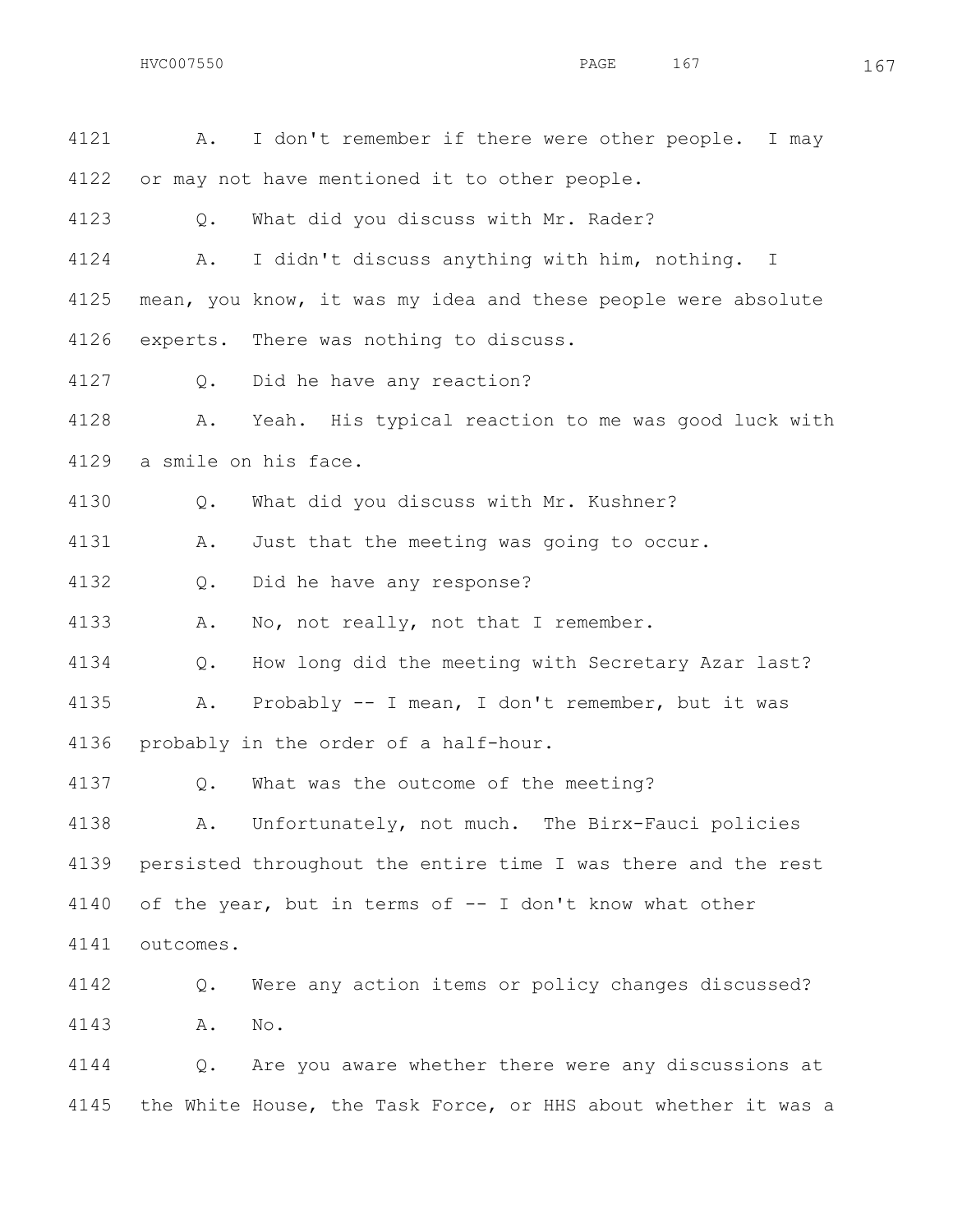4121 A. I don't remember if there were other people. I may
4122 or may not have mentioned it to other people.

4123 Q. What did you discuss with Mr. Rader?

4124 A. I didn't discuss anything with him, nothing. I
4125 mean, you know, it was my idea and these people were absolute
4126 experts. There was nothing to discuss.

4127 Q. Did he have any reaction?

4128 A. Yeah. His typical reaction to me was good luck with
4129 a smile on his face.

4130 Q. What did you discuss with Mr. Kushner?

4131 A. Just that the meeting was going to occur.

4132 Q. Did he have any response?

4133 A. No, not really, not that I remember.

4134 Q. How long did the meeting with Secretary Azar last?

4135 A. Probably -- I mean, I don't remember, but it was
4136 probably in the order of a half-hour.

4137 Q. What was the outcome of the meeting?

4138 A. Unfortunately, not much. The Birx-Fauci policies
4139 persisted throughout the entire time I was there and the rest
4140 of the year, but in terms of -- I don't know what other
4141 outcomes.

4142 Q. Were any action items or policy changes discussed?

4143 A. No.

4144 Q. Are you aware whether there were any discussions at
4145 the White House, the Task Force, or HHS about whether it was a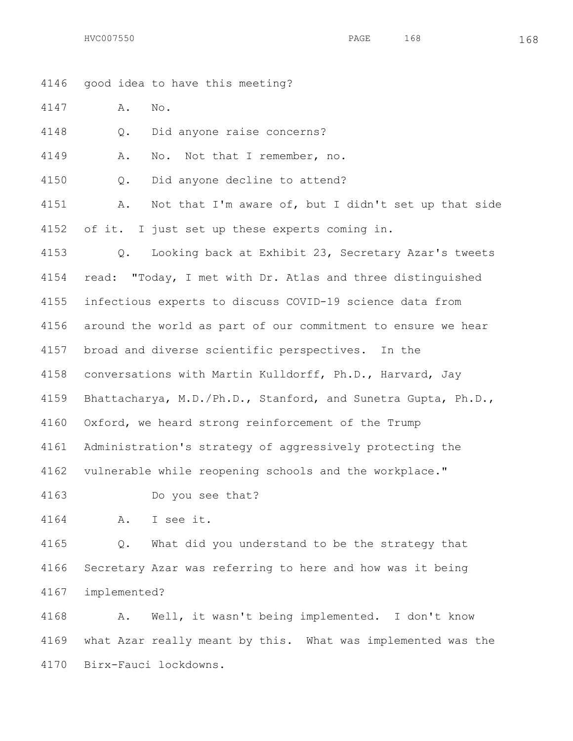4146 good idea to have this meeting?

4147 A. No.

4148 Q. Did anyone raise concerns?

4149 A. No. Not that I remember, no.

4150 Q. Did anyone decline to attend?

4151 A. Not that I'm aware of, but I didn't set up that side

4152 of it. I just set up these experts coming in.

4153 Q. Looking back at Exhibit 23, Secretary Azar's tweets

4154 read: "Today, I met with Dr. Atlas and three distinguished

4155 infectious experts to discuss COVID-19 science data from

4156 around the world as part of our commitment to ensure we hear

4157 broad and diverse scientific perspectives. In the

4158 conversations with Martin Kulldorff, Ph.D., Harvard, Jay

4159 Bhattacharya, M.D./Ph.D., Stanford, and Sunetra Gupta, Ph.D.,

4160 Oxford, we heard strong reinforcement of the Trump

4161 Administration's strategy of aggressively protecting the

4162 vulnerable while reopening schools and the workplace."

4163 Do you see that?

4164 A. I see it.

4165 Q. What did you understand to be the strategy that

4166 Secretary Azar was referring to here and how was it being

4167 implemented?

4168 A. Well, it wasn't being implemented. I don't know

4169 what Azar really meant by this. What was implemented was the

4170 Birx-Fauci lockdowns.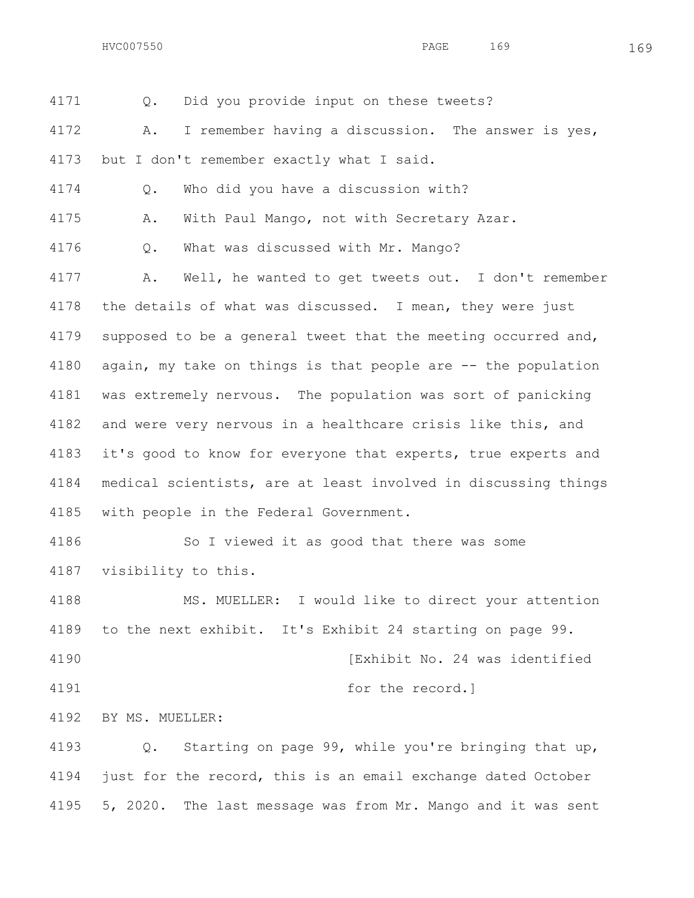Q. Did you provide input on these tweets?

A. I remember having a discussion. The answer is yes, but I don't remember exactly what I said.

Q. Who did you have a discussion with?

A. With Paul Mango, not with Secretary Azar.

Q. What was discussed with Mr. Mango?

A. Well, he wanted to get tweets out. I don't remember the details of what was discussed. I mean, they were just supposed to be a general tweet that the meeting occurred and, again, my take on things is that people are -- the population was extremely nervous. The population was sort of panicking and were very nervous in a healthcare crisis like this, and it's good to know for everyone that experts, true experts and medical scientists, are at least involved in discussing things with people in the Federal Government.

So I viewed it as good that there was some visibility to this.

MS. MUELLER: I would like to direct your attention to the next exhibit. It's Exhibit 24 starting on page 99.

[Exhibit No. 24 was identified for the record.]

BY MS. MUELLER:

Q. Starting on page 99, while you're bringing that up, just for the record, this is an email exchange dated October 5, 2020. The last message was from Mr. Mango and it was sent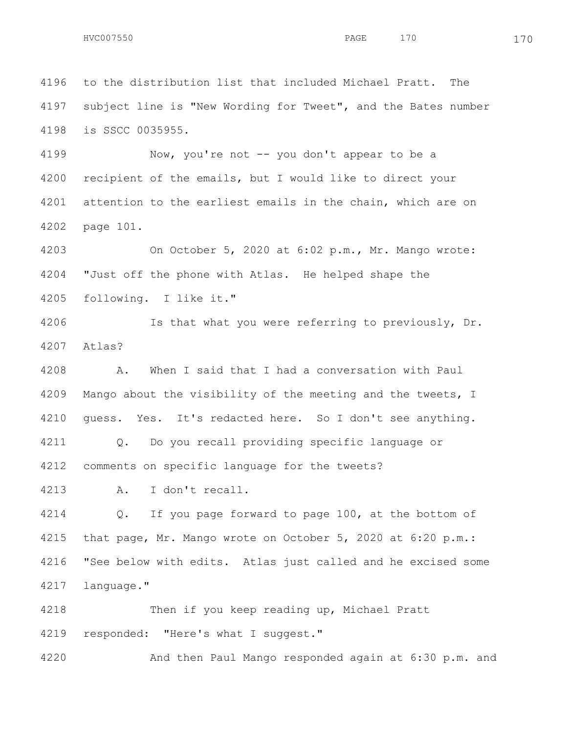4196 to the distribution list that included Michael Pratt. The
4197 subject line is "New Wording for Tweet", and the Bates number
4198 is SSCC 0035955.

4199 Now, you're not -- you don't appear to be a
4200 recipient of the emails, but I would like to direct your
4201 attention to the earliest emails in the chain, which are on
4202 page 101.

4203 On October 5, 2020 at 6:02 p.m., Mr. Mango wrote:
4204 "Just off the phone with Atlas. He helped shape the
4205 following. I like it."

4206 Is that what you were referring to previously, Dr.
4207 Atlas?

4208 A. When I said that I had a conversation with Paul
4209 Mango about the visibility of the meeting and the tweets, I
4210 guess. Yes. It's redacted here. So I don't see anything.

4211 Q. Do you recall providing specific language or
4212 comments on specific language for the tweets?

4213 A. I don't recall.

4214 Q. If you page forward to page 100, at the bottom of
4215 that page, Mr. Mango wrote on October 5, 2020 at 6:20 p.m.:
4216 "See below with edits. Atlas just called and he excised some
4217 language."

4218 Then if you keep reading up, Michael Pratt
4219 responded: "Here's what I suggest."

4220 And then Paul Mango responded again at 6:30 p.m. and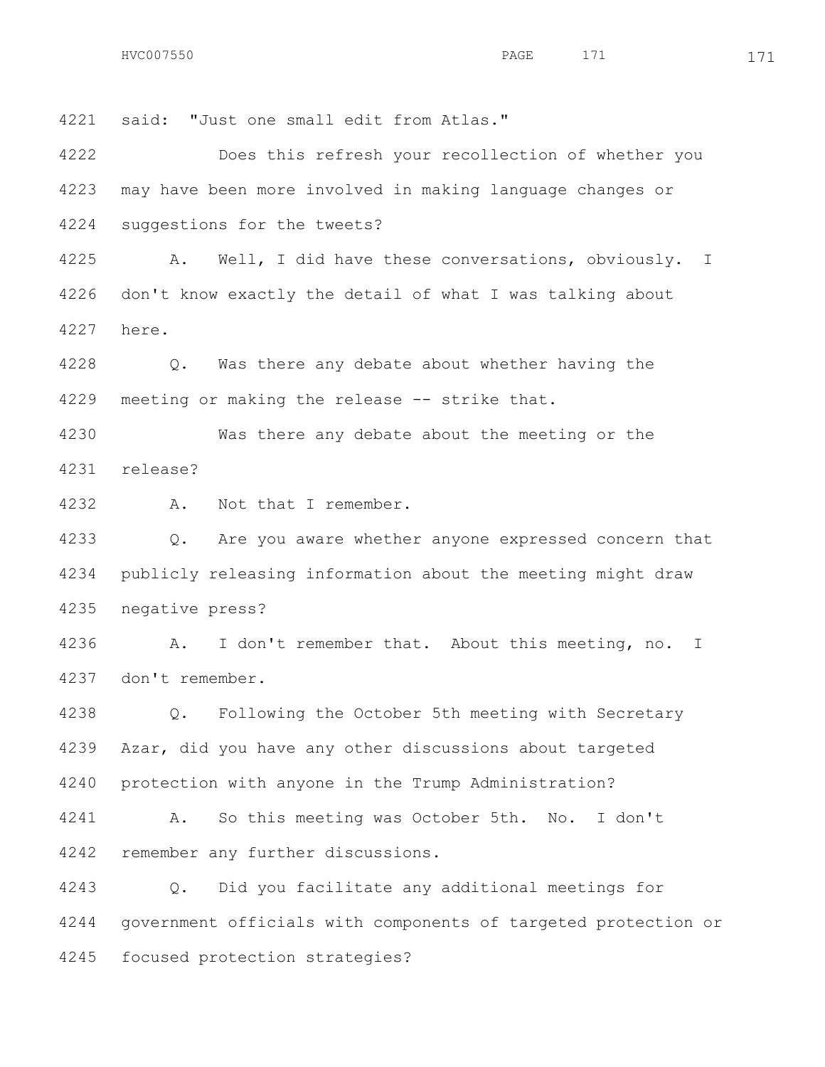4221 said: "Just one small edit from Atlas."

4222 Does this refresh your recollection of whether you

4223 may have been more involved in making language changes or

4224 suggestions for the tweets?

4225 A. Well, I did have these conversations, obviously. I

4226 don't know exactly the detail of what I was talking about

4227 here.

4228 Q. Was there any debate about whether having the

4229 meeting or making the release -- strike that.

4230 Was there any debate about the meeting or the

4231 release?

4232 A. Not that I remember.

4233 Q. Are you aware whether anyone expressed concern that

4234 publicly releasing information about the meeting might draw

4235 negative press?

4236 A. I don't remember that. About this meeting, no. I

4237 don't remember.

4238 Q. Following the October 5th meeting with Secretary

4239 Azar, did you have any other discussions about targeted

4240 protection with anyone in the Trump Administration?

4241 A. So this meeting was October 5th. No. I don't

4242 remember any further discussions.

4243 Q. Did you facilitate any additional meetings for

4244 government officials with components of targeted protection or

4245 focused protection strategies?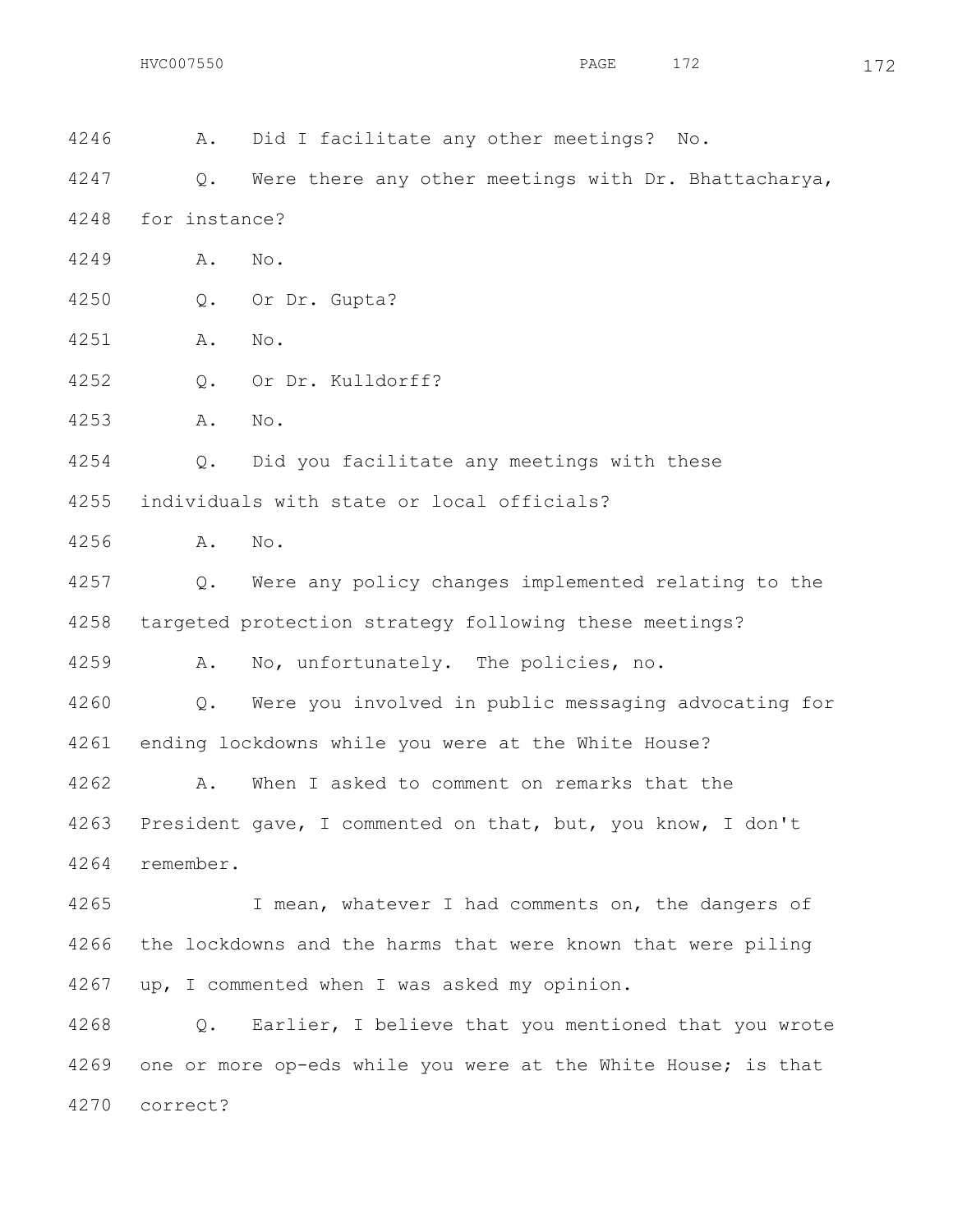4246 A. Did I facilitate any other meetings? No.

4247 Q. Were there any other meetings with Dr. Bhattacharya,

4248 for instance?

4249 A. No.

4250 Q. Or Dr. Gupta?

4251 A. No.

4252 Q. Or Dr. Kulldorff?

4253 A. No.

4254 Q. Did you facilitate any meetings with these

4255 individuals with state or local officials?

4256 A. No.

4257 Q. Were any policy changes implemented relating to the

4258 targeted protection strategy following these meetings?

4259 A. No, unfortunately. The policies, no.

4260 Q. Were you involved in public messaging advocating for

4261 ending lockdowns while you were at the White House?

4262 A. When I asked to comment on remarks that the

4263 President gave, I commented on that, but, you know, I don't

4264 remember.

4265 I mean, whatever I had comments on, the dangers of

4266 the lockdowns and the harms that were known that were piling

4267 up, I commented when I was asked my opinion.

4268 Q. Earlier, I believe that you mentioned that you wrote

4269 one or more op-eds while you were at the White House; is that

4270 correct?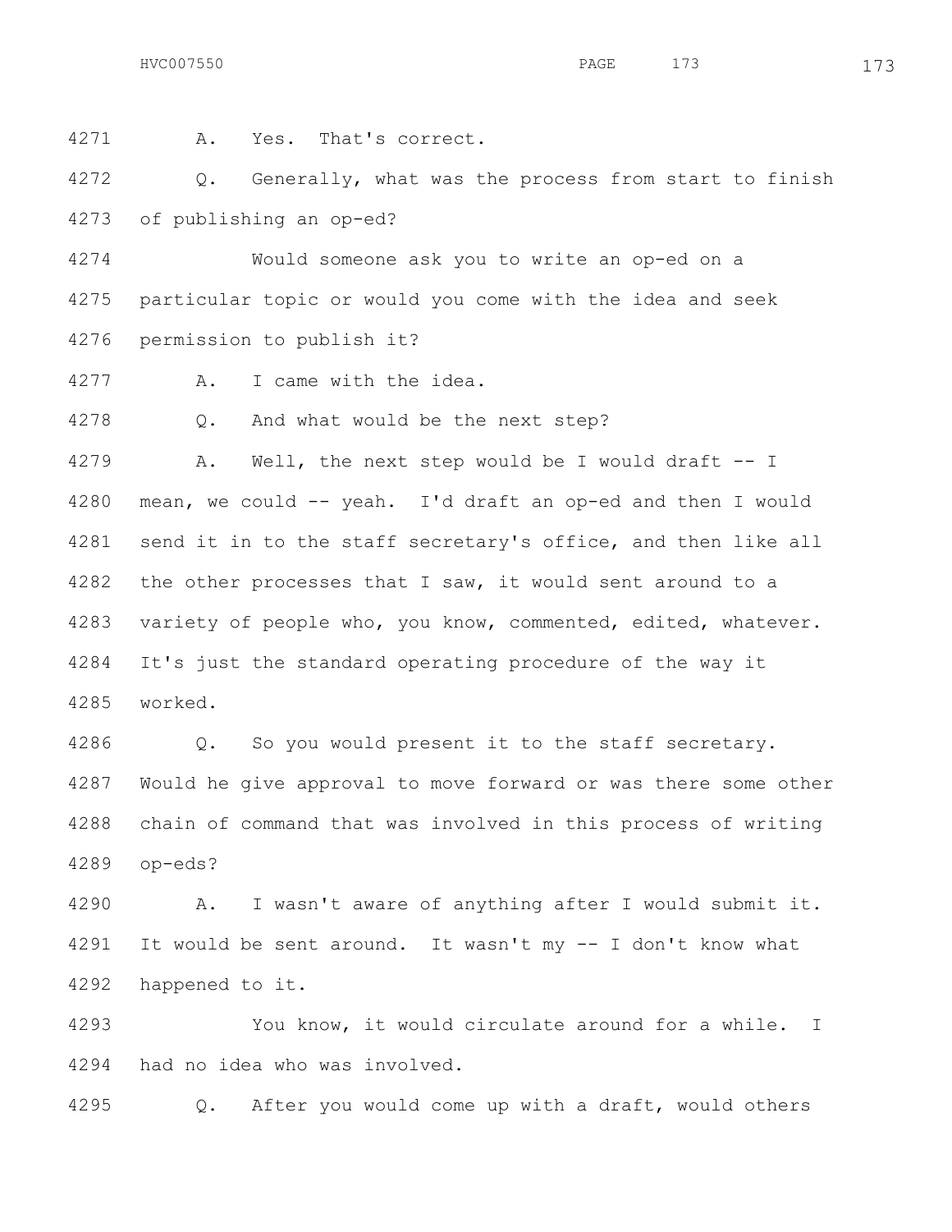4271 A. Yes. That's correct.

4272 Q. Generally, what was the process from start to finish
4273 of publishing an op-ed?

4274 Would someone ask you to write an op-ed on a
4275 particular topic or would you come with the idea and seek
4276 permission to publish it?

4277 A. I came with the idea.

4278 Q. And what would be the next step?

4279 A. Well, the next step would be I would draft -- I
4280 mean, we could -- yeah. I'd draft an op-ed and then I would
4281 send it in to the staff secretary's office, and then like all
4282 the other processes that I saw, it would sent around to a
4283 variety of people who, you know, commented, edited, whatever.
4284 It's just the standard operating procedure of the way it
4285 worked.

4286 Q. So you would present it to the staff secretary.
4287 Would he give approval to move forward or was there some other
4288 chain of command that was involved in this process of writing
4289 op-eds?

4290 A. I wasn't aware of anything after I would submit it.
4291 It would be sent around. It wasn't my -- I don't know what
4292 happened to it.

4293 You know, it would circulate around for a while. I
4294 had no idea who was involved.

4295 Q. After you would come up with a draft, would others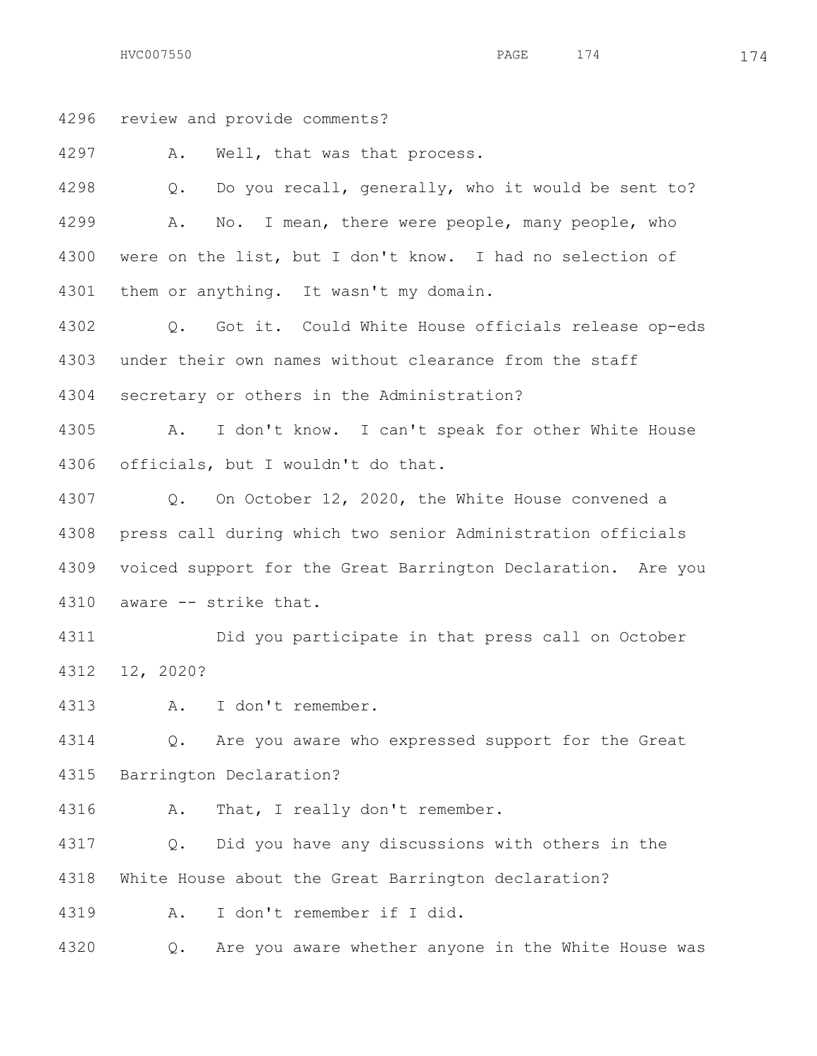4296 review and provide comments?

4297 A. Well, that was that process.

4298 Q. Do you recall, generally, who it would be sent to?

4299 A. No. I mean, there were people, many people, who
4300 were on the list, but I don't know. I had no selection of
4301 them or anything. It wasn't my domain.

4302 Q. Got it. Could White House officials release op-eds
4303 under their own names without clearance from the staff
4304 secretary or others in the Administration?

4305 A. I don't know. I can't speak for other White House
4306 officials, but I wouldn't do that.

4307 Q. On October 12, 2020, the White House convened a
4308 press call during which two senior Administration officials
4309 voiced support for the Great Barrington Declaration. Are you
4310 aware -- strike that.

4311 Did you participate in that press call on October
4312 12, 2020?

4313 A. I don't remember.

4314 Q. Are you aware who expressed support for the Great
4315 Barrington Declaration?

4316 A. That, I really don't remember.

4317 Q. Did you have any discussions with others in the
4318 White House about the Great Barrington declaration?

4319 A. I don't remember if I did.

4320 Q. Are you aware whether anyone in the White House was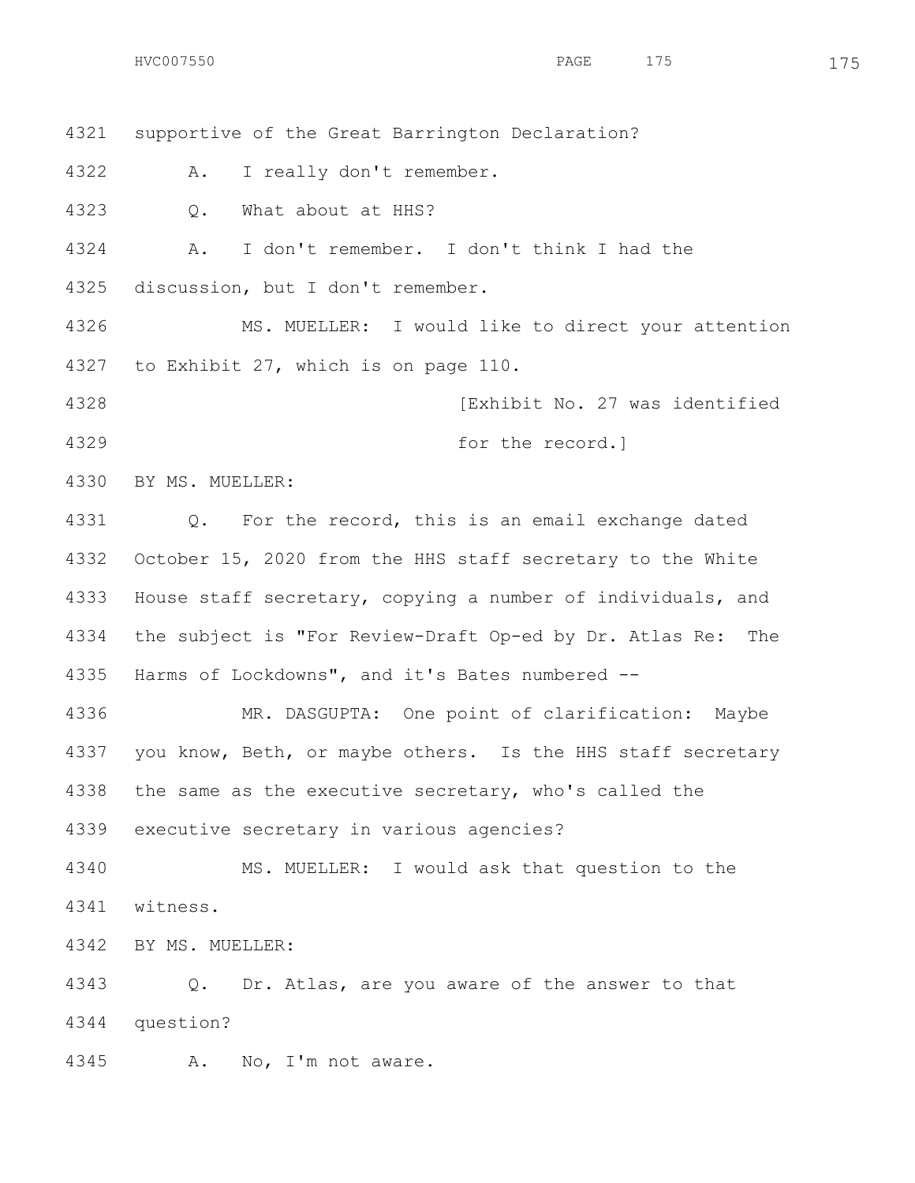4321 supportive of the Great Barrington Declaration?

4322 A. I really don't remember.

4323 Q. What about at HHS?

4324 A. I don't remember. I don't think I had the

4325 discussion, but I don't remember.

4326 MS. MUELLER: I would like to direct your attention

4327 to Exhibit 27, which is on page 110.

4328 [Exhibit No. 27 was identified

4329 for the record.]

4330 BY MS. MUELLER:

4331 Q. For the record, this is an email exchange dated

4332 October 15, 2020 from the HHS staff secretary to the White

4333 House staff secretary, copying a number of individuals, and

4334 the subject is "For Review-Draft Op-ed by Dr. Atlas Re: The

4335 Harms of Lockdowns", and it's Bates numbered --

4336 MR. DASGUPTA: One point of clarification: Maybe

4337 you know, Beth, or maybe others. Is the HHS staff secretary

4338 the same as the executive secretary, who's called the

4339 executive secretary in various agencies?

4340 MS. MUELLER: I would ask that question to the

4341 witness.

4342 BY MS. MUELLER:

4343 Q. Dr. Atlas, are you aware of the answer to that

4344 question?

4345 A. No, I'm not aware.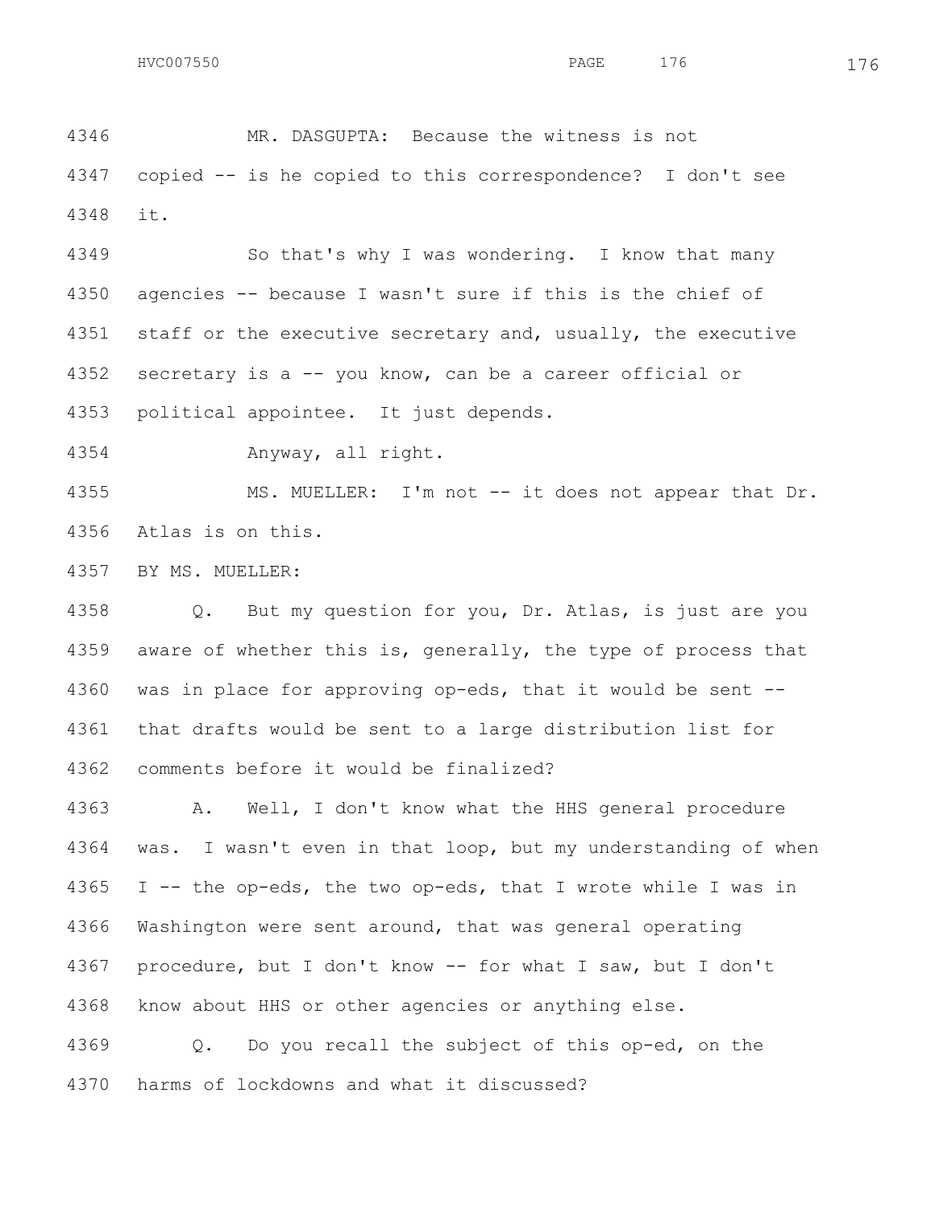4346 MR. DASGUPTA: Because the witness is not
4347 copied -- is he copied to this correspondence? I don't see
4348 it.

4349 So that's why I was wondering. I know that many
4350 agencies -- because I wasn't sure if this is the chief of
4351 staff or the executive secretary and, usually, the executive
4352 secretary is a -- you know, can be a career official or
4353 political appointee. It just depends.

4354 Anyway, all right.

4355 MS. MUELLER: I'm not -- it does not appear that Dr.
4356 Atlas is on this.

4357 BY MS. MUELLER:

4358 Q. But my question for you, Dr. Atlas, is just are you
4359 aware of whether this is, generally, the type of process that
4360 was in place for approving op-eds, that it would be sent --
4361 that drafts would be sent to a large distribution list for
4362 comments before it would be finalized?

4363 A. Well, I don't know what the HHS general procedure
4364 was. I wasn't even in that loop, but my understanding of when
4365 I -- the op-eds, the two op-eds, that I wrote while I was in
4366 Washington were sent around, that was general operating
4367 procedure, but I don't know -- for what I saw, but I don't
4368 know about HHS or other agencies or anything else.

4369 Q. Do you recall the subject of this op-ed, on the
4370 harms of lockdowns and what it discussed?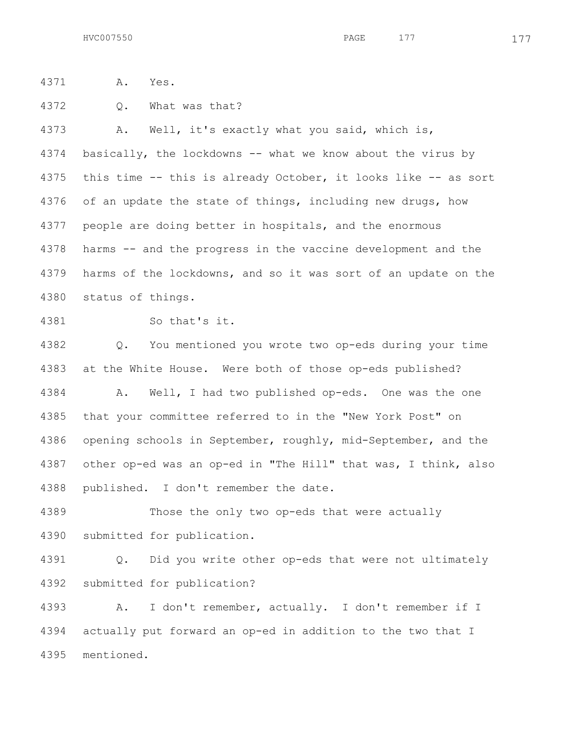4371 A. Yes.

4372 Q. What was that?

4373 A. Well, it's exactly what you said, which is,
4374 basically, the lockdowns -- what we know about the virus by
4375 this time -- this is already October, it looks like -- as sort
4376 of an update the state of things, including new drugs, how
4377 people are doing better in hospitals, and the enormous
4378 harms -- and the progress in the vaccine development and the
4379 harms of the lockdowns, and so it was sort of an update on the
4380 status of things.

4381 So that's it.

4382 Q. You mentioned you wrote two op-eds during your time
4383 at the White House. Were both of those op-eds published?

4384 A. Well, I had two published op-eds. One was the one
4385 that your committee referred to in the "New York Post" on
4386 opening schools in September, roughly, mid-September, and the
4387 other op-ed was an op-ed in "The Hill" that was, I think, also
4388 published. I don't remember the date.

4389 Those the only two op-eds that were actually
4390 submitted for publication.

4391 Q. Did you write other op-eds that were not ultimately
4392 submitted for publication?

4393 A. I don't remember, actually. I don't remember if I
4394 actually put forward an op-ed in addition to the two that I
4395 mentioned.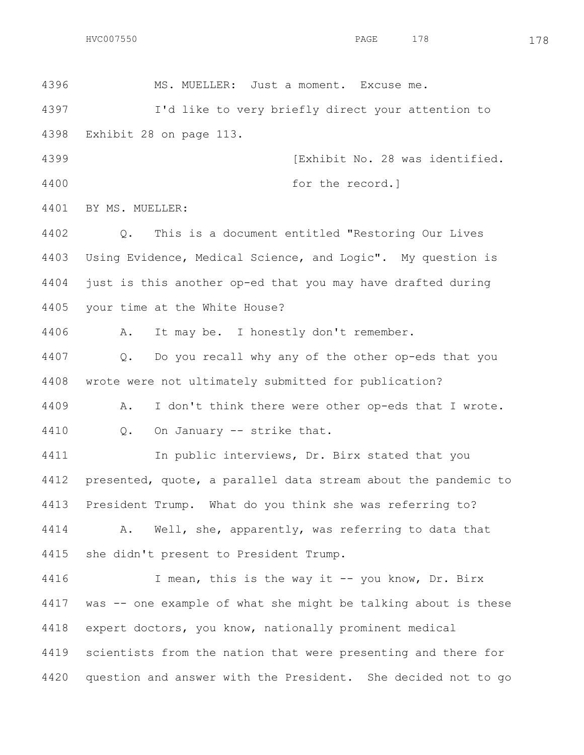MS. MUELLER: Just a moment. Excuse me.

I'd like to very briefly direct your attention to Exhibit 28 on page 113.

[Exhibit No. 28 was identified. for the record.]

BY MS. MUELLER:

Q. This is a document entitled "Restoring Our Lives Using Evidence, Medical Science, and Logic". My question is just is this another op-ed that you may have drafted during your time at the White House?

A. It may be. I honestly don't remember.

Q. Do you recall why any of the other op-eds that you wrote were not ultimately submitted for publication?

A. I don't think there were other op-eds that I wrote.

Q. On January -- strike that.

In public interviews, Dr. Birx stated that you presented, quote, a parallel data stream about the pandemic to President Trump. What do you think she was referring to?

A. Well, she, apparently, was referring to data that she didn't present to President Trump.

I mean, this is the way it -- you know, Dr. Birx was -- one example of what she might be talking about is these expert doctors, you know, nationally prominent medical scientists from the nation that were presenting and there for question and answer with the President. She decided not to go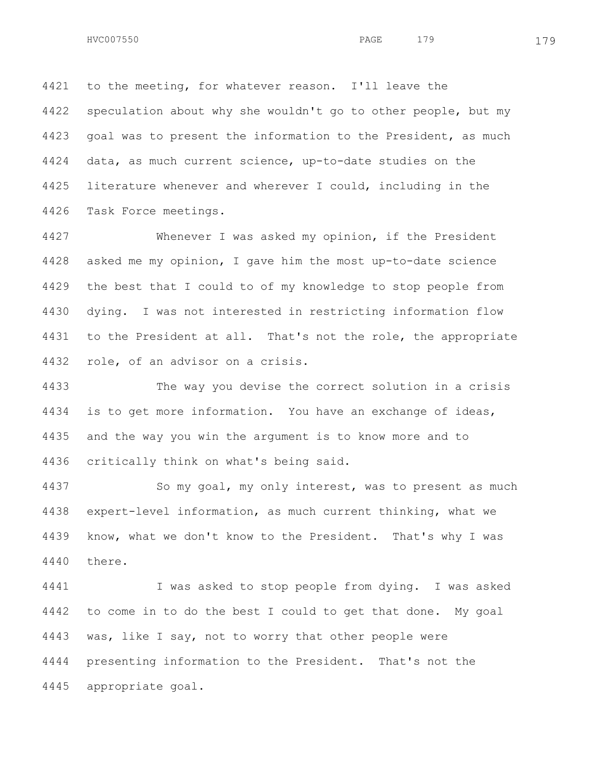to the meeting, for whatever reason. I'll leave the speculation about why she wouldn't go to other people, but my goal was to present the information to the President, as much data, as much current science, up-to-date studies on the literature whenever and wherever I could, including in the Task Force meetings.

Whenever I was asked my opinion, if the President asked me my opinion, I gave him the most up-to-date science the best that I could to of my knowledge to stop people from dying. I was not interested in restricting information flow to the President at all. That's not the role, the appropriate role, of an advisor on a crisis.

The way you devise the correct solution in a crisis is to get more information. You have an exchange of ideas, and the way you win the argument is to know more and to critically think on what's being said.

So my goal, my only interest, was to present as much expert-level information, as much current thinking, what we know, what we don't know to the President. That's why I was there.

I was asked to stop people from dying. I was asked to come in to do the best I could to get that done. My goal was, like I say, not to worry that other people were presenting information to the President. That's not the appropriate goal.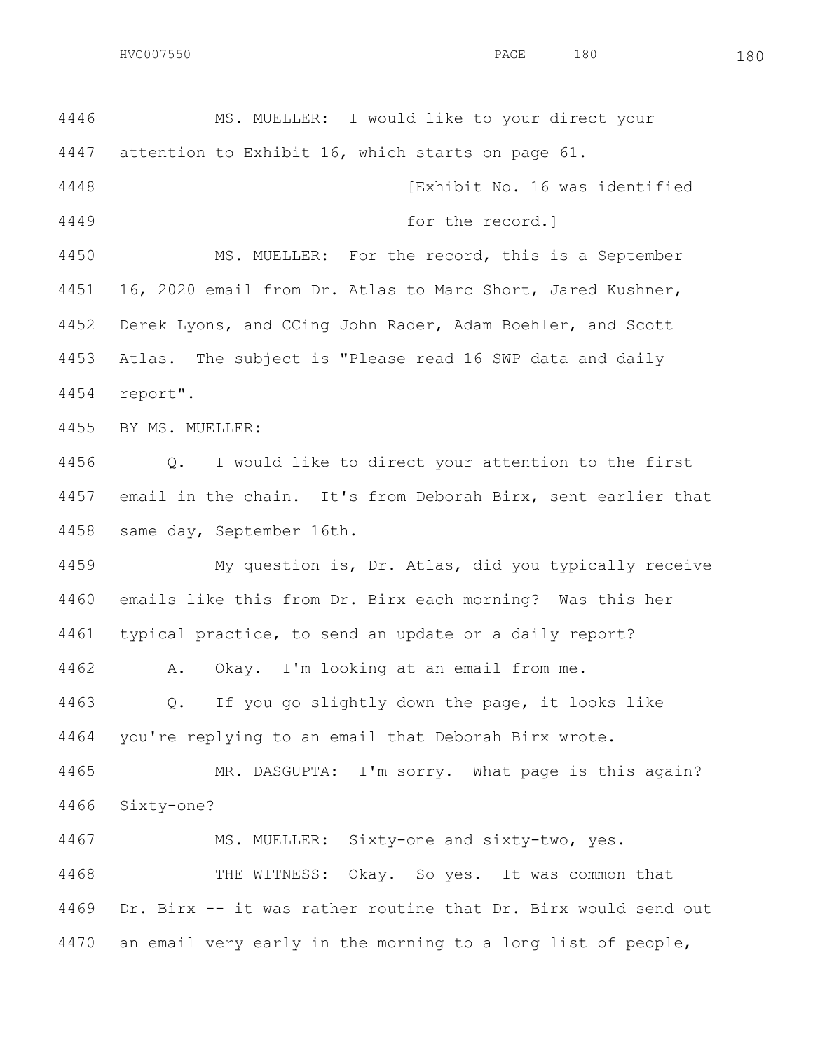4446 MS. MUELLER: I would like to your direct your

4447 attention to Exhibit 16, which starts on page 61.

4448 [Exhibit No. 16 was identified

4449 for the record.]

4450 MS. MUELLER: For the record, this is a September

4451 16, 2020 email from Dr. Atlas to Marc Short, Jared Kushner,

4452 Derek Lyons, and CCing John Rader, Adam Boehler, and Scott

4453 Atlas. The subject is "Please read 16 SWP data and daily

4454 report".

4455 BY MS. MUELLER:

4456 Q. I would like to direct your attention to the first

4457 email in the chain. It's from Deborah Birx, sent earlier that

4458 same day, September 16th.

4459 My question is, Dr. Atlas, did you typically receive

4460 emails like this from Dr. Birx each morning? Was this her

4461 typical practice, to send an update or a daily report?

4462 A. Okay. I'm looking at an email from me.

4463 Q. If you go slightly down the page, it looks like

4464 you're replying to an email that Deborah Birx wrote.

4465 MR. DASGUPTA: I'm sorry. What page is this again?

4466 Sixty-one?

4467 MS. MUELLER: Sixty-one and sixty-two, yes.

4468 THE WITNESS: Okay. So yes. It was common that

4469 Dr. Birx -- it was rather routine that Dr. Birx would send out

4470 an email very early in the morning to a long list of people,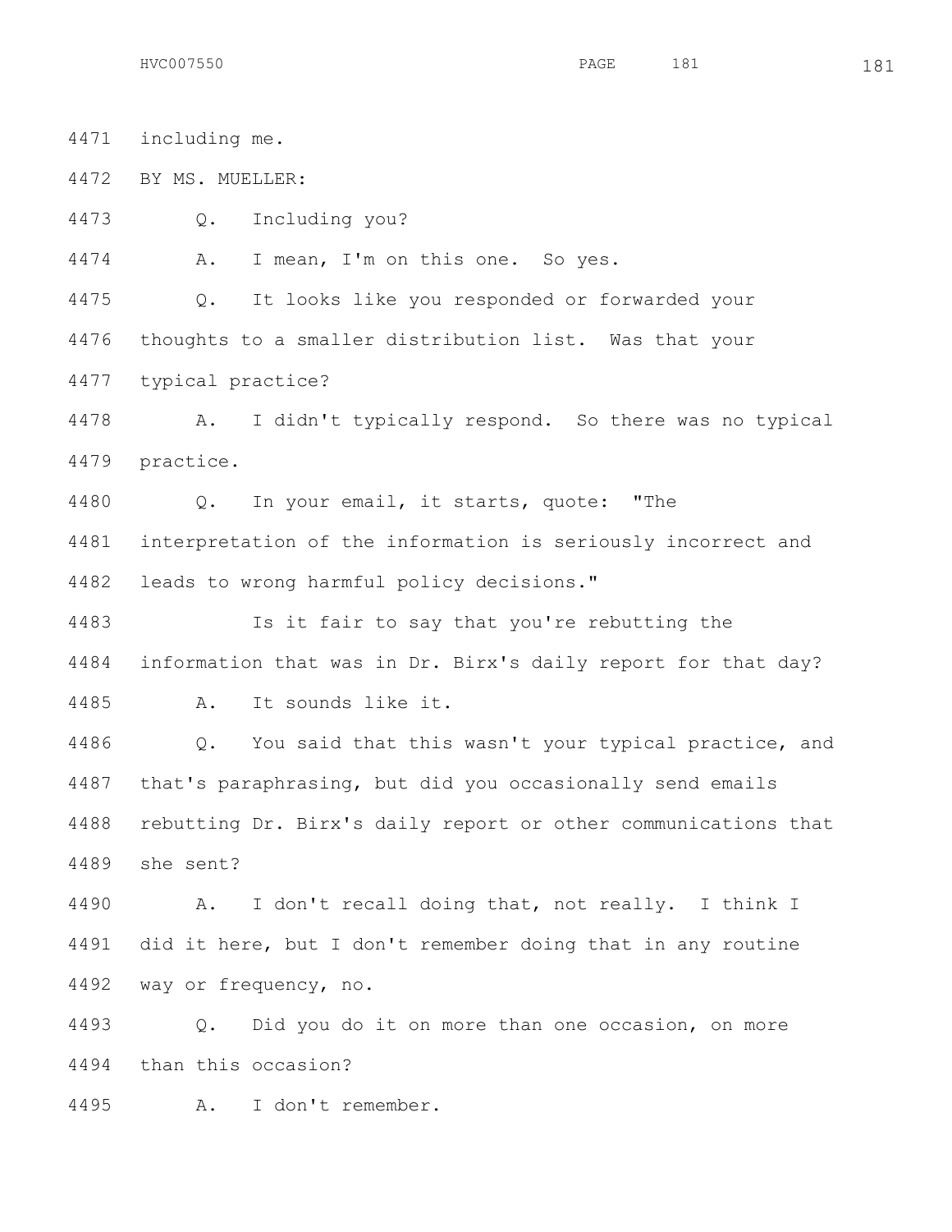4471 including me.

4472 BY MS. MUELLER:

4473 Q. Including you?

4474 A. I mean, I'm on this one. So yes.

4475 Q. It looks like you responded or forwarded your

4476 thoughts to a smaller distribution list. Was that your

4477 typical practice?

4478 A. I didn't typically respond. So there was no typical

4479 practice.

4480 Q. In your email, it starts, quote: "The

4481 interpretation of the information is seriously incorrect and

4482 leads to wrong harmful policy decisions."

4483 Is it fair to say that you're rebutting the

4484 information that was in Dr. Birx's daily report for that day?

4485 A. It sounds like it.

4486 Q. You said that this wasn't your typical practice, and

4487 that's paraphrasing, but did you occasionally send emails

4488 rebutting Dr. Birx's daily report or other communications that

4489 she sent?

4490 A. I don't recall doing that, not really. I think I

4491 did it here, but I don't remember doing that in any routine

4492 way or frequency, no.

4493 Q. Did you do it on more than one occasion, on more

4494 than this occasion?

4495 A. I don't remember.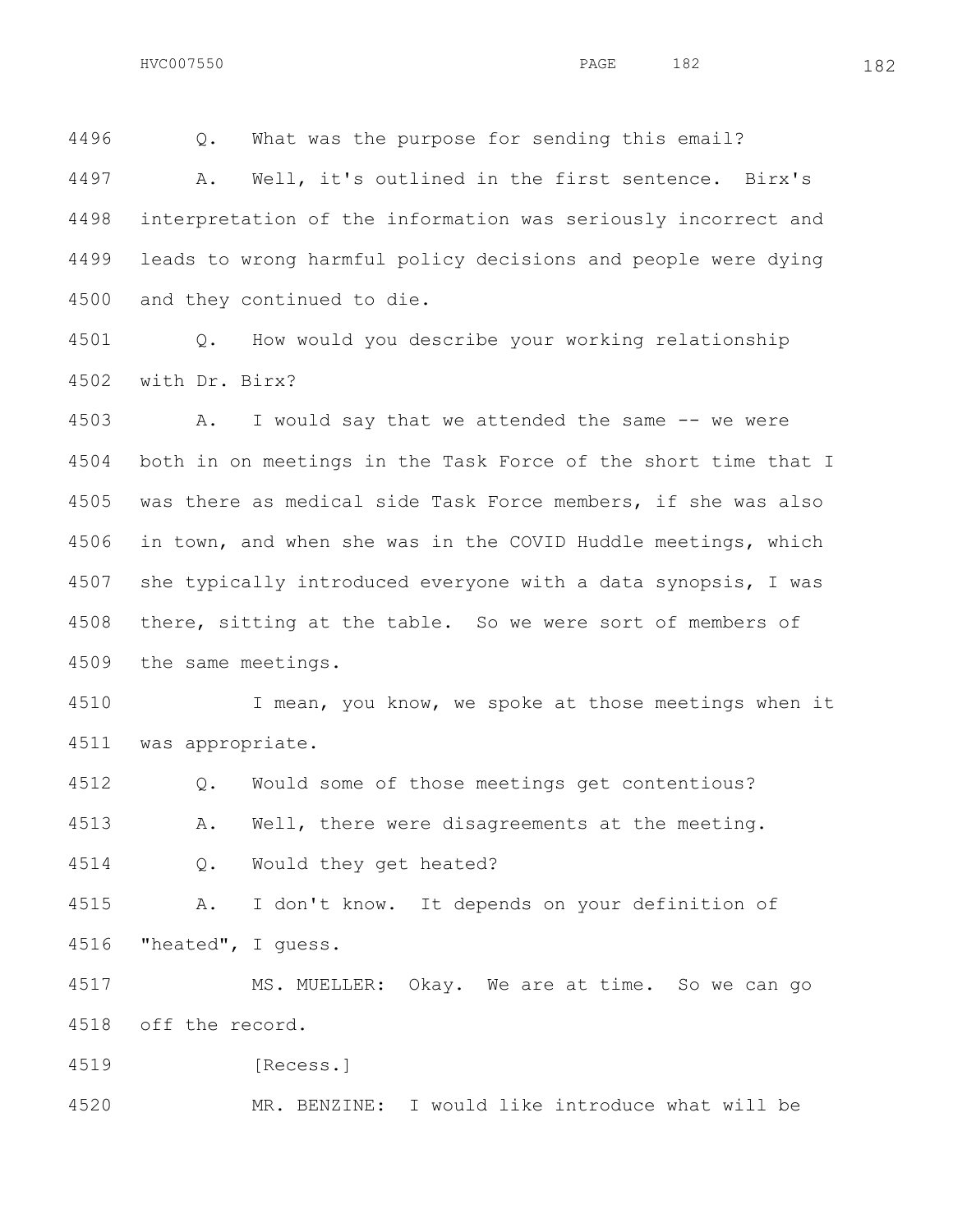4496 Q. What was the purpose for sending this email?

4497 A. Well, it's outlined in the first sentence. Birx's
4498 interpretation of the information was seriously incorrect and
4499 leads to wrong harmful policy decisions and people were dying
4500 and they continued to die.

4501 Q. How would you describe your working relationship
4502 with Dr. Birx?

4503 A. I would say that we attended the same -- we were
4504 both in on meetings in the Task Force of the short time that I
4505 was there as medical side Task Force members, if she was also
4506 in town, and when she was in the COVID Huddle meetings, which
4507 she typically introduced everyone with a data synopsis, I was
4508 there, sitting at the table. So we were sort of members of
4509 the same meetings.

4510 I mean, you know, we spoke at those meetings when it
4511 was appropriate.

4512 Q. Would some of those meetings get contentious?

4513 A. Well, there were disagreements at the meeting.

4514 Q. Would they get heated?

4515 A. I don't know. It depends on your definition of
4516 "heated", I guess.

4517 MS. MUELLER: Okay. We are at time. So we can go
4518 off the record.

4519 [Recess.]

4520 MR. BENZINE: I would like introduce what will be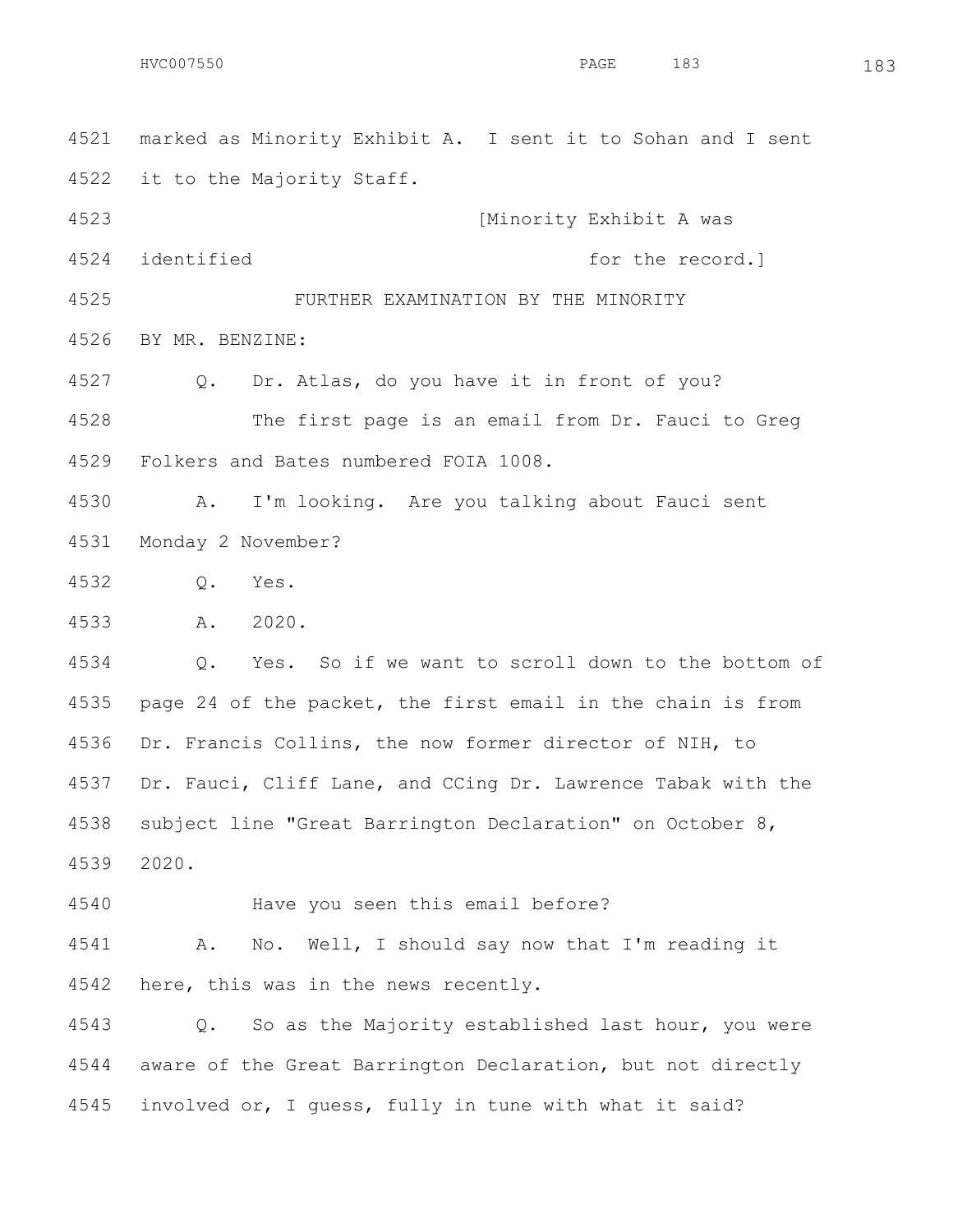4521 marked as Minority Exhibit A. I sent it to Sohan and I sent
4522 it to the Majority Staff.

4523 [Minority Exhibit A was
4524 identified for the record.]

4525 FURTHER EXAMINATION BY THE MINORITY

4526 BY MR. BENZINE:

4527 Q. Dr. Atlas, do you have it in front of you?

4528 The first page is an email from Dr. Fauci to Greg
4529 Folkers and Bates numbered FOIA 1008.

4530 A. I'm looking. Are you talking about Fauci sent
4531 Monday 2 November?

4532 Q. Yes.

4533 A. 2020.

4534 Q. Yes. So if we want to scroll down to the bottom of
4535 page 24 of the packet, the first email in the chain is from
4536 Dr. Francis Collins, the now former director of NIH, to
4537 Dr. Fauci, Cliff Lane, and CCing Dr. Lawrence Tabak with the
4538 subject line "Great Barrington Declaration" on October 8,
4539 2020.

4540 Have you seen this email before?

4541 A. No. Well, I should say now that I'm reading it
4542 here, this was in the news recently.

4543 Q. So as the Majority established last hour, you were
4544 aware of the Great Barrington Declaration, but not directly
4545 involved or, I guess, fully in tune with what it said?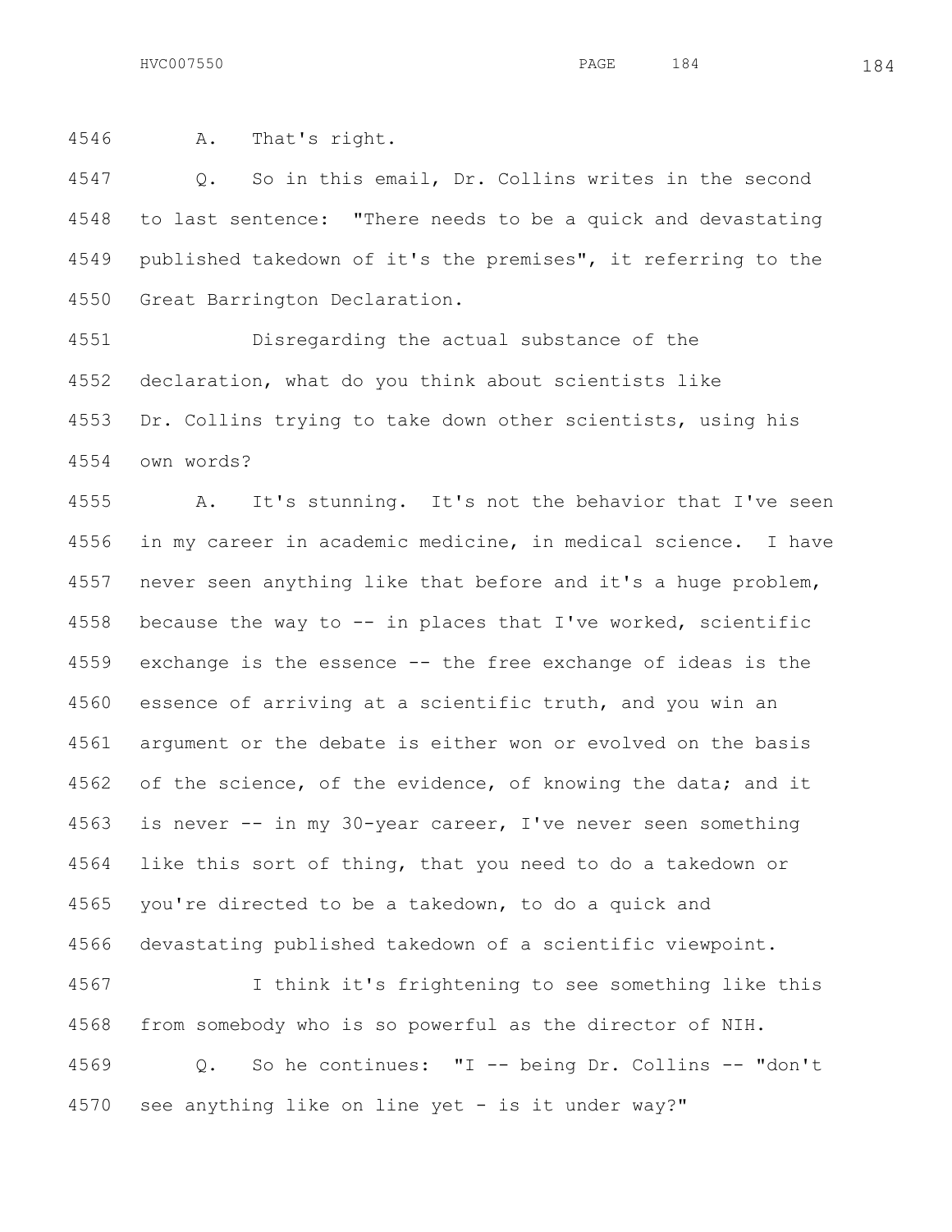4546 A. That's right.

4547 Q. So in this email, Dr. Collins writes in the second
4548 to last sentence: "There needs to be a quick and devastating
4549 published takedown of it's the premises", it referring to the
4550 Great Barrington Declaration.

4551 Disregarding the actual substance of the
4552 declaration, what do you think about scientists like
4553 Dr. Collins trying to take down other scientists, using his
4554 own words?

4555 A. It's stunning. It's not the behavior that I've seen
4556 in my career in academic medicine, in medical science. I have
4557 never seen anything like that before and it's a huge problem,
4558 because the way to -- in places that I've worked, scientific
4559 exchange is the essence -- the free exchange of ideas is the
4560 essence of arriving at a scientific truth, and you win an
4561 argument or the debate is either won or evolved on the basis
4562 of the science, of the evidence, of knowing the data; and it
4563 is never -- in my 30-year career, I've never seen something
4564 like this sort of thing, that you need to do a takedown or
4565 you're directed to be a takedown, to do a quick and
4566 devastating published takedown of a scientific viewpoint.

4567 I think it's frightening to see something like this
4568 from somebody who is so powerful as the director of NIH.

4569 Q. So he continues: "I -- being Dr. Collins -- "don't
4570 see anything like on line yet - is it under way?"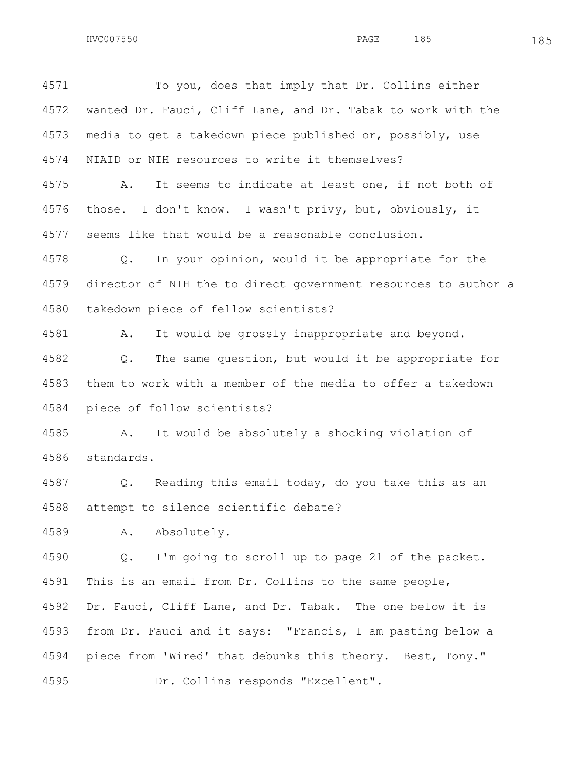4571 To you, does that imply that Dr. Collins either
4572 wanted Dr. Fauci, Cliff Lane, and Dr. Tabak to work with the
4573 media to get a takedown piece published or, possibly, use
4574 NIAID or NIH resources to write it themselves?

4575 A. It seems to indicate at least one, if not both of
4576 those. I don't know. I wasn't privy, but, obviously, it
4577 seems like that would be a reasonable conclusion.

4578 Q. In your opinion, would it be appropriate for the
4579 director of NIH the to direct government resources to author a
4580 takedown piece of fellow scientists?

4581 A. It would be grossly inappropriate and beyond.

4582 Q. The same question, but would it be appropriate for
4583 them to work with a member of the media to offer a takedown
4584 piece of follow scientists?

4585 A. It would be absolutely a shocking violation of
4586 standards.

4587 Q. Reading this email today, do you take this as an
4588 attempt to silence scientific debate?

4589 A. Absolutely.

4590 Q. I'm going to scroll up to page 21 of the packet.
4591 This is an email from Dr. Collins to the same people,
4592 Dr. Fauci, Cliff Lane, and Dr. Tabak. The one below it is
4593 from Dr. Fauci and it says: "Francis, I am pasting below a
4594 piece from 'Wired' that debunks this theory. Best, Tony."

4595 Dr. Collins responds "Excellent".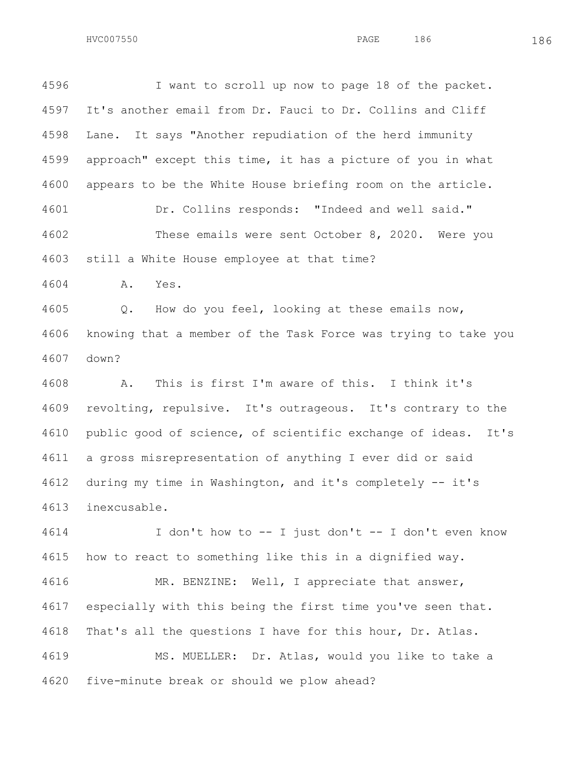4596 I want to scroll up now to page 18 of the packet.
4597 It's another email from Dr. Fauci to Dr. Collins and Cliff
4598 Lane. It says "Another repudiation of the herd immunity
4599 approach" except this time, it has a picture of you in what
4600 appears to be the White House briefing room on the article.

4601 Dr. Collins responds: "Indeed and well said."

4602 These emails were sent October 8, 2020. Were you
4603 still a White House employee at that time?

4604 A. Yes.

4605 Q. How do you feel, looking at these emails now,
4606 knowing that a member of the Task Force was trying to take you
4607 down?

4608 A. This is first I'm aware of this. I think it's
4609 revolting, repulsive. It's outrageous. It's contrary to the
4610 public good of science, of scientific exchange of ideas. It's
4611 a gross misrepresentation of anything I ever did or said
4612 during my time in Washington, and it's completely -- it's
4613 inexcusable.

4614 I don't how to -- I just don't -- I don't even know
4615 how to react to something like this in a dignified way.

4616 MR. BENZINE: Well, I appreciate that answer,
4617 especially with this being the first time you've seen that.
4618 That's all the questions I have for this hour, Dr. Atlas.

4619 MS. MUELLER: Dr. Atlas, would you like to take a
4620 five-minute break or should we plow ahead?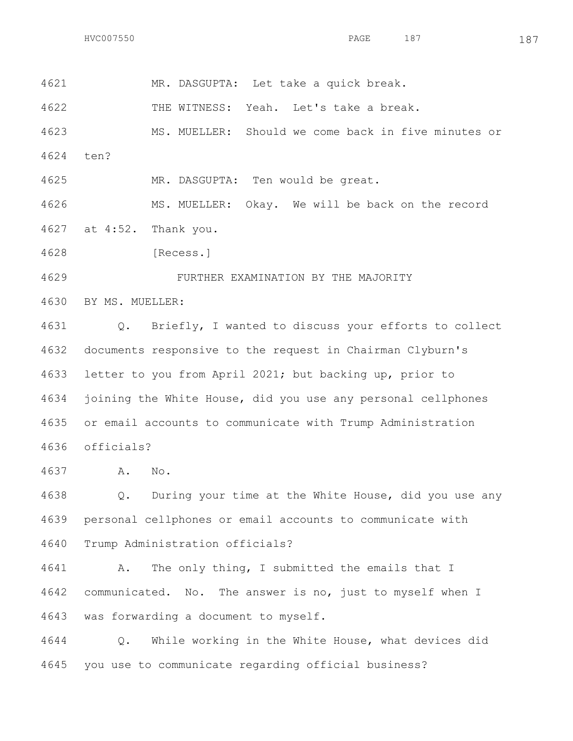4621 MR. DASGUPTA: Let take a quick break.

4622 THE WITNESS: Yeah. Let's take a break.

4623 MS. MUELLER: Should we come back in five minutes or

4624 ten?

4625 MR. DASGUPTA: Ten would be great.

4626 MS. MUELLER: Okay. We will be back on the record

4627 at 4:52. Thank you.

4628 [Recess.]

4629 FURTHER EXAMINATION BY THE MAJORITY

4630 BY MS. MUELLER:

4631 Q. Briefly, I wanted to discuss your efforts to collect

4632 documents responsive to the request in Chairman Clyburn's

4633 letter to you from April 2021; but backing up, prior to

4634 joining the White House, did you use any personal cellphones

4635 or email accounts to communicate with Trump Administration

4636 officials?

4637 A. No.

4638 Q. During your time at the White House, did you use any

4639 personal cellphones or email accounts to communicate with

4640 Trump Administration officials?

4641 A. The only thing, I submitted the emails that I

4642 communicated. No. The answer is no, just to myself when I

4643 was forwarding a document to myself.

4644 Q. While working in the White House, what devices did

4645 you use to communicate regarding official business?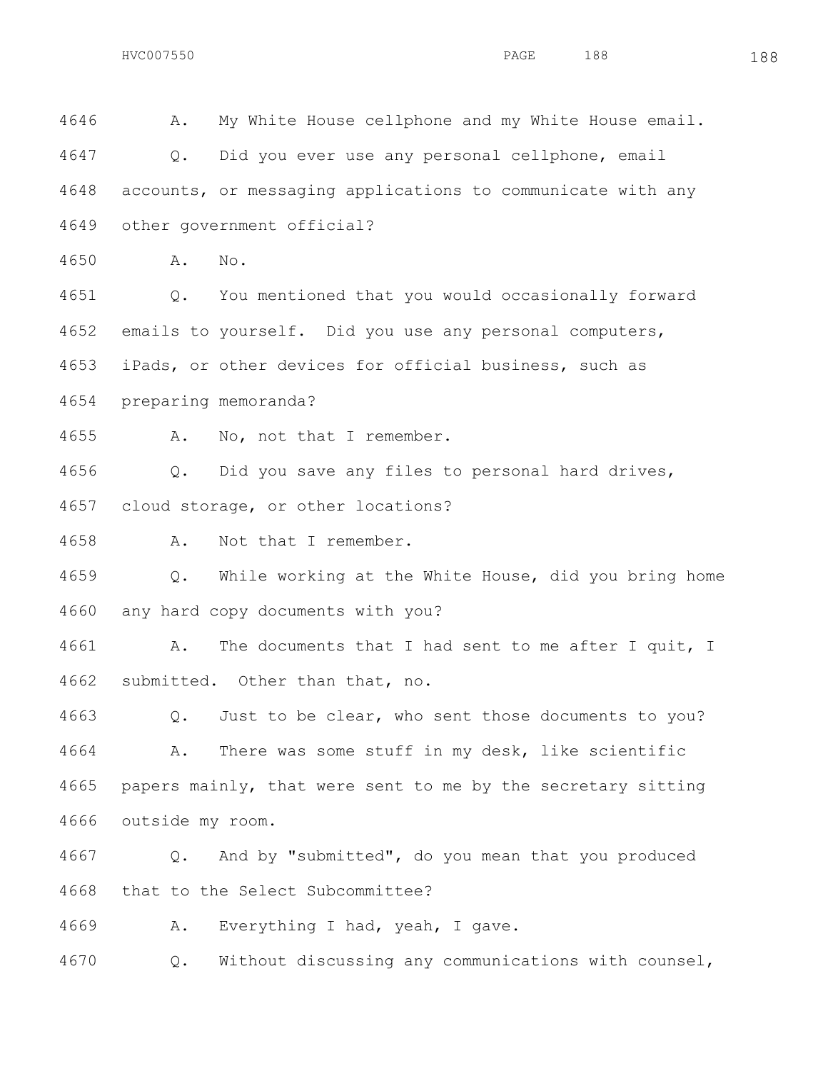4646 A. My White House cellphone and my White House email.

4647 Q. Did you ever use any personal cellphone, email

4648 accounts, or messaging applications to communicate with any

4649 other government official?

4650 A. No.

4651 Q. You mentioned that you would occasionally forward

4652 emails to yourself. Did you use any personal computers,

4653 iPads, or other devices for official business, such as

4654 preparing memoranda?

4655 A. No, not that I remember.

4656 Q. Did you save any files to personal hard drives,

4657 cloud storage, or other locations?

4658 A. Not that I remember.

4659 Q. While working at the White House, did you bring home

4660 any hard copy documents with you?

4661 A. The documents that I had sent to me after I quit, I

4662 submitted. Other than that, no.

4663 Q. Just to be clear, who sent those documents to you?

4664 A. There was some stuff in my desk, like scientific

4665 papers mainly, that were sent to me by the secretary sitting

4666 outside my room.

4667 Q. And by "submitted", do you mean that you produced

4668 that to the Select Subcommittee?

4669 A. Everything I had, yeah, I gave.

4670 Q. Without discussing any communications with counsel,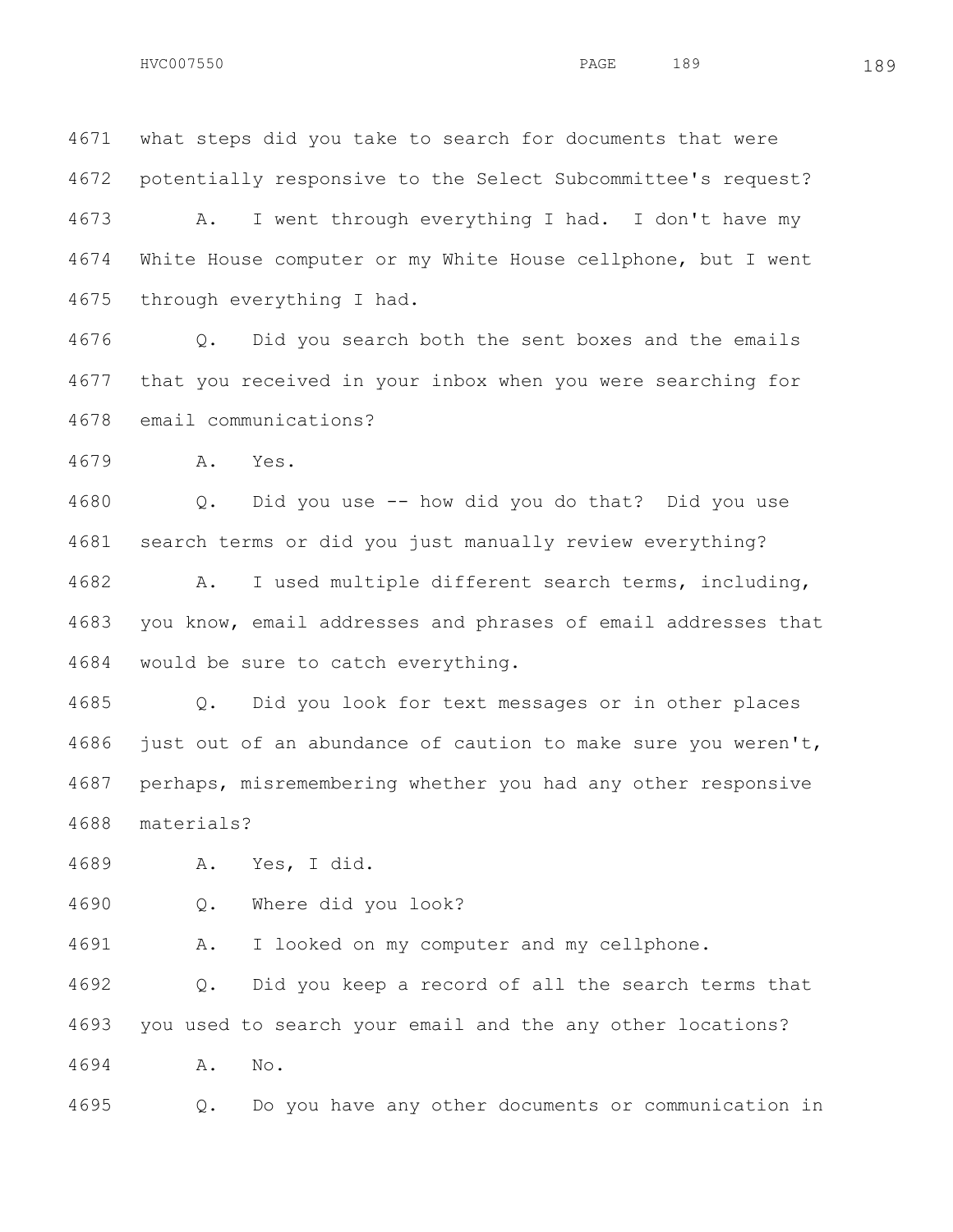4671 what steps did you take to search for documents that were
4672 potentially responsive to the Select Subcommittee's request?

4673 A. I went through everything I had. I don't have my
4674 White House computer or my White House cellphone, but I went
4675 through everything I had.

4676 Q. Did you search both the sent boxes and the emails
4677 that you received in your inbox when you were searching for
4678 email communications?

4679 A. Yes.

4680 Q. Did you use -- how did you do that? Did you use
4681 search terms or did you just manually review everything?

4682 A. I used multiple different search terms, including,
4683 you know, email addresses and phrases of email addresses that
4684 would be sure to catch everything.

4685 Q. Did you look for text messages or in other places
4686 just out of an abundance of caution to make sure you weren't,
4687 perhaps, misremembering whether you had any other responsive
4688 materials?

4689 A. Yes, I did.

4690 Q. Where did you look?

4691 A. I looked on my computer and my cellphone.

4692 Q. Did you keep a record of all the search terms that
4693 you used to search your email and the any other locations?

4694 A. No.

4695 Q. Do you have any other documents or communication in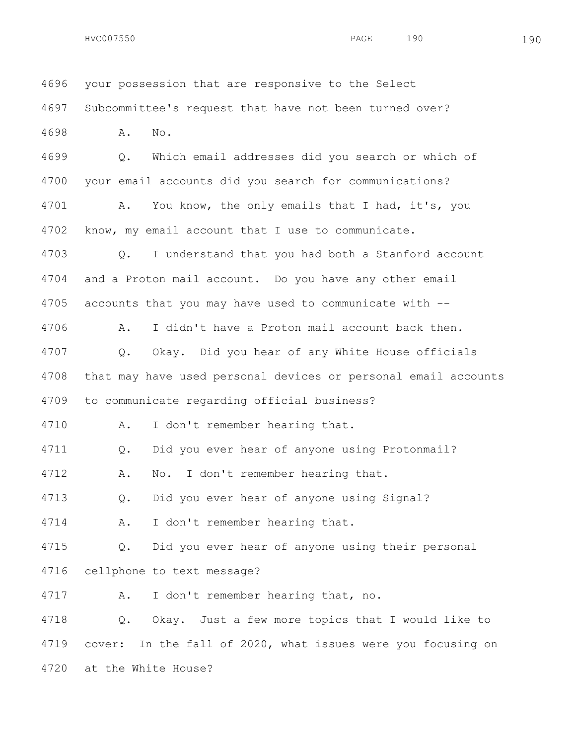4696 your possession that are responsive to the Select

4697 Subcommittee's request that have not been turned over?

4698 A. No.

4699 Q. Which email addresses did you search or which of

4700 your email accounts did you search for communications?

4701 A. You know, the only emails that I had, it's, you

4702 know, my email account that I use to communicate.

4703 Q. I understand that you had both a Stanford account

4704 and a Proton mail account. Do you have any other email

4705 accounts that you may have used to communicate with --

4706 A. I didn't have a Proton mail account back then.

4707 Q. Okay. Did you hear of any White House officials

4708 that may have used personal devices or personal email accounts

4709 to communicate regarding official business?

4710 A. I don't remember hearing that.

4711 Q. Did you ever hear of anyone using Protonmail?

4712 A. No. I don't remember hearing that.

4713 Q. Did you ever hear of anyone using Signal?

4714 A. I don't remember hearing that.

4715 Q. Did you ever hear of anyone using their personal

4716 cellphone to text message?

4717 A. I don't remember hearing that, no.

4718 Q. Okay. Just a few more topics that I would like to

4719 cover: In the fall of 2020, what issues were you focusing on

4720 at the White House?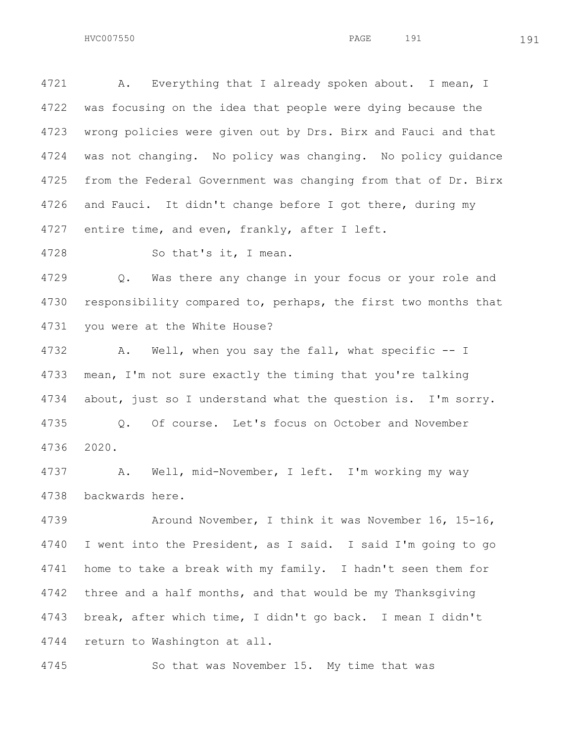4721 A. Everything that I already spoken about. I mean, I
4722 was focusing on the idea that people were dying because the
4723 wrong policies were given out by Drs. Birx and Fauci and that
4724 was not changing. No policy was changing. No policy guidance
4725 from the Federal Government was changing from that of Dr. Birx
4726 and Fauci. It didn't change before I got there, during my
4727 entire time, and even, frankly, after I left.

4728 So that's it, I mean.

4729 Q. Was there any change in your focus or your role and
4730 responsibility compared to, perhaps, the first two months that
4731 you were at the White House?

4732 A. Well, when you say the fall, what specific -- I
4733 mean, I'm not sure exactly the timing that you're talking
4734 about, just so I understand what the question is. I'm sorry.

4735 Q. Of course. Let's focus on October and November
4736 2020.

4737 A. Well, mid-November, I left. I'm working my way
4738 backwards here.

4739 Around November, I think it was November 16, 15-16,
4740 I went into the President, as I said. I said I'm going to go
4741 home to take a break with my family. I hadn't seen them for
4742 three and a half months, and that would be my Thanksgiving
4743 break, after which time, I didn't go back. I mean I didn't
4744 return to Washington at all.

4745 So that was November 15. My time that was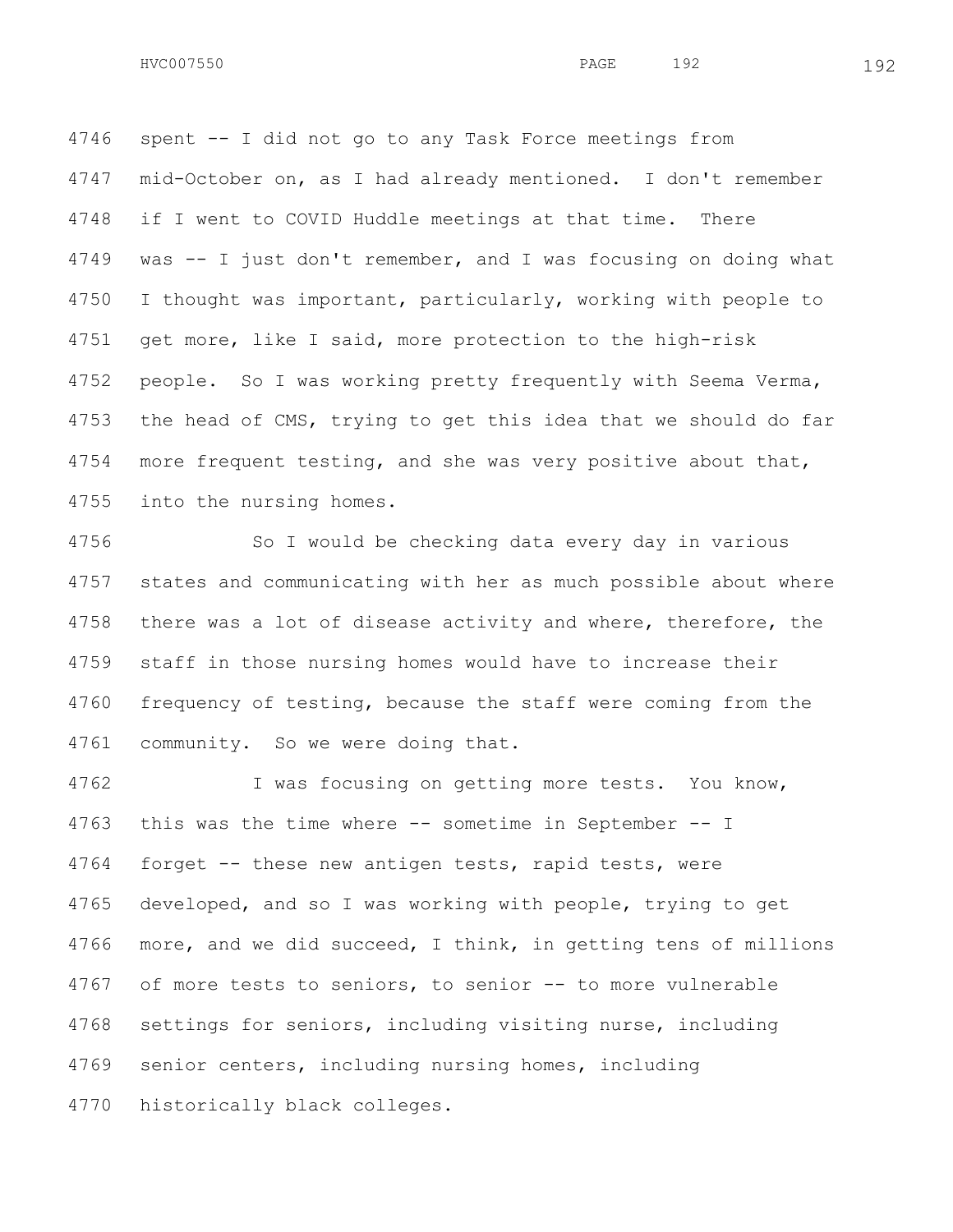spent -- I did not go to any Task Force meetings from mid-October on, as I had already mentioned. I don't remember if I went to COVID Huddle meetings at that time. There was -- I just don't remember, and I was focusing on doing what I thought was important, particularly, working with people to get more, like I said, more protection to the high-risk people. So I was working pretty frequently with Seema Verma, the head of CMS, trying to get this idea that we should do far more frequent testing, and she was very positive about that, into the nursing homes.

So I would be checking data every day in various states and communicating with her as much possible about where there was a lot of disease activity and where, therefore, the staff in those nursing homes would have to increase their frequency of testing, because the staff were coming from the community. So we were doing that.

I was focusing on getting more tests. You know, this was the time where -- sometime in September -- I forget -- these new antigen tests, rapid tests, were developed, and so I was working with people, trying to get more, and we did succeed, I think, in getting tens of millions of more tests to seniors, to senior -- to more vulnerable settings for seniors, including visiting nurse, including senior centers, including nursing homes, including historically black colleges.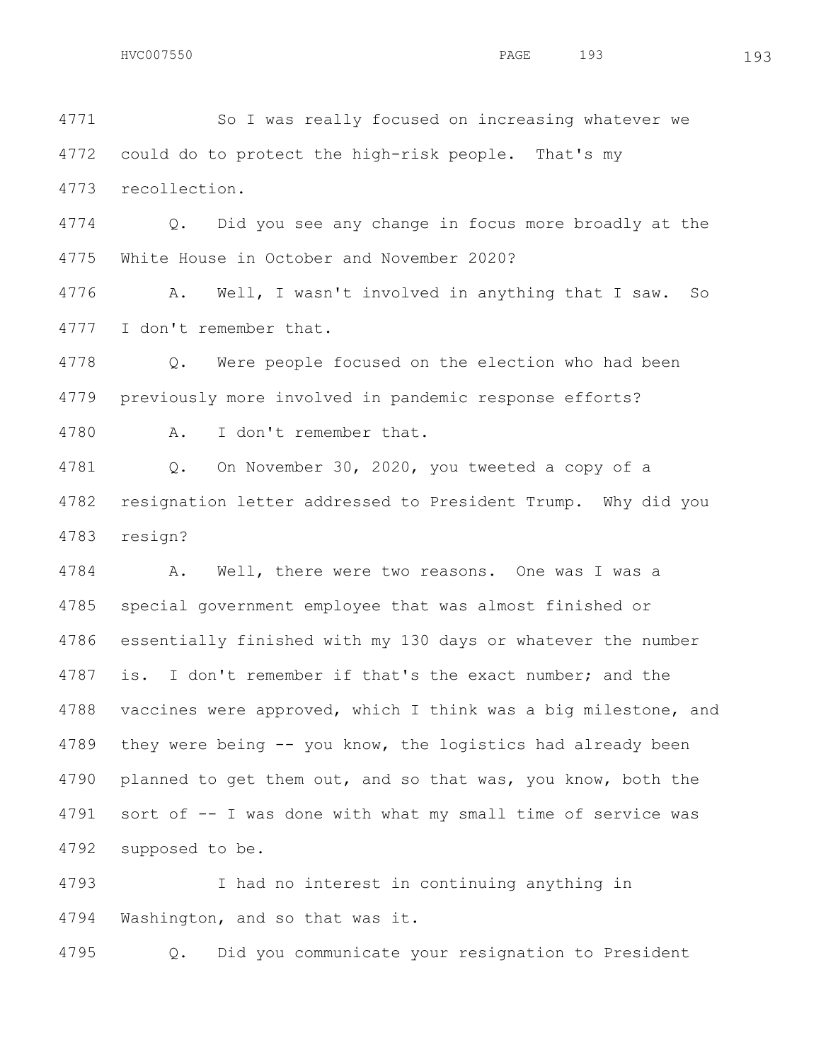4771 So I was really focused on increasing whatever we
4772 could do to protect the high-risk people. That's my
4773 recollection.

4774 Q. Did you see any change in focus more broadly at the
4775 White House in October and November 2020?

4776 A. Well, I wasn't involved in anything that I saw. So
4777 I don't remember that.

4778 Q. Were people focused on the election who had been
4779 previously more involved in pandemic response efforts?

4780 A. I don't remember that.

4781 Q. On November 30, 2020, you tweeted a copy of a
4782 resignation letter addressed to President Trump. Why did you
4783 resign?

4784 A. Well, there were two reasons. One was I was a
4785 special government employee that was almost finished or
4786 essentially finished with my 130 days or whatever the number
4787 is. I don't remember if that's the exact number; and the
4788 vaccines were approved, which I think was a big milestone, and
4789 they were being -- you know, the logistics had already been
4790 planned to get them out, and so that was, you know, both the
4791 sort of -- I was done with what my small time of service was
4792 supposed to be.

4793 I had no interest in continuing anything in
4794 Washington, and so that was it.

4795 Q. Did you communicate your resignation to President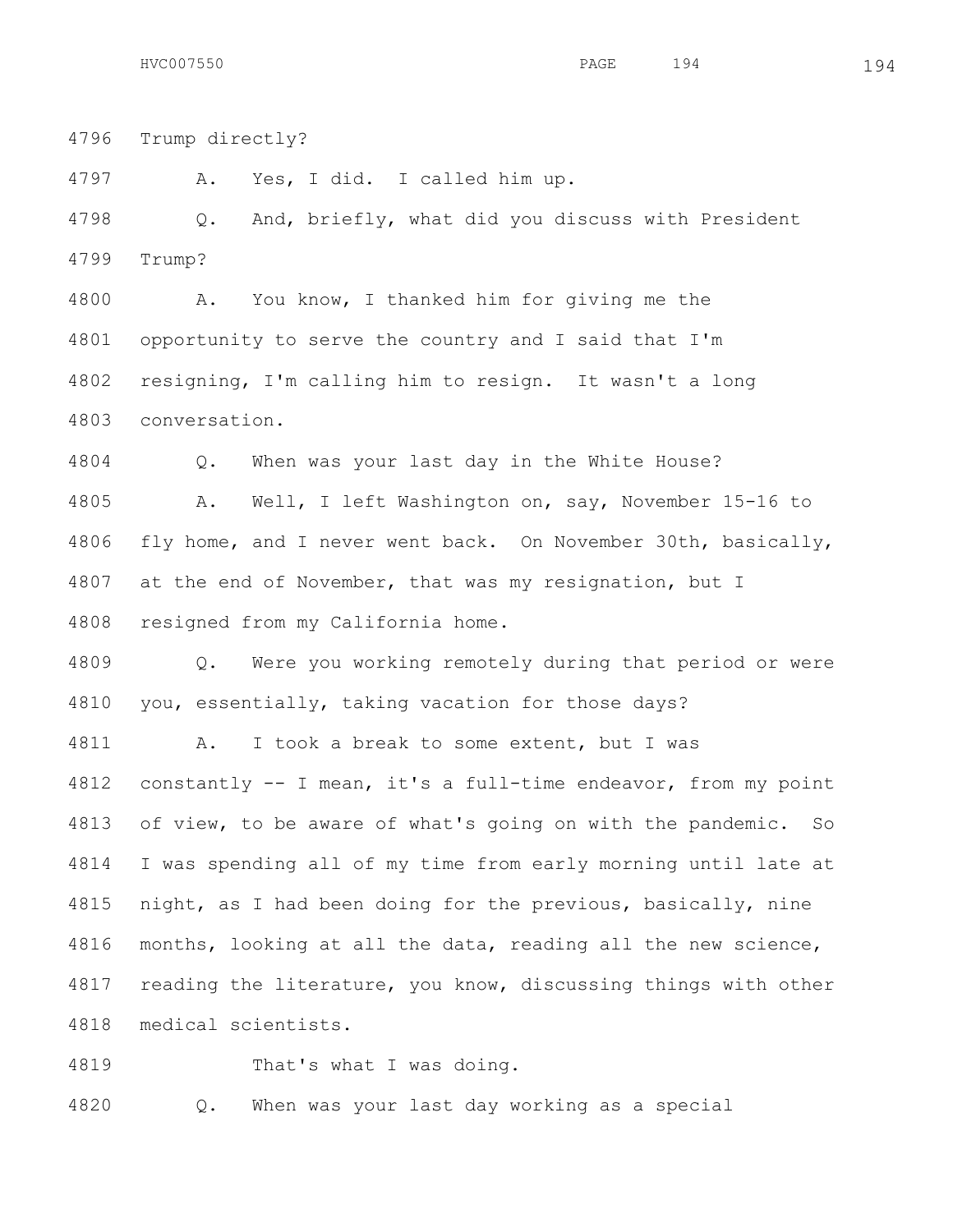4796 Trump directly?

4797 A. Yes, I did. I called him up.

4798 Q. And, briefly, what did you discuss with President
4799 Trump?

4800 A. You know, I thanked him for giving me the
4801 opportunity to serve the country and I said that I'm
4802 resigning, I'm calling him to resign. It wasn't a long
4803 conversation.

4804 Q. When was your last day in the White House?

4805 A. Well, I left Washington on, say, November 15-16 to
4806 fly home, and I never went back. On November 30th, basically,
4807 at the end of November, that was my resignation, but I
4808 resigned from my California home.

4809 Q. Were you working remotely during that period or were
4810 you, essentially, taking vacation for those days?

4811 A. I took a break to some extent, but I was
4812 constantly -- I mean, it's a full-time endeavor, from my point
4813 of view, to be aware of what's going on with the pandemic. So
4814 I was spending all of my time from early morning until late at
4815 night, as I had been doing for the previous, basically, nine
4816 months, looking at all the data, reading all the new science,
4817 reading the literature, you know, discussing things with other
4818 medical scientists.

4819 That's what I was doing.

4820 Q. When was your last day working as a special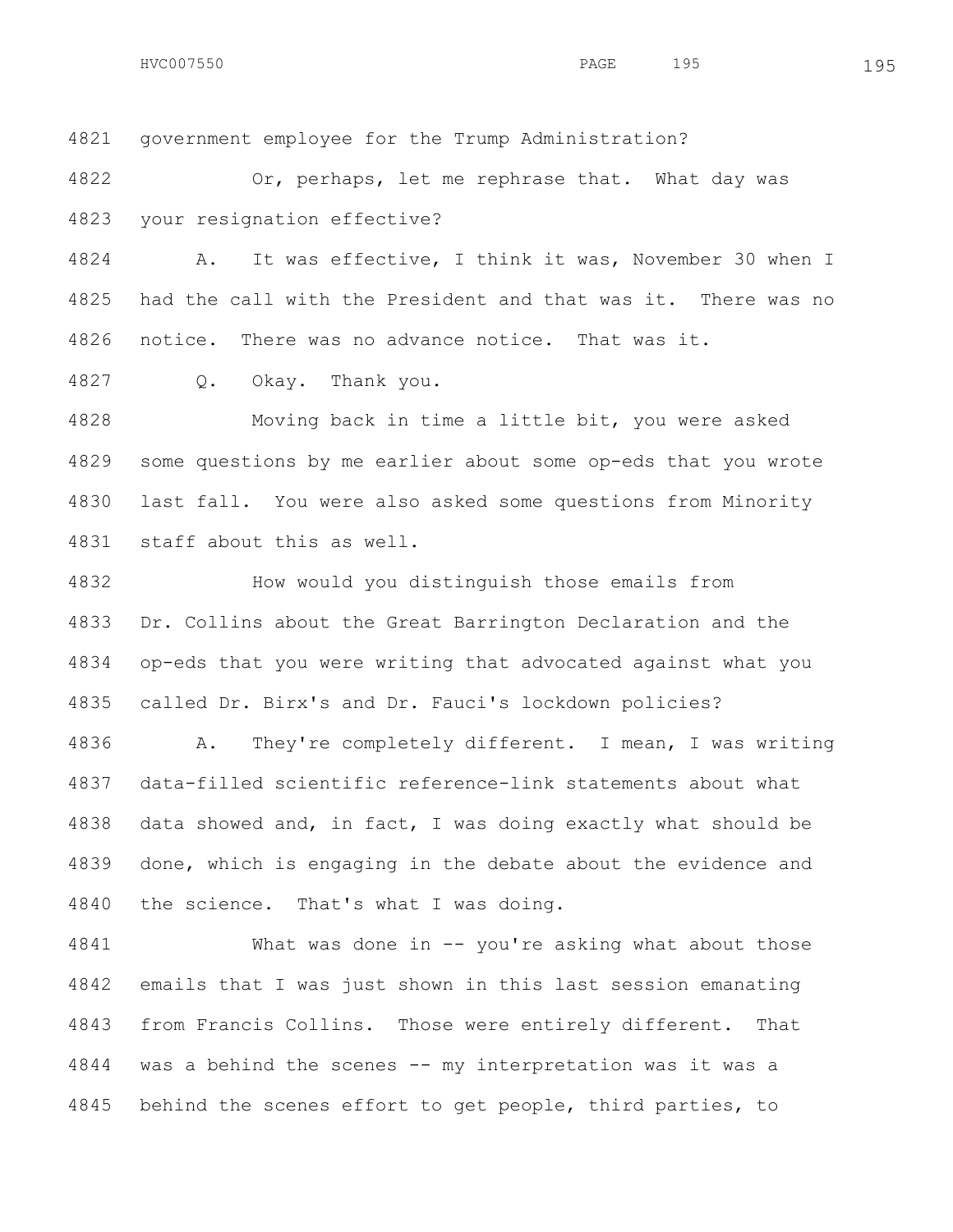4821 government employee for the Trump Administration?

4822 Or, perhaps, let me rephrase that. What day was
4823 your resignation effective?

4824 A. It was effective, I think it was, November 30 when I
4825 had the call with the President and that was it. There was no
4826 notice. There was no advance notice. That was it.

4827 Q. Okay. Thank you.

4828 Moving back in time a little bit, you were asked
4829 some questions by me earlier about some op-eds that you wrote
4830 last fall. You were also asked some questions from Minority
4831 staff about this as well.

4832 How would you distinguish those emails from
4833 Dr. Collins about the Great Barrington Declaration and the
4834 op-eds that you were writing that advocated against what you
4835 called Dr. Birx's and Dr. Fauci's lockdown policies?

4836 A. They're completely different. I mean, I was writing
4837 data-filled scientific reference-link statements about what
4838 data showed and, in fact, I was doing exactly what should be
4839 done, which is engaging in the debate about the evidence and
4840 the science. That's what I was doing.

4841 What was done in -- you're asking what about those
4842 emails that I was just shown in this last session emanating
4843 from Francis Collins. Those were entirely different. That
4844 was a behind the scenes -- my interpretation was it was a
4845 behind the scenes effort to get people, third parties, to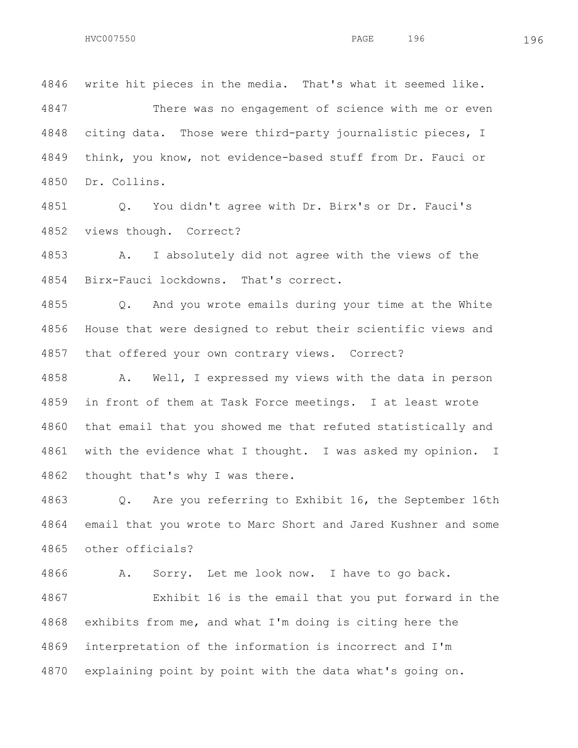4846 write hit pieces in the media. That's what it seemed like.

4847 There was no engagement of science with me or even

4848 citing data. Those were third-party journalistic pieces, I

4849 think, you know, not evidence-based stuff from Dr. Fauci or

4850 Dr. Collins.

4851 Q. You didn't agree with Dr. Birx's or Dr. Fauci's

4852 views though. Correct?

4853 A. I absolutely did not agree with the views of the

4854 Birx-Fauci lockdowns. That's correct.

4855 Q. And you wrote emails during your time at the White

4856 House that were designed to rebut their scientific views and

4857 that offered your own contrary views. Correct?

4858 A. Well, I expressed my views with the data in person

4859 in front of them at Task Force meetings. I at least wrote

4860 that email that you showed me that refuted statistically and

4861 with the evidence what I thought. I was asked my opinion. I

4862 thought that's why I was there.

4863 Q. Are you referring to Exhibit 16, the September 16th

4864 email that you wrote to Marc Short and Jared Kushner and some

4865 other officials?

4866 A. Sorry. Let me look now. I have to go back.

4867 Exhibit 16 is the email that you put forward in the

4868 exhibits from me, and what I'm doing is citing here the

4869 interpretation of the information is incorrect and I'm

4870 explaining point by point with the data what's going on.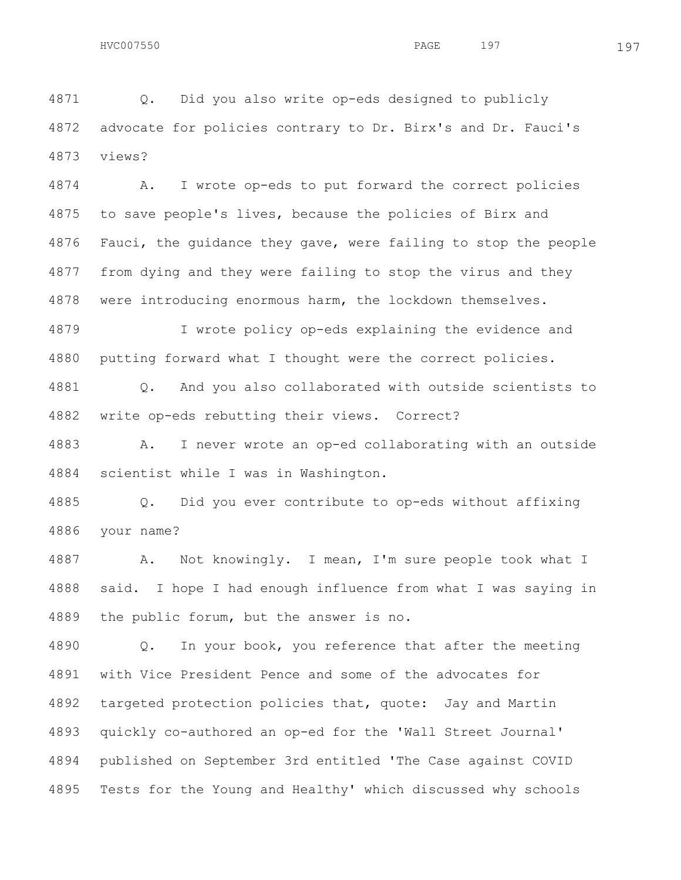4871 Q. Did you also write op-eds designed to publicly
4872 advocate for policies contrary to Dr. Birx's and Dr. Fauci's
4873 views?

4874 A. I wrote op-eds to put forward the correct policies
4875 to save people's lives, because the policies of Birx and
4876 Fauci, the guidance they gave, were failing to stop the people
4877 from dying and they were failing to stop the virus and they
4878 were introducing enormous harm, the lockdown themselves.

4879 I wrote policy op-eds explaining the evidence and
4880 putting forward what I thought were the correct policies.

4881 Q. And you also collaborated with outside scientists to
4882 write op-eds rebutting their views. Correct?

4883 A. I never wrote an op-ed collaborating with an outside
4884 scientist while I was in Washington.

4885 Q. Did you ever contribute to op-eds without affixing
4886 your name?

4887 A. Not knowingly. I mean, I'm sure people took what I
4888 said. I hope I had enough influence from what I was saying in
4889 the public forum, but the answer is no.

4890 Q. In your book, you reference that after the meeting
4891 with Vice President Pence and some of the advocates for
4892 targeted protection policies that, quote: Jay and Martin
4893 quickly co-authored an op-ed for the 'Wall Street Journal'
4894 published on September 3rd entitled 'The Case against COVID
4895 Tests for the Young and Healthy' which discussed why schools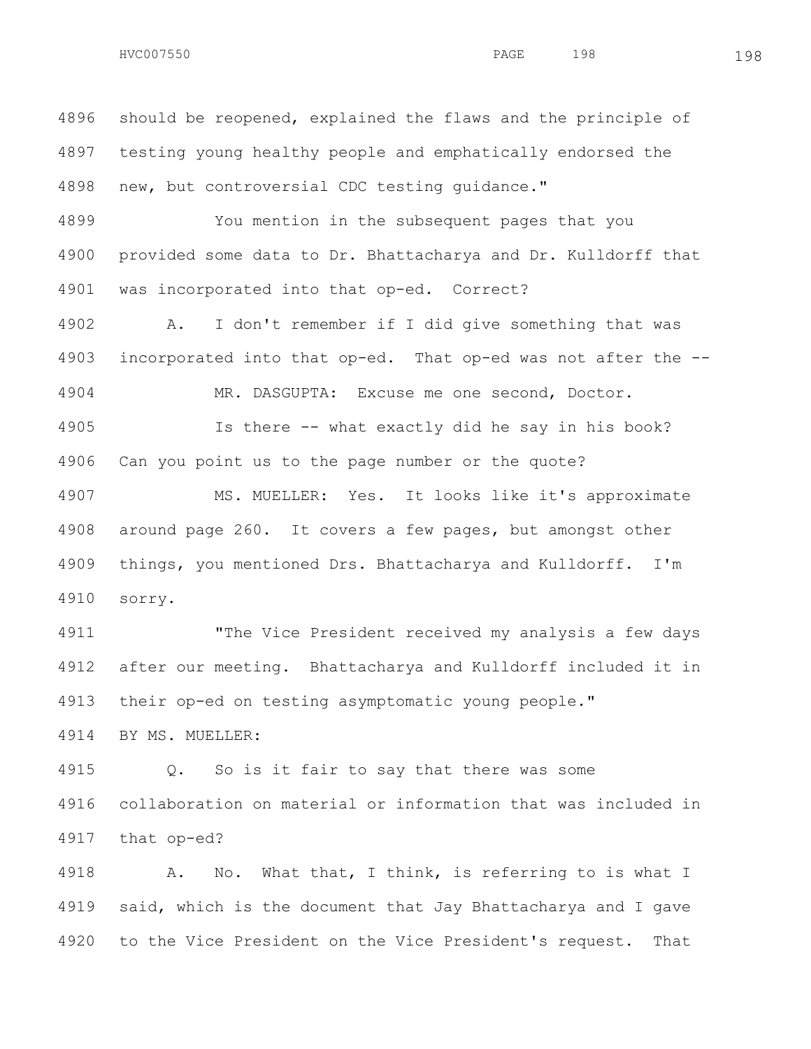should be reopened, explained the flaws and the principle of testing young healthy people and emphatically endorsed the new, but controversial CDC testing guidance."

You mention in the subsequent pages that you provided some data to Dr. Bhattacharya and Dr. Kulldorff that was incorporated into that op-ed. Correct?

A. I don't remember if I did give something that was incorporated into that op-ed. That op-ed was not after the --

MR. DASGUPTA: Excuse me one second, Doctor.

Is there -- what exactly did he say in his book? Can you point us to the page number or the quote?

MS. MUELLER: Yes. It looks like it's approximate around page 260. It covers a few pages, but amongst other things, you mentioned Drs. Bhattacharya and Kulldorff. I'm sorry.

"The Vice President received my analysis a few days after our meeting. Bhattacharya and Kulldorff included it in their op-ed on testing asymptomatic young people."

BY MS. MUELLER:

Q. So is it fair to say that there was some collaboration on material or information that was included in that op-ed?

A. No. What that, I think, is referring to is what I said, which is the document that Jay Bhattacharya and I gave to the Vice President on the Vice President's request. That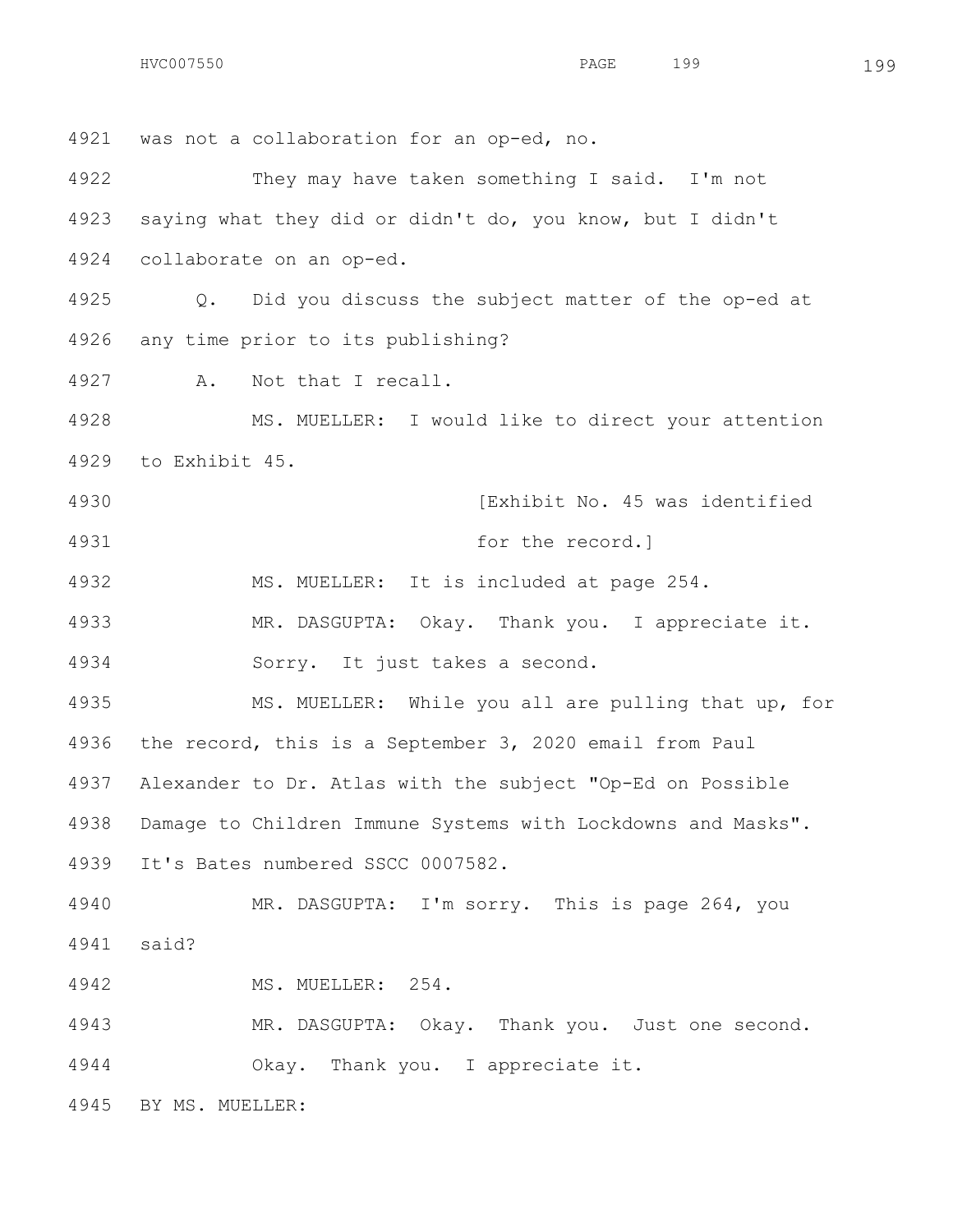4921 was not a collaboration for an op-ed, no.

4922 They may have taken something I said. I'm not

4923 saying what they did or didn't do, you know, but I didn't

4924 collaborate on an op-ed.

4925 Q. Did you discuss the subject matter of the op-ed at

4926 any time prior to its publishing?

4927 A. Not that I recall.

4928 MS. MUELLER: I would like to direct your attention

4929 to Exhibit 45.

4930 [Exhibit No. 45 was identified

4931 for the record.]

4932 MS. MUELLER: It is included at page 254.

4933 MR. DASGUPTA: Okay. Thank you. I appreciate it.

4934 Sorry. It just takes a second.

4935 MS. MUELLER: While you all are pulling that up, for

4936 the record, this is a September 3, 2020 email from Paul

4937 Alexander to Dr. Atlas with the subject "Op-Ed on Possible

4938 Damage to Children Immune Systems with Lockdowns and Masks".

4939 It's Bates numbered SSCC 0007582.

4940 MR. DASGUPTA: I'm sorry. This is page 264, you

4941 said?

4942 MS. MUELLER: 254.

4943 MR. DASGUPTA: Okay. Thank you. Just one second.

4944 Okay. Thank you. I appreciate it.

4945 BY MS. MUELLER: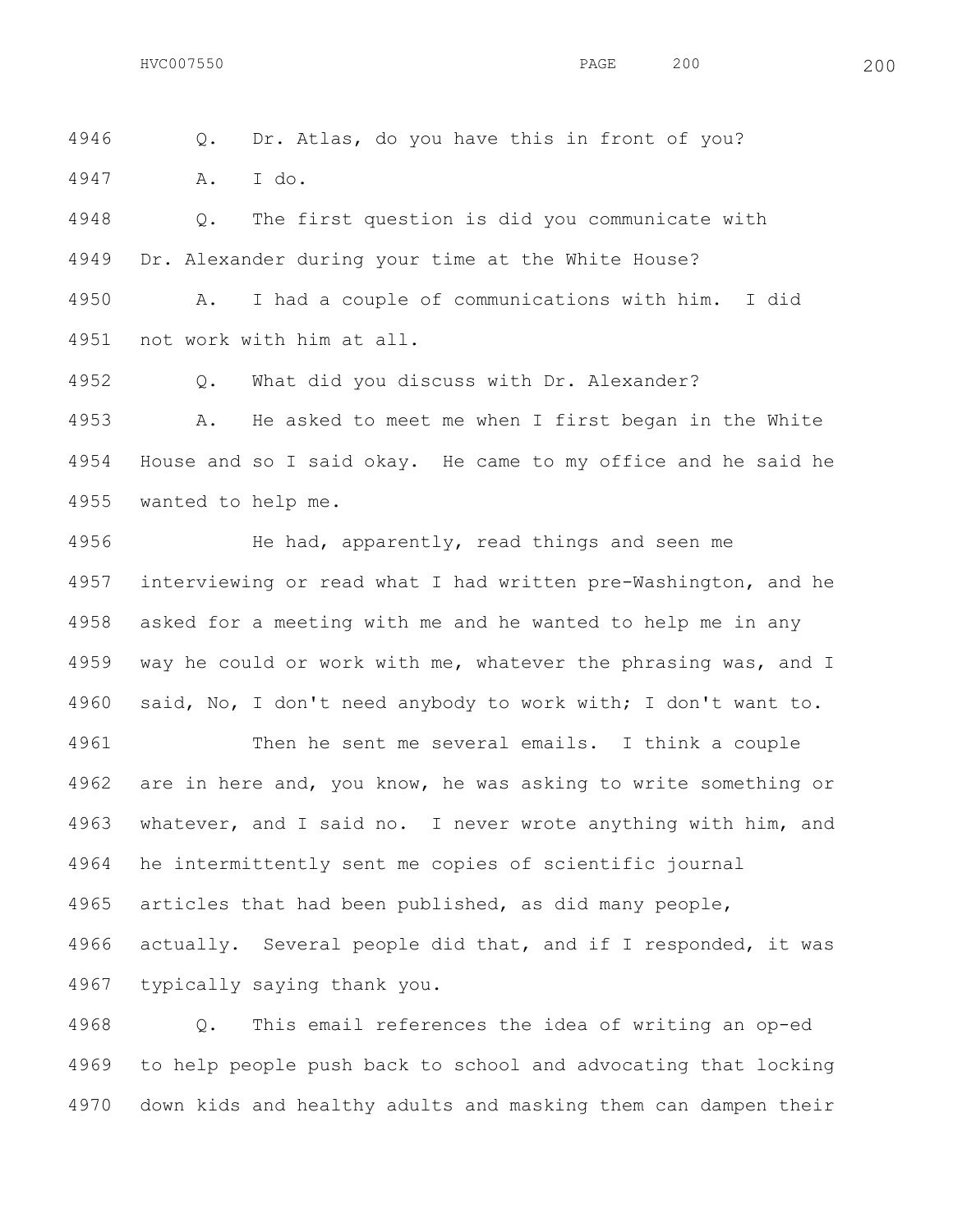Q. Dr. Atlas, do you have this in front of you?

A. I do.

Q. The first question is did you communicate with Dr. Alexander during your time at the White House?

A. I had a couple of communications with him. I did not work with him at all.

Q. What did you discuss with Dr. Alexander?

A. He asked to meet me when I first began in the White House and so I said okay. He came to my office and he said he wanted to help me.

He had, apparently, read things and seen me interviewing or read what I had written pre-Washington, and he asked for a meeting with me and he wanted to help me in any way he could or work with me, whatever the phrasing was, and I said, No, I don't need anybody to work with; I don't want to.

Then he sent me several emails. I think a couple are in here and, you know, he was asking to write something or whatever, and I said no. I never wrote anything with him, and he intermittently sent me copies of scientific journal articles that had been published, as did many people, actually. Several people did that, and if I responded, it was typically saying thank you.

Q. This email references the idea of writing an op-ed to help people push back to school and advocating that locking down kids and healthy adults and masking them can dampen their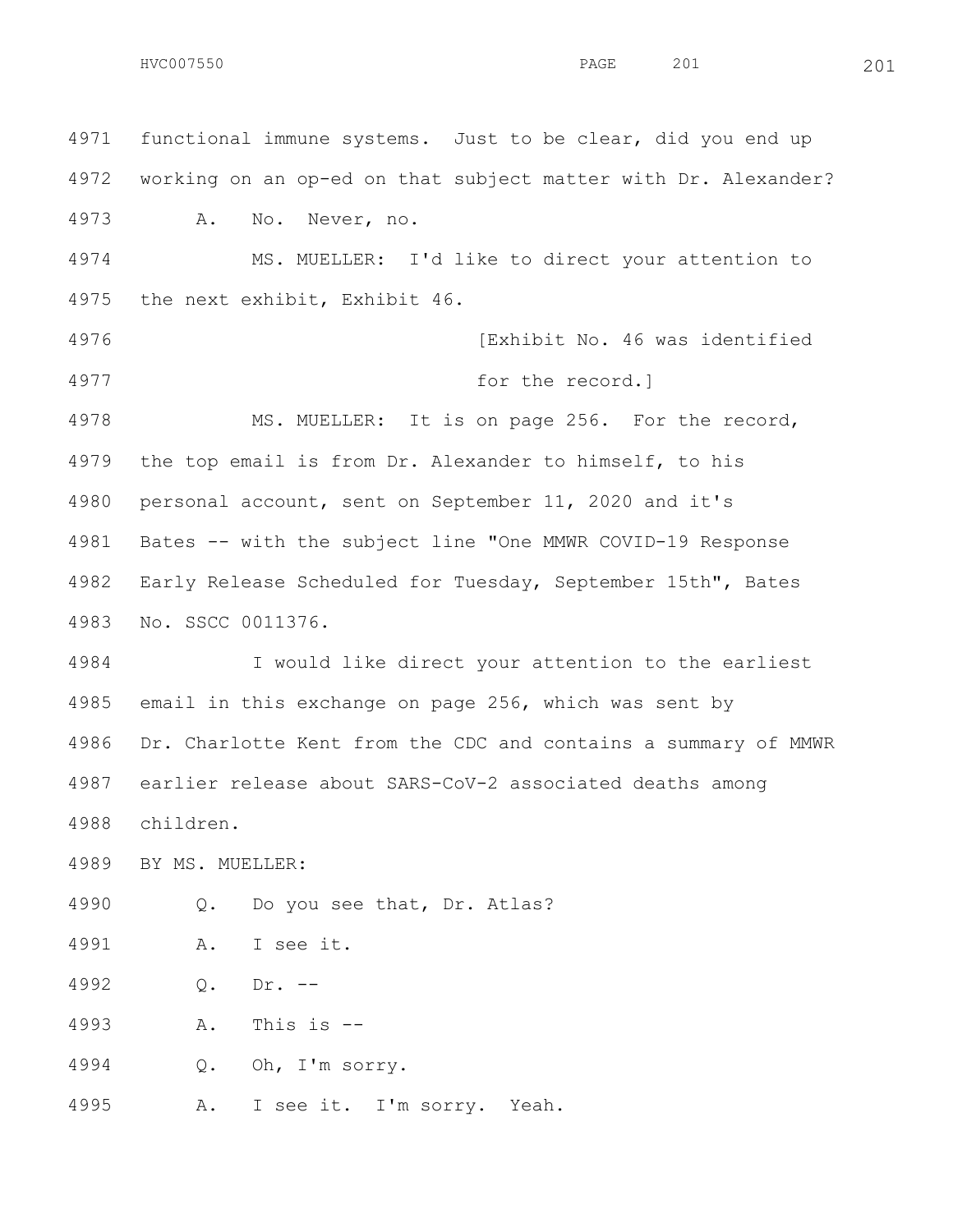4971 functional immune systems. Just to be clear, did you end up

4972 working on an op-ed on that subject matter with Dr. Alexander?

4973 A. No. Never, no.

4974 MS. MUELLER: I'd like to direct your attention to

4975 the next exhibit, Exhibit 46.

4976 [Exhibit No. 46 was identified

4977 for the record.]

4978 MS. MUELLER: It is on page 256. For the record,

4979 the top email is from Dr. Alexander to himself, to his

4980 personal account, sent on September 11, 2020 and it's

4981 Bates -- with the subject line "One MMWR COVID-19 Response

4982 Early Release Scheduled for Tuesday, September 15th", Bates

4983 No. SSCC 0011376.

4984 I would like direct your attention to the earliest

4985 email in this exchange on page 256, which was sent by

4986 Dr. Charlotte Kent from the CDC and contains a summary of MMWR

4987 earlier release about SARS-CoV-2 associated deaths among

4988 children.

4989 BY MS. MUELLER:

4990 Q. Do you see that, Dr. Atlas?

4991 A. I see it.

4992 Q. Dr. --

4993 A. This is --

4994 Q. Oh, I'm sorry.

4995 A. I see it. I'm sorry. Yeah.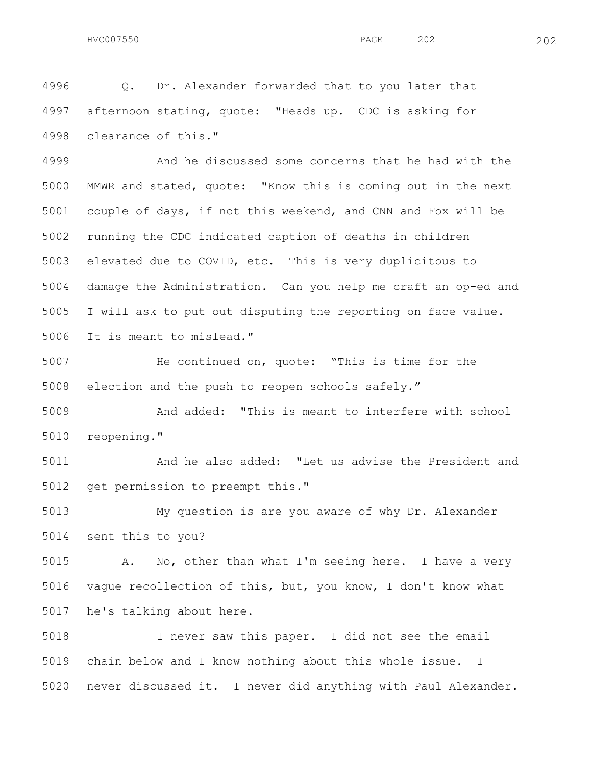Q. Dr. Alexander forwarded that to you later that afternoon stating, quote: "Heads up. CDC is asking for clearance of this."

And he discussed some concerns that he had with the MMWR and stated, quote: "Know this is coming out in the next couple of days, if not this weekend, and CNN and Fox will be running the CDC indicated caption of deaths in children elevated due to COVID, etc. This is very duplicitous to damage the Administration. Can you help me craft an op-ed and I will ask to put out disputing the reporting on face value. It is meant to mislead."

He continued on, quote: "This is time for the election and the push to reopen schools safely."

And added: "This is meant to interfere with school reopening."

And he also added: "Let us advise the President and get permission to preempt this."

My question is are you aware of why Dr. Alexander sent this to you?

A. No, other than what I'm seeing here. I have a very vague recollection of this, but, you know, I don't know what he's talking about here.

I never saw this paper. I did not see the email chain below and I know nothing about this whole issue. I never discussed it. I never did anything with Paul Alexander.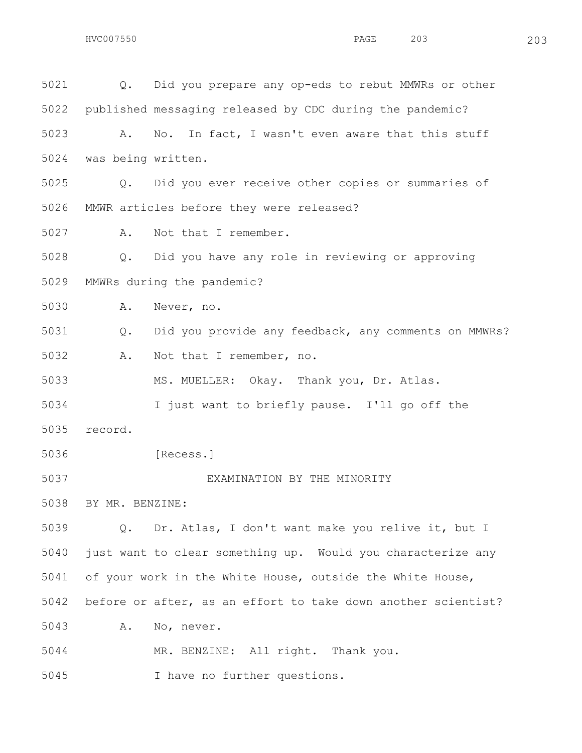5021 Q. Did you prepare any op-eds to rebut MMWRs or other

5022 published messaging released by CDC during the pandemic?

5023 A. No. In fact, I wasn't even aware that this stuff

5024 was being written.

5025 Q. Did you ever receive other copies or summaries of

5026 MMWR articles before they were released?

5027 A. Not that I remember.

5028 Q. Did you have any role in reviewing or approving

5029 MMWRs during the pandemic?

5030 A. Never, no.

5031 Q. Did you provide any feedback, any comments on MMWRs?

5032 A. Not that I remember, no.

5033 MS. MUELLER: Okay. Thank you, Dr. Atlas.

5034 I just want to briefly pause. I'll go off the

5035 record.

5036 [Recess.]

5037 EXAMINATION BY THE MINORITY

5038 BY MR. BENZINE:

5039 Q. Dr. Atlas, I don't want make you relive it, but I

5040 just want to clear something up. Would you characterize any

5041 of your work in the White House, outside the White House,

5042 before or after, as an effort to take down another scientist?

5043 A. No, never.

5044 MR. BENZINE: All right. Thank you.

5045 I have no further questions.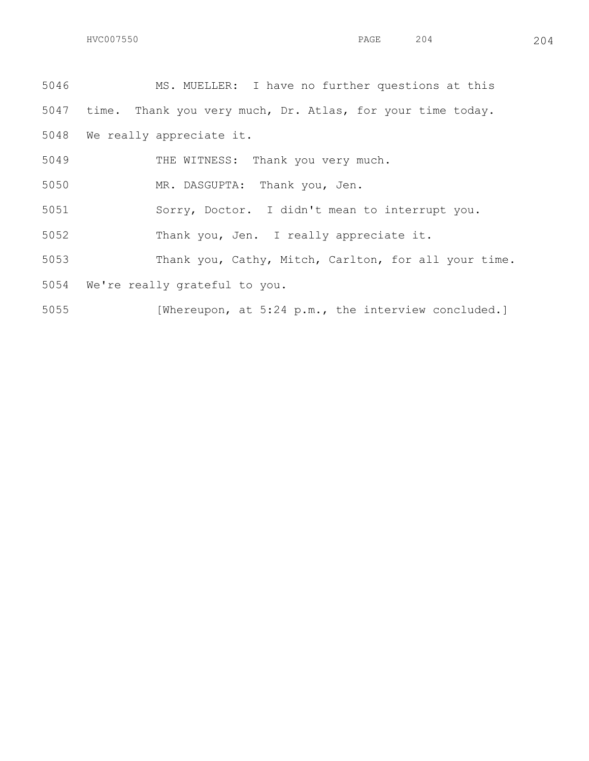MS. MUELLER: I have no further questions at this time. Thank you very much, Dr. Atlas, for your time today. We really appreciate it.

THE WITNESS: Thank you very much.

MR. DASGUPTA: Thank you, Jen.

Sorry, Doctor. I didn't mean to interrupt you.

Thank you, Jen. I really appreciate it.

Thank you, Cathy, Mitch, Carlton, for all your time. We're really grateful to you.

[Whereupon, at 5:24 p.m., the interview concluded.]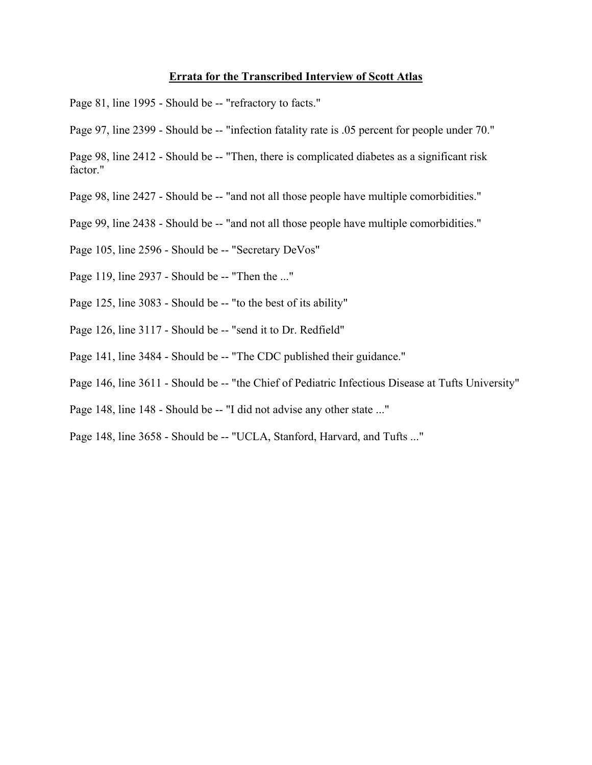# Errata for the Transcribed Interview of Scott Atlas

Page 81, line 1995 - Should be -- "refractory to facts."

Page 97, line 2399 - Should be -- "infection fatality rate is .05 percent for people under 70."

Page 98, line 2412 - Should be -- "Then, there is complicated diabetes as a significant risk factor."

Page 98, line 2427 - Should be -- "and not all those people have multiple comorbidities."

Page 99, line 2438 - Should be -- "and not all those people have multiple comorbidities."

Page 105, line 2596 - Should be -- "Secretary DeVos"

Page 119, line 2937 - Should be -- "Then the ..."

Page 125, line 3083 - Should be -- "to the best of its ability"

Page 126, line 3117 - Should be -- "send it to Dr. Redfield"

Page 141, line 3484 - Should be -- "The CDC published their guidance."

Page 146, line 3611 - Should be -- "the Chief of Pediatric Infectious Disease at Tufts University"

Page 148, line 148 - Should be -- "I did not advise any other state ..."

Page 148, line 3658 - Should be -- "UCLA, Stanford, Harvard, and Tufts ..."